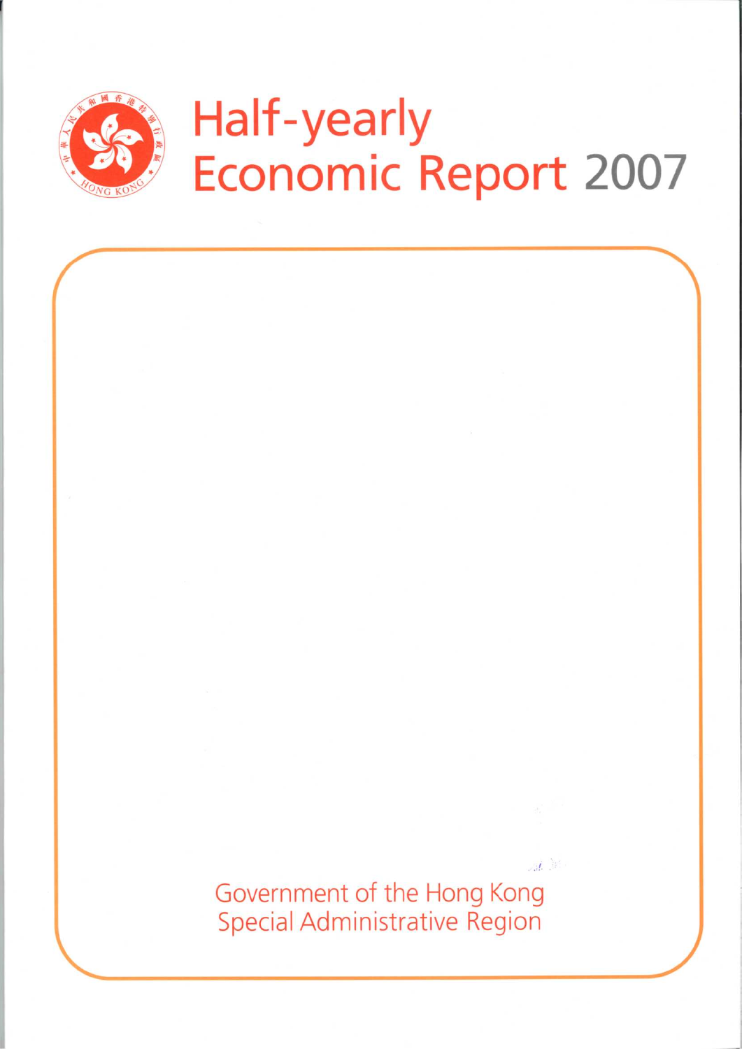# Half-yearly Economic Report 2007

Government of the Hong Kong Special Administrative Region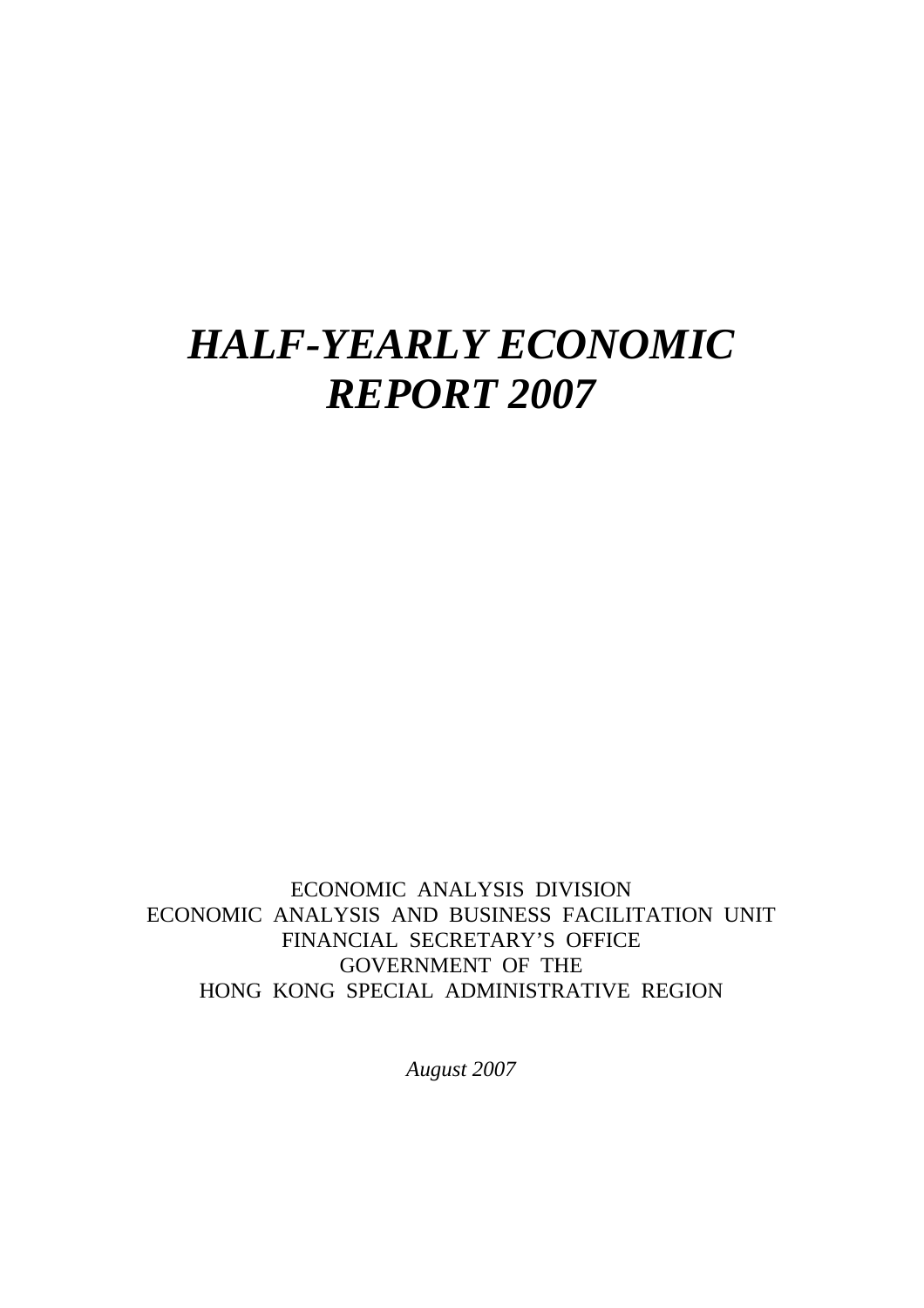# *HALF-YEARLY ECONOMIC REPORT 2007*

ECONOMIC ANALYSIS DIVISION
ECONOMIC ANALYSIS AND BUSINESS FACILITATION UNIT
FINANCIAL SECRETARY'S OFFICE
GOVERNMENT OF THE
HONG KONG SPECIAL ADMINISTRATIVE REGION

*August 2007*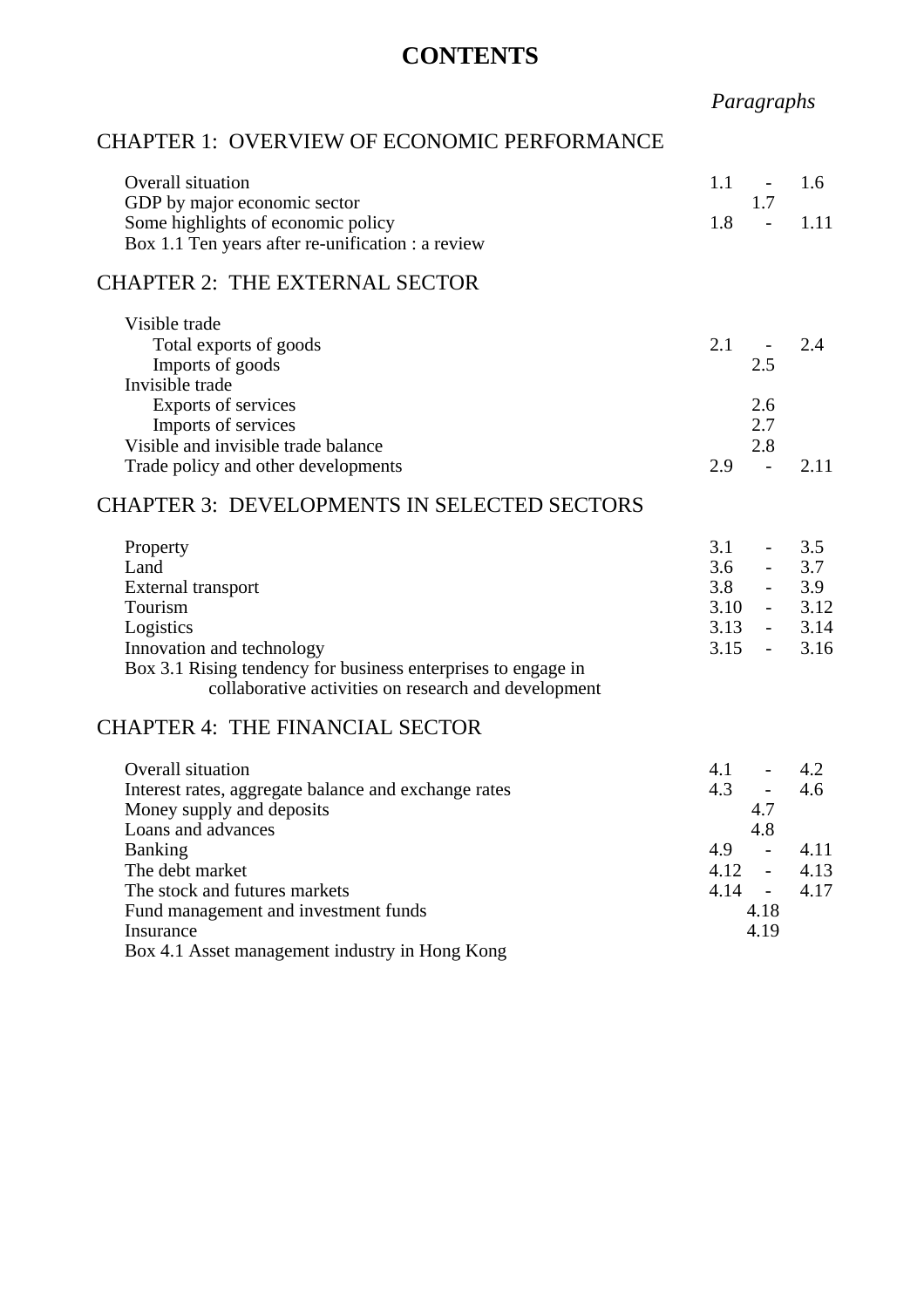# CONTENTS

| | *Paragraphs* |
|---|---|
| **CHAPTER 1: OVERVIEW OF ECONOMIC PERFORMANCE** | |
| Overall situation | 1.1 - 1.6 |
| GDP by major economic sector | 1.7 |
| Some highlights of economic policy | 1.8 - 1.11 |
| Box 1.1 Ten years after re-unification : a review | |
| **CHAPTER 2: THE EXTERNAL SECTOR** | |
| Visible trade | |
| Total exports of goods | 2.1 - 2.4 |
| Imports of goods | 2.5 |
| Invisible trade | |
| Exports of services | 2.6 |
| Imports of services | 2.7 |
| Visible and invisible trade balance | 2.8 |
| Trade policy and other developments | 2.9 - 2.11 |
| **CHAPTER 3: DEVELOPMENTS IN SELECTED SECTORS** | |
| Property | 3.1 - 3.5 |
| Land | 3.6 - 3.7 |
| External transport | 3.8 - 3.9 |
| Tourism | 3.10 - 3.12 |
| Logistics | 3.13 - 3.14 |
| Innovation and technology | 3.15 - 3.16 |
| Box 3.1 Rising tendency for business enterprises to engage in collaborative activities on research and development | |
| **CHAPTER 4: THE FINANCIAL SECTOR** | |
| Overall situation | 4.1 - 4.2 |
| Interest rates, aggregate balance and exchange rates | 4.3 - 4.6 |
| Money supply and deposits | 4.7 |
| Loans and advances | 4.8 |
| Banking | 4.9 - 4.11 |
| The debt market | 4.12 - 4.13 |
| The stock and futures markets | 4.14 - 4.17 |
| Fund management and investment funds | 4.18 |
| Insurance | 4.19 |
| Box 4.1 Asset management industry in Hong Kong | |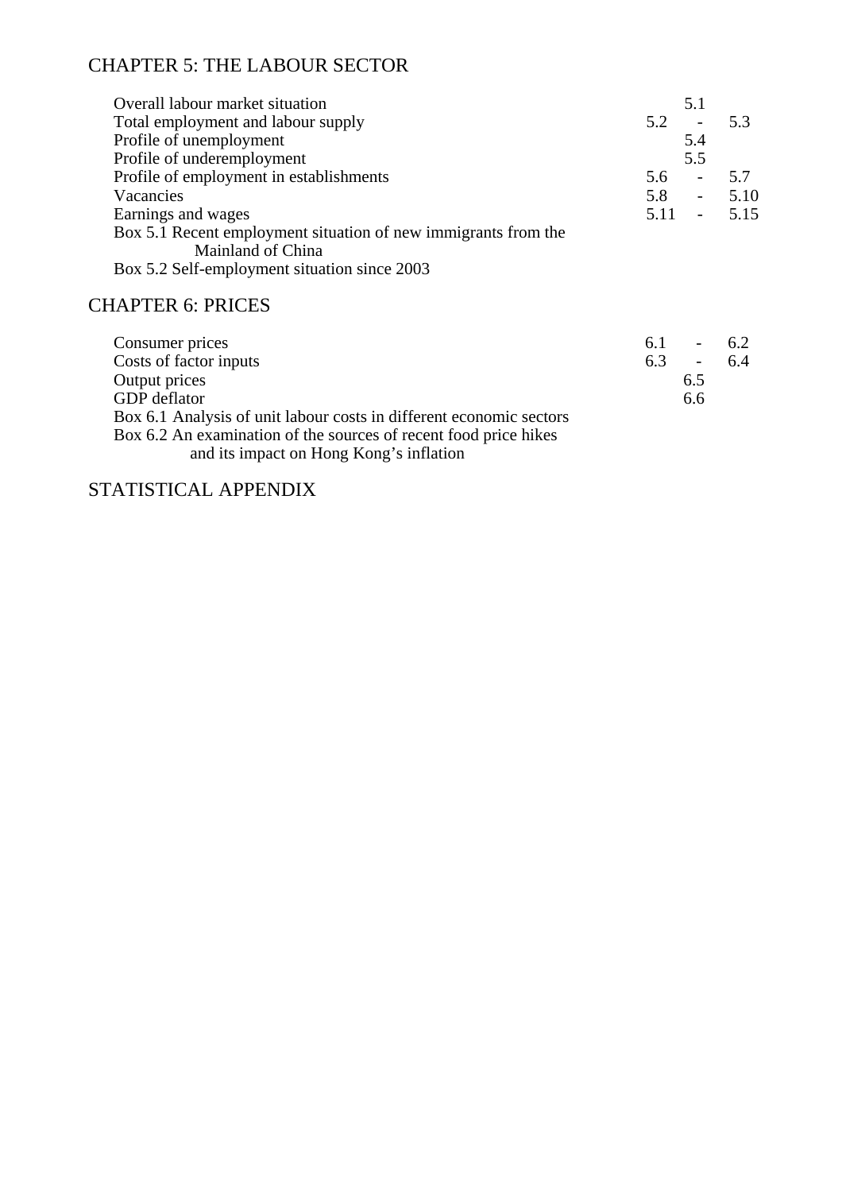## CHAPTER 5: THE LABOUR SECTOR

| | |
|---|---|
| Overall labour market situation | 5.1 |
| Total employment and labour supply | 5.2 - 5.3 |
| Profile of unemployment | 5.4 |
| Profile of underemployment | 5.5 |
| Profile of employment in establishments | 5.6 - 5.7 |
| Vacancies | 5.8 - 5.10 |
| Earnings and wages | 5.11 - 5.15 |
| Box 5.1 Recent employment situation of new immigrants from the Mainland of China | |
| Box 5.2 Self-employment situation since 2003 | |

## CHAPTER 6: PRICES

| | |
|---|---|
| Consumer prices | 6.1 - 6.2 |
| Costs of factor inputs | 6.3 - 6.4 |
| Output prices | 6.5 |
| GDP deflator | 6.6 |
| Box 6.1 Analysis of unit labour costs in different economic sectors | |
| Box 6.2 An examination of the sources of recent food price hikes and its impact on Hong Kong's inflation | |

## STATISTICAL APPENDIX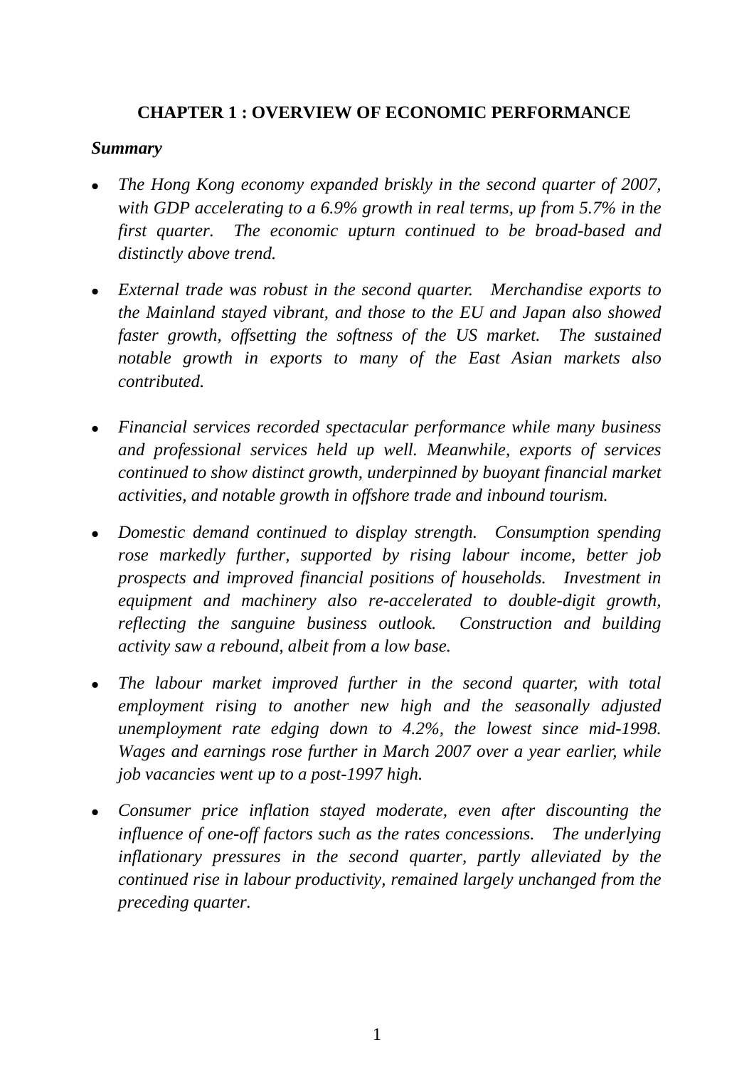# CHAPTER 1 : OVERVIEW OF ECONOMIC PERFORMANCE

***Summary***

- *The Hong Kong economy expanded briskly in the second quarter of 2007, with GDP accelerating to a 6.9% growth in real terms, up from 5.7% in the first quarter. The economic upturn continued to be broad-based and distinctly above trend.*

- *External trade was robust in the second quarter. Merchandise exports to the Mainland stayed vibrant, and those to the EU and Japan also showed faster growth, offsetting the softness of the US market. The sustained notable growth in exports to many of the East Asian markets also contributed.*

- *Financial services recorded spectacular performance while many business and professional services held up well. Meanwhile, exports of services continued to show distinct growth, underpinned by buoyant financial market activities, and notable growth in offshore trade and inbound tourism.*

- *Domestic demand continued to display strength. Consumption spending rose markedly further, supported by rising labour income, better job prospects and improved financial positions of households. Investment in equipment and machinery also re-accelerated to double-digit growth, reflecting the sanguine business outlook. Construction and building activity saw a rebound, albeit from a low base.*

- *The labour market improved further in the second quarter, with total employment rising to another new high and the seasonally adjusted unemployment rate edging down to 4.2%, the lowest since mid-1998. Wages and earnings rose further in March 2007 over a year earlier, while job vacancies went up to a post-1997 high.*

- *Consumer price inflation stayed moderate, even after discounting the influence of one-off factors such as the rates concessions. The underlying inflationary pressures in the second quarter, partly alleviated by the continued rise in labour productivity, remained largely unchanged from the preceding quarter.*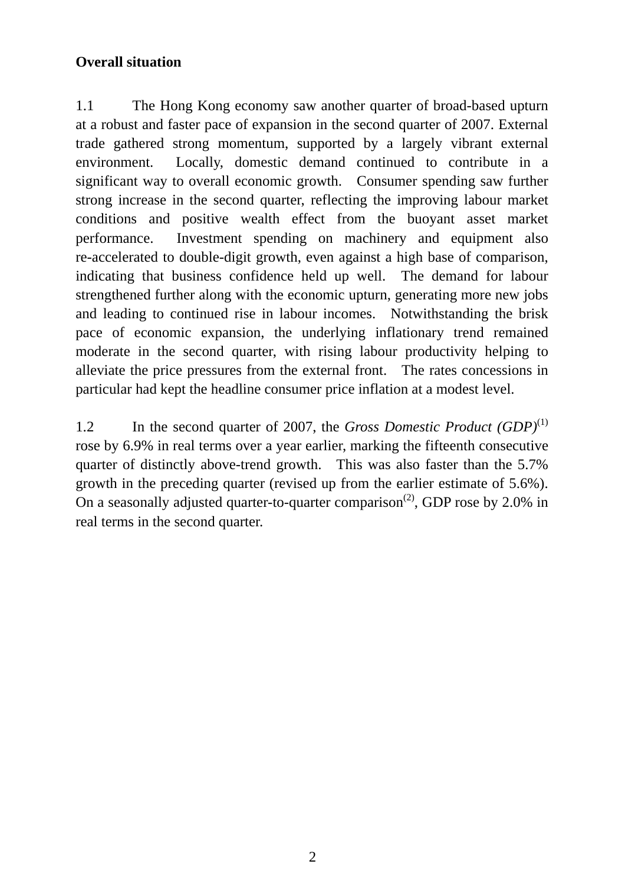**Overall situation**

1.1 The Hong Kong economy saw another quarter of broad-based upturn at a robust and faster pace of expansion in the second quarter of 2007. External trade gathered strong momentum, supported by a largely vibrant external environment. Locally, domestic demand continued to contribute in a significant way to overall economic growth. Consumer spending saw further strong increase in the second quarter, reflecting the improving labour market conditions and positive wealth effect from the buoyant asset market performance. Investment spending on machinery and equipment also re-accelerated to double-digit growth, even against a high base of comparison, indicating that business confidence held up well. The demand for labour strengthened further along with the economic upturn, generating more new jobs and leading to continued rise in labour incomes. Notwithstanding the brisk pace of economic expansion, the underlying inflationary trend remained moderate in the second quarter, with rising labour productivity helping to alleviate the price pressures from the external front. The rates concessions in particular had kept the headline consumer price inflation at a modest level.

1.2 In the second quarter of 2007, the *Gross Domestic Product (GDP)*(1) rose by 6.9% in real terms over a year earlier, marking the fifteenth consecutive quarter of distinctly above-trend growth. This was also faster than the 5.7% growth in the preceding quarter (revised up from the earlier estimate of 5.6%). On a seasonally adjusted quarter-to-quarter comparison(2), GDP rose by 2.0% in real terms in the second quarter.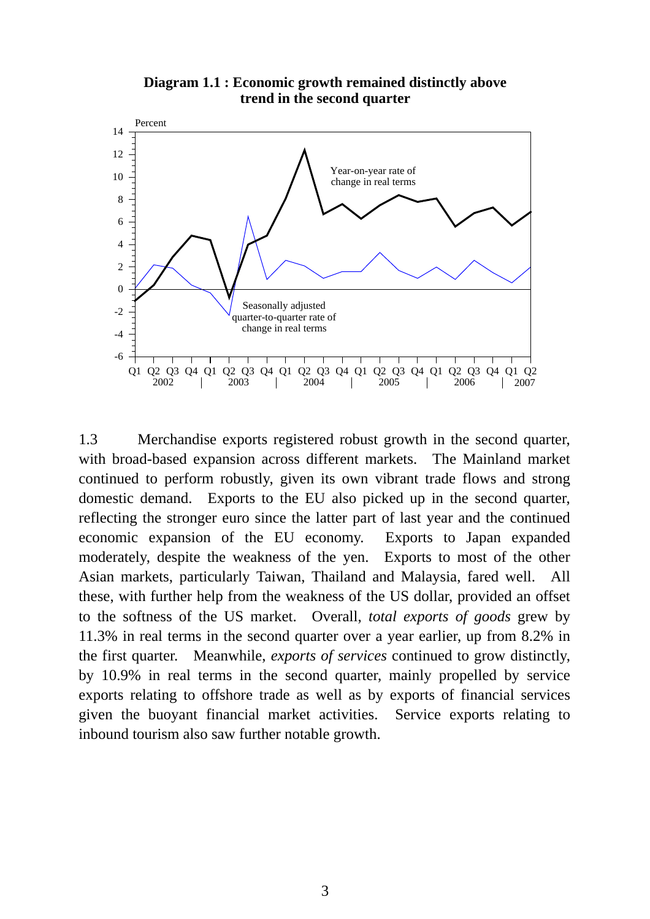**Diagram 1.1 : Economic growth remained distinctly above trend in the second quarter**

1.3 Merchandise exports registered robust growth in the second quarter, with broad-based expansion across different markets. The Mainland market continued to perform robustly, given its own vibrant trade flows and strong domestic demand. Exports to the EU also picked up in the second quarter, reflecting the stronger euro since the latter part of last year and the continued economic expansion of the EU economy. Exports to Japan expanded moderately, despite the weakness of the yen. Exports to most of the other Asian markets, particularly Taiwan, Thailand and Malaysia, fared well. All these, with further help from the weakness of the US dollar, provided an offset to the softness of the US market. Overall, *total exports of goods* grew by 11.3% in real terms in the second quarter over a year earlier, up from 8.2% in the first quarter. Meanwhile, *exports of services* continued to grow distinctly, by 10.9% in real terms in the second quarter, mainly propelled by service exports relating to offshore trade as well as by exports of financial services given the buoyant financial market activities. Service exports relating to inbound tourism also saw further notable growth.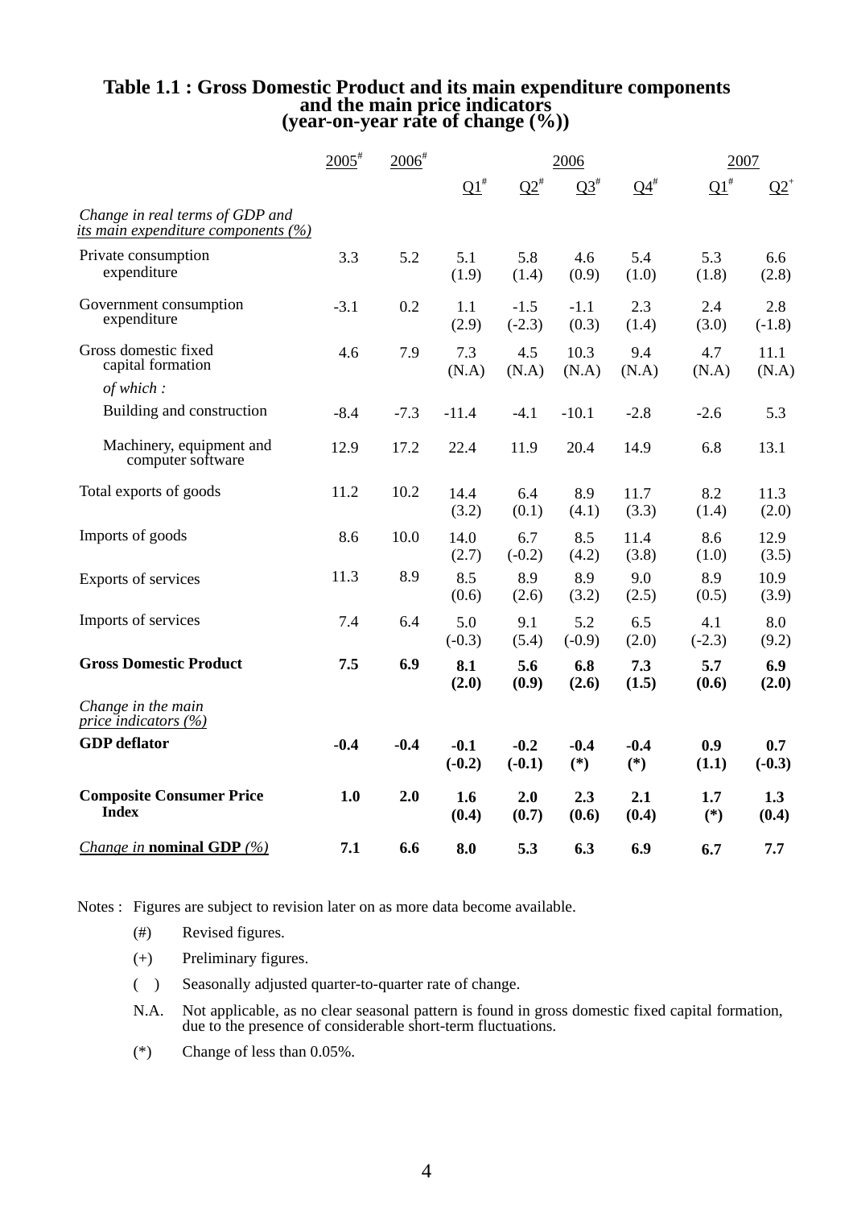# Table 1.1 : Gross Domestic Product and its main expenditure components and the main price indicators (year-on-year rate of change (%))

| | 2005# | 2006# | 2006 | | | | 2007 | |
|---|---|---|---|---|---|---|---|---|
| | | | Q1# | Q2# | Q3# | Q4# | Q1# | Q2+ |
| *Change in real terms of GDP and its main expenditure components (%)* | | | | | | | | |
| Private consumption expenditure | 3.3 | 5.2 | 5.1 (1.9) | 5.8 (1.4) | 4.6 (0.9) | 5.4 (1.0) | 5.3 (1.8) | 6.6 (2.8) |
| Government consumption expenditure | -3.1 | 0.2 | 1.1 (2.9) | -1.5 (-2.3) | -1.1 (0.3) | 2.3 (1.4) | 2.4 (3.0) | 2.8 (-1.8) |
| Gross domestic fixed capital formation | 4.6 | 7.9 | 7.3 (N.A) | 4.5 (N.A) | 10.3 (N.A) | 9.4 (N.A) | 4.7 (N.A) | 11.1 (N.A) |
| *of which :* | | | | | | | | |
| Building and construction | -8.4 | -7.3 | -11.4 | -4.1 | -10.1 | -2.8 | -2.6 | 5.3 |
| Machinery, equipment and computer software | 12.9 | 17.2 | 22.4 | 11.9 | 20.4 | 14.9 | 6.8 | 13.1 |
| Total exports of goods | 11.2 | 10.2 | 14.4 (3.2) | 6.4 (0.1) | 8.9 (4.1) | 11.7 (3.3) | 8.2 (1.4) | 11.3 (2.0) |
| Imports of goods | 8.6 | 10.0 | 14.0 (2.7) | 6.7 (-0.2) | 8.5 (4.2) | 11.4 (3.8) | 8.6 (1.0) | 12.9 (3.5) |
| Exports of services | 11.3 | 8.9 | 8.5 (0.6) | 8.9 (2.6) | 8.9 (3.2) | 9.0 (2.5) | 8.9 (0.5) | 10.9 (3.9) |
| Imports of services | 7.4 | 6.4 | 5.0 (-0.3) | 9.1 (5.4) | 5.2 (-0.9) | 6.5 (2.0) | 4.1 (-2.3) | 8.0 (9.2) |
| **Gross Domestic Product** | **7.5** | **6.9** | **8.1 (2.0)** | **5.6 (0.9)** | **6.8 (2.6)** | **7.3 (1.5)** | **5.7 (0.6)** | **6.9 (2.0)** |
| *Change in the main price indicators (%)* | | | | | | | | |
| **GDP deflator** | **-0.4** | **-0.4** | **-0.1 (-0.2)** | **-0.2 (-0.1)** | **-0.4 (*)** | **-0.4 (*)** | **0.9 (1.1)** | **0.7 (-0.3)** |
| **Composite Consumer Price Index** | **1.0** | **2.0** | **1.6 (0.4)** | **2.0 (0.7)** | **2.3 (0.6)** | **2.1 (0.4)** | **1.7 (*)** | **1.3 (0.4)** |
| *Change in* **nominal GDP** *(%)* | **7.1** | **6.6** | **8.0** | **5.3** | **6.3** | **6.9** | **6.7** | **7.7** |

Notes : Figures are subject to revision later on as more data become available.

(#) Revised figures.

(+) Preliminary figures.

( ) Seasonally adjusted quarter-to-quarter rate of change.

N.A. Not applicable, as no clear seasonal pattern is found in gross domestic fixed capital formation, due to the presence of considerable short-term fluctuations.

(*) Change of less than 0.05%.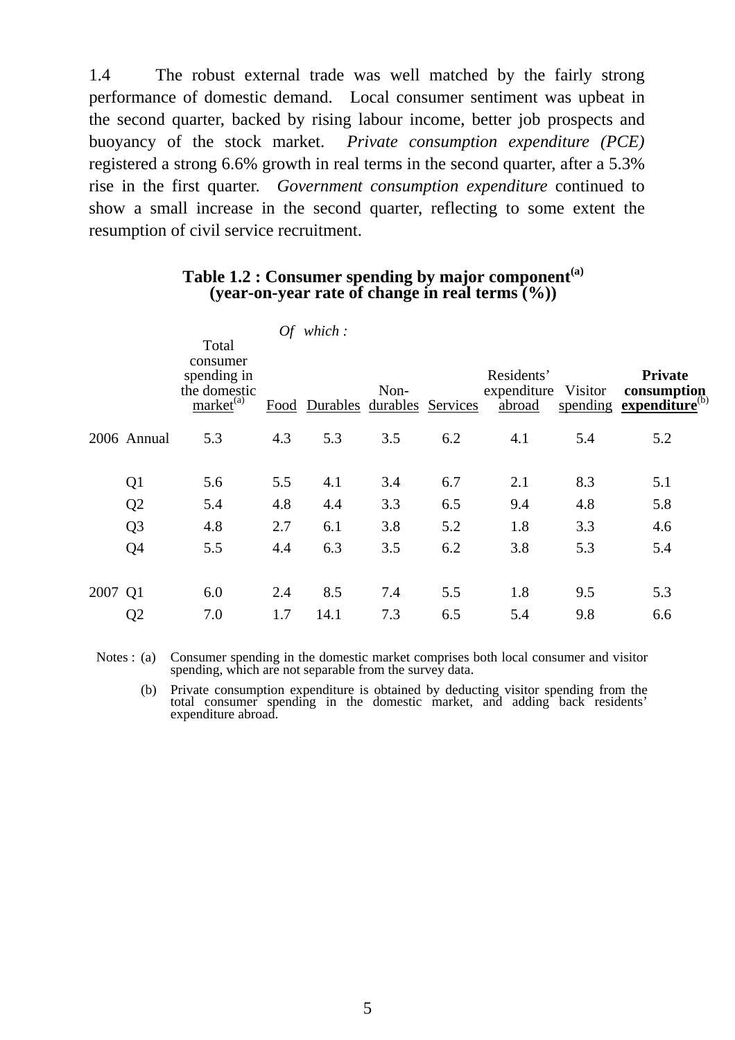1.4 The robust external trade was well matched by the fairly strong performance of domestic demand. Local consumer sentiment was upbeat in the second quarter, backed by rising labour income, better job prospects and buoyancy of the stock market. *Private consumption expenditure (PCE)* registered a strong 6.6% growth in real terms in the second quarter, after a 5.3% rise in the first quarter. *Government consumption expenditure* continued to show a small increase in the second quarter, reflecting to some extent the resumption of civil service recruitment.

**Table 1.2 : Consumer spending by major component[(a)]**
**(year-on-year rate of change in real terms (%))**

| | | Total consumer spending in the domestic market[(a)] | *Of which :* Food | Durables | Non-durables | Services | Residents' expenditure abroad | Visitor spending | **Private consumption expenditure**[(b)] |
|---|---|---|---|---|---|---|---|---|---|
| 2006 | Annual | 5.3 | 4.3 | 5.3 | 3.5 | 6.2 | 4.1 | 5.4 | 5.2 |
| | Q1 | 5.6 | 5.5 | 4.1 | 3.4 | 6.7 | 2.1 | 8.3 | 5.1 |
| | Q2 | 5.4 | 4.8 | 4.4 | 3.3 | 6.5 | 9.4 | 4.8 | 5.8 |
| | Q3 | 4.8 | 2.7 | 6.1 | 3.8 | 5.2 | 1.8 | 3.3 | 4.6 |
| | Q4 | 5.5 | 4.4 | 6.3 | 3.5 | 6.2 | 3.8 | 5.3 | 5.4 |
| 2007 | Q1 | 6.0 | 2.4 | 8.5 | 7.4 | 5.5 | 1.8 | 9.5 | 5.3 |
| | Q2 | 7.0 | 1.7 | 14.1 | 7.3 | 6.5 | 5.4 | 9.8 | 6.6 |

Notes : (a) Consumer spending in the domestic market comprises both local consumer and visitor spending, which are not separable from the survey data.

(b) Private consumption expenditure is obtained by deducting visitor spending from the total consumer spending in the domestic market, and adding back residents' expenditure abroad.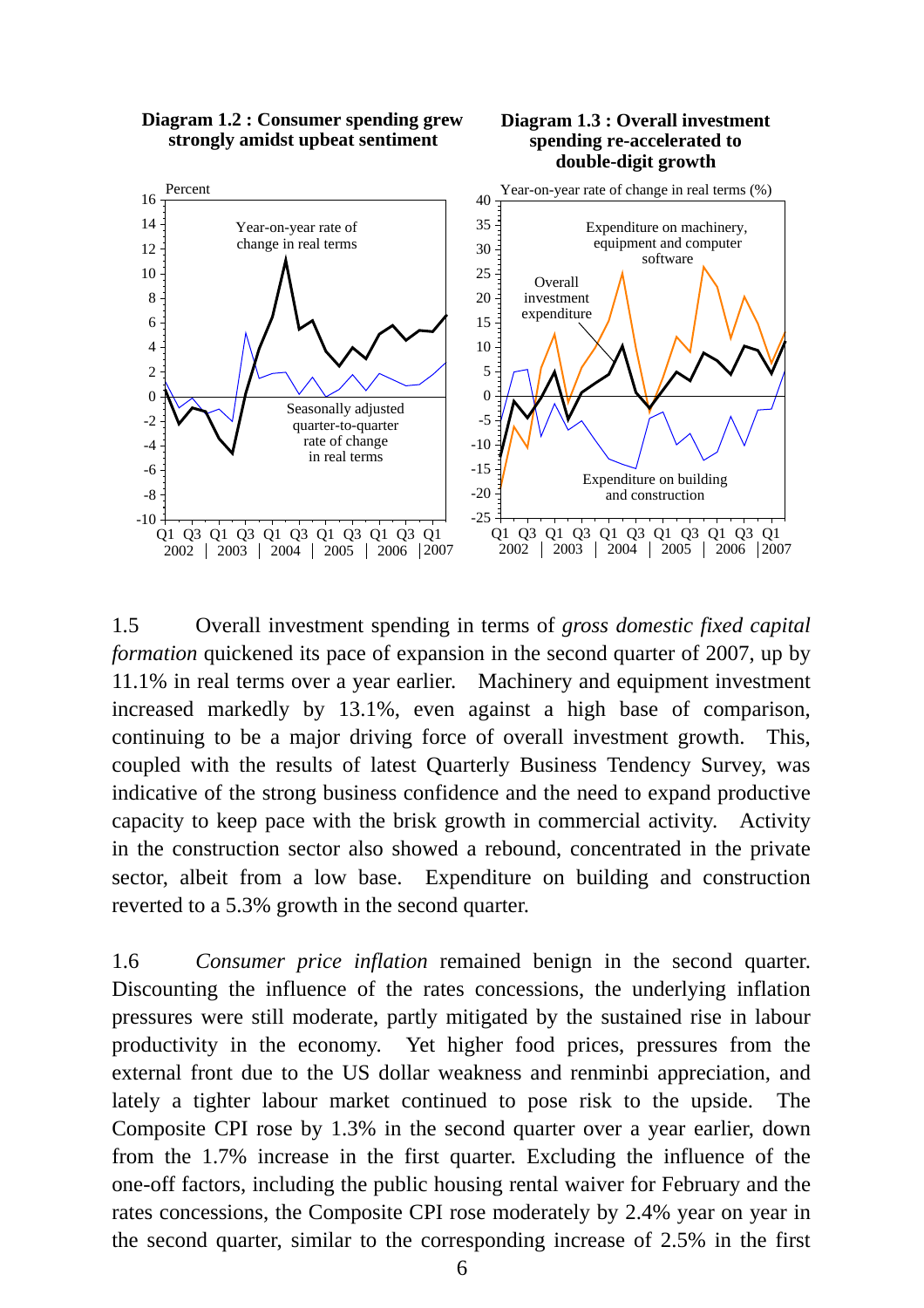**Diagram 1.2 : Consumer spending grew strongly amidst upbeat sentiment**

**Diagram 1.3 : Overall investment spending re-accelerated to double-digit growth**

1.5 Overall investment spending in terms of *gross domestic fixed capital formation* quickened its pace of expansion in the second quarter of 2007, up by 11.1% in real terms over a year earlier. Machinery and equipment investment increased markedly by 13.1%, even against a high base of comparison, continuing to be a major driving force of overall investment growth. This, coupled with the results of latest Quarterly Business Tendency Survey, was indicative of the strong business confidence and the need to expand productive capacity to keep pace with the brisk growth in commercial activity. Activity in the construction sector also showed a rebound, concentrated in the private sector, albeit from a low base. Expenditure on building and construction reverted to a 5.3% growth in the second quarter.

1.6 *Consumer price inflation* remained benign in the second quarter. Discounting the influence of the rates concessions, the underlying inflation pressures were still moderate, partly mitigated by the sustained rise in labour productivity in the economy. Yet higher food prices, pressures from the external front due to the US dollar weakness and renminbi appreciation, and lately a tighter labour market continued to pose risk to the upside. The Composite CPI rose by 1.3% in the second quarter over a year earlier, down from the 1.7% increase in the first quarter. Excluding the influence of the one-off factors, including the public housing rental waiver for February and the rates concessions, the Composite CPI rose moderately by 2.4% year on year in the second quarter, similar to the corresponding increase of 2.5% in the first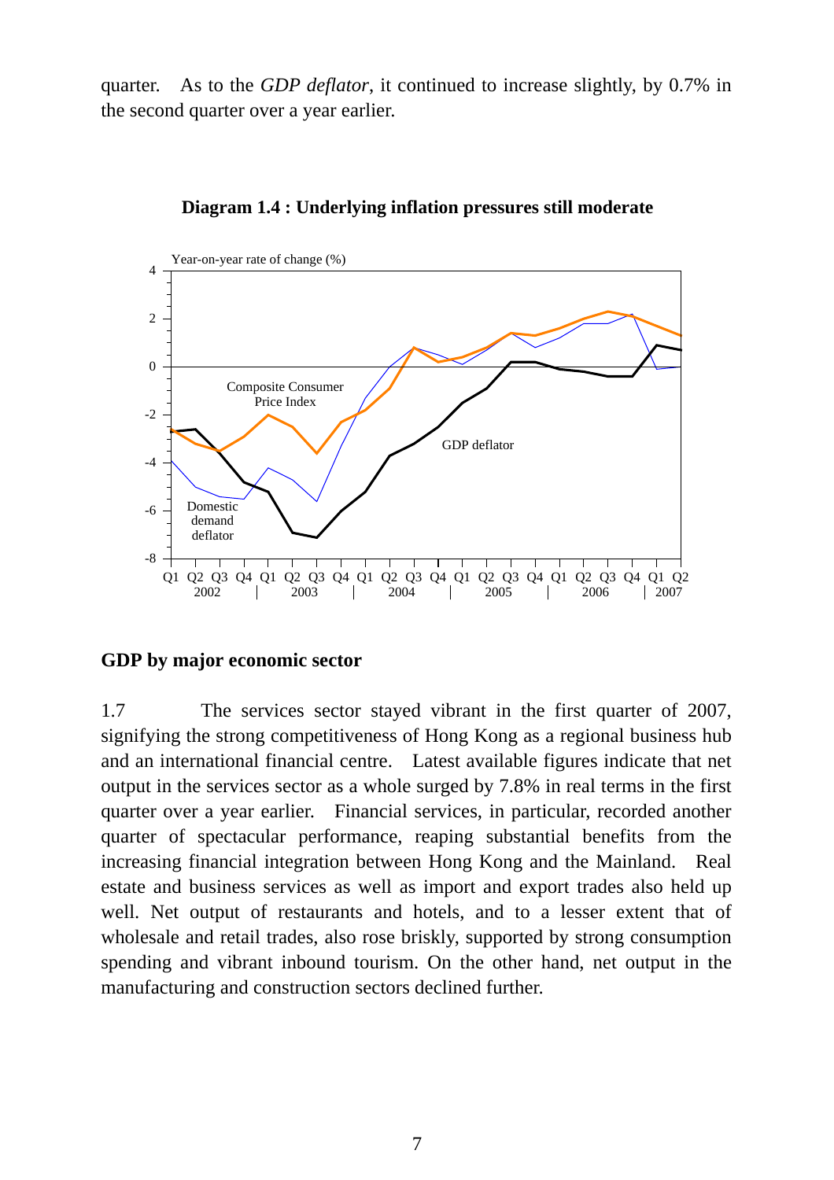quarter. As to the *GDP deflator*, it continued to increase slightly, by 0.7% in the second quarter over a year earlier.

**Diagram 1.4 : Underlying inflation pressures still moderate**

## GDP by major economic sector

1.7 The services sector stayed vibrant in the first quarter of 2007, signifying the strong competitiveness of Hong Kong as a regional business hub and an international financial centre. Latest available figures indicate that net output in the services sector as a whole surged by 7.8% in real terms in the first quarter over a year earlier. Financial services, in particular, recorded another quarter of spectacular performance, reaping substantial benefits from the increasing financial integration between Hong Kong and the Mainland. Real estate and business services as well as import and export trades also held up well. Net output of restaurants and hotels, and to a lesser extent that of wholesale and retail trades, also rose briskly, supported by strong consumption spending and vibrant inbound tourism. On the other hand, net output in the manufacturing and construction sectors declined further.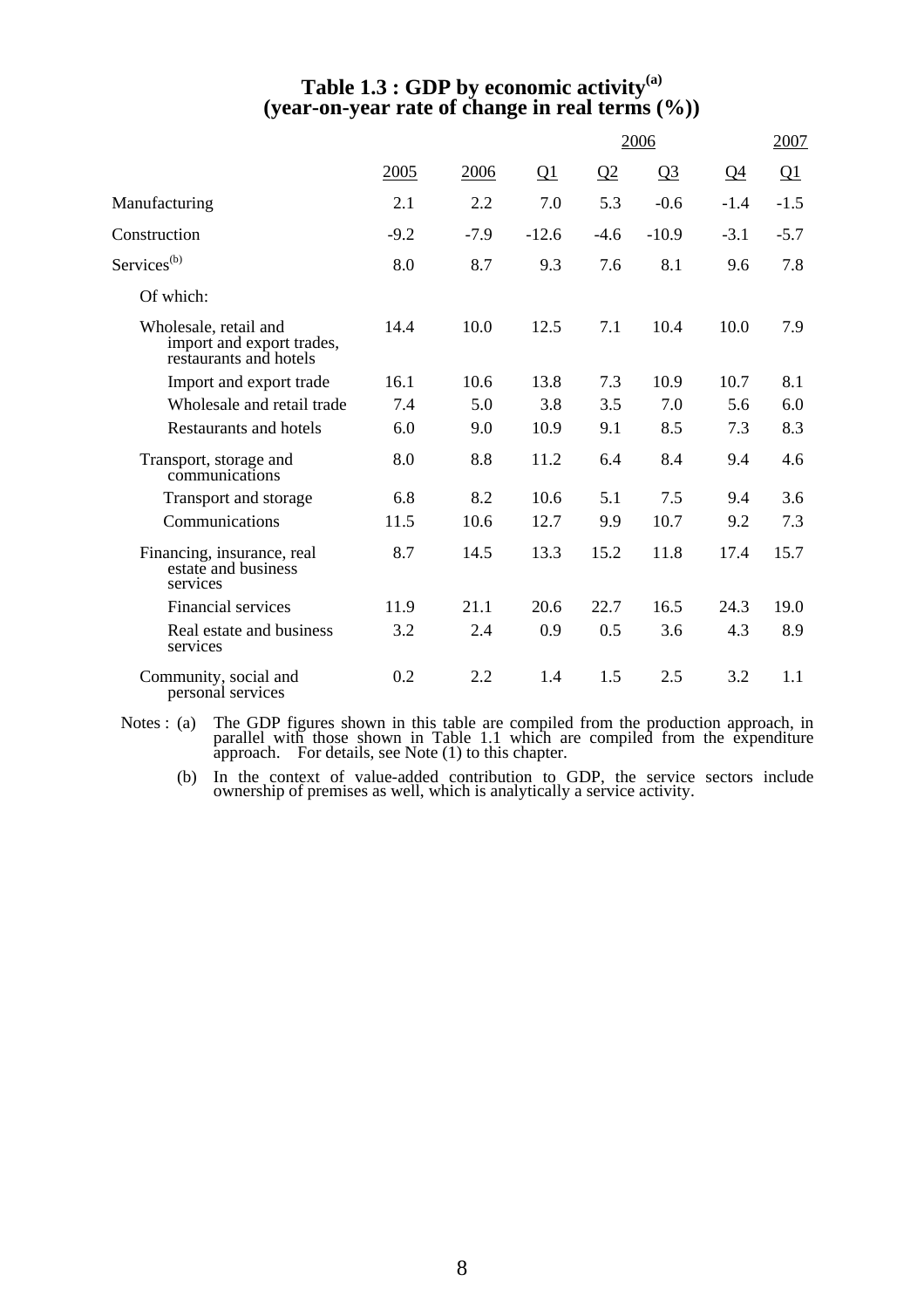## Table 1.3 : GDP by economic activity[(a)]
## (year-on-year rate of change in real terms (%))

| | | | 2006 | | | | 2007 |
|---|---|---|---|---|---|---|---|
| | 2005 | 2006 | Q1 | Q2 | Q3 | Q4 | Q1 |
| Manufacturing | 2.1 | 2.2 | 7.0 | 5.3 | -0.6 | -1.4 | -1.5 |
| Construction | -9.2 | -7.9 | -12.6 | -4.6 | -10.9 | -3.1 | -5.7 |
| Services[(b)] | 8.0 | 8.7 | 9.3 | 7.6 | 8.1 | 9.6 | 7.8 |
| Of which: | | | | | | | |
| Wholesale, retail and import and export trades, restaurants and hotels | 14.4 | 10.0 | 12.5 | 7.1 | 10.4 | 10.0 | 7.9 |
| Import and export trade | 16.1 | 10.6 | 13.8 | 7.3 | 10.9 | 10.7 | 8.1 |
| Wholesale and retail trade | 7.4 | 5.0 | 3.8 | 3.5 | 7.0 | 5.6 | 6.0 |
| Restaurants and hotels | 6.0 | 9.0 | 10.9 | 9.1 | 8.5 | 7.3 | 8.3 |
| Transport, storage and communications | 8.0 | 8.8 | 11.2 | 6.4 | 8.4 | 9.4 | 4.6 |
| Transport and storage | 6.8 | 8.2 | 10.6 | 5.1 | 7.5 | 9.4 | 3.6 |
| Communications | 11.5 | 10.6 | 12.7 | 9.9 | 10.7 | 9.2 | 7.3 |
| Financing, insurance, real estate and business services | 8.7 | 14.5 | 13.3 | 15.2 | 11.8 | 17.4 | 15.7 |
| Financial services | 11.9 | 21.1 | 20.6 | 22.7 | 16.5 | 24.3 | 19.0 |
| Real estate and business services | 3.2 | 2.4 | 0.9 | 0.5 | 3.6 | 4.3 | 8.9 |
| Community, social and personal services | 0.2 | 2.2 | 1.4 | 1.5 | 2.5 | 3.2 | 1.1 |

Notes : (a) The GDP figures shown in this table are compiled from the production approach, in parallel with those shown in Table 1.1 which are compiled from the expenditure approach. For details, see Note (1) to this chapter.

(b) In the context of value-added contribution to GDP, the service sectors include ownership of premises as well, which is analytically a service activity.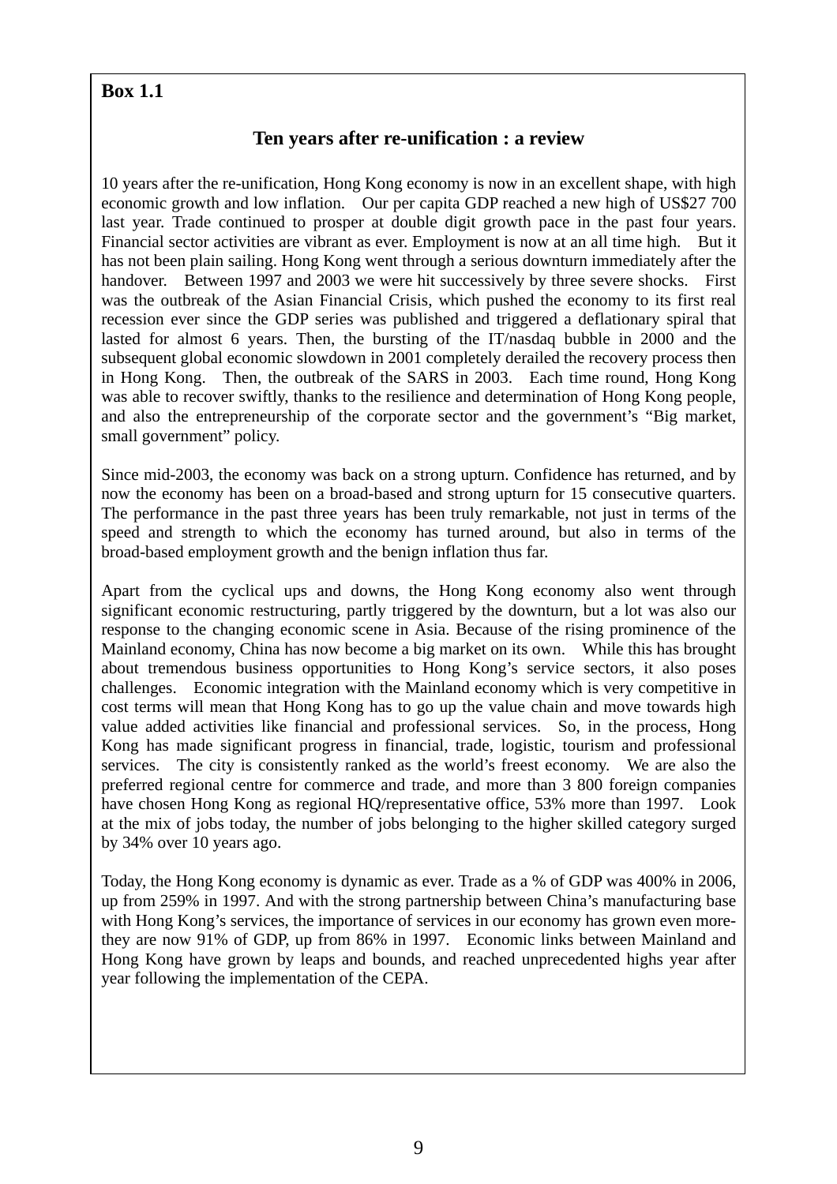**Box 1.1**

## Ten years after re-unification : a review

10 years after the re-unification, Hong Kong economy is now in an excellent shape, with high economic growth and low inflation. Our per capita GDP reached a new high of US$27 700 last year. Trade continued to prosper at double digit growth pace in the past four years. Financial sector activities are vibrant as ever. Employment is now at an all time high. But it has not been plain sailing. Hong Kong went through a serious downturn immediately after the handover. Between 1997 and 2003 we were hit successively by three severe shocks. First was the outbreak of the Asian Financial Crisis, which pushed the economy to its first real recession ever since the GDP series was published and triggered a deflationary spiral that lasted for almost 6 years. Then, the bursting of the IT/nasdaq bubble in 2000 and the subsequent global economic slowdown in 2001 completely derailed the recovery process then in Hong Kong. Then, the outbreak of the SARS in 2003. Each time round, Hong Kong was able to recover swiftly, thanks to the resilience and determination of Hong Kong people, and also the entrepreneurship of the corporate sector and the government's "Big market, small government" policy.

Since mid-2003, the economy was back on a strong upturn. Confidence has returned, and by now the economy has been on a broad-based and strong upturn for 15 consecutive quarters. The performance in the past three years has been truly remarkable, not just in terms of the speed and strength to which the economy has turned around, but also in terms of the broad-based employment growth and the benign inflation thus far.

Apart from the cyclical ups and downs, the Hong Kong economy also went through significant economic restructuring, partly triggered by the downturn, but a lot was also our response to the changing economic scene in Asia. Because of the rising prominence of the Mainland economy, China has now become a big market on its own. While this has brought about tremendous business opportunities to Hong Kong's service sectors, it also poses challenges. Economic integration with the Mainland economy which is very competitive in cost terms will mean that Hong Kong has to go up the value chain and move towards high value added activities like financial and professional services. So, in the process, Hong Kong has made significant progress in financial, trade, logistic, tourism and professional services. The city is consistently ranked as the world's freest economy. We are also the preferred regional centre for commerce and trade, and more than 3 800 foreign companies have chosen Hong Kong as regional HQ/representative office, 53% more than 1997. Look at the mix of jobs today, the number of jobs belonging to the higher skilled category surged by 34% over 10 years ago.

Today, the Hong Kong economy is dynamic as ever. Trade as a % of GDP was 400% in 2006, up from 259% in 1997. And with the strong partnership between China's manufacturing base with Hong Kong's services, the importance of services in our economy has grown even more-they are now 91% of GDP, up from 86% in 1997. Economic links between Mainland and Hong Kong have grown by leaps and bounds, and reached unprecedented highs year after year following the implementation of the CEPA.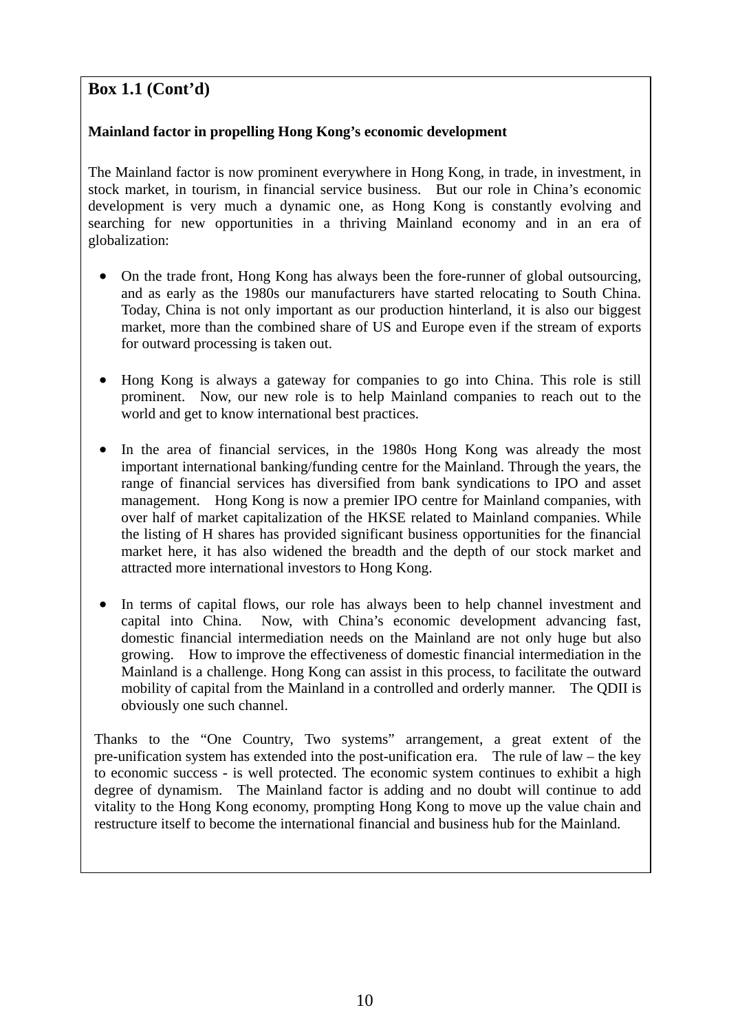**Box 1.1 (Cont'd)**

**Mainland factor in propelling Hong Kong's economic development**

The Mainland factor is now prominent everywhere in Hong Kong, in trade, in investment, in stock market, in tourism, in financial service business. But our role in China's economic development is very much a dynamic one, as Hong Kong is constantly evolving and searching for new opportunities in a thriving Mainland economy and in an era of globalization:

- On the trade front, Hong Kong has always been the fore-runner of global outsourcing, and as early as the 1980s our manufacturers have started relocating to South China. Today, China is not only important as our production hinterland, it is also our biggest market, more than the combined share of US and Europe even if the stream of exports for outward processing is taken out.

- Hong Kong is always a gateway for companies to go into China. This role is still prominent. Now, our new role is to help Mainland companies to reach out to the world and get to know international best practices.

- In the area of financial services, in the 1980s Hong Kong was already the most important international banking/funding centre for the Mainland. Through the years, the range of financial services has diversified from bank syndications to IPO and asset management. Hong Kong is now a premier IPO centre for Mainland companies, with over half of market capitalization of the HKSE related to Mainland companies. While the listing of H shares has provided significant business opportunities for the financial market here, it has also widened the breadth and the depth of our stock market and attracted more international investors to Hong Kong.

- In terms of capital flows, our role has always been to help channel investment and capital into China. Now, with China's economic development advancing fast, domestic financial intermediation needs on the Mainland are not only huge but also growing. How to improve the effectiveness of domestic financial intermediation in the Mainland is a challenge. Hong Kong can assist in this process, to facilitate the outward mobility of capital from the Mainland in a controlled and orderly manner. The QDII is obviously one such channel.

Thanks to the "One Country, Two systems" arrangement, a great extent of the pre-unification system has extended into the post-unification era. The rule of law – the key to economic success - is well protected. The economic system continues to exhibit a high degree of dynamism. The Mainland factor is adding and no doubt will continue to add vitality to the Hong Kong economy, prompting Hong Kong to move up the value chain and restructure itself to become the international financial and business hub for the Mainland.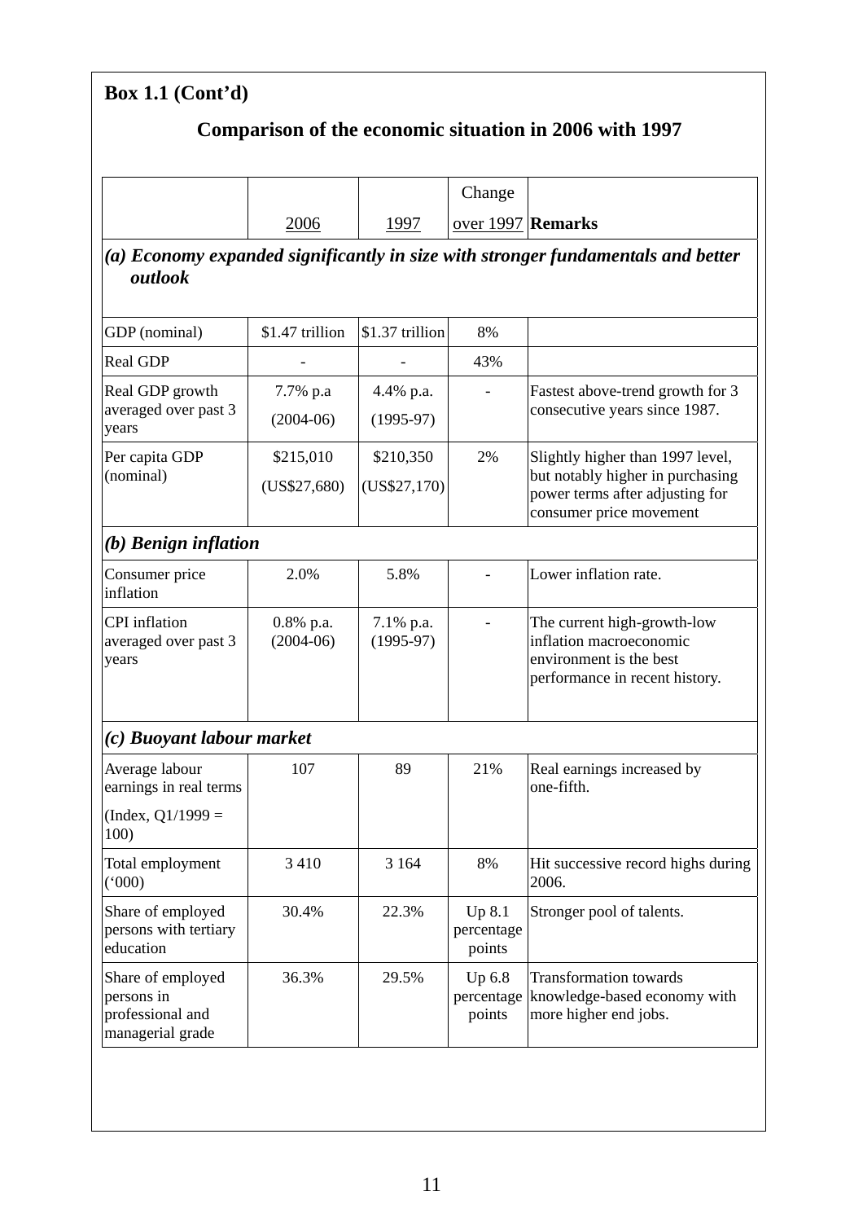**Box 1.1 (Cont'd)**

## Comparison of the economic situation in 2006 with 1997

| | 2006 | 1997 | Change over 1997 | **Remarks** |
|---|---|---|---|---|
| ***(a) Economy expanded significantly in size with stronger fundamentals and better outlook*** | | | | |
| GDP (nominal) | $1.47 trillion | $1.37 trillion | 8% | |
| Real GDP | - | - | 43% | |
| Real GDP growth averaged over past 3 years | 7.7% p.a (2004-06) | 4.4% p.a. (1995-97) | - | Fastest above-trend growth for 3 consecutive years since 1987. |
| Per capita GDP (nominal) | $215,010 (US$27,680) | $210,350 (US$27,170) | 2% | Slightly higher than 1997 level, but notably higher in purchasing power terms after adjusting for consumer price movement |
| ***(b) Benign inflation*** | | | | |
| Consumer price inflation | 2.0% | 5.8% | - | Lower inflation rate. |
| CPI inflation averaged over past 3 years | 0.8% p.a. (2004-06) | 7.1% p.a. (1995-97) | - | The current high-growth-low inflation macroeconomic environment is the best performance in recent history. |
| ***(c) Buoyant labour market*** | | | | |
| Average labour earnings in real terms (Index, Q1/1999 = 100) | 107 | 89 | 21% | Real earnings increased by one-fifth. |
| Total employment ('000) | 3 410 | 3 164 | 8% | Hit successive record highs during 2006. |
| Share of employed persons with tertiary education | 30.4% | 22.3% | Up 8.1 percentage points | Stronger pool of talents. |
| Share of employed persons in professional and managerial grade | 36.3% | 29.5% | Up 6.8 percentage points | Transformation towards knowledge-based economy with more higher end jobs. |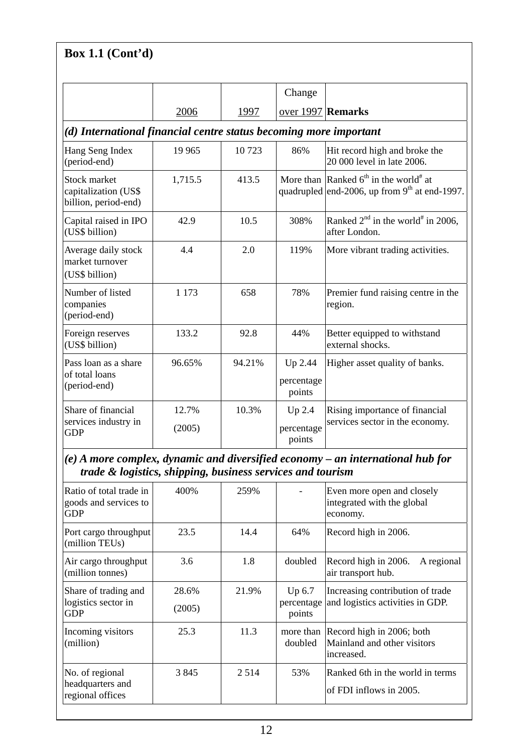**Box 1.1 (Cont'd)**

| | 2006 | 1997 | Change over 1997 | Remarks |
|---|---|---|---|---|
| ***(d) International financial centre status becoming more important*** | | | | |
| Hang Seng Index (period-end) | 19 965 | 10 723 | 86% | Hit record high and broke the 20 000 level in late 2006. |
| Stock market capitalization (US$ billion, period-end) | 1,715.5 | 413.5 | More than quadrupled | Ranked 6th in the world# at end-2006, up from 9th at end-1997. |
| Capital raised in IPO (US$ billion) | 42.9 | 10.5 | 308% | Ranked 2nd in the world# in 2006, after London. |
| Average daily stock market turnover (US$ billion) | 4.4 | 2.0 | 119% | More vibrant trading activities. |
| Number of listed companies (period-end) | 1 173 | 658 | 78% | Premier fund raising centre in the region. |
| Foreign reserves (US$ billion) | 133.2 | 92.8 | 44% | Better equipped to withstand external shocks. |
| Pass loan as a share of total loans (period-end) | 96.65% | 94.21% | Up 2.44 percentage points | Higher asset quality of banks. |
| Share of financial services industry in GDP | 12.7% (2005) | 10.3% | Up 2.4 percentage points | Rising importance of financial services sector in the economy. |
| ***(e) A more complex, dynamic and diversified economy – an international hub for trade & logistics, shipping, business services and tourism*** | | | | |
| Ratio of total trade in goods and services to GDP | 400% | 259% | - | Even more open and closely integrated with the global economy. |
| Port cargo throughput (million TEUs) | 23.5 | 14.4 | 64% | Record high in 2006. |
| Air cargo throughput (million tonnes) | 3.6 | 1.8 | doubled | Record high in 2006. A regional air transport hub. |
| Share of trading and logistics sector in GDP | 28.6% (2005) | 21.9% | Up 6.7 percentage points | Increasing contribution of trade and logistics activities in GDP. |
| Incoming visitors (million) | 25.3 | 11.3 | more than doubled | Record high in 2006; both Mainland and other visitors increased. |
| No. of regional headquarters and regional offices | 3 845 | 2 514 | 53% | Ranked 6th in the world in terms of FDI inflows in 2005. |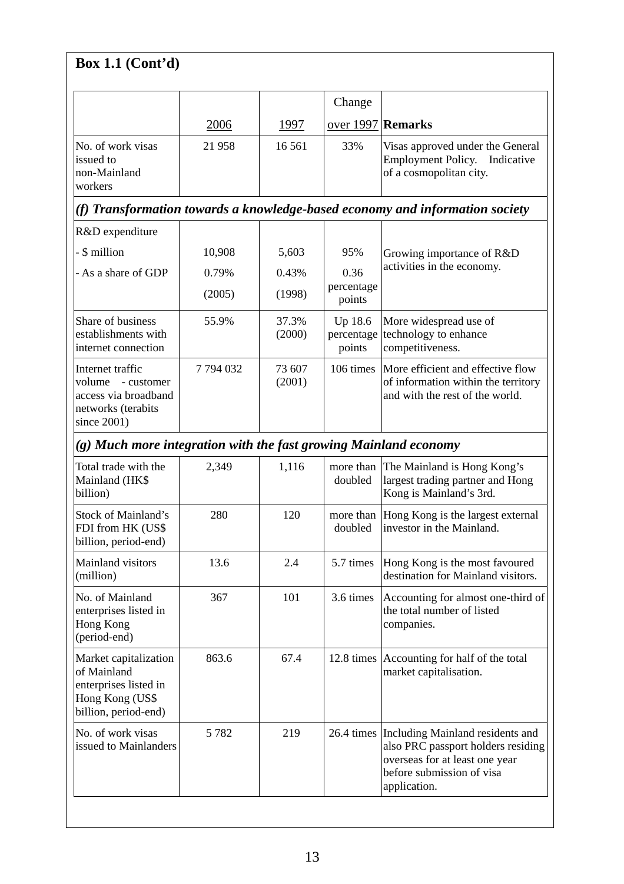**Box 1.1 (Cont'd)**

| | 2006 | 1997 | Change over 1997 | Remarks |
|---|---|---|---|---|
| No. of work visas issued to non-Mainland workers | 21 958 | 16 561 | 33% | Visas approved under the General Employment Policy. Indicative of a cosmopolitan city. |
| ***(f) Transformation towards a knowledge-based economy and information society*** | | | | |
| R&D expenditure | | | | |
| - $ million | 10,908 | 5,603 | 95% | Growing importance of R&D activities in the economy. |
| - As a share of GDP | 0.79% (2005) | 0.43% (1998) | 0.36 percentage points | |
| Share of business establishments with internet connection | 55.9% | 37.3% (2000) | Up 18.6 percentage points | More widespread use of technology to enhance competitiveness. |
| Internet traffic volume - customer access via broadband networks (terabits since 2001) | 7 794 032 | 73 607 (2001) | 106 times | More efficient and effective flow of information within the territory and with the rest of the world. |
| ***(g) Much more integration with the fast growing Mainland economy*** | | | | |
| Total trade with the Mainland (HK$ billion) | 2,349 | 1,116 | more than doubled | The Mainland is Hong Kong's largest trading partner and Hong Kong is Mainland's 3rd. |
| Stock of Mainland's FDI from HK (US$ billion, period-end) | 280 | 120 | more than doubled | Hong Kong is the largest external investor in the Mainland. |
| Mainland visitors (million) | 13.6 | 2.4 | 5.7 times | Hong Kong is the most favoured destination for Mainland visitors. |
| No. of Mainland enterprises listed in Hong Kong (period-end) | 367 | 101 | 3.6 times | Accounting for almost one-third of the total number of listed companies. |
| Market capitalization of Mainland enterprises listed in Hong Kong (US$ billion, period-end) | 863.6 | 67.4 | 12.8 times | Accounting for half of the total market capitalisation. |
| No. of work visas issued to Mainlanders | 5 782 | 219 | 26.4 times | Including Mainland residents and also PRC passport holders residing overseas for at least one year before submission of visa application. |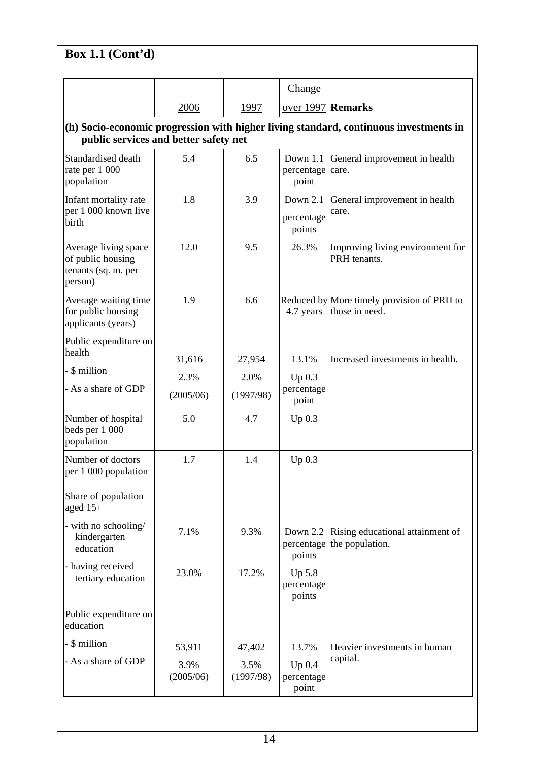## Box 1.1 (Cont'd)

| | 2006 | 1997 | Change over 1997 | Remarks |
|---|---|---|---|---|
| **(h) Socio-economic progression with higher living standard, continuous investments in public services and better safety net** | | | | |
| Standardised death rate per 1 000 population | 5.4 | 6.5 | Down 1.1 percentage point | General improvement in health care. |
| Infant mortality rate per 1 000 known live birth | 1.8 | 3.9 | Down 2.1 percentage points | General improvement in health care. |
| Average living space of public housing tenants (sq. m. per person) | 12.0 | 9.5 | 26.3% | Improving living environment for PRH tenants. |
| Average waiting time for public housing applicants (years) | 1.9 | 6.6 | Reduced by 4.7 years | More timely provision of PRH to those in need. |
| Public expenditure on health | | | | |
| - $ million | 31,616 | 27,954 | 13.1% | Increased investments in health. |
| - As a share of GDP | 2.3% (2005/06) | 2.0% (1997/98) | Up 0.3 percentage point | |
| Number of hospital beds per 1 000 population | 5.0 | 4.7 | Up 0.3 | |
| Number of doctors per 1 000 population | 1.7 | 1.4 | Up 0.3 | |
| Share of population aged 15+ | | | | |
| - with no schooling/ kindergarten education | 7.1% | 9.3% | Down 2.2 percentage points | Rising educational attainment of the population. |
| - having received tertiary education | 23.0% | 17.2% | Up 5.8 percentage points | |
| Public expenditure on education | | | | |
| - $ million | 53,911 | 47,402 | 13.7% | Heavier investments in human capital. |
| - As a share of GDP | 3.9% (2005/06) | 3.5% (1997/98) | Up 0.4 percentage point | |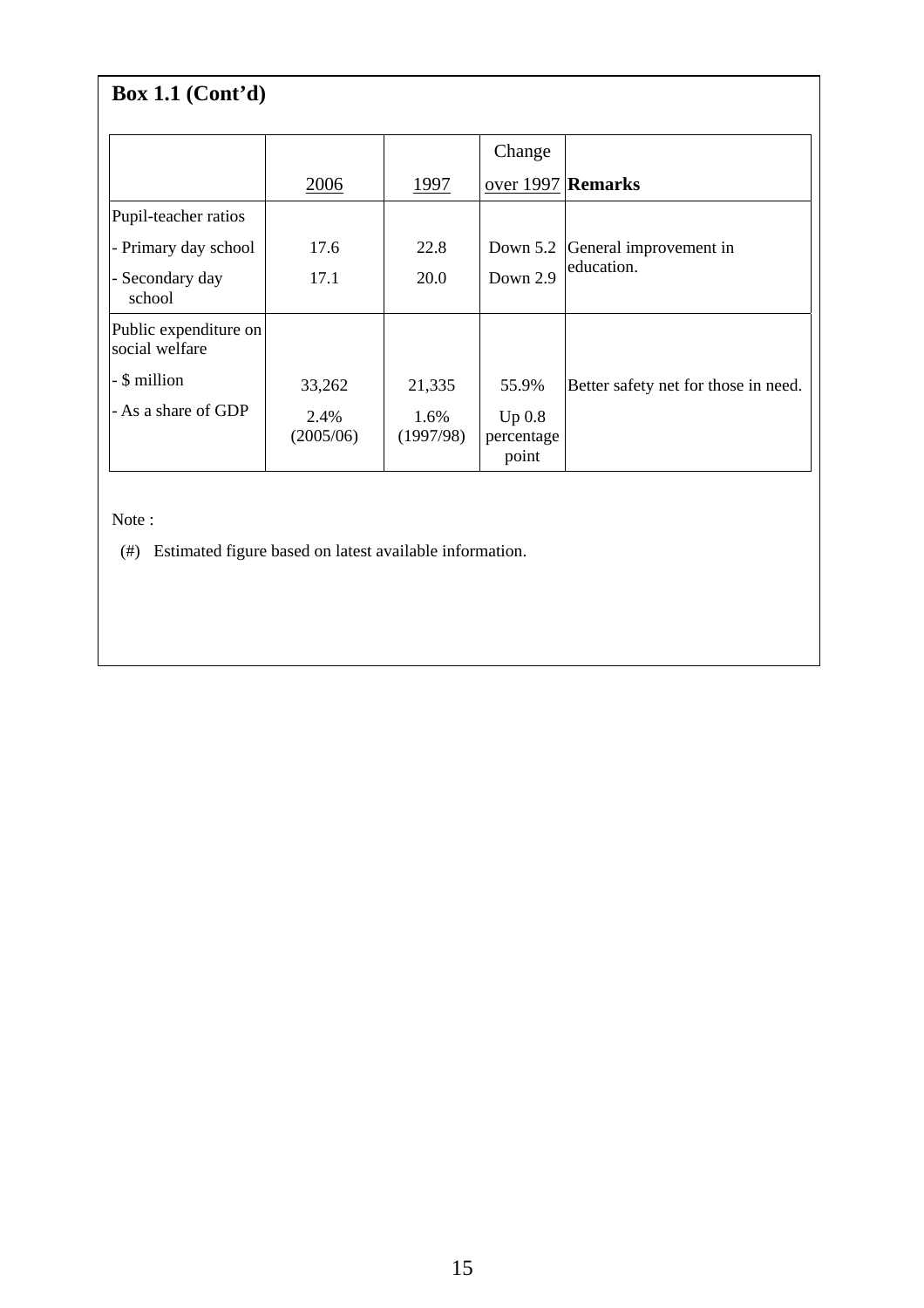**Box 1.1 (Cont'd)**

| | 2006 | 1997 | Change over 1997 | **Remarks** |
|---|---|---|---|---|
| Pupil-teacher ratios | | | | |
| - Primary day school | 17.6 | 22.8 | Down 5.2 | General improvement in education. |
| - Secondary day school | 17.1 | 20.0 | Down 2.9 | |
| Public expenditure on social welfare | | | | |
| - $ million | 33,262 | 21,335 | 55.9% | Better safety net for those in need. |
| - As a share of GDP | 2.4% (2005/06) | 1.6% (1997/98) | Up 0.8 percentage point | |

Note :

(#) Estimated figure based on latest available information.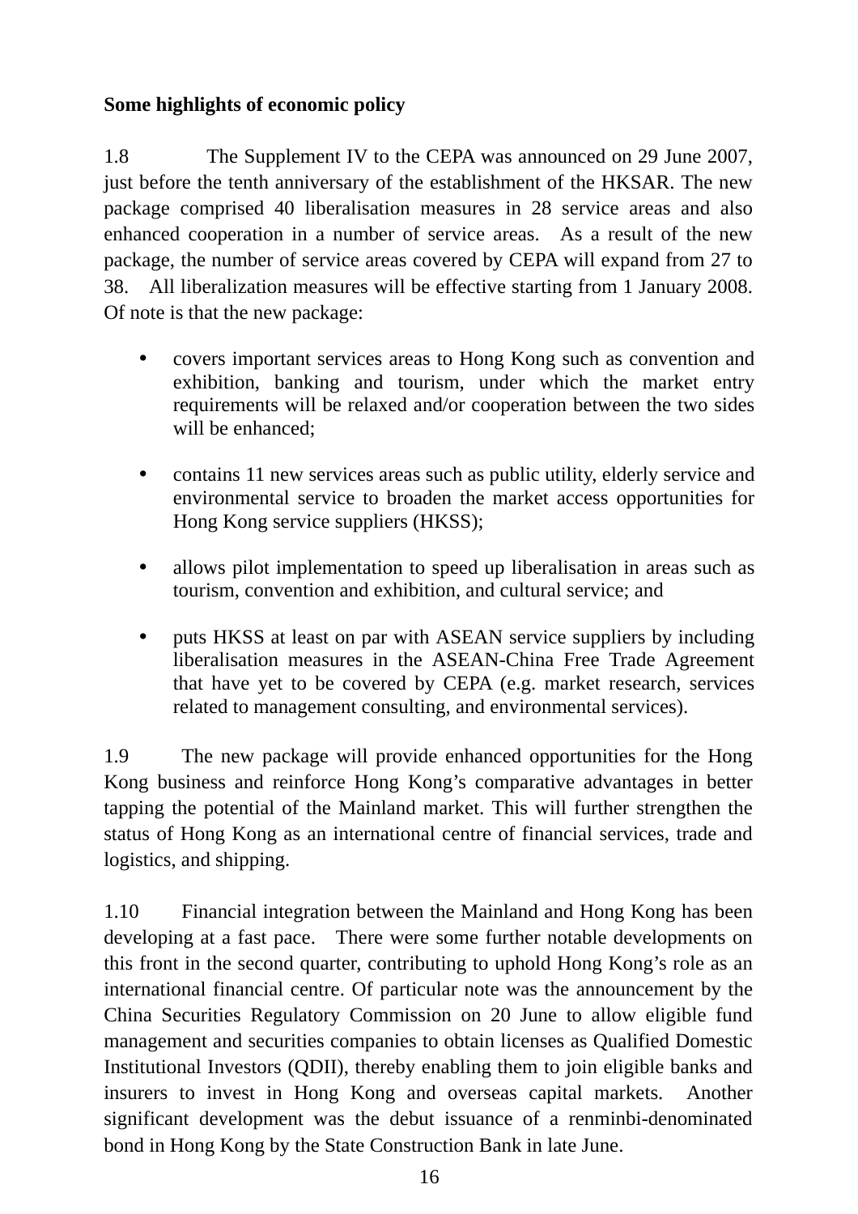**Some highlights of economic policy**

1.8 The Supplement IV to the CEPA was announced on 29 June 2007, just before the tenth anniversary of the establishment of the HKSAR. The new package comprised 40 liberalisation measures in 28 service areas and also enhanced cooperation in a number of service areas. As a result of the new package, the number of service areas covered by CEPA will expand from 27 to 38. All liberalization measures will be effective starting from 1 January 2008. Of note is that the new package:

- covers important services areas to Hong Kong such as convention and exhibition, banking and tourism, under which the market entry requirements will be relaxed and/or cooperation between the two sides will be enhanced;

- contains 11 new services areas such as public utility, elderly service and environmental service to broaden the market access opportunities for Hong Kong service suppliers (HKSS);

- allows pilot implementation to speed up liberalisation in areas such as tourism, convention and exhibition, and cultural service; and

- puts HKSS at least on par with ASEAN service suppliers by including liberalisation measures in the ASEAN-China Free Trade Agreement that have yet to be covered by CEPA (e.g. market research, services related to management consulting, and environmental services).

1.9 The new package will provide enhanced opportunities for the Hong Kong business and reinforce Hong Kong's comparative advantages in better tapping the potential of the Mainland market. This will further strengthen the status of Hong Kong as an international centre of financial services, trade and logistics, and shipping.

1.10 Financial integration between the Mainland and Hong Kong has been developing at a fast pace. There were some further notable developments on this front in the second quarter, contributing to uphold Hong Kong's role as an international financial centre. Of particular note was the announcement by the China Securities Regulatory Commission on 20 June to allow eligible fund management and securities companies to obtain licenses as Qualified Domestic Institutional Investors (QDII), thereby enabling them to join eligible banks and insurers to invest in Hong Kong and overseas capital markets. Another significant development was the debut issuance of a renminbi-denominated bond in Hong Kong by the State Construction Bank in late June.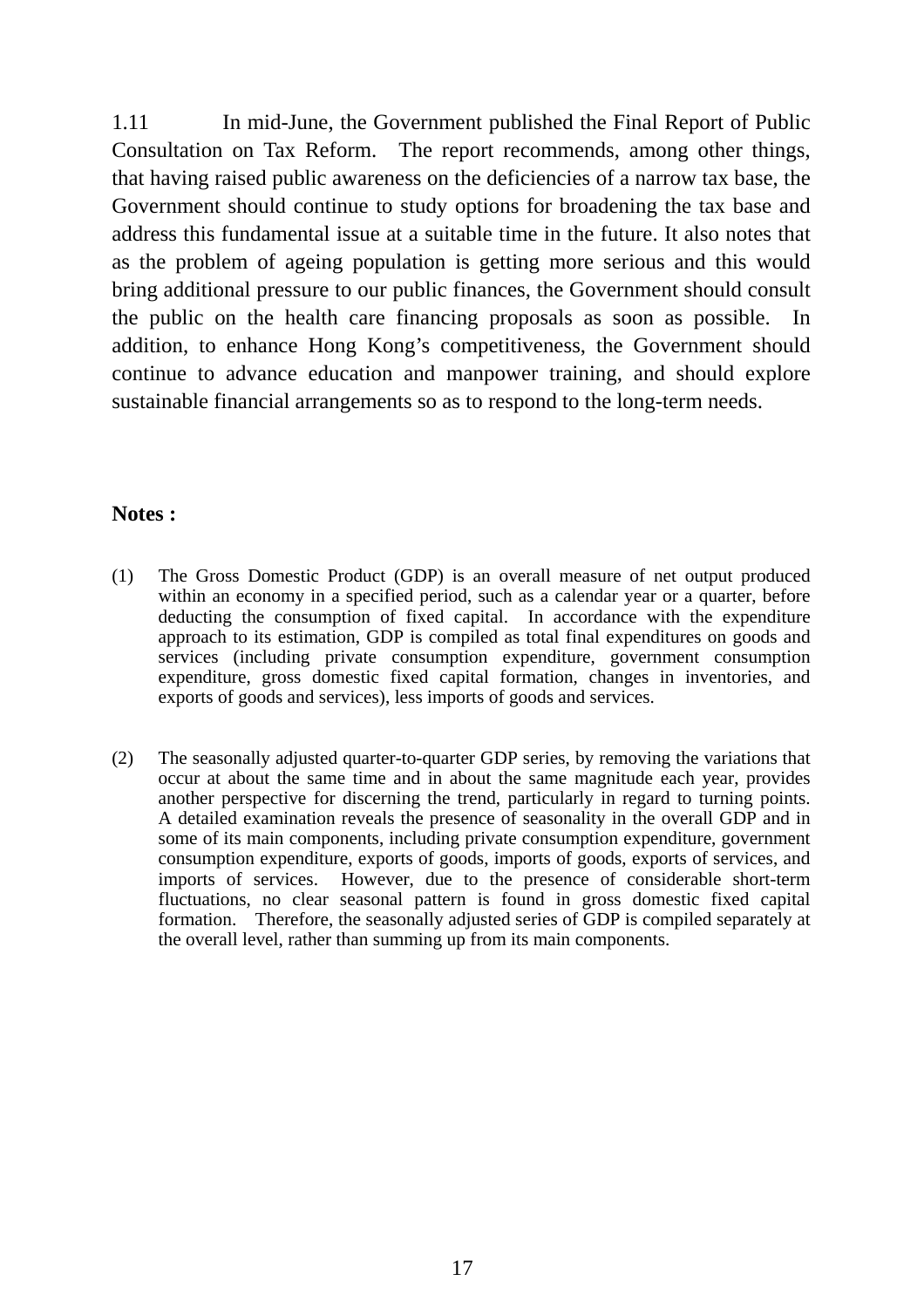1.11 In mid-June, the Government published the Final Report of Public Consultation on Tax Reform. The report recommends, among other things, that having raised public awareness on the deficiencies of a narrow tax base, the Government should continue to study options for broadening the tax base and address this fundamental issue at a suitable time in the future. It also notes that as the problem of ageing population is getting more serious and this would bring additional pressure to our public finances, the Government should consult the public on the health care financing proposals as soon as possible. In addition, to enhance Hong Kong's competitiveness, the Government should continue to advance education and manpower training, and should explore sustainable financial arrangements so as to respond to the long-term needs.

**Notes :**

(1) The Gross Domestic Product (GDP) is an overall measure of net output produced within an economy in a specified period, such as a calendar year or a quarter, before deducting the consumption of fixed capital. In accordance with the expenditure approach to its estimation, GDP is compiled as total final expenditures on goods and services (including private consumption expenditure, government consumption expenditure, gross domestic fixed capital formation, changes in inventories, and exports of goods and services), less imports of goods and services.

(2) The seasonally adjusted quarter-to-quarter GDP series, by removing the variations that occur at about the same time and in about the same magnitude each year, provides another perspective for discerning the trend, particularly in regard to turning points. A detailed examination reveals the presence of seasonality in the overall GDP and in some of its main components, including private consumption expenditure, government consumption expenditure, exports of goods, imports of goods, exports of services, and imports of services. However, due to the presence of considerable short-term fluctuations, no clear seasonal pattern is found in gross domestic fixed capital formation. Therefore, the seasonally adjusted series of GDP is compiled separately at the overall level, rather than summing up from its main components.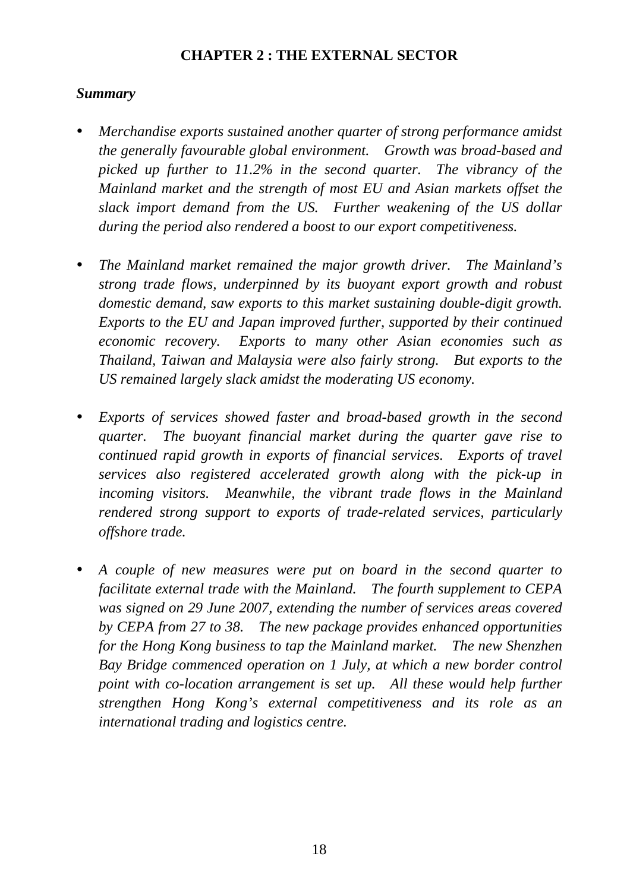# CHAPTER 2 : THE EXTERNAL SECTOR

***Summary***

- *Merchandise exports sustained another quarter of strong performance amidst the generally favourable global environment. Growth was broad-based and picked up further to 11.2% in the second quarter. The vibrancy of the Mainland market and the strength of most EU and Asian markets offset the slack import demand from the US. Further weakening of the US dollar during the period also rendered a boost to our export competitiveness.*

- *The Mainland market remained the major growth driver. The Mainland's strong trade flows, underpinned by its buoyant export growth and robust domestic demand, saw exports to this market sustaining double-digit growth. Exports to the EU and Japan improved further, supported by their continued economic recovery. Exports to many other Asian economies such as Thailand, Taiwan and Malaysia were also fairly strong. But exports to the US remained largely slack amidst the moderating US economy.*

- *Exports of services showed faster and broad-based growth in the second quarter. The buoyant financial market during the quarter gave rise to continued rapid growth in exports of financial services. Exports of travel services also registered accelerated growth along with the pick-up in incoming visitors. Meanwhile, the vibrant trade flows in the Mainland rendered strong support to exports of trade-related services, particularly offshore trade.*

- *A couple of new measures were put on board in the second quarter to facilitate external trade with the Mainland. The fourth supplement to CEPA was signed on 29 June 2007, extending the number of services areas covered by CEPA from 27 to 38. The new package provides enhanced opportunities for the Hong Kong business to tap the Mainland market. The new Shenzhen Bay Bridge commenced operation on 1 July, at which a new border control point with co-location arrangement is set up. All these would help further strengthen Hong Kong's external competitiveness and its role as an international trading and logistics centre.*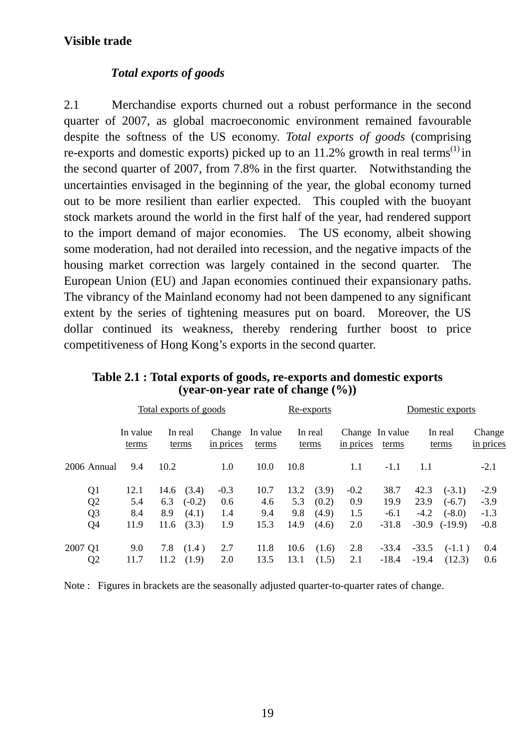**Visible trade**

***Total exports of goods***

2.1 Merchandise exports churned out a robust performance in the second quarter of 2007, as global macroeconomic environment remained favourable despite the softness of the US economy. *Total exports of goods* (comprising re-exports and domestic exports) picked up to an 11.2% growth in real terms[(1)] in the second quarter of 2007, from 7.8% in the first quarter. Notwithstanding the uncertainties envisaged in the beginning of the year, the global economy turned out to be more resilient than earlier expected. This coupled with the buoyant stock markets around the world in the first half of the year, had rendered support to the import demand of major economies. The US economy, albeit showing some moderation, had not derailed into recession, and the negative impacts of the housing market correction was largely contained in the second quarter. The European Union (EU) and Japan economies continued their expansionary paths. The vibrancy of the Mainland economy had not been dampened to any significant extent by the series of tightening measures put on board. Moreover, the US dollar continued its weakness, thereby rendering further boost to price competitiveness of Hong Kong's exports in the second quarter.

**Table 2.1 : Total exports of goods, re-exports and domestic exports (year-on-year rate of change (%))**

| | Total exports of goods | | | | Re-exports | | | | Domestic exports | | | |
|---|---|---|---|---|---|---|---|---|---|---|---|---|
| | In value terms | In real terms | | Change in prices | In value terms | In real terms | | Change in prices | In value terms | In real terms | | Change in prices |
| 2006 Annual | 9.4 | 10.2 | | 1.0 | 10.0 | 10.8 | | 1.1 | -1.1 | 1.1 | | -2.1 |
| Q1 | 12.1 | 14.6 | (3.4) | -0.3 | 10.7 | 13.2 | (3.9) | -0.2 | 38.7 | 42.3 | (-3.1) | -2.9 |
| Q2 | 5.4 | 6.3 | (-0.2) | 0.6 | 4.6 | 5.3 | (0.2) | 0.9 | 19.9 | 23.9 | (-6.7) | -3.9 |
| Q3 | 8.4 | 8.9 | (4.1) | 1.4 | 9.4 | 9.8 | (4.9) | 1.5 | -6.1 | -4.2 | (-8.0) | -1.3 |
| Q4 | 11.9 | 11.6 | (3.3) | 1.9 | 15.3 | 14.9 | (4.6) | 2.0 | -31.8 | -30.9 | (-19.9) | -0.8 |
| 2007 Q1 | 9.0 | 7.8 | (1.4 ) | 2.7 | 11.8 | 10.6 | (1.6) | 2.8 | -33.4 | -33.5 | (-1.1 ) | 0.4 |
| Q2 | 11.7 | 11.2 | (1.9) | 2.0 | 13.5 | 13.1 | (1.5) | 2.1 | -18.4 | -19.4 | (12.3) | 0.6 |

Note : Figures in brackets are the seasonally adjusted quarter-to-quarter rates of change.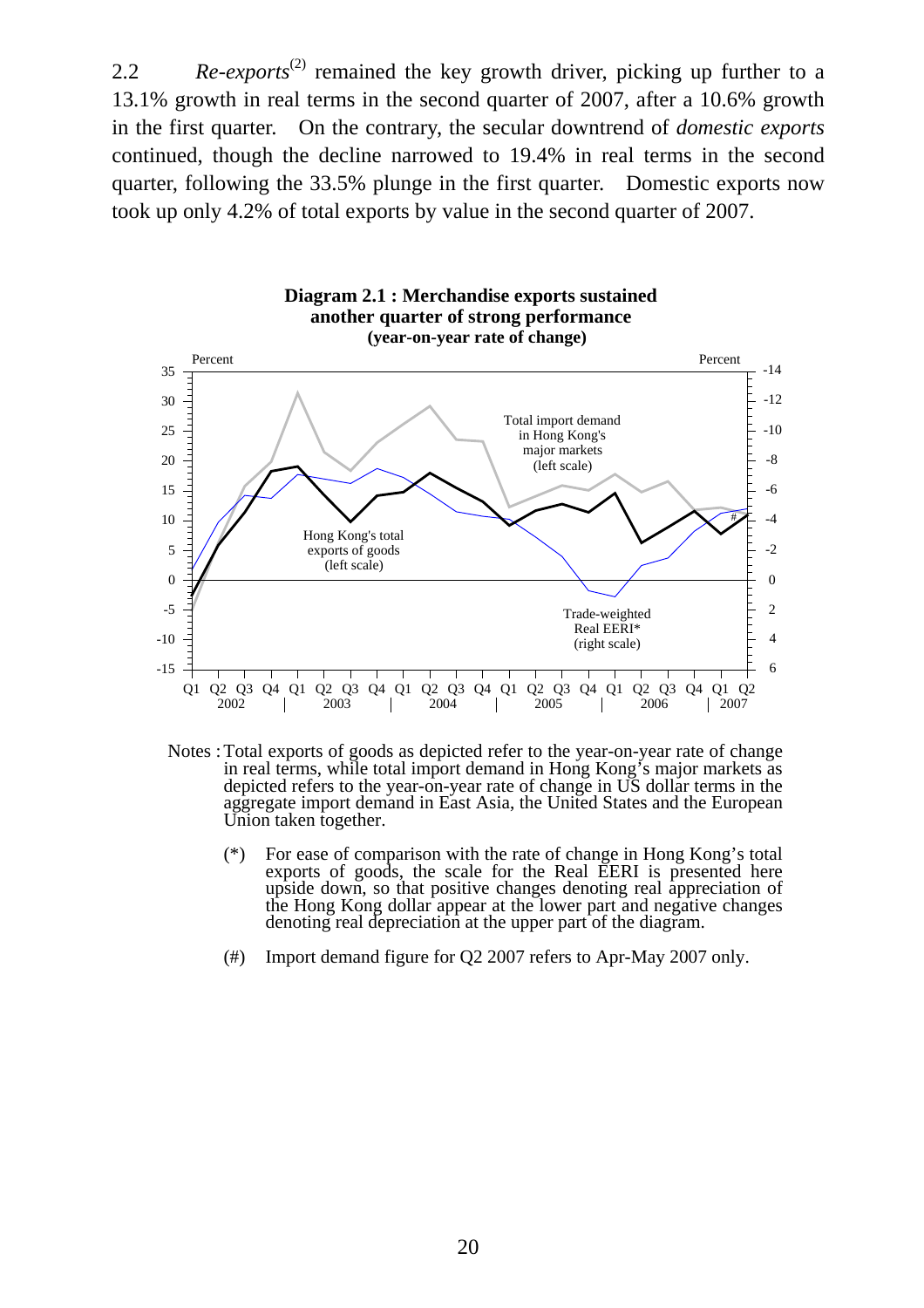2.2 *Re-exports*[(2)] remained the key growth driver, picking up further to a 13.1% growth in real terms in the second quarter of 2007, after a 10.6% growth in the first quarter. On the contrary, the secular downtrend of *domestic exports* continued, though the decline narrowed to 19.4% in real terms in the second quarter, following the 33.5% plunge in the first quarter. Domestic exports now took up only 4.2% of total exports by value in the second quarter of 2007.

**Diagram 2.1 : Merchandise exports sustained another quarter of strong performance (year-on-year rate of change)**

Notes : Total exports of goods as depicted refer to the year-on-year rate of change in real terms, while total import demand in Hong Kong's major markets as depicted refers to the year-on-year rate of change in US dollar terms in the aggregate import demand in East Asia, the United States and the European Union taken together.

(*) For ease of comparison with the rate of change in Hong Kong's total exports of goods, the scale for the Real EERI is presented here upside down, so that positive changes denoting real appreciation of the Hong Kong dollar appear at the lower part and negative changes denoting real depreciation at the upper part of the diagram.

(#) Import demand figure for Q2 2007 refers to Apr-May 2007 only.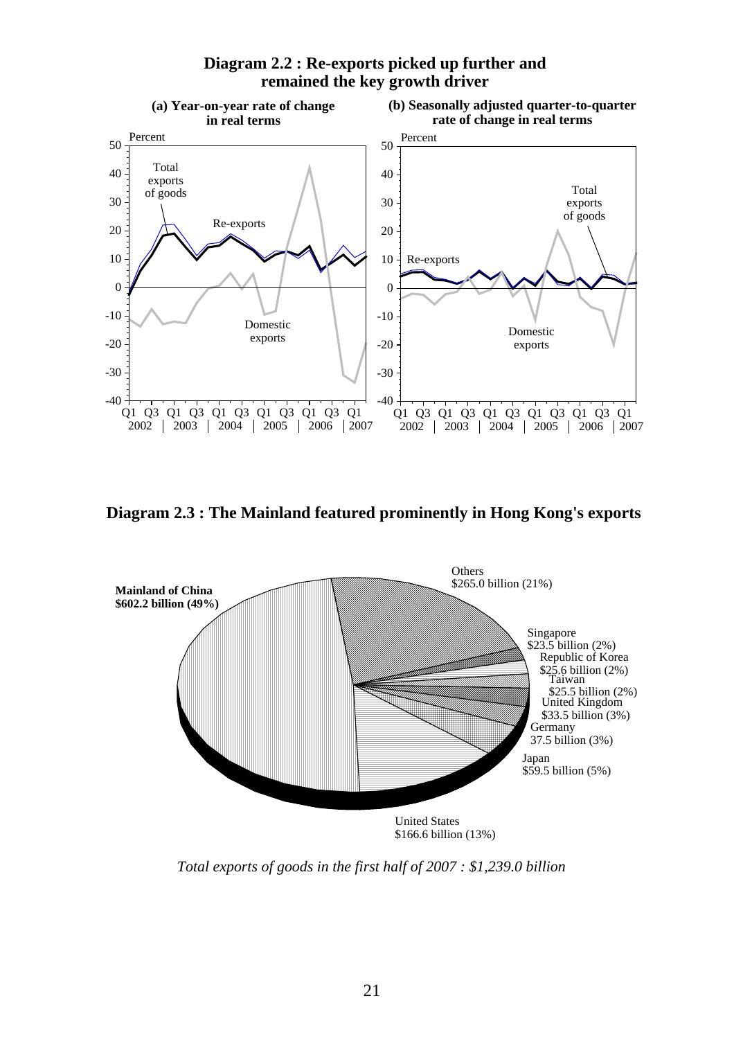**Diagram 2.2 : Re-exports picked up further and remained the key growth driver**

(a) Year-on-year rate of change in real terms

(b) Seasonally adjusted quarter-to-quarter rate of change in real terms

**Diagram 2.3 : The Mainland featured prominently in Hong Kong's exports**

**Mainland of China $602.2 billion (49%)**

Others $265.0 billion (21%)

Singapore $23.5 billion (2%)

Republic of Korea $25.6 billion (2%)

Taiwan $25.5 billion (2%)

United Kingdom $33.5 billion (3%)

Germany 37.5 billion (3%)

Japan $59.5 billion (5%)

United States $166.6 billion (13%)

*Total exports of goods in the first half of 2007 : $1,239.0 billion*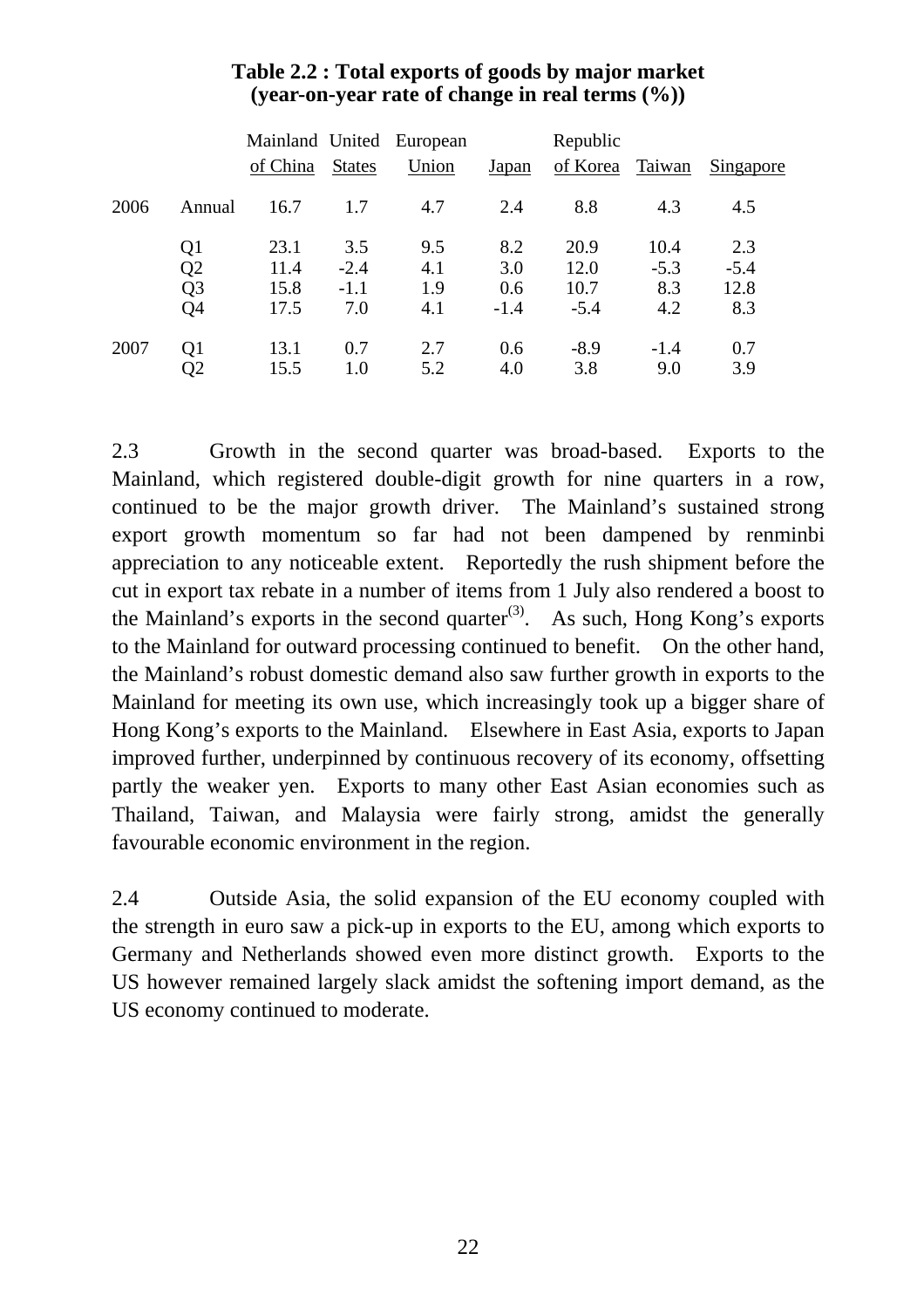**Table 2.2 : Total exports of goods by major market (year-on-year rate of change in real terms (%))**

| | | Mainland of China | United States | European Union | Japan | Republic of Korea | Taiwan | Singapore |
|---|---|---|---|---|---|---|---|---|
| 2006 | Annual | 16.7 | 1.7 | 4.7 | 2.4 | 8.8 | 4.3 | 4.5 |
| | Q1 | 23.1 | 3.5 | 9.5 | 8.2 | 20.9 | 10.4 | 2.3 |
| | Q2 | 11.4 | -2.4 | 4.1 | 3.0 | 12.0 | -5.3 | -5.4 |
| | Q3 | 15.8 | -1.1 | 1.9 | 0.6 | 10.7 | 8.3 | 12.8 |
| | Q4 | 17.5 | 7.0 | 4.1 | -1.4 | -5.4 | 4.2 | 8.3 |
| 2007 | Q1 | 13.1 | 0.7 | 2.7 | 0.6 | -8.9 | -1.4 | 0.7 |
| | Q2 | 15.5 | 1.0 | 5.2 | 4.0 | 3.8 | 9.0 | 3.9 |

2.3 Growth in the second quarter was broad-based. Exports to the Mainland, which registered double-digit growth for nine quarters in a row, continued to be the major growth driver. The Mainland's sustained strong export growth momentum so far had not been dampened by renminbi appreciation to any noticeable extent. Reportedly the rush shipment before the cut in export tax rebate in a number of items from 1 July also rendered a boost to the Mainland's exports in the second quarter(3). As such, Hong Kong's exports to the Mainland for outward processing continued to benefit. On the other hand, the Mainland's robust domestic demand also saw further growth in exports to the Mainland for meeting its own use, which increasingly took up a bigger share of Hong Kong's exports to the Mainland. Elsewhere in East Asia, exports to Japan improved further, underpinned by continuous recovery of its economy, offsetting partly the weaker yen. Exports to many other East Asian economies such as Thailand, Taiwan, and Malaysia were fairly strong, amidst the generally favourable economic environment in the region.

2.4 Outside Asia, the solid expansion of the EU economy coupled with the strength in euro saw a pick-up in exports to the EU, among which exports to Germany and Netherlands showed even more distinct growth. Exports to the US however remained largely slack amidst the softening import demand, as the US economy continued to moderate.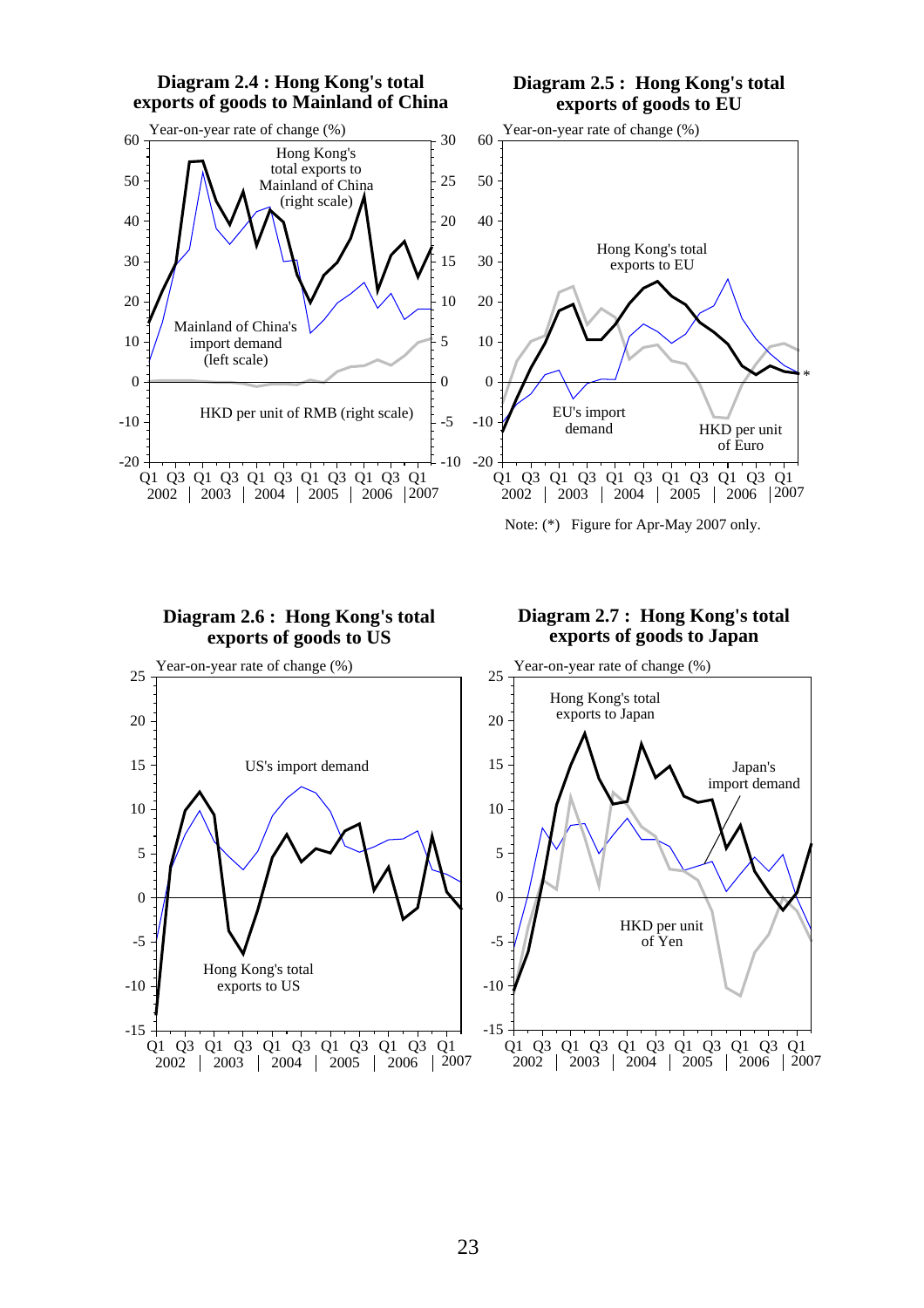**Diagram 2.4 : Hong Kong's total exports of goods to Mainland of China**

**Diagram 2.5 : Hong Kong's total exports of goods to EU**

Note: (*) Figure for Apr-May 2007 only.

**Diagram 2.6 : Hong Kong's total exports of goods to US**

**Diagram 2.7 : Hong Kong's total exports of goods to Japan**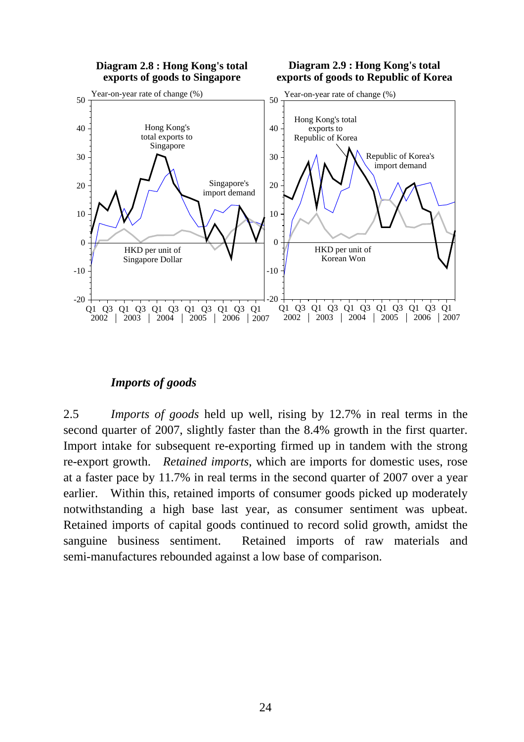**Diagram 2.8 : Hong Kong's total exports of goods to Singapore**

**Diagram 2.9 : Hong Kong's total exports of goods to Republic of Korea**

### *Imports of goods*

2.5 *Imports of goods* held up well, rising by 12.7% in real terms in the second quarter of 2007, slightly faster than the 8.4% growth in the first quarter. Import intake for subsequent re-exporting firmed up in tandem with the strong re-export growth. *Retained imports*, which are imports for domestic uses, rose at a faster pace by 11.7% in real terms in the second quarter of 2007 over a year earlier. Within this, retained imports of consumer goods picked up moderately notwithstanding a high base last year, as consumer sentiment was upbeat. Retained imports of capital goods continued to record solid growth, amidst the sanguine business sentiment. Retained imports of raw materials and semi-manufactures rebounded against a low base of comparison.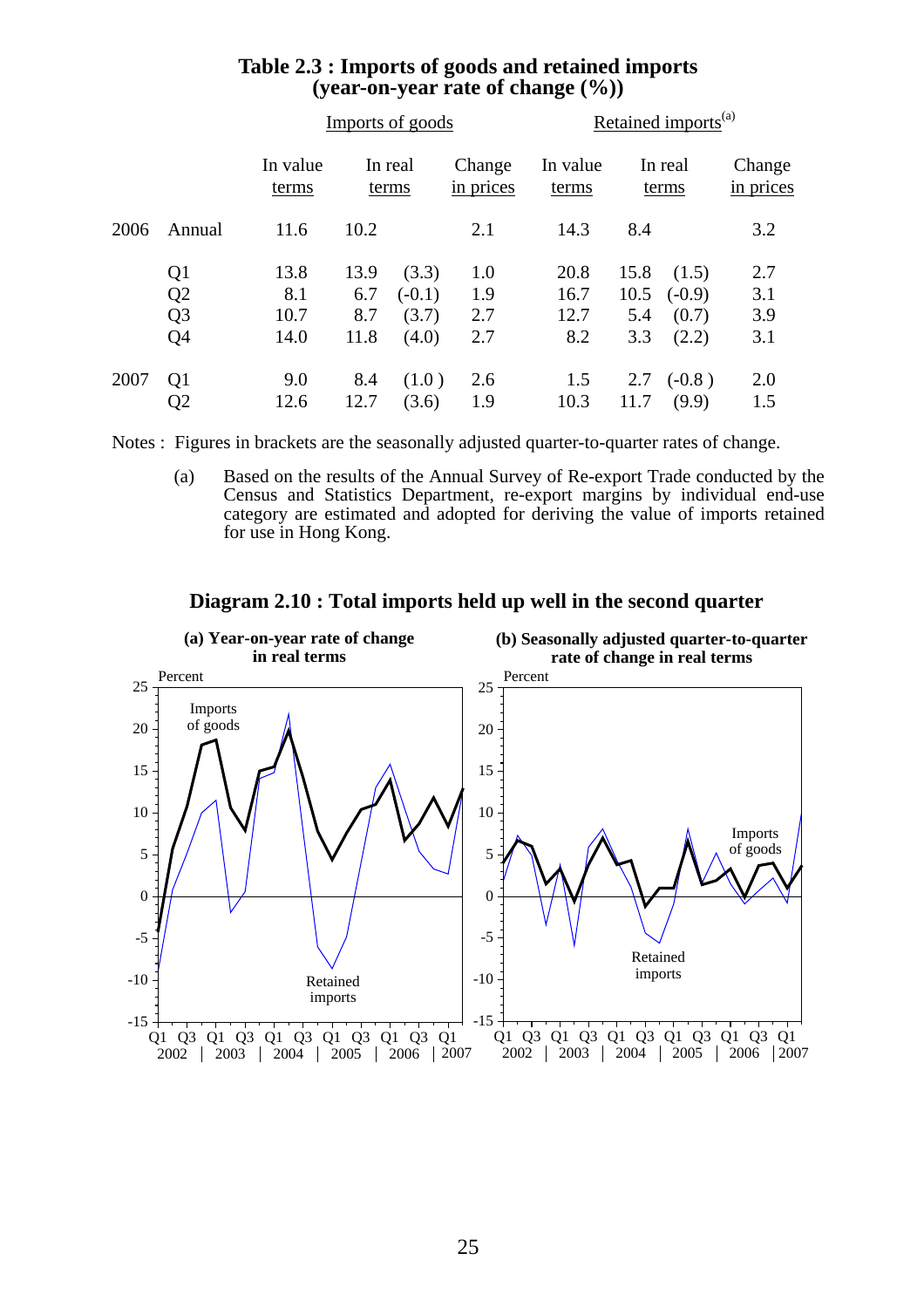## Table 2.3 : Imports of goods and retained imports (year-on-year rate of change (%))

| | | Imports of goods | | | | Retained imports[(a)] | | | |
|---|---|---|---|---|---|---|---|---|---|
| | | In value terms | In real terms | | Change in prices | In value terms | In real terms | | Change in prices |
| 2006 | Annual | 11.6 | 10.2 | | 2.1 | 14.3 | 8.4 | | 3.2 |
| | Q1 | 13.8 | 13.9 | (3.3) | 1.0 | 20.8 | 15.8 | (1.5) | 2.7 |
| | Q2 | 8.1 | 6.7 | (-0.1) | 1.9 | 16.7 | 10.5 | (-0.9) | 3.1 |
| | Q3 | 10.7 | 8.7 | (3.7) | 2.7 | 12.7 | 5.4 | (0.7) | 3.9 |
| | Q4 | 14.0 | 11.8 | (4.0) | 2.7 | 8.2 | 3.3 | (2.2) | 3.1 |
| 2007 | Q1 | 9.0 | 8.4 | (1.0 ) | 2.6 | 1.5 | 2.7 | (-0.8 ) | 2.0 |
| | Q2 | 12.6 | 12.7 | (3.6) | 1.9 | 10.3 | 11.7 | (9.9) | 1.5 |

Notes : Figures in brackets are the seasonally adjusted quarter-to-quarter rates of change.

(a) Based on the results of the Annual Survey of Re-export Trade conducted by the Census and Statistics Department, re-export margins by individual end-use category are estimated and adopted for deriving the value of imports retained for use in Hong Kong.

## Diagram 2.10 : Total imports held up well in the second quarter

(a) Year-on-year rate of change in real terms

(b) Seasonally adjusted quarter-to-quarter rate of change in real terms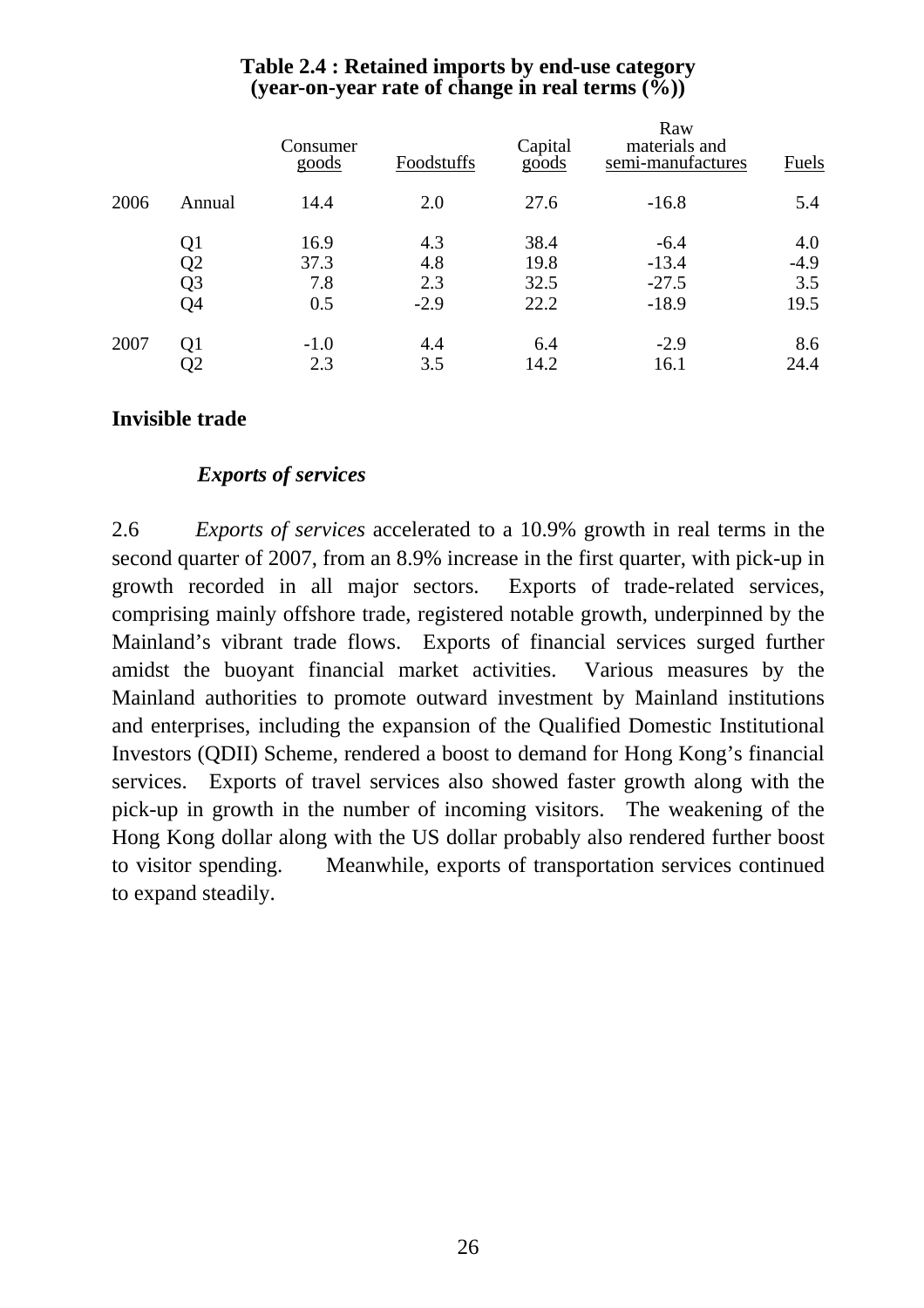**Table 2.4 : Retained imports by end-use category (year-on-year rate of change in real terms (%))**

| | | Consumer goods | Foodstuffs | Capital goods | Raw materials and semi-manufactures | Fuels |
|---|---|---|---|---|---|---|
| 2006 | Annual | 14.4 | 2.0 | 27.6 | -16.8 | 5.4 |
| | Q1 | 16.9 | 4.3 | 38.4 | -6.4 | 4.0 |
| | Q2 | 37.3 | 4.8 | 19.8 | -13.4 | -4.9 |
| | Q3 | 7.8 | 2.3 | 32.5 | -27.5 | 3.5 |
| | Q4 | 0.5 | -2.9 | 22.2 | -18.9 | 19.5 |
| 2007 | Q1 | -1.0 | 4.4 | 6.4 | -2.9 | 8.6 |
| | Q2 | 2.3 | 3.5 | 14.2 | 16.1 | 24.4 |

## Invisible trade

### *Exports of services*

2.6 *Exports of services* accelerated to a 10.9% growth in real terms in the second quarter of 2007, from an 8.9% increase in the first quarter, with pick-up in growth recorded in all major sectors. Exports of trade-related services, comprising mainly offshore trade, registered notable growth, underpinned by the Mainland's vibrant trade flows. Exports of financial services surged further amidst the buoyant financial market activities. Various measures by the Mainland authorities to promote outward investment by Mainland institutions and enterprises, including the expansion of the Qualified Domestic Institutional Investors (QDII) Scheme, rendered a boost to demand for Hong Kong's financial services. Exports of travel services also showed faster growth along with the pick-up in growth in the number of incoming visitors. The weakening of the Hong Kong dollar along with the US dollar probably also rendered further boost to visitor spending. Meanwhile, exports of transportation services continued to expand steadily.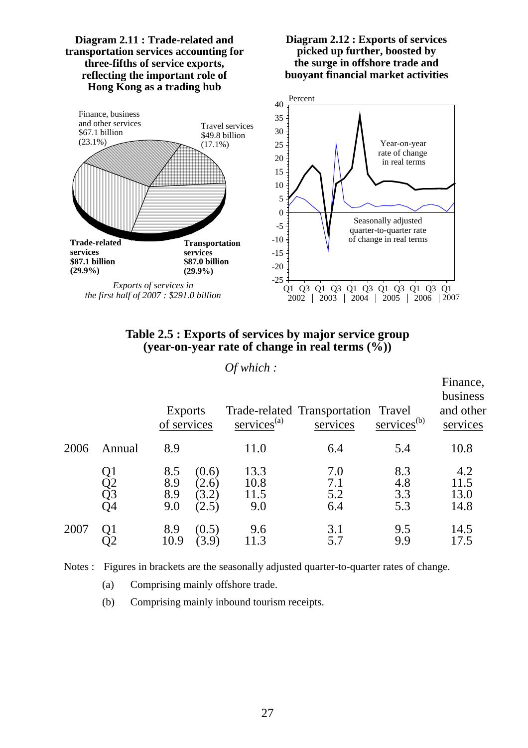**Diagram 2.11 : Trade-related and transportation services accounting for three-fifths of service exports, reflecting the important role of Hong Kong as a trading hub**

Finance, business and other services $67.1 billion (23.1%)

Travel services $49.8 billion (17.1%)

**Trade-related services $87.1 billion (29.9%)**

**Transportation services $87.0 billion (29.9%)**

*Exports of services in the first half of 2007 : $291.0 billion*

**Diagram 2.12 : Exports of services picked up further, boosted by the surge in offshore trade and buoyant financial market activities**

Percent

Year-on-year rate of change in real terms

Seasonally adjusted quarter-to-quarter rate of change in real terms

Q1 Q3 Q1 Q3 Q1 Q3 Q1 Q3 Q1 Q3 Q1
2002 | 2003 | 2004 | 2005 | 2006 | 2007

**Table 2.5 : Exports of services by major service group (year-on-year rate of change in real terms (%))**

| | | Exports of services | | *Of which :* Trade-related services[(a)] | Transportation services | Travel services[(b)] | Finance, business and other services |
|---|---|---|---|---|---|---|---|
| 2006 | Annual | 8.9 | | 11.0 | 6.4 | 5.4 | 10.8 |
| | Q1 | 8.5 | (0.6) | 13.3 | 7.0 | 8.3 | 4.2 |
| | Q2 | 8.9 | (2.6) | 10.8 | 7.1 | 4.8 | 11.5 |
| | Q3 | 8.9 | (3.2) | 11.5 | 5.2 | 3.3 | 13.0 |
| | Q4 | 9.0 | (2.5) | 9.0 | 6.4 | 5.3 | 14.8 |
| 2007 | Q1 | 8.9 | (0.5) | 9.6 | 3.1 | 9.5 | 14.5 |
| | Q2 | 10.9 | (3.9) | 11.3 | 5.7 | 9.9 | 17.5 |

Notes : Figures in brackets are the seasonally adjusted quarter-to-quarter rates of change.

(a) Comprising mainly offshore trade.

(b) Comprising mainly inbound tourism receipts.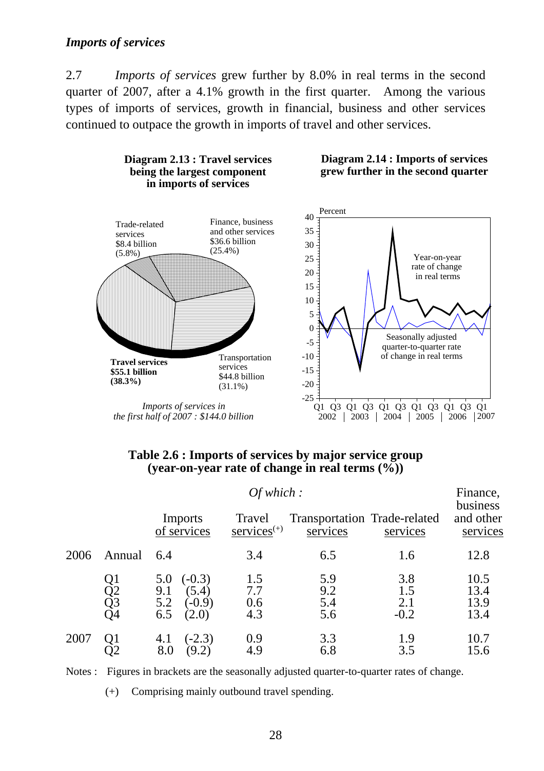### *Imports of services*

2.7 *Imports of services* grew further by 8.0% in real terms in the second quarter of 2007, after a 4.1% growth in the first quarter. Among the various types of imports of services, growth in financial, business and other services continued to outpace the growth in imports of travel and other services.

**Diagram 2.13 : Travel services being the largest component in imports of services**

Trade-related services $8.4 billion (5.8%)

Finance, business and other services $36.6 billion (25.4%)

**Travel services $55.1 billion (38.3%)**

Transportation services $44.8 billion (31.1%)

*Imports of services in the first half of 2007 : $144.0 billion*

**Diagram 2.14 : Imports of services grew further in the second quarter**

Percent

Year-on-year rate of change in real terms

Seasonally adjusted quarter-to-quarter rate of change in real terms

Q1 Q3 Q1 Q3 Q1 Q3 Q1 Q3 Q1 Q3 Q1
2002 | 2003 | 2004 | 2005 | 2006 | 2007

**Table 2.6 : Imports of services by major service group (year-on-year rate of change in real terms (%))**

| | | Imports of services | *Of which :* Travel services(+) | Transportation services | Trade-related services | Finance, business and other services |
|---|---|---|---|---|---|---|
| 2006 | Annual | 6.4 | 3.4 | 6.5 | 1.6 | 12.8 |
| | Q1 | 5.0 (-0.3) | 1.5 | 5.9 | 3.8 | 10.5 |
| | Q2 | 9.1 (5.4) | 7.7 | 9.2 | 1.5 | 13.4 |
| | Q3 | 5.2 (-0.9) | 0.6 | 5.4 | 2.1 | 13.9 |
| | Q4 | 6.5 (2.0) | 4.3 | 5.6 | -0.2 | 13.4 |
| 2007 | Q1 | 4.1 (-2.3) | 0.9 | 3.3 | 1.9 | 10.7 |
| | Q2 | 8.0 (9.2) | 4.9 | 6.8 | 3.5 | 15.6 |

Notes : Figures in brackets are the seasonally adjusted quarter-to-quarter rates of change.

(+) Comprising mainly outbound travel spending.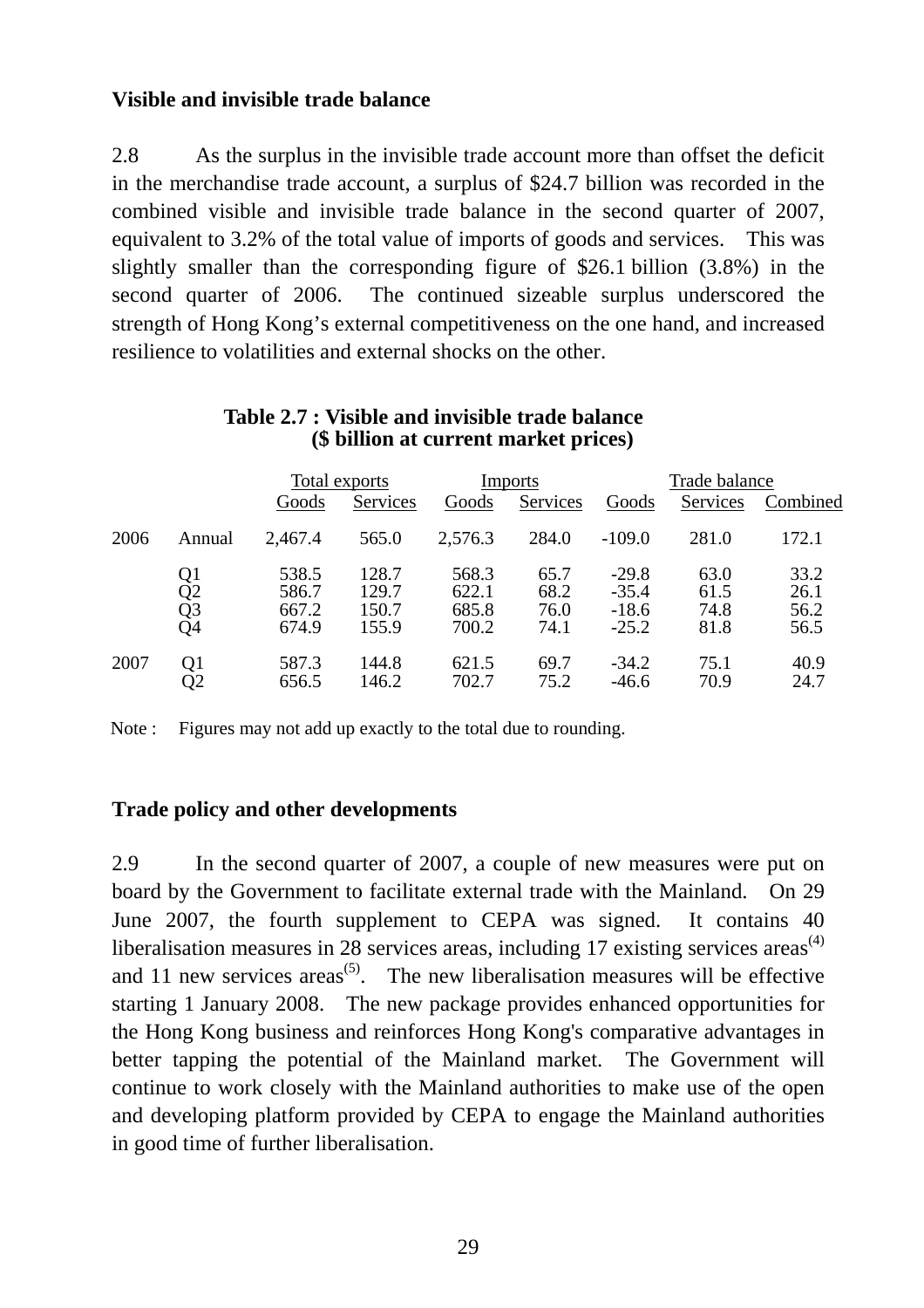### Visible and invisible trade balance

2.8 As the surplus in the invisible trade account more than offset the deficit in the merchandise trade account, a surplus of $24.7 billion was recorded in the combined visible and invisible trade balance in the second quarter of 2007, equivalent to 3.2% of the total value of imports of goods and services. This was slightly smaller than the corresponding figure of $26.1 billion (3.8%) in the second quarter of 2006. The continued sizeable surplus underscored the strength of Hong Kong's external competitiveness on the one hand, and increased resilience to volatilities and external shocks on the other.

**Table 2.7 : Visible and invisible trade balance**
**($ billion at current market prices)**

| | | Total exports | | Imports | | Trade balance | | |
|---|---|---|---|---|---|---|---|---|
| | | Goods | Services | Goods | Services | Goods | Services | Combined |
| 2006 | Annual | 2,467.4 | 565.0 | 2,576.3 | 284.0 | -109.0 | 281.0 | 172.1 |
| | Q1 | 538.5 | 128.7 | 568.3 | 65.7 | -29.8 | 63.0 | 33.2 |
| | Q2 | 586.7 | 129.7 | 622.1 | 68.2 | -35.4 | 61.5 | 26.1 |
| | Q3 | 667.2 | 150.7 | 685.8 | 76.0 | -18.6 | 74.8 | 56.2 |
| | Q4 | 674.9 | 155.9 | 700.2 | 74.1 | -25.2 | 81.8 | 56.5 |
| 2007 | Q1 | 587.3 | 144.8 | 621.5 | 69.7 | -34.2 | 75.1 | 40.9 |
| | Q2 | 656.5 | 146.2 | 702.7 | 75.2 | -46.6 | 70.9 | 24.7 |

Note : Figures may not add up exactly to the total due to rounding.

### Trade policy and other developments

2.9 In the second quarter of 2007, a couple of new measures were put on board by the Government to facilitate external trade with the Mainland. On 29 June 2007, the fourth supplement to CEPA was signed. It contains 40 liberalisation measures in 28 services areas, including 17 existing services areas(4) and 11 new services areas(5). The new liberalisation measures will be effective starting 1 January 2008. The new package provides enhanced opportunities for the Hong Kong business and reinforces Hong Kong's comparative advantages in better tapping the potential of the Mainland market. The Government will continue to work closely with the Mainland authorities to make use of the open and developing platform provided by CEPA to engage the Mainland authorities in good time of further liberalisation.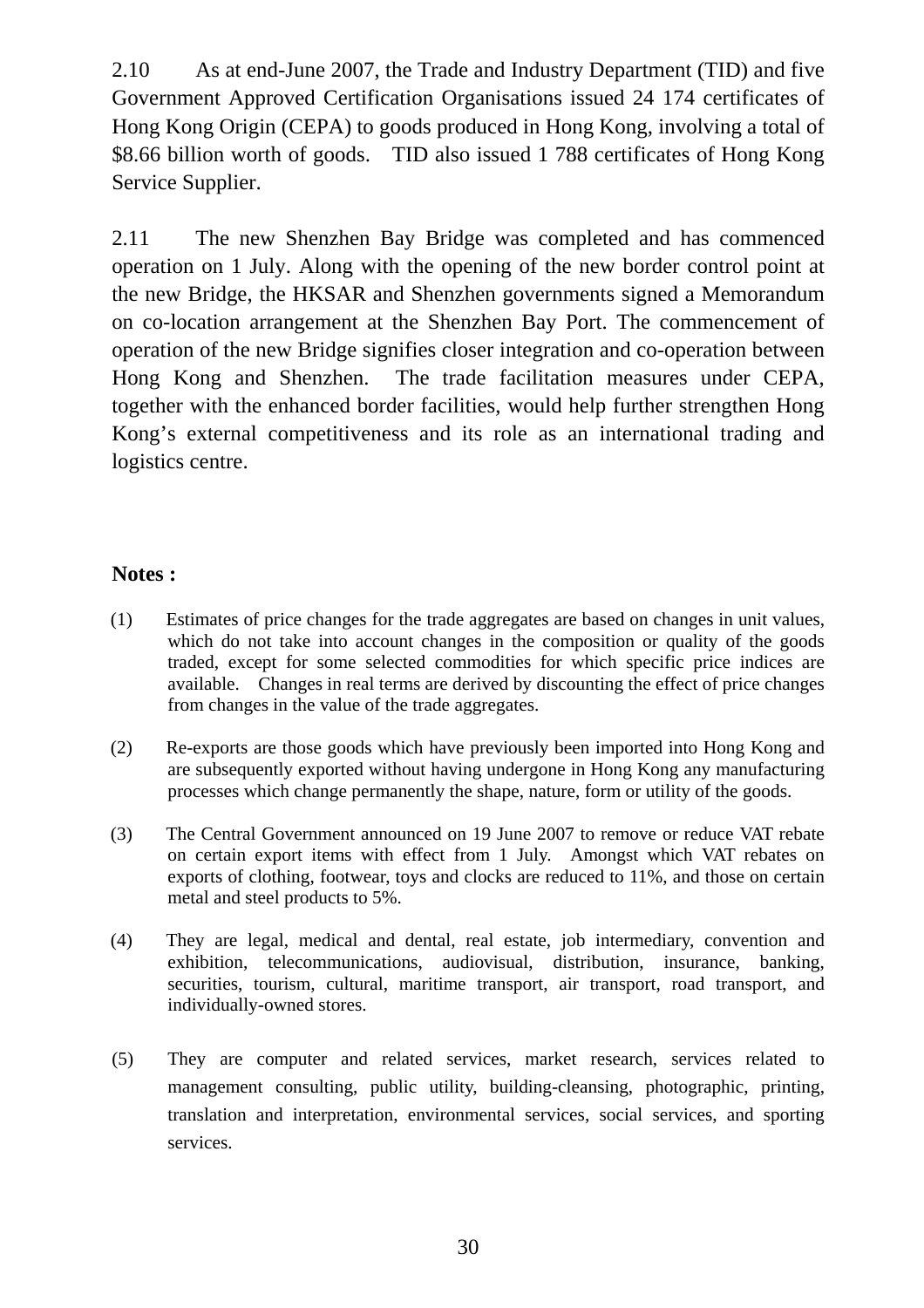2.10 As at end-June 2007, the Trade and Industry Department (TID) and five Government Approved Certification Organisations issued 24 174 certificates of Hong Kong Origin (CEPA) to goods produced in Hong Kong, involving a total of $8.66 billion worth of goods. TID also issued 1 788 certificates of Hong Kong Service Supplier.

2.11 The new Shenzhen Bay Bridge was completed and has commenced operation on 1 July. Along with the opening of the new border control point at the new Bridge, the HKSAR and Shenzhen governments signed a Memorandum on co-location arrangement at the Shenzhen Bay Port. The commencement of operation of the new Bridge signifies closer integration and co-operation between Hong Kong and Shenzhen. The trade facilitation measures under CEPA, together with the enhanced border facilities, would help further strengthen Hong Kong's external competitiveness and its role as an international trading and logistics centre.

**Notes :**

(1) Estimates of price changes for the trade aggregates are based on changes in unit values, which do not take into account changes in the composition or quality of the goods traded, except for some selected commodities for which specific price indices are available. Changes in real terms are derived by discounting the effect of price changes from changes in the value of the trade aggregates.

(2) Re-exports are those goods which have previously been imported into Hong Kong and are subsequently exported without having undergone in Hong Kong any manufacturing processes which change permanently the shape, nature, form or utility of the goods.

(3) The Central Government announced on 19 June 2007 to remove or reduce VAT rebate on certain export items with effect from 1 July. Amongst which VAT rebates on exports of clothing, footwear, toys and clocks are reduced to 11%, and those on certain metal and steel products to 5%.

(4) They are legal, medical and dental, real estate, job intermediary, convention and exhibition, telecommunications, audiovisual, distribution, insurance, banking, securities, tourism, cultural, maritime transport, air transport, road transport, and individually-owned stores.

(5) They are computer and related services, market research, services related to management consulting, public utility, building-cleansing, photographic, printing, translation and interpretation, environmental services, social services, and sporting services.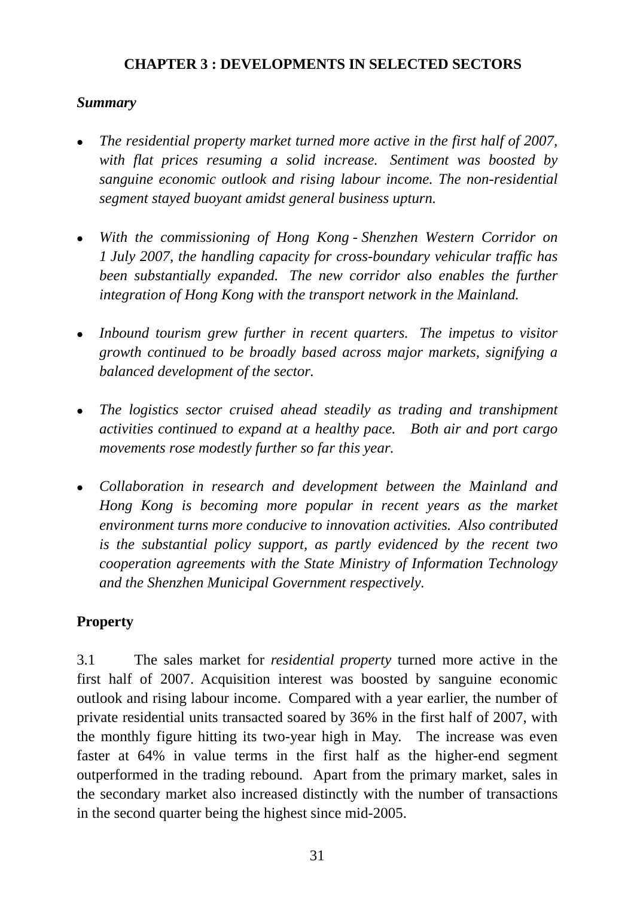# CHAPTER 3 : DEVELOPMENTS IN SELECTED SECTORS

***Summary***

- *The residential property market turned more active in the first half of 2007, with flat prices resuming a solid increase. Sentiment was boosted by sanguine economic outlook and rising labour income. The non-residential segment stayed buoyant amidst general business upturn.*

- *With the commissioning of Hong Kong - Shenzhen Western Corridor on 1 July 2007, the handling capacity for cross-boundary vehicular traffic has been substantially expanded. The new corridor also enables the further integration of Hong Kong with the transport network in the Mainland.*

- *Inbound tourism grew further in recent quarters. The impetus to visitor growth continued to be broadly based across major markets, signifying a balanced development of the sector.*

- *The logistics sector cruised ahead steadily as trading and transhipment activities continued to expand at a healthy pace. Both air and port cargo movements rose modestly further so far this year.*

- *Collaboration in research and development between the Mainland and Hong Kong is becoming more popular in recent years as the market environment turns more conducive to innovation activities. Also contributed is the substantial policy support, as partly evidenced by the recent two cooperation agreements with the State Ministry of Information Technology and the Shenzhen Municipal Government respectively.*

## Property

3.1 The sales market for *residential property* turned more active in the first half of 2007. Acquisition interest was boosted by sanguine economic outlook and rising labour income. Compared with a year earlier, the number of private residential units transacted soared by 36% in the first half of 2007, with the monthly figure hitting its two-year high in May. The increase was even faster at 64% in value terms in the first half as the higher-end segment outperformed in the trading rebound. Apart from the primary market, sales in the secondary market also increased distinctly with the number of transactions in the second quarter being the highest since mid-2005.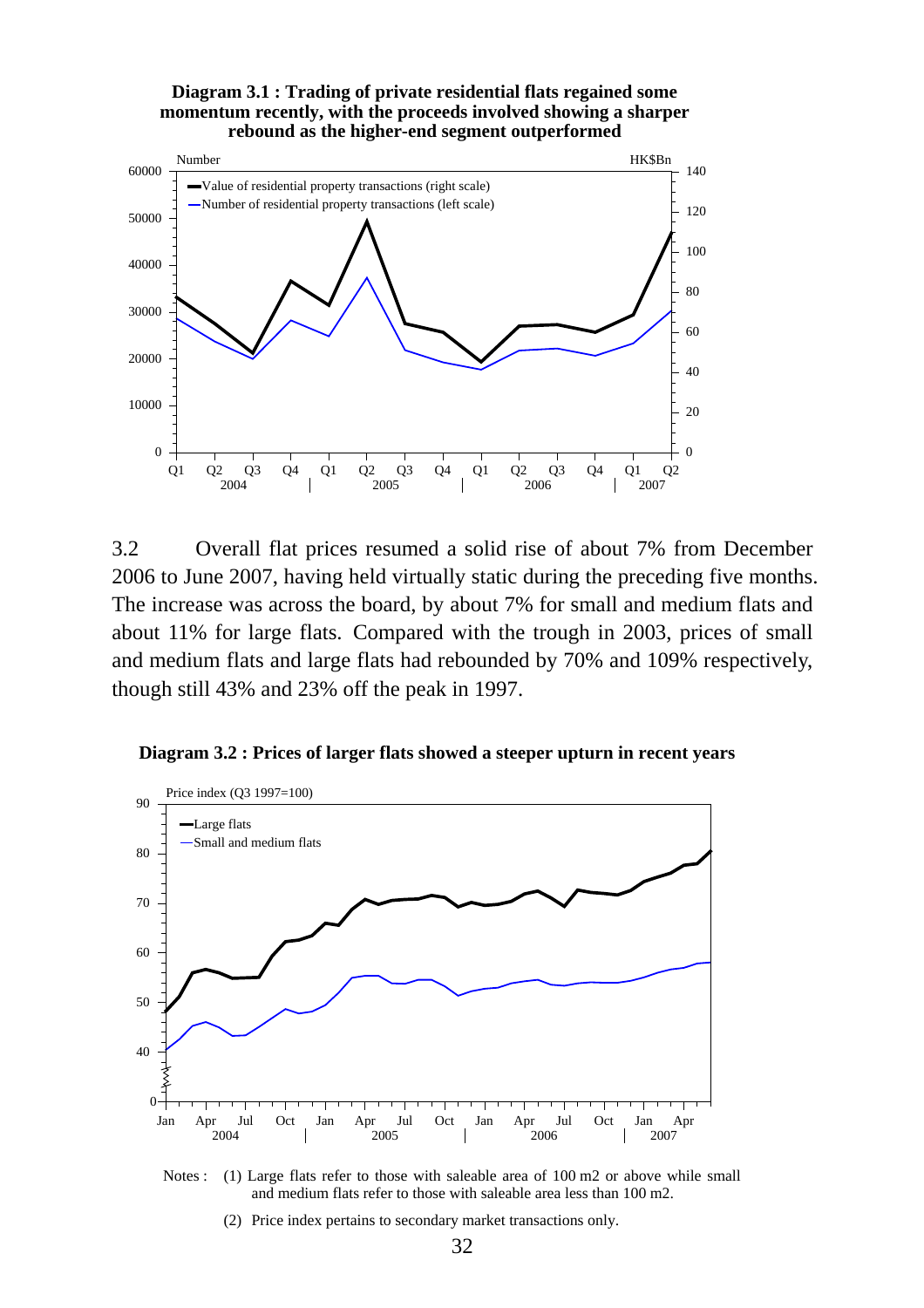**Diagram 3.1 : Trading of private residential flats regained some momentum recently, with the proceeds involved showing a sharper rebound as the higher-end segment outperformed**

3.2 Overall flat prices resumed a solid rise of about 7% from December 2006 to June 2007, having held virtually static during the preceding five months. The increase was across the board, by about 7% for small and medium flats and about 11% for large flats. Compared with the trough in 2003, prices of small and medium flats and large flats had rebounded by 70% and 109% respectively, though still 43% and 23% off the peak in 1997.

**Diagram 3.2 : Prices of larger flats showed a steeper upturn in recent years**

Notes : (1) Large flats refer to those with saleable area of 100 m2 or above while small and medium flats refer to those with saleable area less than 100 m2.

(2) Price index pertains to secondary market transactions only.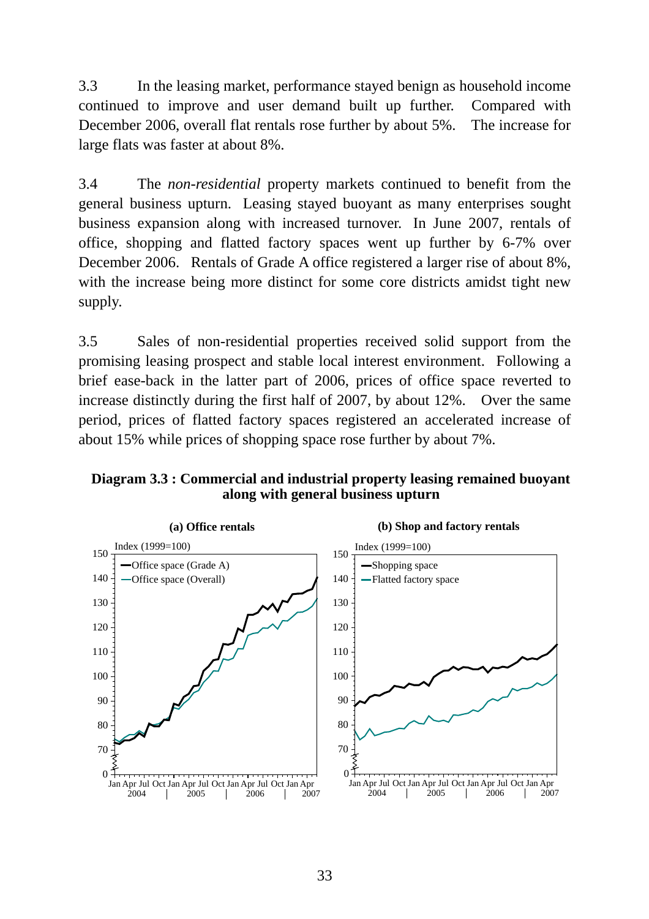3.3 In the leasing market, performance stayed benign as household income continued to improve and user demand built up further. Compared with December 2006, overall flat rentals rose further by about 5%. The increase for large flats was faster at about 8%.

3.4 The *non-residential* property markets continued to benefit from the general business upturn. Leasing stayed buoyant as many enterprises sought business expansion along with increased turnover. In June 2007, rentals of office, shopping and flatted factory spaces went up further by 6-7% over December 2006. Rentals of Grade A office registered a larger rise of about 8%, with the increase being more distinct for some core districts amidst tight new supply.

3.5 Sales of non-residential properties received solid support from the promising leasing prospect and stable local interest environment. Following a brief ease-back in the latter part of 2006, prices of office space reverted to increase distinctly during the first half of 2007, by about 12%. Over the same period, prices of flatted factory spaces registered an accelerated increase of about 15% while prices of shopping space rose further by about 7%.

**Diagram 3.3 : Commercial and industrial property leasing remained buoyant along with general business upturn**

**(a) Office rentals**

**(b) Shop and factory rentals**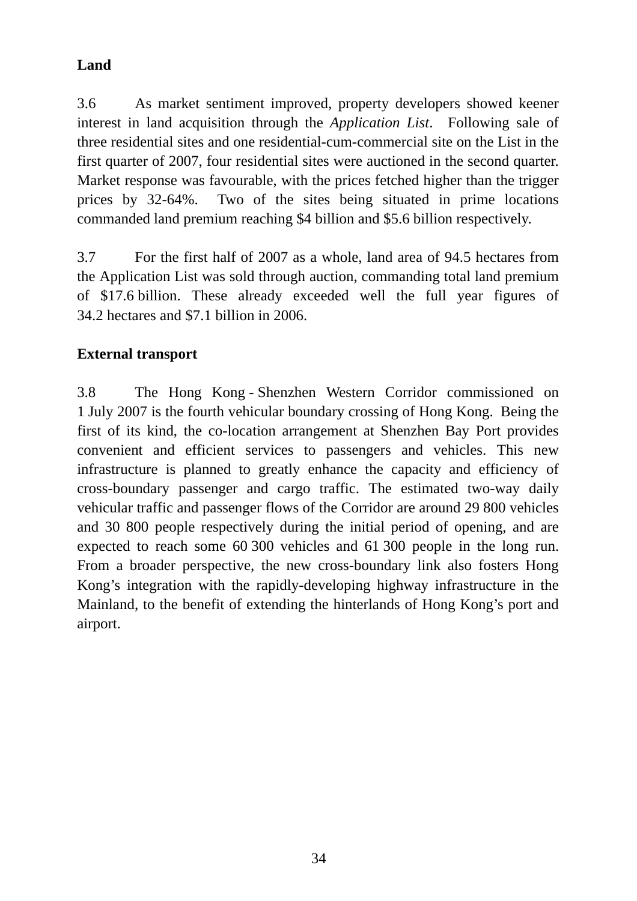**Land**

3.6 As market sentiment improved, property developers showed keener interest in land acquisition through the *Application List*. Following sale of three residential sites and one residential-cum-commercial site on the List in the first quarter of 2007, four residential sites were auctioned in the second quarter. Market response was favourable, with the prices fetched higher than the trigger prices by 32-64%. Two of the sites being situated in prime locations commanded land premium reaching $4 billion and $5.6 billion respectively.

3.7 For the first half of 2007 as a whole, land area of 94.5 hectares from the Application List was sold through auction, commanding total land premium of $17.6 billion. These already exceeded well the full year figures of 34.2 hectares and $7.1 billion in 2006.

**External transport**

3.8 The Hong Kong - Shenzhen Western Corridor commissioned on 1 July 2007 is the fourth vehicular boundary crossing of Hong Kong. Being the first of its kind, the co-location arrangement at Shenzhen Bay Port provides convenient and efficient services to passengers and vehicles. This new infrastructure is planned to greatly enhance the capacity and efficiency of cross-boundary passenger and cargo traffic. The estimated two-way daily vehicular traffic and passenger flows of the Corridor are around 29 800 vehicles and 30 800 people respectively during the initial period of opening, and are expected to reach some 60 300 vehicles and 61 300 people in the long run. From a broader perspective, the new cross-boundary link also fosters Hong Kong's integration with the rapidly-developing highway infrastructure in the Mainland, to the benefit of extending the hinterlands of Hong Kong's port and airport.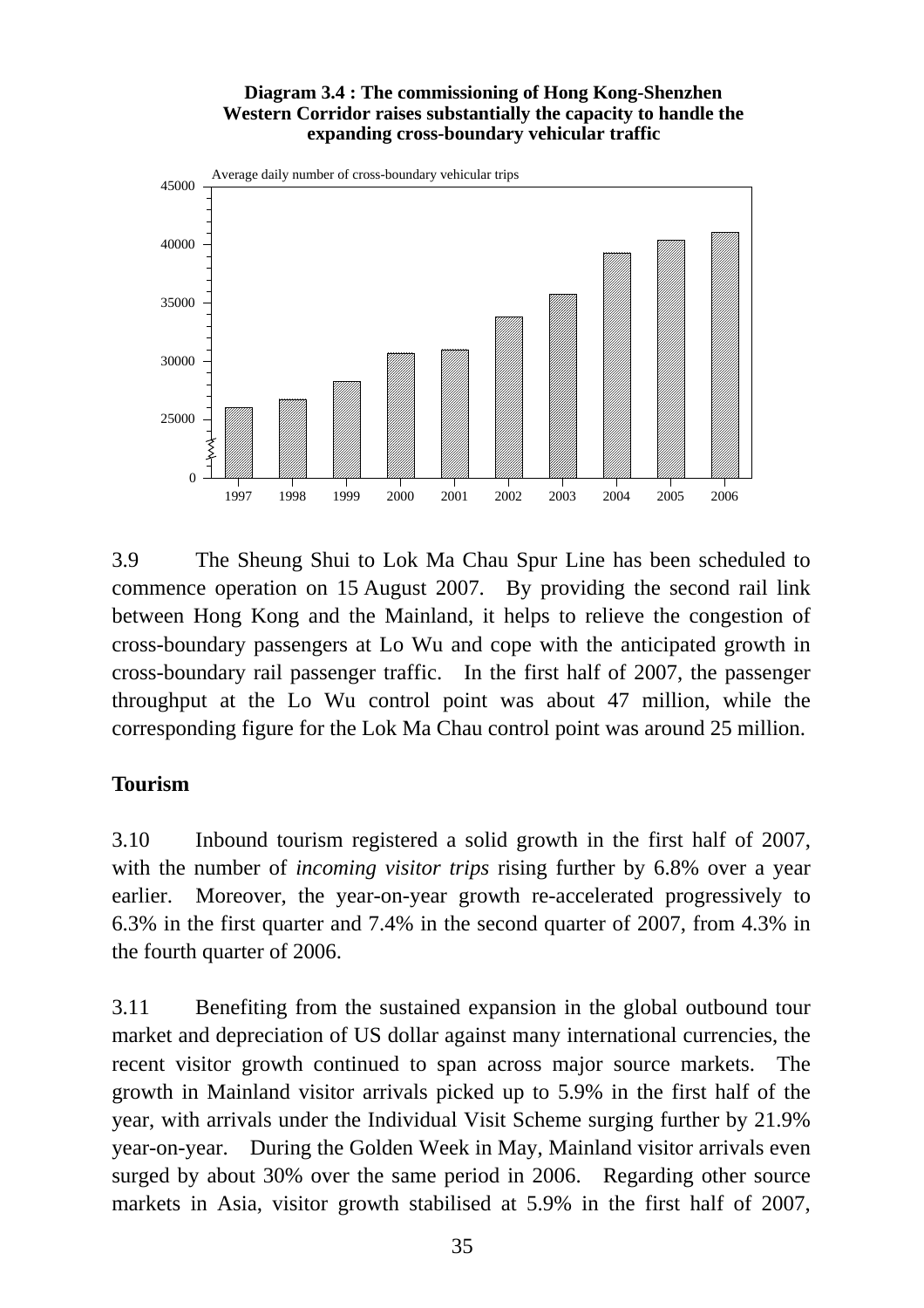**Diagram 3.4 : The commissioning of Hong Kong-Shenzhen Western Corridor raises substantially the capacity to handle the expanding cross-boundary vehicular traffic**

3.9 The Sheung Shui to Lok Ma Chau Spur Line has been scheduled to commence operation on 15 August 2007. By providing the second rail link between Hong Kong and the Mainland, it helps to relieve the congestion of cross-boundary passengers at Lo Wu and cope with the anticipated growth in cross-boundary rail passenger traffic. In the first half of 2007, the passenger throughput at the Lo Wu control point was about 47 million, while the corresponding figure for the Lok Ma Chau control point was around 25 million.

## Tourism

3.10 Inbound tourism registered a solid growth in the first half of 2007, with the number of *incoming visitor trips* rising further by 6.8% over a year earlier. Moreover, the year-on-year growth re-accelerated progressively to 6.3% in the first quarter and 7.4% in the second quarter of 2007, from 4.3% in the fourth quarter of 2006.

3.11 Benefiting from the sustained expansion in the global outbound tour market and depreciation of US dollar against many international currencies, the recent visitor growth continued to span across major source markets. The growth in Mainland visitor arrivals picked up to 5.9% in the first half of the year, with arrivals under the Individual Visit Scheme surging further by 21.9% year-on-year. During the Golden Week in May, Mainland visitor arrivals even surged by about 30% over the same period in 2006. Regarding other source markets in Asia, visitor growth stabilised at 5.9% in the first half of 2007,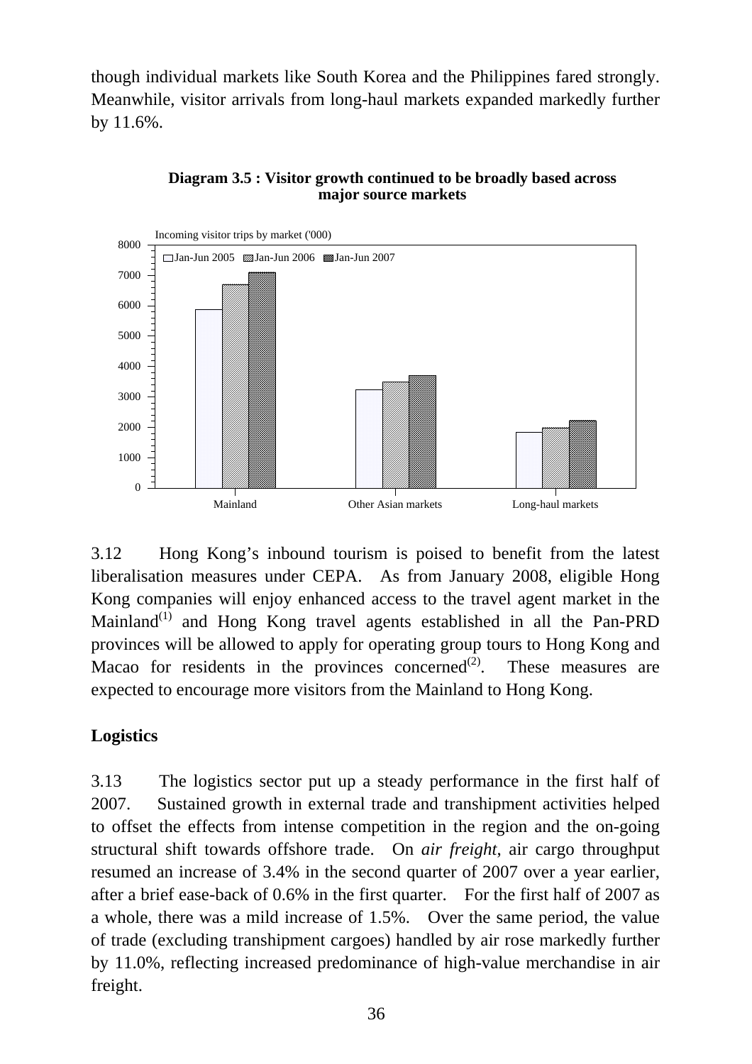though individual markets like South Korea and the Philippines fared strongly. Meanwhile, visitor arrivals from long-haul markets expanded markedly further by 11.6%.

**Diagram 3.5 : Visitor growth continued to be broadly based across major source markets**

3.12 Hong Kong's inbound tourism is poised to benefit from the latest liberalisation measures under CEPA. As from January 2008, eligible Hong Kong companies will enjoy enhanced access to the travel agent market in the Mainland[(1)] and Hong Kong travel agents established in all the Pan-PRD provinces will be allowed to apply for operating group tours to Hong Kong and Macao for residents in the provinces concerned[(2)]. These measures are expected to encourage more visitors from the Mainland to Hong Kong.

## Logistics

3.13 The logistics sector put up a steady performance in the first half of 2007. Sustained growth in external trade and transhipment activities helped to offset the effects from intense competition in the region and the on-going structural shift towards offshore trade. On *air freight*, air cargo throughput resumed an increase of 3.4% in the second quarter of 2007 over a year earlier, after a brief ease-back of 0.6% in the first quarter. For the first half of 2007 as a whole, there was a mild increase of 1.5%. Over the same period, the value of trade (excluding transhipment cargoes) handled by air rose markedly further by 11.0%, reflecting increased predominance of high-value merchandise in air freight.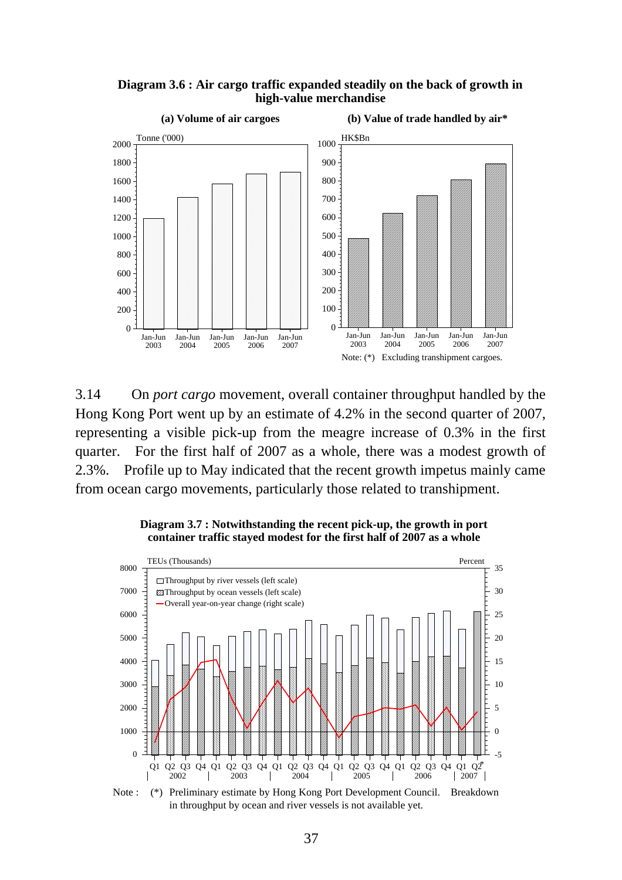**Diagram 3.6 : Air cargo traffic expanded steadily on the back of growth in high-value merchandise**

**(a) Volume of air cargoes**

**(b) Value of trade handled by air***

Note: (*) Excluding transhipment cargoes.

3.14 On *port cargo* movement, overall container throughput handled by the Hong Kong Port went up by an estimate of 4.2% in the second quarter of 2007, representing a visible pick-up from the meagre increase of 0.3% in the first quarter. For the first half of 2007 as a whole, there was a modest growth of 2.3%. Profile up to May indicated that the recent growth impetus mainly came from ocean cargo movements, particularly those related to transhipment.

**Diagram 3.7 : Notwithstanding the recent pick-up, the growth in port container traffic stayed modest for the first half of 2007 as a whole**

Note : (*) Preliminary estimate by Hong Kong Port Development Council. Breakdown in throughput by ocean and river vessels is not available yet.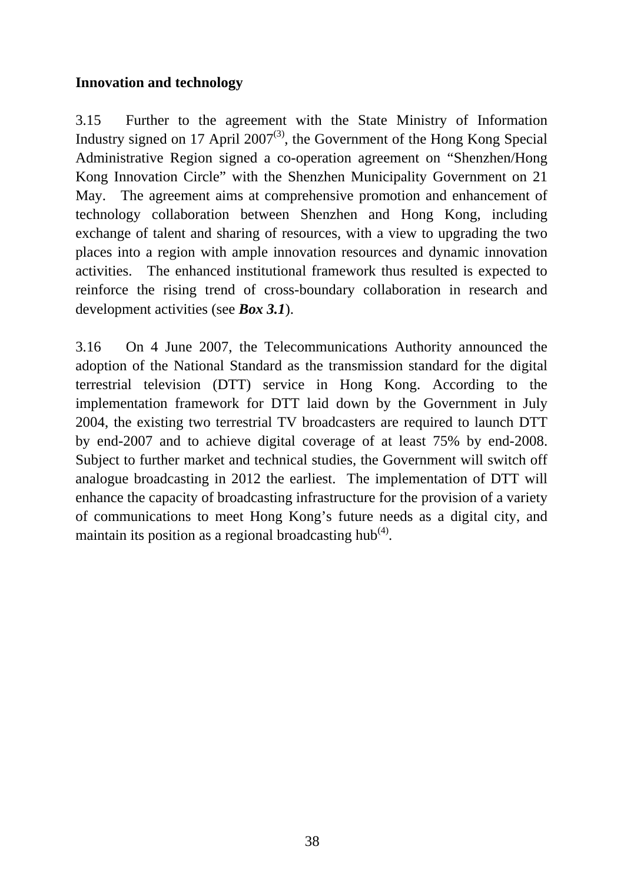**Innovation and technology**

3.15 Further to the agreement with the State Ministry of Information Industry signed on 17 April 2007[3], the Government of the Hong Kong Special Administrative Region signed a co-operation agreement on "Shenzhen/Hong Kong Innovation Circle" with the Shenzhen Municipality Government on 21 May. The agreement aims at comprehensive promotion and enhancement of technology collaboration between Shenzhen and Hong Kong, including exchange of talent and sharing of resources, with a view to upgrading the two places into a region with ample innovation resources and dynamic innovation activities. The enhanced institutional framework thus resulted is expected to reinforce the rising trend of cross-boundary collaboration in research and development activities (see ***Box 3.1***).

3.16 On 4 June 2007, the Telecommunications Authority announced the adoption of the National Standard as the transmission standard for the digital terrestrial television (DTT) service in Hong Kong. According to the implementation framework for DTT laid down by the Government in July 2004, the existing two terrestrial TV broadcasters are required to launch DTT by end-2007 and to achieve digital coverage of at least 75% by end-2008. Subject to further market and technical studies, the Government will switch off analogue broadcasting in 2012 the earliest. The implementation of DTT will enhance the capacity of broadcasting infrastructure for the provision of a variety of communications to meet Hong Kong's future needs as a digital city, and maintain its position as a regional broadcasting hub[4].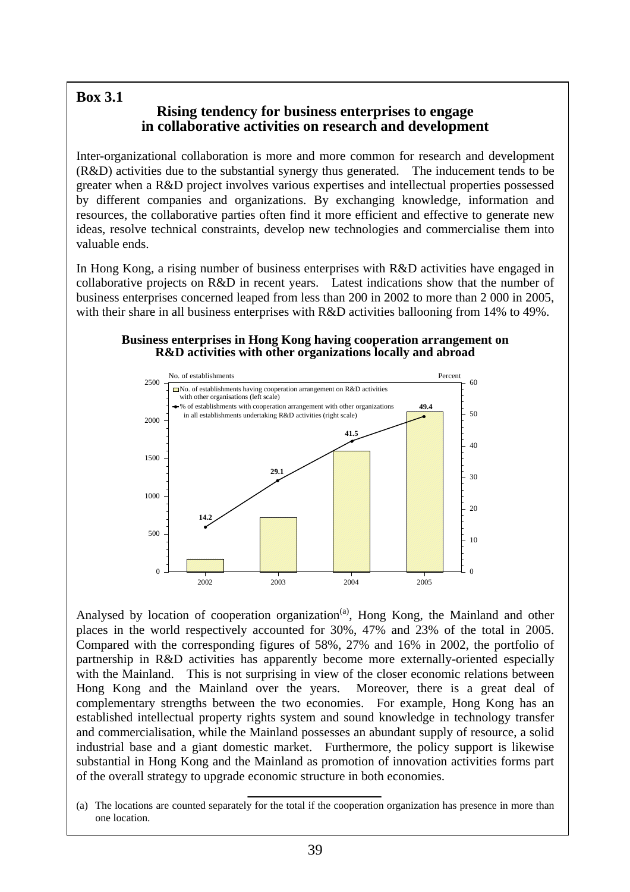**Box 3.1**

## Rising tendency for business enterprises to engage in collaborative activities on research and development

Inter-organizational collaboration is more and more common for research and development (R&D) activities due to the substantial synergy thus generated. The inducement tends to be greater when a R&D project involves various expertises and intellectual properties possessed by different companies and organizations. By exchanging knowledge, information and resources, the collaborative parties often find it more efficient and effective to generate new ideas, resolve technical constraints, develop new technologies and commercialise them into valuable ends.

In Hong Kong, a rising number of business enterprises with R&D activities have engaged in collaborative projects on R&D in recent years. Latest indications show that the number of business enterprises concerned leaped from less than 200 in 2002 to more than 2 000 in 2005, with their share in all business enterprises with R&D activities ballooning from 14% to 49%.

**Business enterprises in Hong Kong having cooperation arrangement on R&D activities with other organizations locally and abroad**

| Year | % of establishments with cooperation arrangement with other organizations in all establishments undertaking R&D activities (right scale) |
|---|---|
| 2002 | 14.2 |
| 2003 | 29.1 |
| 2004 | 41.5 |
| 2005 | 49.4 |

Analysed by location of cooperation organization[(a)], Hong Kong, the Mainland and other places in the world respectively accounted for 30%, 47% and 23% of the total in 2005. Compared with the corresponding figures of 58%, 27% and 16% in 2002, the portfolio of partnership in R&D activities has apparently become more externally-oriented especially with the Mainland. This is not surprising in view of the closer economic relations between Hong Kong and the Mainland over the years. Moreover, there is a great deal of complementary strengths between the two economies. For example, Hong Kong has an established intellectual property rights system and sound knowledge in technology transfer and commercialisation, while the Mainland possesses an abundant supply of resource, a solid industrial base and a giant domestic market. Furthermore, the policy support is likewise substantial in Hong Kong and the Mainland as promotion of innovation activities forms part of the overall strategy to upgrade economic structure in both economies.

(a) The locations are counted separately for the total if the cooperation organization has presence in more than one location.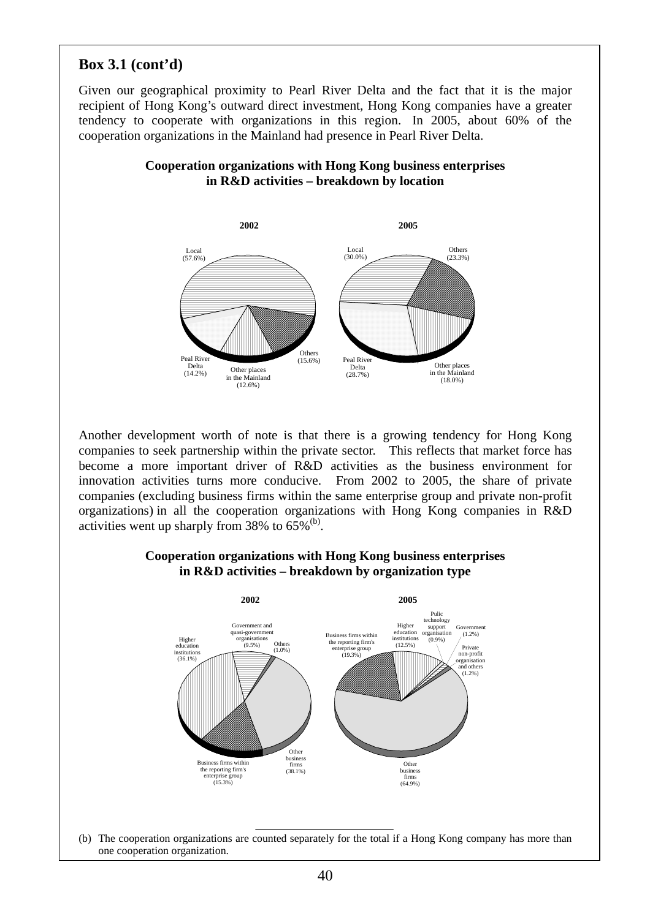## Box 3.1 (cont'd)

Given our geographical proximity to Pearl River Delta and the fact that it is the major recipient of Hong Kong's outward direct investment, Hong Kong companies have a greater tendency to cooperate with organizations in this region. In 2005, about 60% of the cooperation organizations in the Mainland had presence in Pearl River Delta.

**Cooperation organizations with Hong Kong business enterprises in R&D activities – breakdown by location**

**2002**

Local (57.6%)
Others (15.6%)
Other places in the Mainland (12.6%)
Peal River Delta (14.2%)

**2005**

Local (30.0%)
Others (23.3%)
Other places in the Mainland (18.0%)
Peal River Delta (28.7%)

Another development worth of note is that there is a growing tendency for Hong Kong companies to seek partnership within the private sector. This reflects that market force has become a more important driver of R&D activities as the business environment for innovation activities turns more conducive. From 2002 to 2005, the share of private companies (excluding business firms within the same enterprise group and private non-profit organizations) in all the cooperation organizations with Hong Kong companies in R&D activities went up sharply from 38% to 65%[(b)].

**Cooperation organizations with Hong Kong business enterprises in R&D activities – breakdown by organization type**

**2002**

Government and quasi-government organisations (9.5%)
Others (1.0%)
Higher education institutions (36.1%)
Business firms within the reporting firm's enterprise group (15.3%)
Other business firms (38.1%)

**2005**

Pulic technology support organisation (0.9%)
Government (1.2%)
Higher education institutions (12.5%)
Business firms within the reporting firm's enterprise group (19.3%)
Private non-profit organisation and others (1.2%)
Other business firms (64.9%)

---

(b) The cooperation organizations are counted separately for the total if a Hong Kong company has more than one cooperation organization.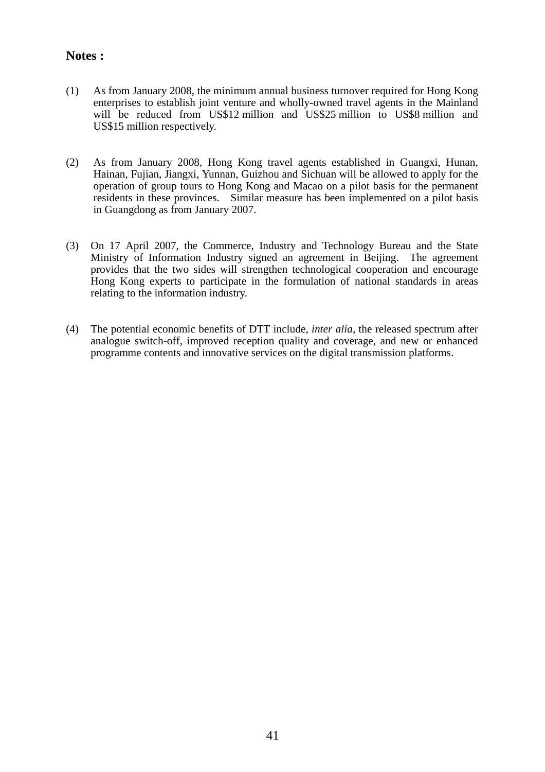**Notes :**

(1) As from January 2008, the minimum annual business turnover required for Hong Kong enterprises to establish joint venture and wholly-owned travel agents in the Mainland will be reduced from US$12 million and US$25 million to US$8 million and US$15 million respectively.

(2) As from January 2008, Hong Kong travel agents established in Guangxi, Hunan, Hainan, Fujian, Jiangxi, Yunnan, Guizhou and Sichuan will be allowed to apply for the operation of group tours to Hong Kong and Macao on a pilot basis for the permanent residents in these provinces. Similar measure has been implemented on a pilot basis in Guangdong as from January 2007.

(3) On 17 April 2007, the Commerce, Industry and Technology Bureau and the State Ministry of Information Industry signed an agreement in Beijing. The agreement provides that the two sides will strengthen technological cooperation and encourage Hong Kong experts to participate in the formulation of national standards in areas relating to the information industry.

(4) The potential economic benefits of DTT include, *inter alia*, the released spectrum after analogue switch-off, improved reception quality and coverage, and new or enhanced programme contents and innovative services on the digital transmission platforms.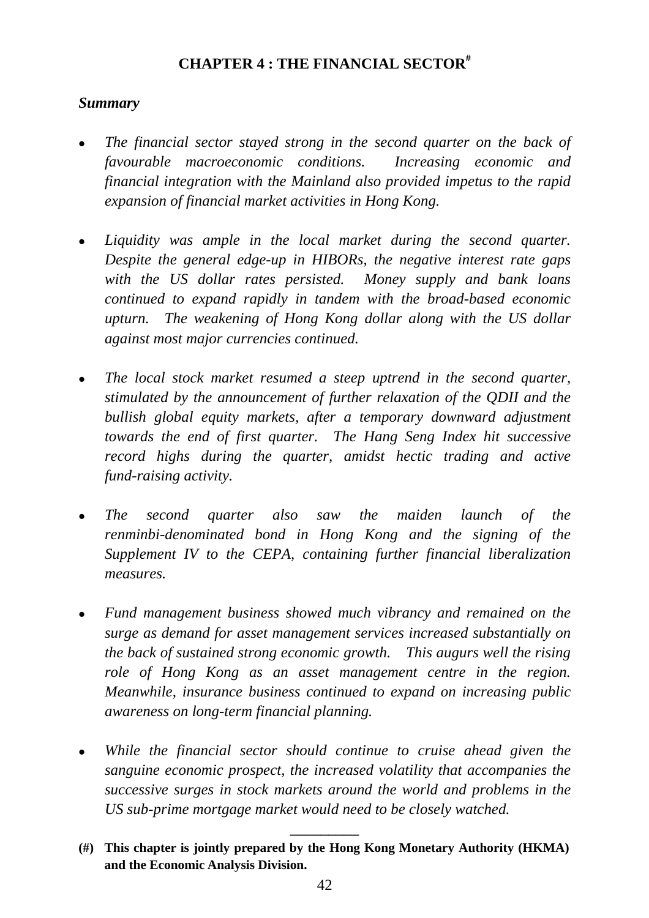# CHAPTER 4 : THE FINANCIAL SECTOR[#]

***Summary***

- *The financial sector stayed strong in the second quarter on the back of favourable macroeconomic conditions. Increasing economic and financial integration with the Mainland also provided impetus to the rapid expansion of financial market activities in Hong Kong.*

- *Liquidity was ample in the local market during the second quarter. Despite the general edge-up in HIBORs, the negative interest rate gaps with the US dollar rates persisted. Money supply and bank loans continued to expand rapidly in tandem with the broad-based economic upturn. The weakening of Hong Kong dollar along with the US dollar against most major currencies continued.*

- *The local stock market resumed a steep uptrend in the second quarter, stimulated by the announcement of further relaxation of the QDII and the bullish global equity markets, after a temporary downward adjustment towards the end of first quarter. The Hang Seng Index hit successive record highs during the quarter, amidst hectic trading and active fund-raising activity.*

- *The second quarter also saw the maiden launch of the renminbi-denominated bond in Hong Kong and the signing of the Supplement IV to the CEPA, containing further financial liberalization measures.*

- *Fund management business showed much vibrancy and remained on the surge as demand for asset management services increased substantially on the back of sustained strong economic growth. This augurs well the rising role of Hong Kong as an asset management centre in the region. Meanwhile, insurance business continued to expand on increasing public awareness on long-term financial planning.*

- *While the financial sector should continue to cruise ahead given the sanguine economic prospect, the increased volatility that accompanies the successive surges in stock markets around the world and problems in the US sub-prime mortgage market would need to be closely watched.*

---

**(#) This chapter is jointly prepared by the Hong Kong Monetary Authority (HKMA) and the Economic Analysis Division.**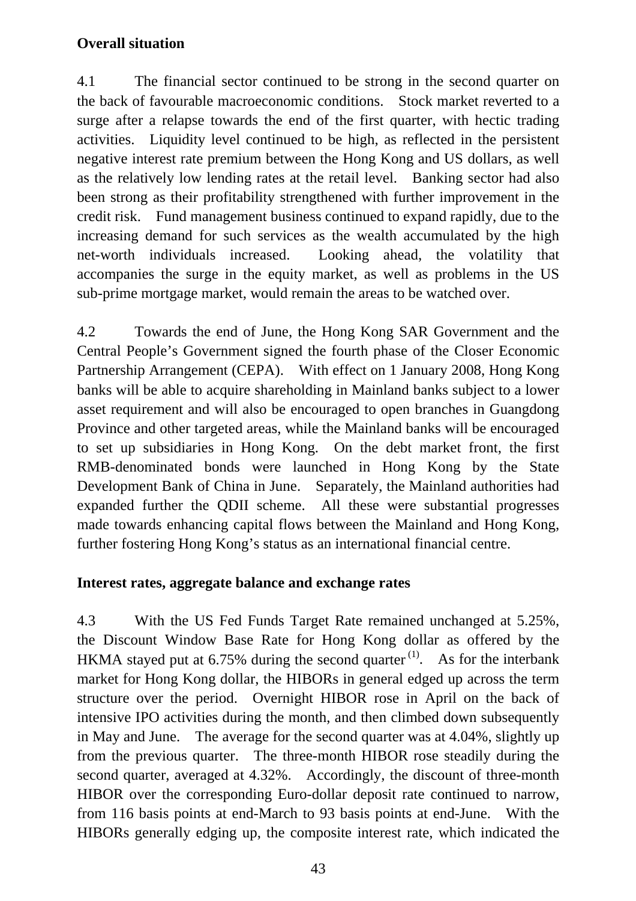**Overall situation**

4.1 The financial sector continued to be strong in the second quarter on the back of favourable macroeconomic conditions. Stock market reverted to a surge after a relapse towards the end of the first quarter, with hectic trading activities. Liquidity level continued to be high, as reflected in the persistent negative interest rate premium between the Hong Kong and US dollars, as well as the relatively low lending rates at the retail level. Banking sector had also been strong as their profitability strengthened with further improvement in the credit risk. Fund management business continued to expand rapidly, due to the increasing demand for such services as the wealth accumulated by the high net-worth individuals increased. Looking ahead, the volatility that accompanies the surge in the equity market, as well as problems in the US sub-prime mortgage market, would remain the areas to be watched over.

4.2 Towards the end of June, the Hong Kong SAR Government and the Central People's Government signed the fourth phase of the Closer Economic Partnership Arrangement (CEPA). With effect on 1 January 2008, Hong Kong banks will be able to acquire shareholding in Mainland banks subject to a lower asset requirement and will also be encouraged to open branches in Guangdong Province and other targeted areas, while the Mainland banks will be encouraged to set up subsidiaries in Hong Kong. On the debt market front, the first RMB-denominated bonds were launched in Hong Kong by the State Development Bank of China in June. Separately, the Mainland authorities had expanded further the QDII scheme. All these were substantial progresses made towards enhancing capital flows between the Mainland and Hong Kong, further fostering Hong Kong's status as an international financial centre.

**Interest rates, aggregate balance and exchange rates**

4.3 With the US Fed Funds Target Rate remained unchanged at 5.25%, the Discount Window Base Rate for Hong Kong dollar as offered by the HKMA stayed put at 6.75% during the second quarter (1). As for the interbank market for Hong Kong dollar, the HIBORs in general edged up across the term structure over the period. Overnight HIBOR rose in April on the back of intensive IPO activities during the month, and then climbed down subsequently in May and June. The average for the second quarter was at 4.04%, slightly up from the previous quarter. The three-month HIBOR rose steadily during the second quarter, averaged at 4.32%. Accordingly, the discount of three-month HIBOR over the corresponding Euro-dollar deposit rate continued to narrow, from 116 basis points at end-March to 93 basis points at end-June. With the HIBORs generally edging up, the composite interest rate, which indicated the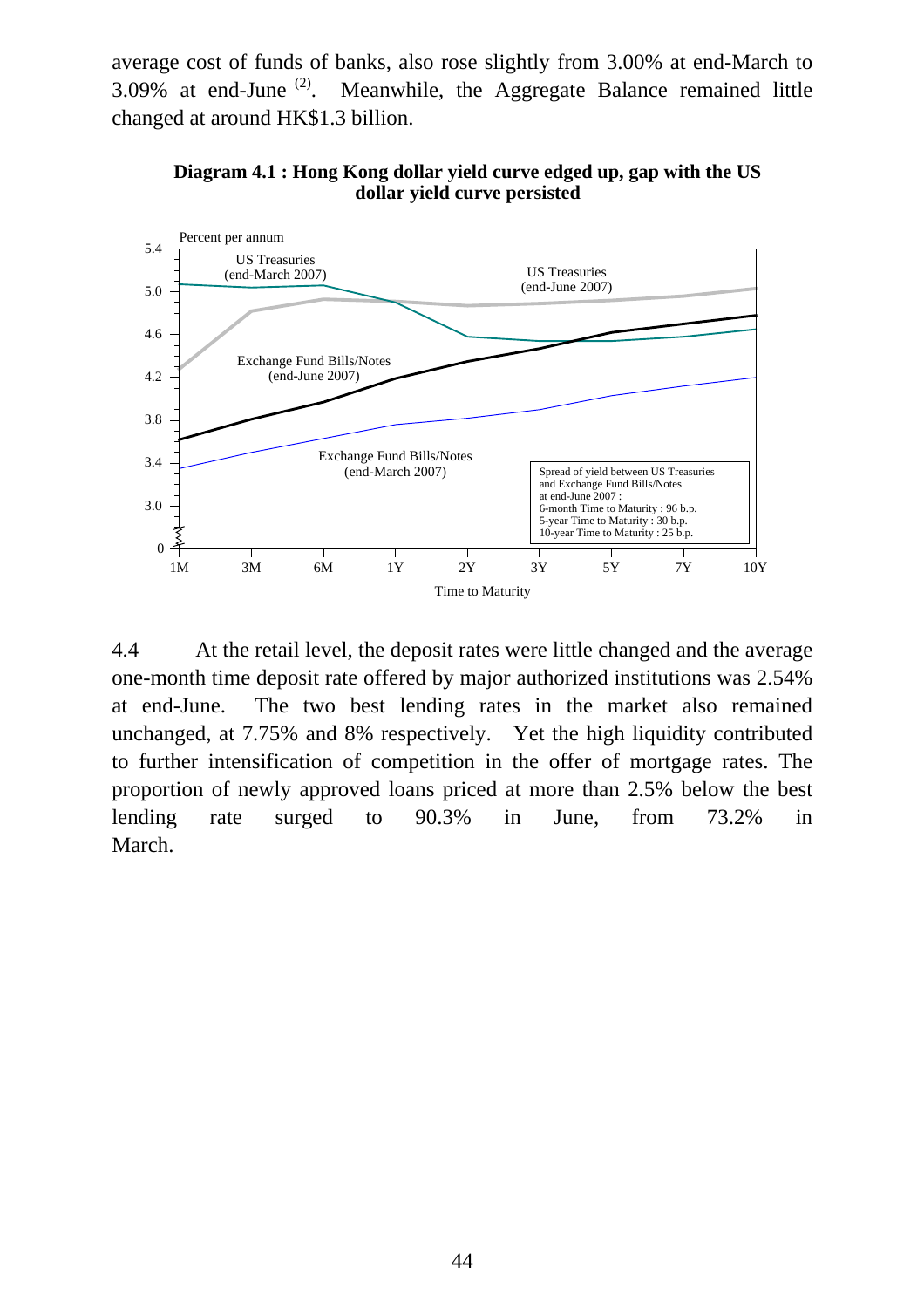average cost of funds of banks, also rose slightly from 3.00% at end-March to 3.09% at end-June [(2)]. Meanwhile, the Aggregate Balance remained little changed at around HK$1.3 billion.

**Diagram 4.1 : Hong Kong dollar yield curve edged up, gap with the US dollar yield curve persisted**

Percent per annum

US Treasuries (end-March 2007)

US Treasuries (end-June 2007)

Exchange Fund Bills/Notes (end-June 2007)

Exchange Fund Bills/Notes (end-March 2007)

Spread of yield between US Treasuries and Exchange Fund Bills/Notes at end-June 2007 :
6-month Time to Maturity : 96 b.p.
5-year Time to Maturity : 30 b.p.
10-year Time to Maturity : 25 b.p.

Time to Maturity

4.4 At the retail level, the deposit rates were little changed and the average one-month time deposit rate offered by major authorized institutions was 2.54% at end-June. The two best lending rates in the market also remained unchanged, at 7.75% and 8% respectively. Yet the high liquidity contributed to further intensification of competition in the offer of mortgage rates. The proportion of newly approved loans priced at more than 2.5% below the best lending rate surged to 90.3% in June, from 73.2% in March.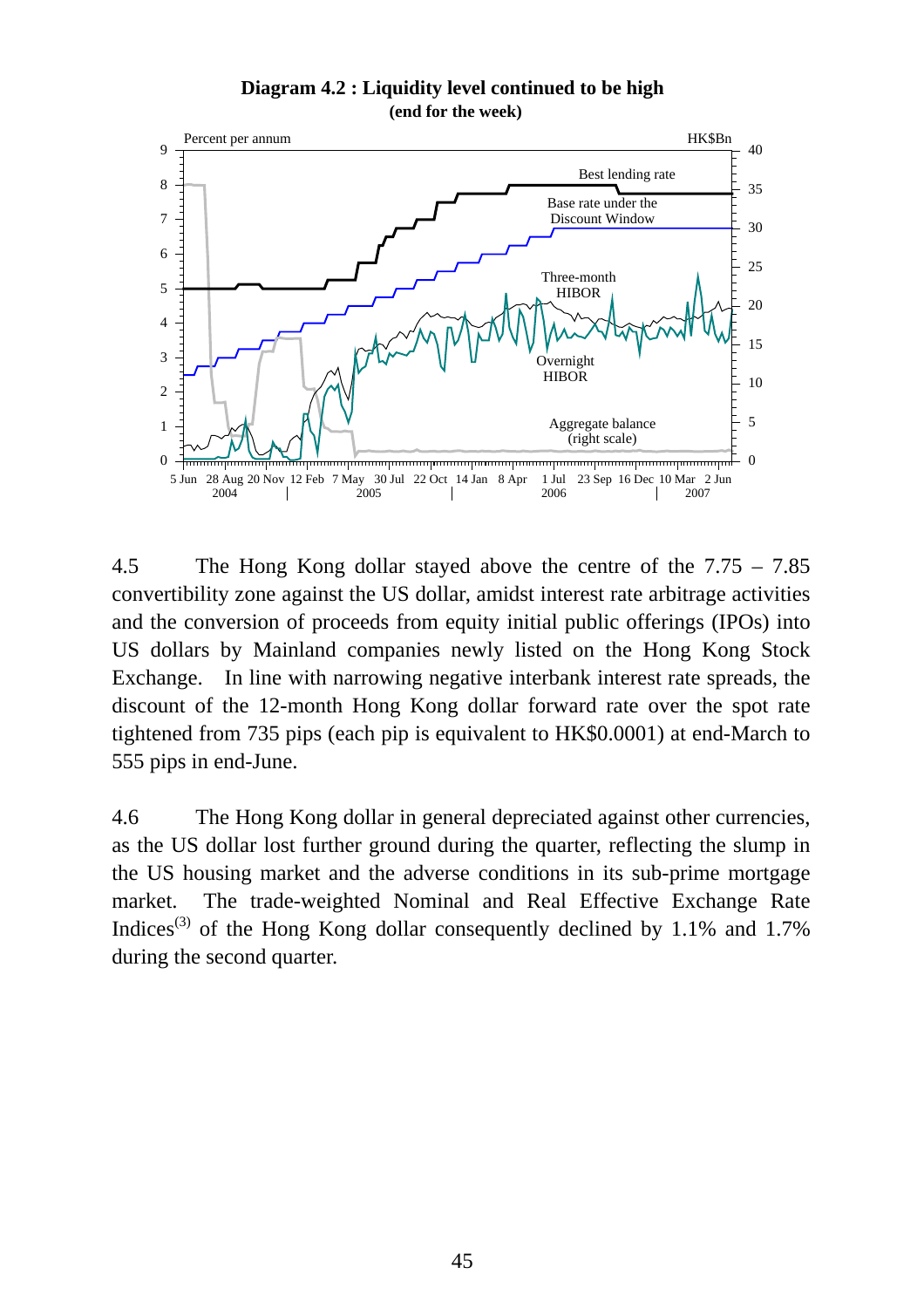**Diagram 4.2 : Liquidity level continued to be high**
**(end for the week)**

4.5 The Hong Kong dollar stayed above the centre of the 7.75 – 7.85 convertibility zone against the US dollar, amidst interest rate arbitrage activities and the conversion of proceeds from equity initial public offerings (IPOs) into US dollars by Mainland companies newly listed on the Hong Kong Stock Exchange. In line with narrowing negative interbank interest rate spreads, the discount of the 12-month Hong Kong dollar forward rate over the spot rate tightened from 735 pips (each pip is equivalent to HK$0.0001) at end-March to 555 pips in end-June.

4.6 The Hong Kong dollar in general depreciated against other currencies, as the US dollar lost further ground during the quarter, reflecting the slump in the US housing market and the adverse conditions in its sub-prime mortgage market. The trade-weighted Nominal and Real Effective Exchange Rate Indices(3) of the Hong Kong dollar consequently declined by 1.1% and 1.7% during the second quarter.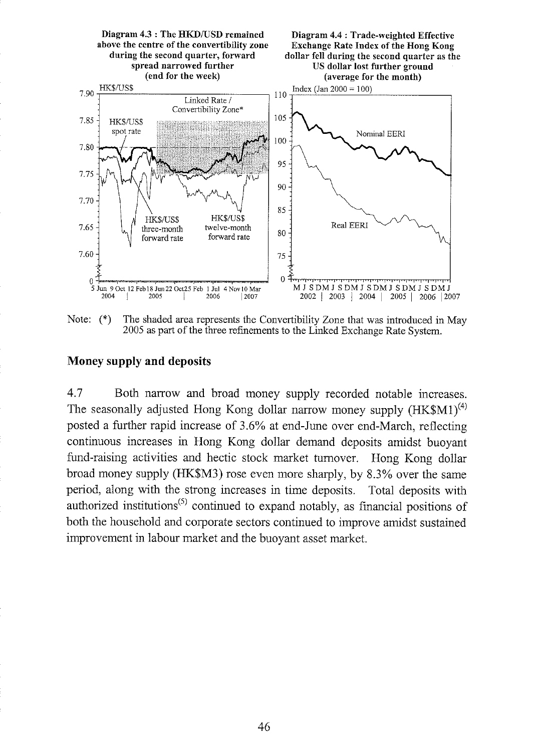**Diagram 4.3 : The HKD/USD remained above the centre of the convertibility zone during the second quarter, forward spread narrowed further (end for the week)**

**Diagram 4.4 : Trade-weighted Effective Exchange Rate Index of the Hong Kong dollar fell during the second quarter as the US dollar lost further ground (average for the month)**

Note: (*) The shaded area represents the Convertibility Zone that was introduced in May 2005 as part of the three refinements to the Linked Exchange Rate System.

## Money supply and deposits

4.7 Both narrow and broad money supply recorded notable increases. The seasonally adjusted Hong Kong dollar narrow money supply (HK$M1)[(4)] posted a further rapid increase of 3.6% at end-June over end-March, reflecting continuous increases in Hong Kong dollar demand deposits amidst buoyant fund-raising activities and hectic stock market turnover. Hong Kong dollar broad money supply (HK$M3) rose even more sharply, by 8.3% over the same period, along with the strong increases in time deposits. Total deposits with authorized institutions[(5)] continued to expand notably, as financial positions of both the household and corporate sectors continued to improve amidst sustained improvement in labour market and the buoyant asset market.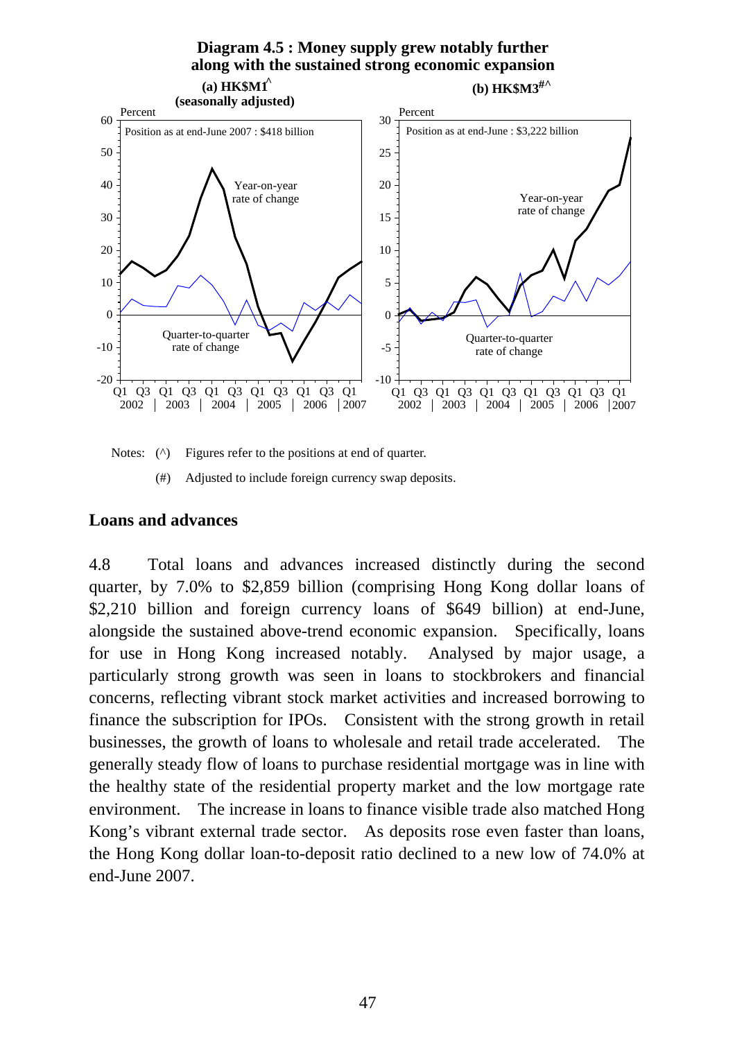**Diagram 4.5 : Money supply grew notably further along with the sustained strong economic expansion**

**(a) HK$M1^ (seasonally adjusted)**

Position as at end-June 2007 : $418 billion

**(b) HK$M3#^**

Position as at end-June : $3,222 billion

Notes: (^) Figures refer to the positions at end of quarter.

(#) Adjusted to include foreign currency swap deposits.

## Loans and advances

4.8 Total loans and advances increased distinctly during the second quarter, by 7.0% to $2,859 billion (comprising Hong Kong dollar loans of $2,210 billion and foreign currency loans of $649 billion) at end-June, alongside the sustained above-trend economic expansion. Specifically, loans for use in Hong Kong increased notably. Analysed by major usage, a particularly strong growth was seen in loans to stockbrokers and financial concerns, reflecting vibrant stock market activities and increased borrowing to finance the subscription for IPOs. Consistent with the strong growth in retail businesses, the growth of loans to wholesale and retail trade accelerated. The generally steady flow of loans to purchase residential mortgage was in line with the healthy state of the residential property market and the low mortgage rate environment. The increase in loans to finance visible trade also matched Hong Kong's vibrant external trade sector. As deposits rose even faster than loans, the Hong Kong dollar loan-to-deposit ratio declined to a new low of 74.0% at end-June 2007.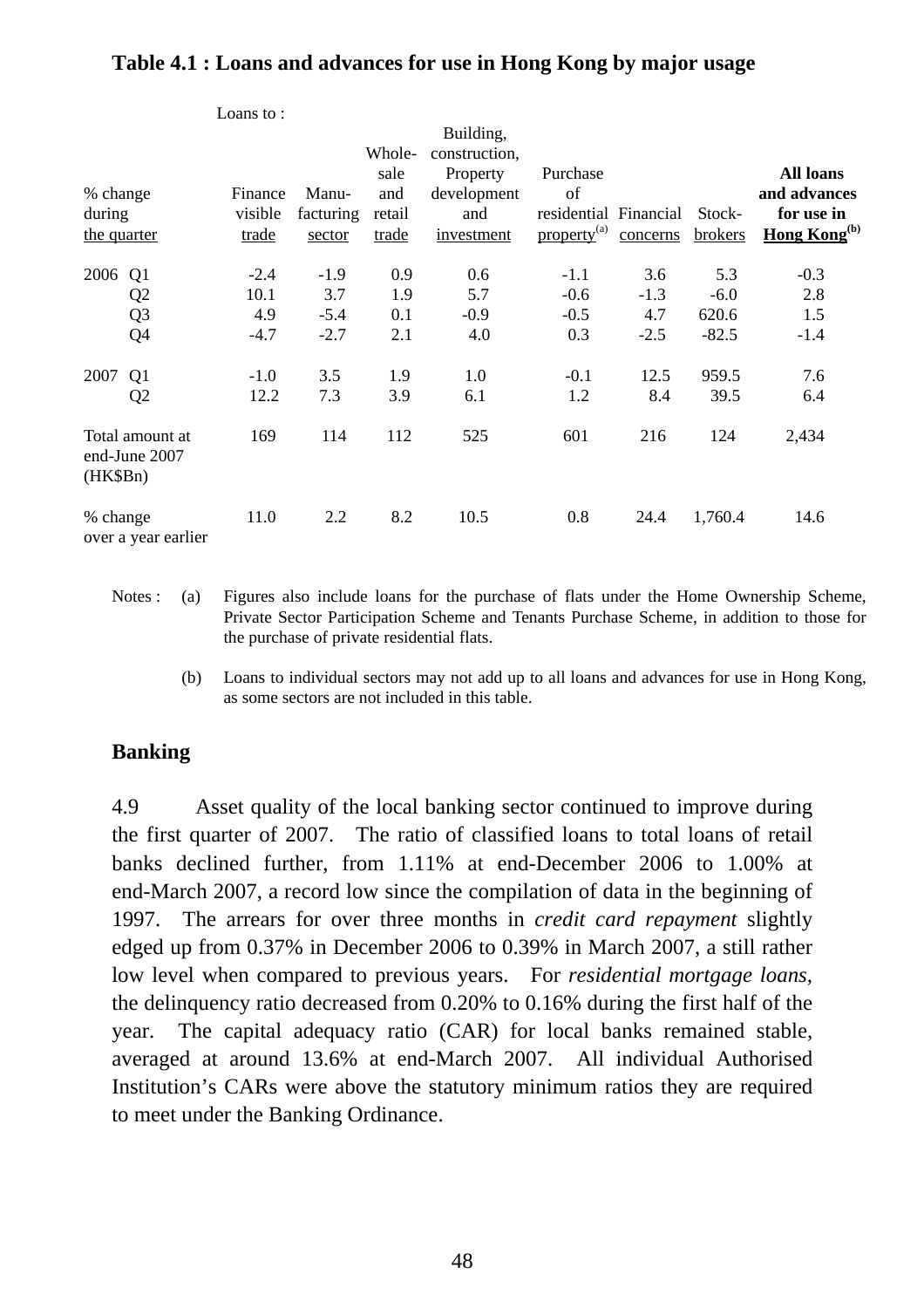**Table 4.1 : Loans and advances for use in Hong Kong by major usage**

| % change during the quarter | Loans to : Finance visible trade | Manu-facturing sector | Whole-sale and retail trade | Building, construction, Property development and investment | Purchase of residential property[(a)] | Financial concerns | Stock-brokers | **All loans and advances for use in Hong Kong[(b)]** |
|---|---|---|---|---|---|---|---|---|
| 2006 Q1 | -2.4 | -1.9 | 0.9 | 0.6 | -1.1 | 3.6 | 5.3 | -0.3 |
| Q2 | 10.1 | 3.7 | 1.9 | 5.7 | -0.6 | -1.3 | -6.0 | 2.8 |
| Q3 | 4.9 | -5.4 | 0.1 | -0.9 | -0.5 | 4.7 | 620.6 | 1.5 |
| Q4 | -4.7 | -2.7 | 2.1 | 4.0 | 0.3 | -2.5 | -82.5 | -1.4 |
| 2007 Q1 | -1.0 | 3.5 | 1.9 | 1.0 | -0.1 | 12.5 | 959.5 | 7.6 |
| Q2 | 12.2 | 7.3 | 3.9 | 6.1 | 1.2 | 8.4 | 39.5 | 6.4 |
| Total amount at end-June 2007 (HK$Bn) | 169 | 114 | 112 | 525 | 601 | 216 | 124 | 2,434 |
| % change over a year earlier | 11.0 | 2.2 | 8.2 | 10.5 | 0.8 | 24.4 | 1,760.4 | 14.6 |

Notes : (a) Figures also include loans for the purchase of flats under the Home Ownership Scheme, Private Sector Participation Scheme and Tenants Purchase Scheme, in addition to those for the purchase of private residential flats.

(b) Loans to individual sectors may not add up to all loans and advances for use in Hong Kong, as some sectors are not included in this table.

## Banking

4.9 Asset quality of the local banking sector continued to improve during the first quarter of 2007. The ratio of classified loans to total loans of retail banks declined further, from 1.11% at end-December 2006 to 1.00% at end-March 2007, a record low since the compilation of data in the beginning of 1997. The arrears for over three months in *credit card repayment* slightly edged up from 0.37% in December 2006 to 0.39% in March 2007, a still rather low level when compared to previous years. For *residential mortgage loans,* the delinquency ratio decreased from 0.20% to 0.16% during the first half of the year. The capital adequacy ratio (CAR) for local banks remained stable, averaged at around 13.6% at end-March 2007. All individual Authorised Institution's CARs were above the statutory minimum ratios they are required to meet under the Banking Ordinance.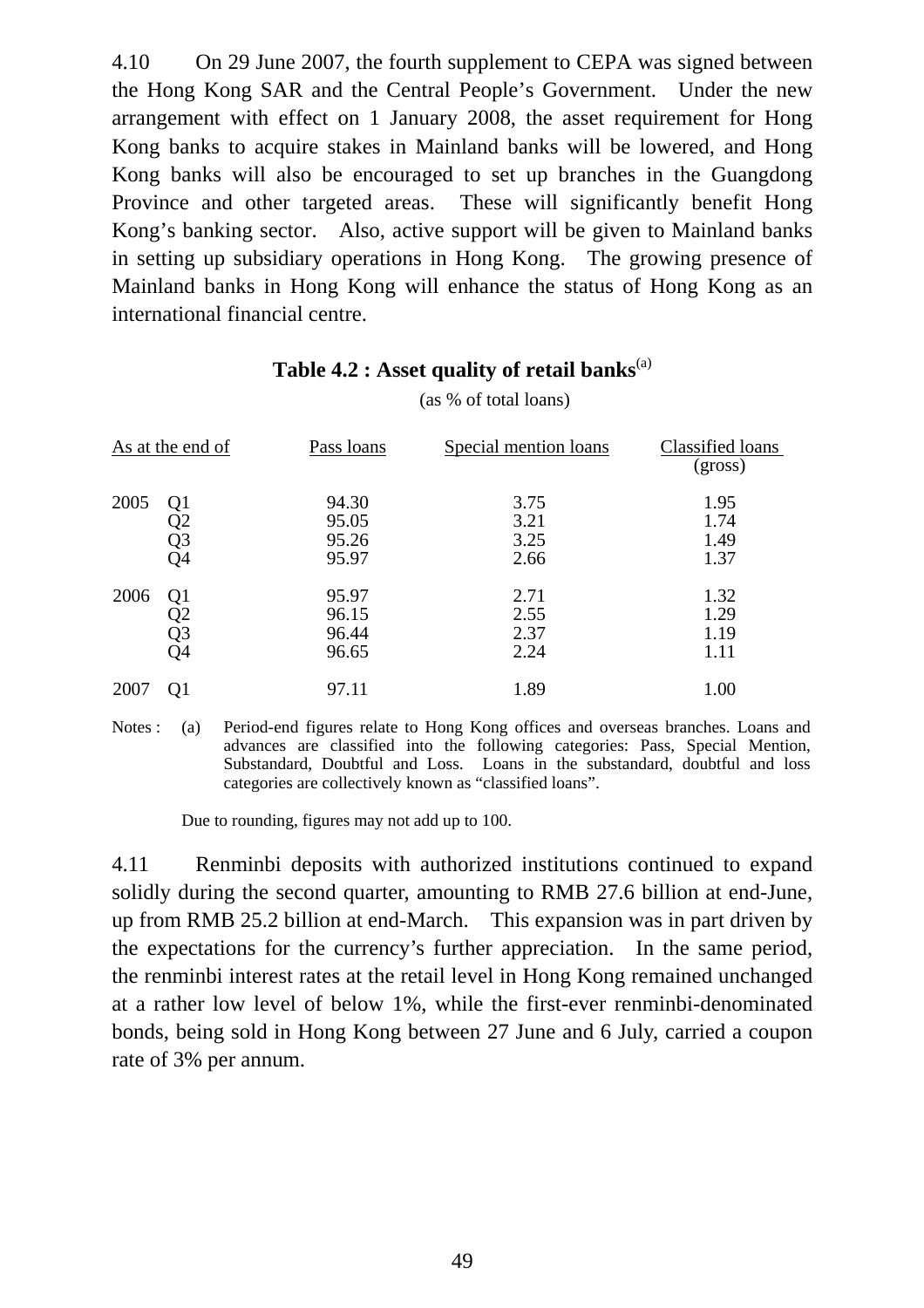4.10 On 29 June 2007, the fourth supplement to CEPA was signed between the Hong Kong SAR and the Central People's Government. Under the new arrangement with effect on 1 January 2008, the asset requirement for Hong Kong banks to acquire stakes in Mainland banks will be lowered, and Hong Kong banks will also be encouraged to set up branches in the Guangdong Province and other targeted areas. These will significantly benefit Hong Kong's banking sector. Also, active support will be given to Mainland banks in setting up subsidiary operations in Hong Kong. The growing presence of Mainland banks in Hong Kong will enhance the status of Hong Kong as an international financial centre.

**Table 4.2 : Asset quality of retail banks**[(a)]

(as % of total loans)

| As at the end of | | Pass loans | Special mention loans | Classified loans (gross) |
|---|---|---|---|---|
| 2005 | Q1 | 94.30 | 3.75 | 1.95 |
| | Q2 | 95.05 | 3.21 | 1.74 |
| | Q3 | 95.26 | 3.25 | 1.49 |
| | Q4 | 95.97 | 2.66 | 1.37 |
| 2006 | Q1 | 95.97 | 2.71 | 1.32 |
| | Q2 | 96.15 | 2.55 | 1.29 |
| | Q3 | 96.44 | 2.37 | 1.19 |
| | Q4 | 96.65 | 2.24 | 1.11 |
| 2007 | Q1 | 97.11 | 1.89 | 1.00 |

Notes : (a) Period-end figures relate to Hong Kong offices and overseas branches. Loans and advances are classified into the following categories: Pass, Special Mention, Substandard, Doubtful and Loss. Loans in the substandard, doubtful and loss categories are collectively known as "classified loans".

Due to rounding, figures may not add up to 100.

4.11 Renminbi deposits with authorized institutions continued to expand solidly during the second quarter, amounting to RMB 27.6 billion at end-June, up from RMB 25.2 billion at end-March. This expansion was in part driven by the expectations for the currency's further appreciation. In the same period, the renminbi interest rates at the retail level in Hong Kong remained unchanged at a rather low level of below 1%, while the first-ever renminbi-denominated bonds, being sold in Hong Kong between 27 June and 6 July, carried a coupon rate of 3% per annum.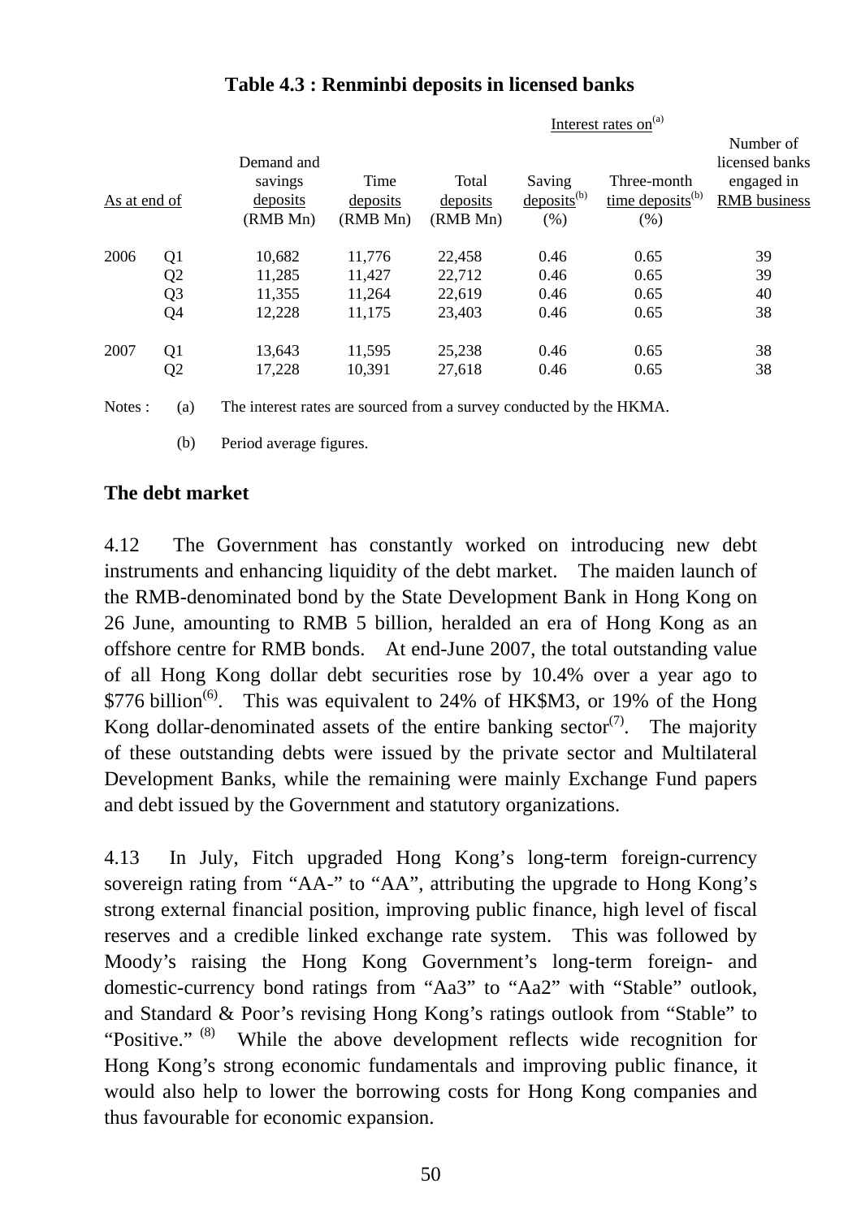**Table 4.3 : Renminbi deposits in licensed banks**

| As at end of | | Demand and savings deposits (RMB Mn) | Time deposits (RMB Mn) | Total deposits (RMB Mn) | Interest rates on[(a)] Saving deposits[(b)] (%) | Interest rates on[(a)] Three-month time deposits[(b)] (%) | Number of licensed banks engaged in RMB business |
|---|---|---|---|---|---|---|---|
| 2006 | Q1 | 10,682 | 11,776 | 22,458 | 0.46 | 0.65 | 39 |
| | Q2 | 11,285 | 11,427 | 22,712 | 0.46 | 0.65 | 39 |
| | Q3 | 11,355 | 11,264 | 22,619 | 0.46 | 0.65 | 40 |
| | Q4 | 12,228 | 11,175 | 23,403 | 0.46 | 0.65 | 38 |
| 2007 | Q1 | 13,643 | 11,595 | 25,238 | 0.46 | 0.65 | 38 |
| | Q2 | 17,228 | 10,391 | 27,618 | 0.46 | 0.65 | 38 |

Notes : (a) The interest rates are sourced from a survey conducted by the HKMA.

(b) Period average figures.

**The debt market**

4.12 The Government has constantly worked on introducing new debt instruments and enhancing liquidity of the debt market. The maiden launch of the RMB-denominated bond by the State Development Bank in Hong Kong on 26 June, amounting to RMB 5 billion, heralded an era of Hong Kong as an offshore centre for RMB bonds. At end-June 2007, the total outstanding value of all Hong Kong dollar debt securities rose by 10.4% over a year ago to $776 billion[(6)]. This was equivalent to 24% of HK$M3, or 19% of the Hong Kong dollar-denominated assets of the entire banking sector[(7)]. The majority of these outstanding debts were issued by the private sector and Multilateral Development Banks, while the remaining were mainly Exchange Fund papers and debt issued by the Government and statutory organizations.

4.13 In July, Fitch upgraded Hong Kong's long-term foreign-currency sovereign rating from "AA-" to "AA", attributing the upgrade to Hong Kong's strong external financial position, improving public finance, high level of fiscal reserves and a credible linked exchange rate system. This was followed by Moody's raising the Hong Kong Government's long-term foreign- and domestic-currency bond ratings from "Aa3" to "Aa2" with "Stable" outlook, and Standard & Poor's revising Hong Kong's ratings outlook from "Stable" to "Positive."[(8)] While the above development reflects wide recognition for Hong Kong's strong economic fundamentals and improving public finance, it would also help to lower the borrowing costs for Hong Kong companies and thus favourable for economic expansion.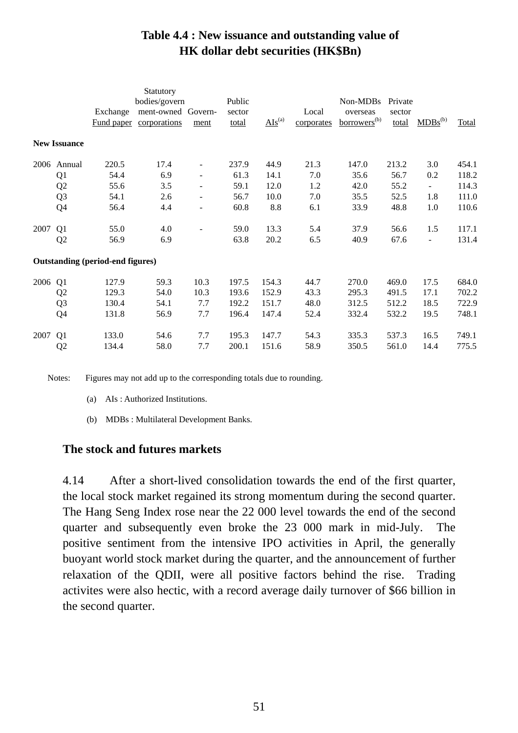**Table 4.4 : New issuance and outstanding value of HK dollar debt securities (HK$Bn)**

| | | Exchange Fund paper | Statutory bodies/government-owned corporations | Government | Public sector total | AIs[(a)] | Local corporates | Non-MDBs overseas borrowers[(b)] | Private sector total | MDBs[(b)] | Total |
|---|---|---|---|---|---|---|---|---|---|---|---|
| **New Issuance** | | | | | | | | | | | |
| 2006 | Annual | 220.5 | 17.4 | - | 237.9 | 44.9 | 21.3 | 147.0 | 213.2 | 3.0 | 454.1 |
| | Q1 | 54.4 | 6.9 | - | 61.3 | 14.1 | 7.0 | 35.6 | 56.7 | 0.2 | 118.2 |
| | Q2 | 55.6 | 3.5 | - | 59.1 | 12.0 | 1.2 | 42.0 | 55.2 | - | 114.3 |
| | Q3 | 54.1 | 2.6 | - | 56.7 | 10.0 | 7.0 | 35.5 | 52.5 | 1.8 | 111.0 |
| | Q4 | 56.4 | 4.4 | - | 60.8 | 8.8 | 6.1 | 33.9 | 48.8 | 1.0 | 110.6 |
| 2007 | Q1 | 55.0 | 4.0 | - | 59.0 | 13.3 | 5.4 | 37.9 | 56.6 | 1.5 | 117.1 |
| | Q2 | 56.9 | 6.9 | | 63.8 | 20.2 | 6.5 | 40.9 | 67.6 | - | 131.4 |
| **Outstanding (period-end figures)** | | | | | | | | | | | |
| 2006 | Q1 | 127.9 | 59.3 | 10.3 | 197.5 | 154.3 | 44.7 | 270.0 | 469.0 | 17.5 | 684.0 |
| | Q2 | 129.3 | 54.0 | 10.3 | 193.6 | 152.9 | 43.3 | 295.3 | 491.5 | 17.1 | 702.2 |
| | Q3 | 130.4 | 54.1 | 7.7 | 192.2 | 151.7 | 48.0 | 312.5 | 512.2 | 18.5 | 722.9 |
| | Q4 | 131.8 | 56.9 | 7.7 | 196.4 | 147.4 | 52.4 | 332.4 | 532.2 | 19.5 | 748.1 |
| 2007 | Q1 | 133.0 | 54.6 | 7.7 | 195.3 | 147.7 | 54.3 | 335.3 | 537.3 | 16.5 | 749.1 |
| | Q2 | 134.4 | 58.0 | 7.7 | 200.1 | 151.6 | 58.9 | 350.5 | 561.0 | 14.4 | 775.5 |

Notes: Figures may not add up to the corresponding totals due to rounding.

(a) AIs : Authorized Institutions.

(b) MDBs : Multilateral Development Banks.

## The stock and futures markets

4.14 After a short-lived consolidation towards the end of the first quarter, the local stock market regained its strong momentum during the second quarter. The Hang Seng Index rose near the 22 000 level towards the end of the second quarter and subsequently even broke the 23 000 mark in mid-July. The positive sentiment from the intensive IPO activities in April, the generally buoyant world stock market during the quarter, and the announcement of further relaxation of the QDII, were all positive factors behind the rise. Trading activites were also hectic, with a record average daily turnover of $66 billion in the second quarter.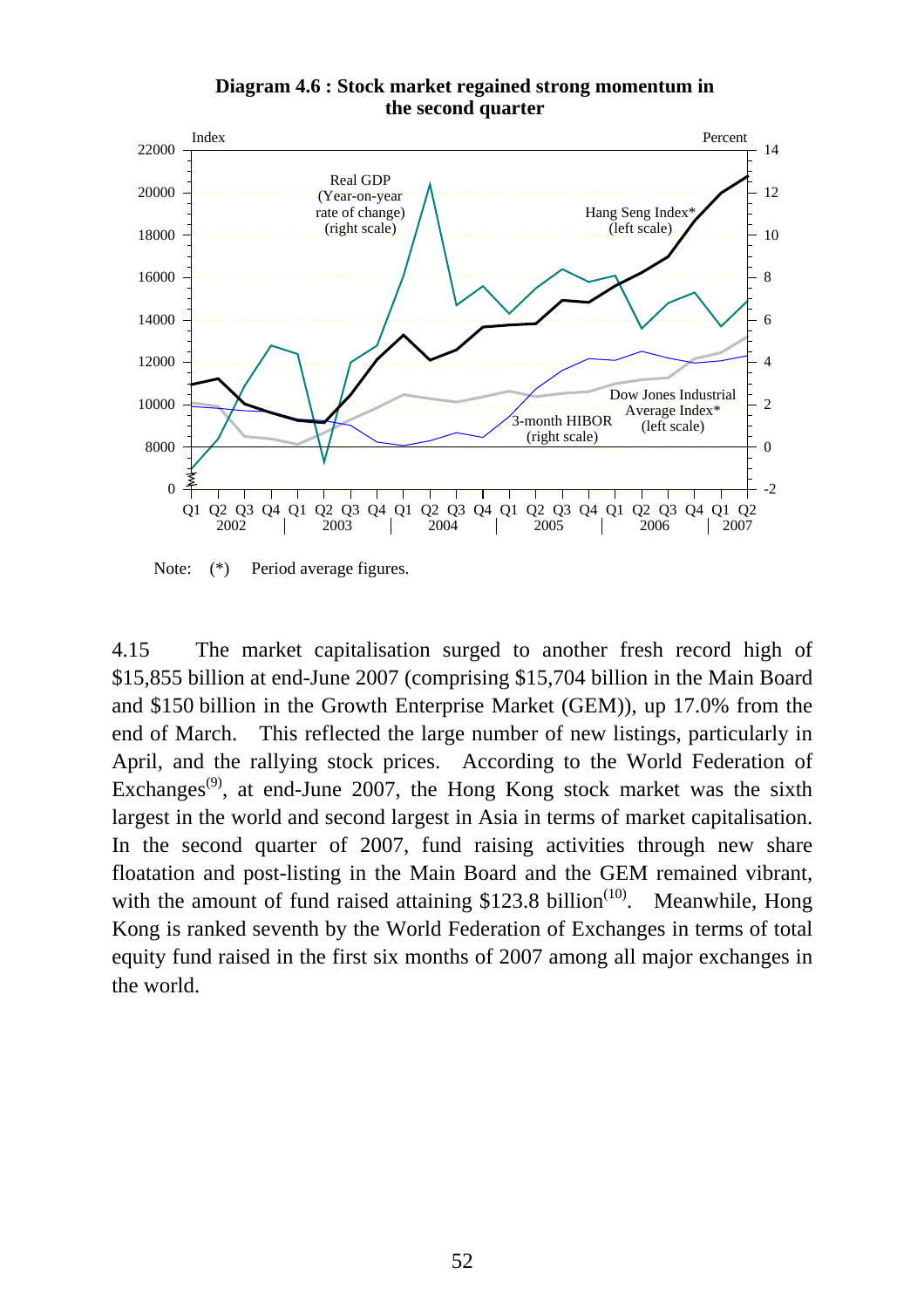**Diagram 4.6 : Stock market regained strong momentum in the second quarter**

Index

Percent

Real GDP (Year-on-year rate of change) (right scale)

Hang Seng Index* (left scale)

Dow Jones Industrial Average Index* (left scale)

3-month HIBOR (right scale)

Note: (*) Period average figures.

4.15 The market capitalisation surged to another fresh record high of $15,855 billion at end-June 2007 (comprising $15,704 billion in the Main Board and $150 billion in the Growth Enterprise Market (GEM)), up 17.0% from the end of March. This reflected the large number of new listings, particularly in April, and the rallying stock prices. According to the World Federation of Exchanges[9], at end-June 2007, the Hong Kong stock market was the sixth largest in the world and second largest in Asia in terms of market capitalisation. In the second quarter of 2007, fund raising activities through new share floatation and post-listing in the Main Board and the GEM remained vibrant, with the amount of fund raised attaining $123.8 billion[10]. Meanwhile, Hong Kong is ranked seventh by the World Federation of Exchanges in terms of total equity fund raised in the first six months of 2007 among all major exchanges in the world.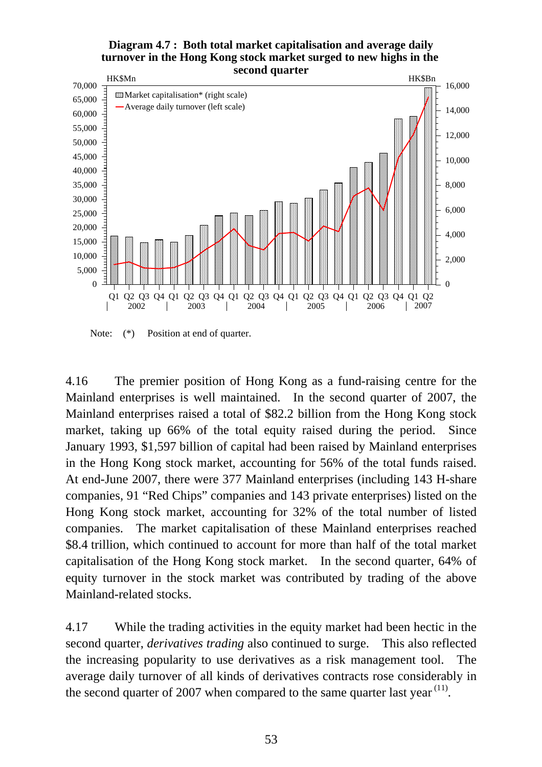**Diagram 4.7 : Both total market capitalisation and average daily turnover in the Hong Kong stock market surged to new highs in the second quarter**

Note: (*) Position at end of quarter.

4.16 The premier position of Hong Kong as a fund-raising centre for the Mainland enterprises is well maintained. In the second quarter of 2007, the Mainland enterprises raised a total of $82.2 billion from the Hong Kong stock market, taking up 66% of the total equity raised during the period. Since January 1993, $1,597 billion of capital had been raised by Mainland enterprises in the Hong Kong stock market, accounting for 56% of the total funds raised. At end-June 2007, there were 377 Mainland enterprises (including 143 H-share companies, 91 "Red Chips" companies and 143 private enterprises) listed on the Hong Kong stock market, accounting for 32% of the total number of listed companies. The market capitalisation of these Mainland enterprises reached $8.4 trillion, which continued to account for more than half of the total market capitalisation of the Hong Kong stock market. In the second quarter, 64% of equity turnover in the stock market was contributed by trading of the above Mainland-related stocks.

4.17 While the trading activities in the equity market had been hectic in the second quarter, *derivatives trading* also continued to surge. This also reflected the increasing popularity to use derivatives as a risk management tool. The average daily turnover of all kinds of derivatives contracts rose considerably in the second quarter of 2007 when compared to the same quarter last year [11].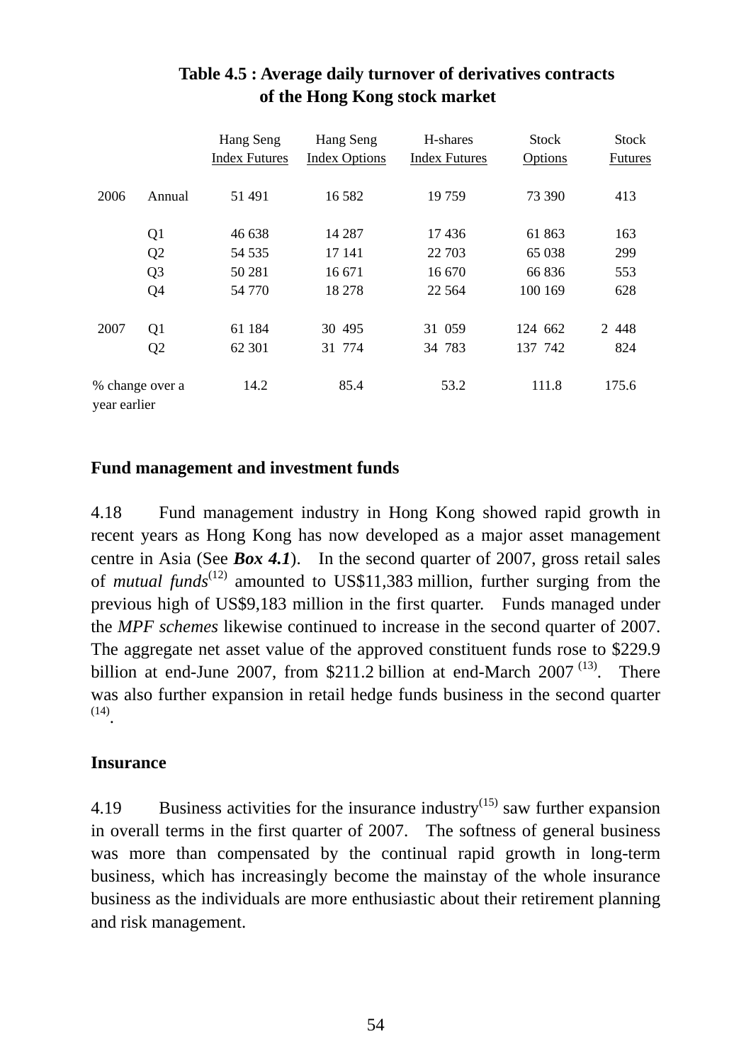**Table 4.5 : Average daily turnover of derivatives contracts of the Hong Kong stock market**

| | | Hang Seng Index Futures | Hang Seng Index Options | H-shares Index Futures | Stock Options | Stock Futures |
|---|---|---|---|---|---|---|
| 2006 | Annual | 51 491 | 16 582 | 19 759 | 73 390 | 413 |
| | Q1 | 46 638 | 14 287 | 17 436 | 61 863 | 163 |
| | Q2 | 54 535 | 17 141 | 22 703 | 65 038 | 299 |
| | Q3 | 50 281 | 16 671 | 16 670 | 66 836 | 553 |
| | Q4 | 54 770 | 18 278 | 22 564 | 100 169 | 628 |
| 2007 | Q1 | 61 184 | 30 495 | 31 059 | 124 662 | 2 448 |
| | Q2 | 62 301 | 31 774 | 34 783 | 137 742 | 824 |
| % change over a year earlier | | 14.2 | 85.4 | 53.2 | 111.8 | 175.6 |

**Fund management and investment funds**

4.18 Fund management industry in Hong Kong showed rapid growth in recent years as Hong Kong has now developed as a major asset management centre in Asia (See ***Box 4.1***). In the second quarter of 2007, gross retail sales of *mutual funds*[12] amounted to US$11,383 million, further surging from the previous high of US$9,183 million in the first quarter. Funds managed under the *MPF schemes* likewise continued to increase in the second quarter of 2007. The aggregate net asset value of the approved constituent funds rose to $229.9 billion at end-June 2007, from $211.2 billion at end-March 2007[13]. There was also further expansion in retail hedge funds business in the second quarter[14].

**Insurance**

4.19 Business activities for the insurance industry[15] saw further expansion in overall terms in the first quarter of 2007. The softness of general business was more than compensated by the continual rapid growth in long-term business, which has increasingly become the mainstay of the whole insurance business as the individuals are more enthusiastic about their retirement planning and risk management.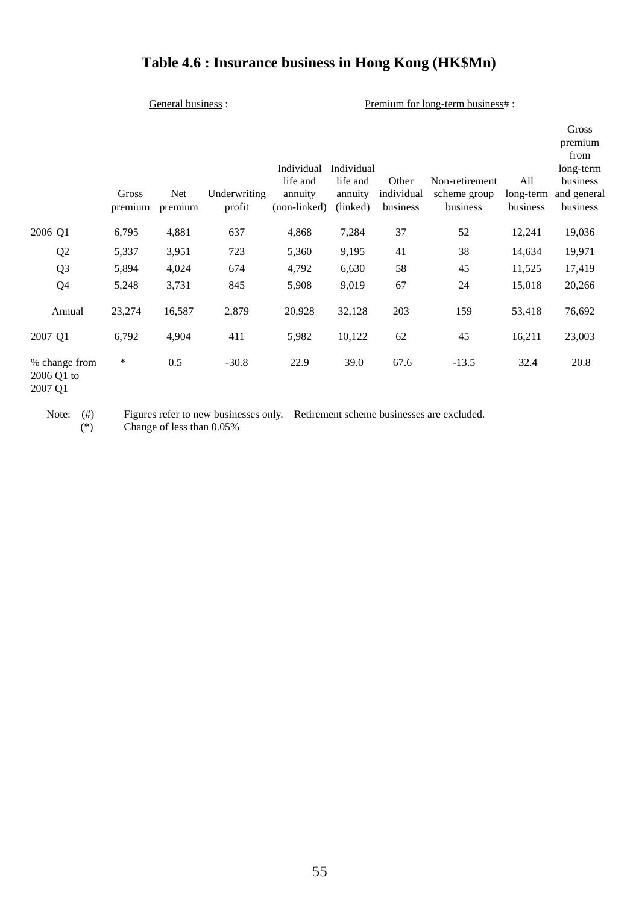# Table 4.6 : Insurance business in Hong Kong (HK$Mn)

| | General business : | | | Premium for long-term business# : | | | | | |
|---|---|---|---|---|---|---|---|---|---|
| | Gross premium | Net premium | Underwriting profit | Individual life and annuity (non-linked) | Individual life and annuity (linked) | Other individual business | Non-retirement scheme group business | All long-term business | Gross premium from long-term business and general business |
| 2006 Q1 | 6,795 | 4,881 | 637 | 4,868 | 7,284 | 37 | 52 | 12,241 | 19,036 |
| Q2 | 5,337 | 3,951 | 723 | 5,360 | 9,195 | 41 | 38 | 14,634 | 19,971 |
| Q3 | 5,894 | 4,024 | 674 | 4,792 | 6,630 | 58 | 45 | 11,525 | 17,419 |
| Q4 | 5,248 | 3,731 | 845 | 5,908 | 9,019 | 67 | 24 | 15,018 | 20,266 |
| Annual | 23,274 | 16,587 | 2,879 | 20,928 | 32,128 | 203 | 159 | 53,418 | 76,692 |
| 2007 Q1 | 6,792 | 4,904 | 411 | 5,982 | 10,122 | 62 | 45 | 16,211 | 23,003 |
| % change from 2006 Q1 to 2007 Q1 | * | 0.5 | -30.8 | 22.9 | 39.0 | 67.6 | -13.5 | 32.4 | 20.8 |

Note: (#) Figures refer to new businesses only. Retirement scheme businesses are excluded.
(*) Change of less than 0.05%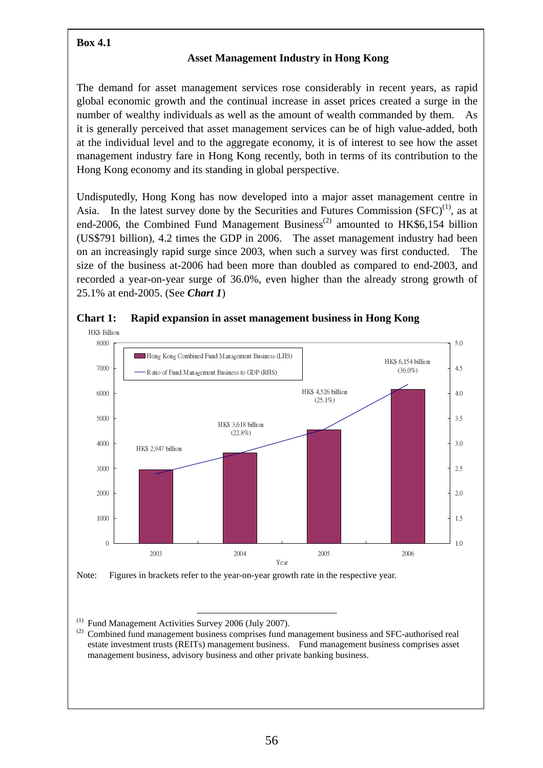**Box 4.1**

## Asset Management Industry in Hong Kong

The demand for asset management services rose considerably in recent years, as rapid global economic growth and the continual increase in asset prices created a surge in the number of wealthy individuals as well as the amount of wealth commanded by them. As it is generally perceived that asset management services can be of high value-added, both at the individual level and to the aggregate economy, it is of interest to see how the asset management industry fare in Hong Kong recently, both in terms of its contribution to the Hong Kong economy and its standing in global perspective.

Undisputedly, Hong Kong has now developed into a major asset management centre in Asia. In the latest survey done by the Securities and Futures Commission (SFC)[1], as at end-2006, the Combined Fund Management Business[2] amounted to HK$6,154 billion (US$791 billion), 4.2 times the GDP in 2006. The asset management industry had been on an increasingly rapid surge since 2003, when such a survey was first conducted. The size of the business at-2006 had been more than doubled as compared to end-2003, and recorded a year-on-year surge of 36.0%, even higher than the already strong growth of 25.1% at end-2005. (See ***Chart 1***)

**Chart 1: Rapid expansion in asset management business in Hong Kong**

| Year | Hong Kong Combined Fund Management Business (LHS) (HK$ Billion) |
|---|---|
| 2003 | HK$ 2,947 billion |
| 2004 | HK$ 3,618 billion (22.8%) |
| 2005 | HK$ 4,526 billion (25.1%) |
| 2006 | HK$ 6,154 billion (36.0%) |

Ratio of Fund Management Business to GDP (RHS)

Note: Figures in brackets refer to the year-on-year growth rate in the respective year.

---

[1] Fund Management Activities Survey 2006 (July 2007).

[2] Combined fund management business comprises fund management business and SFC-authorised real estate investment trusts (REITs) management business. Fund management business comprises asset management business, advisory business and other private banking business.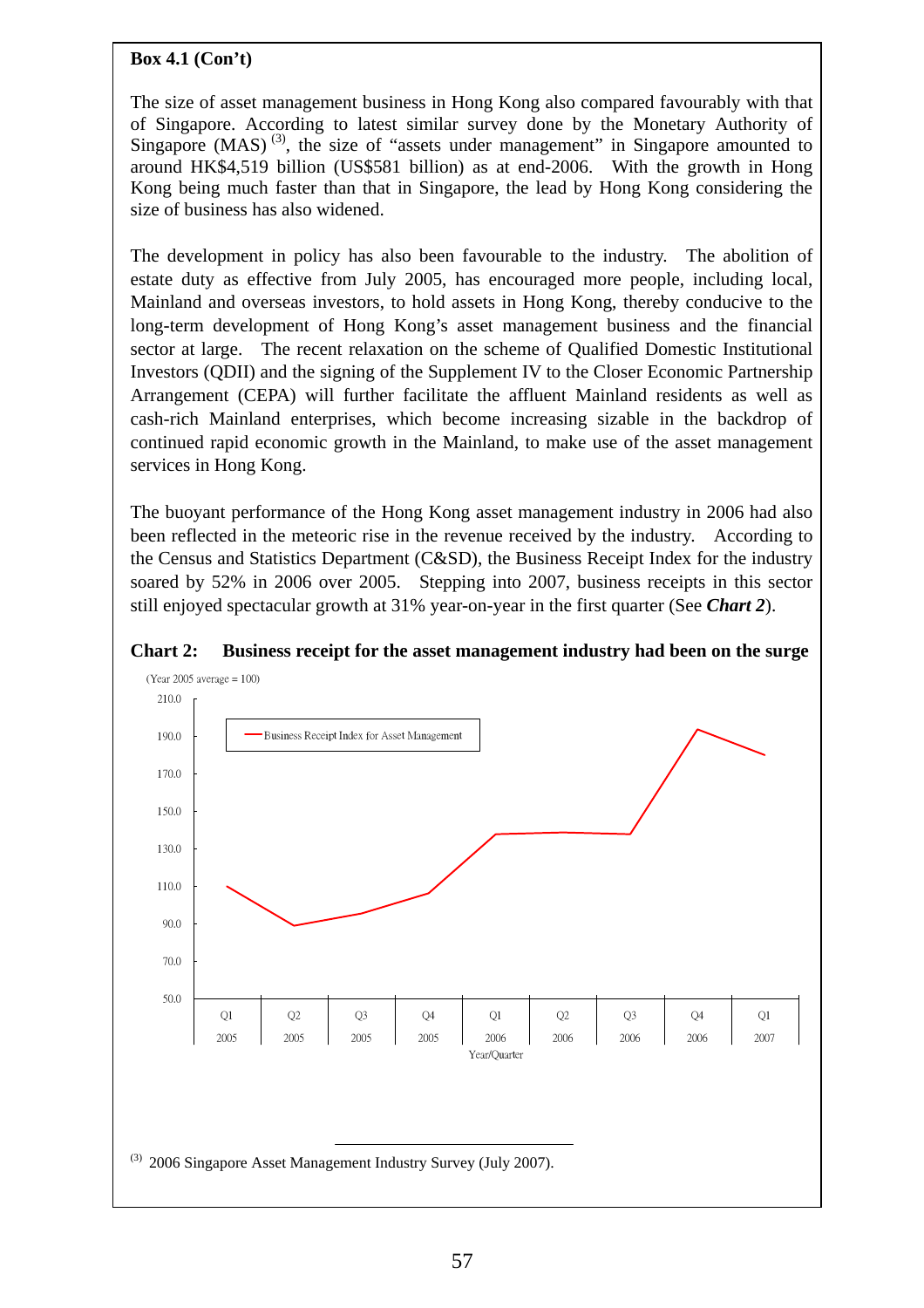**Box 4.1 (Con't)**

The size of asset management business in Hong Kong also compared favourably with that of Singapore. According to latest similar survey done by the Monetary Authority of Singapore (MAS) [3], the size of "assets under management" in Singapore amounted to around HK$4,519 billion (US$581 billion) as at end-2006. With the growth in Hong Kong being much faster than that in Singapore, the lead by Hong Kong considering the size of business has also widened.

The development in policy has also been favourable to the industry. The abolition of estate duty as effective from July 2005, has encouraged more people, including local, Mainland and overseas investors, to hold assets in Hong Kong, thereby conducive to the long-term development of Hong Kong's asset management business and the financial sector at large. The recent relaxation on the scheme of Qualified Domestic Institutional Investors (QDII) and the signing of the Supplement IV to the Closer Economic Partnership Arrangement (CEPA) will further facilitate the affluent Mainland residents as well as cash-rich Mainland enterprises, which become increasing sizable in the backdrop of continued rapid economic growth in the Mainland, to make use of the asset management services in Hong Kong.

The buoyant performance of the Hong Kong asset management industry in 2006 had also been reflected in the meteoric rise in the revenue received by the industry. According to the Census and Statistics Department (C&SD), the Business Receipt Index for the industry soared by 52% in 2006 over 2005. Stepping into 2007, business receipts in this sector still enjoyed spectacular growth at 31% year-on-year in the first quarter (See ***Chart 2***).

**Chart 2: Business receipt for the asset management industry had been on the surge**

(Year 2005 average = 100)

Business Receipt Index for Asset Management

Year/Quarter: Q1 2005, Q2 2005, Q3 2005, Q4 2005, Q1 2006, Q2 2006, Q3 2006, Q4 2006, Q1 2007

---

[3] 2006 Singapore Asset Management Industry Survey (July 2007).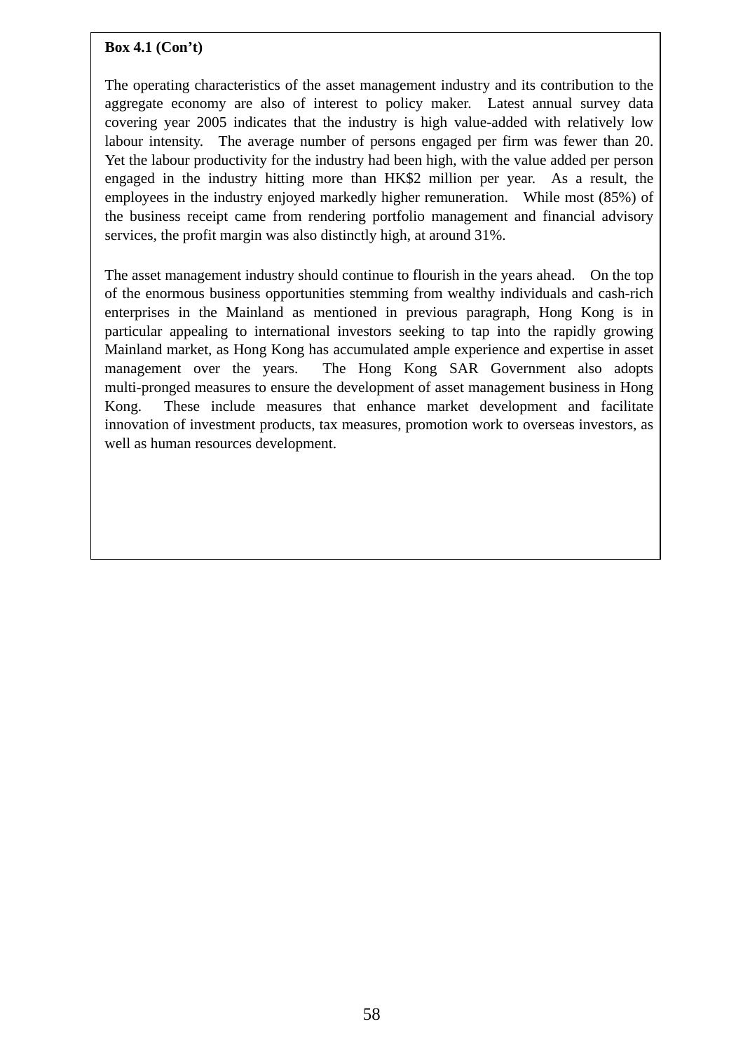**Box 4.1 (Con't)**

The operating characteristics of the asset management industry and its contribution to the aggregate economy are also of interest to policy maker. Latest annual survey data covering year 2005 indicates that the industry is high value-added with relatively low labour intensity. The average number of persons engaged per firm was fewer than 20. Yet the labour productivity for the industry had been high, with the value added per person engaged in the industry hitting more than HK$2 million per year. As a result, the employees in the industry enjoyed markedly higher remuneration. While most (85%) of the business receipt came from rendering portfolio management and financial advisory services, the profit margin was also distinctly high, at around 31%.

The asset management industry should continue to flourish in the years ahead. On the top of the enormous business opportunities stemming from wealthy individuals and cash-rich enterprises in the Mainland as mentioned in previous paragraph, Hong Kong is in particular appealing to international investors seeking to tap into the rapidly growing Mainland market, as Hong Kong has accumulated ample experience and expertise in asset management over the years. The Hong Kong SAR Government also adopts multi-pronged measures to ensure the development of asset management business in Hong Kong. These include measures that enhance market development and facilitate innovation of investment products, tax measures, promotion work to overseas investors, as well as human resources development.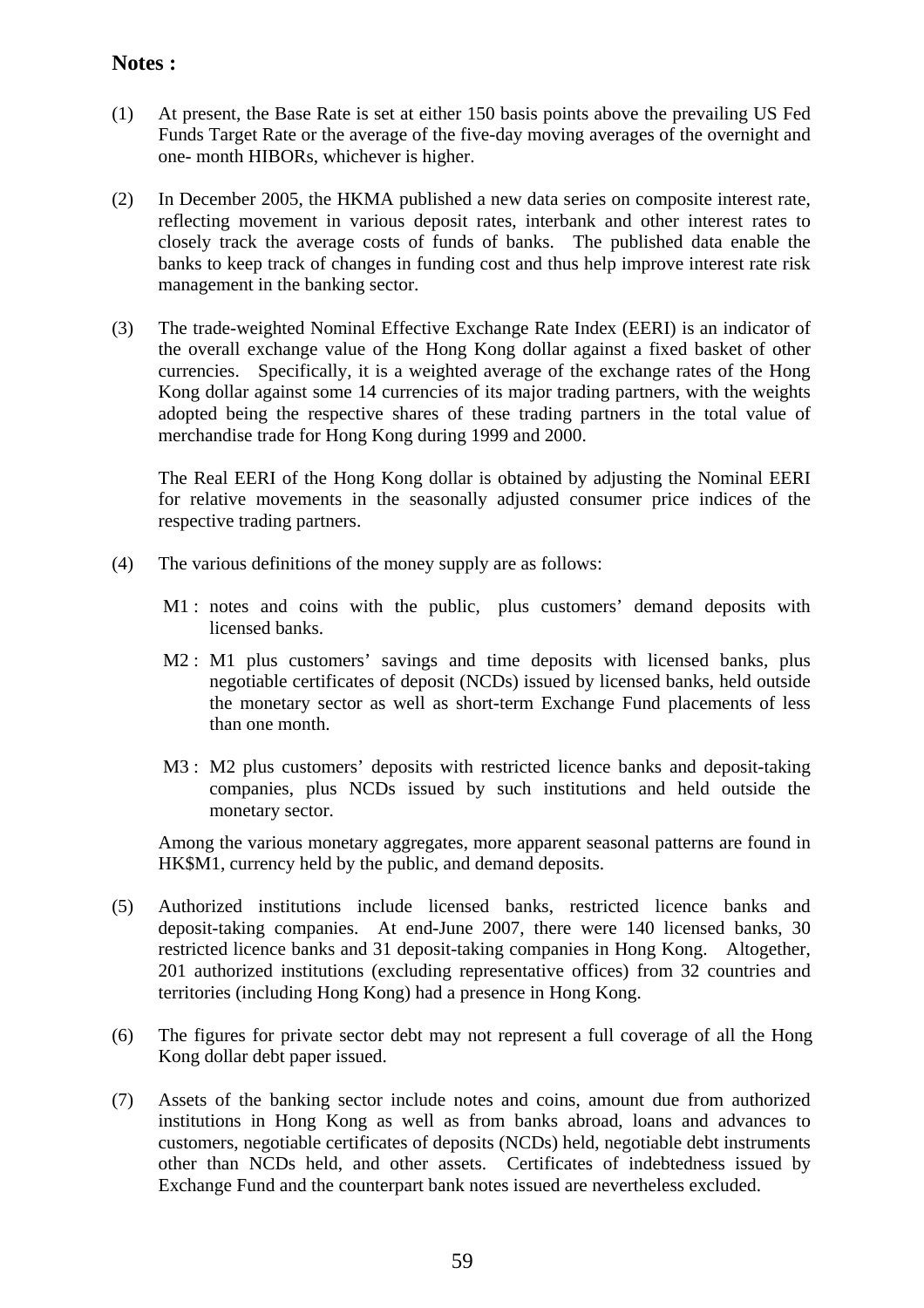**Notes :**

(1) At present, the Base Rate is set at either 150 basis points above the prevailing US Fed Funds Target Rate or the average of the five-day moving averages of the overnight and one- month HIBORs, whichever is higher.

(2) In December 2005, the HKMA published a new data series on composite interest rate, reflecting movement in various deposit rates, interbank and other interest rates to closely track the average costs of funds of banks. The published data enable the banks to keep track of changes in funding cost and thus help improve interest rate risk management in the banking sector.

(3) The trade-weighted Nominal Effective Exchange Rate Index (EERI) is an indicator of the overall exchange value of the Hong Kong dollar against a fixed basket of other currencies. Specifically, it is a weighted average of the exchange rates of the Hong Kong dollar against some 14 currencies of its major trading partners, with the weights adopted being the respective shares of these trading partners in the total value of merchandise trade for Hong Kong during 1999 and 2000.

The Real EERI of the Hong Kong dollar is obtained by adjusting the Nominal EERI for relative movements in the seasonally adjusted consumer price indices of the respective trading partners.

(4) The various definitions of the money supply are as follows:

M1 : notes and coins with the public, plus customers' demand deposits with licensed banks.

M2 : M1 plus customers' savings and time deposits with licensed banks, plus negotiable certificates of deposit (NCDs) issued by licensed banks, held outside the monetary sector as well as short-term Exchange Fund placements of less than one month.

M3 : M2 plus customers' deposits with restricted licence banks and deposit-taking companies, plus NCDs issued by such institutions and held outside the monetary sector.

Among the various monetary aggregates, more apparent seasonal patterns are found in HK$M1, currency held by the public, and demand deposits.

(5) Authorized institutions include licensed banks, restricted licence banks and deposit-taking companies. At end-June 2007, there were 140 licensed banks, 30 restricted licence banks and 31 deposit-taking companies in Hong Kong. Altogether, 201 authorized institutions (excluding representative offices) from 32 countries and territories (including Hong Kong) had a presence in Hong Kong.

(6) The figures for private sector debt may not represent a full coverage of all the Hong Kong dollar debt paper issued.

(7) Assets of the banking sector include notes and coins, amount due from authorized institutions in Hong Kong as well as from banks abroad, loans and advances to customers, negotiable certificates of deposits (NCDs) held, negotiable debt instruments other than NCDs held, and other assets. Certificates of indebtedness issued by Exchange Fund and the counterpart bank notes issued are nevertheless excluded.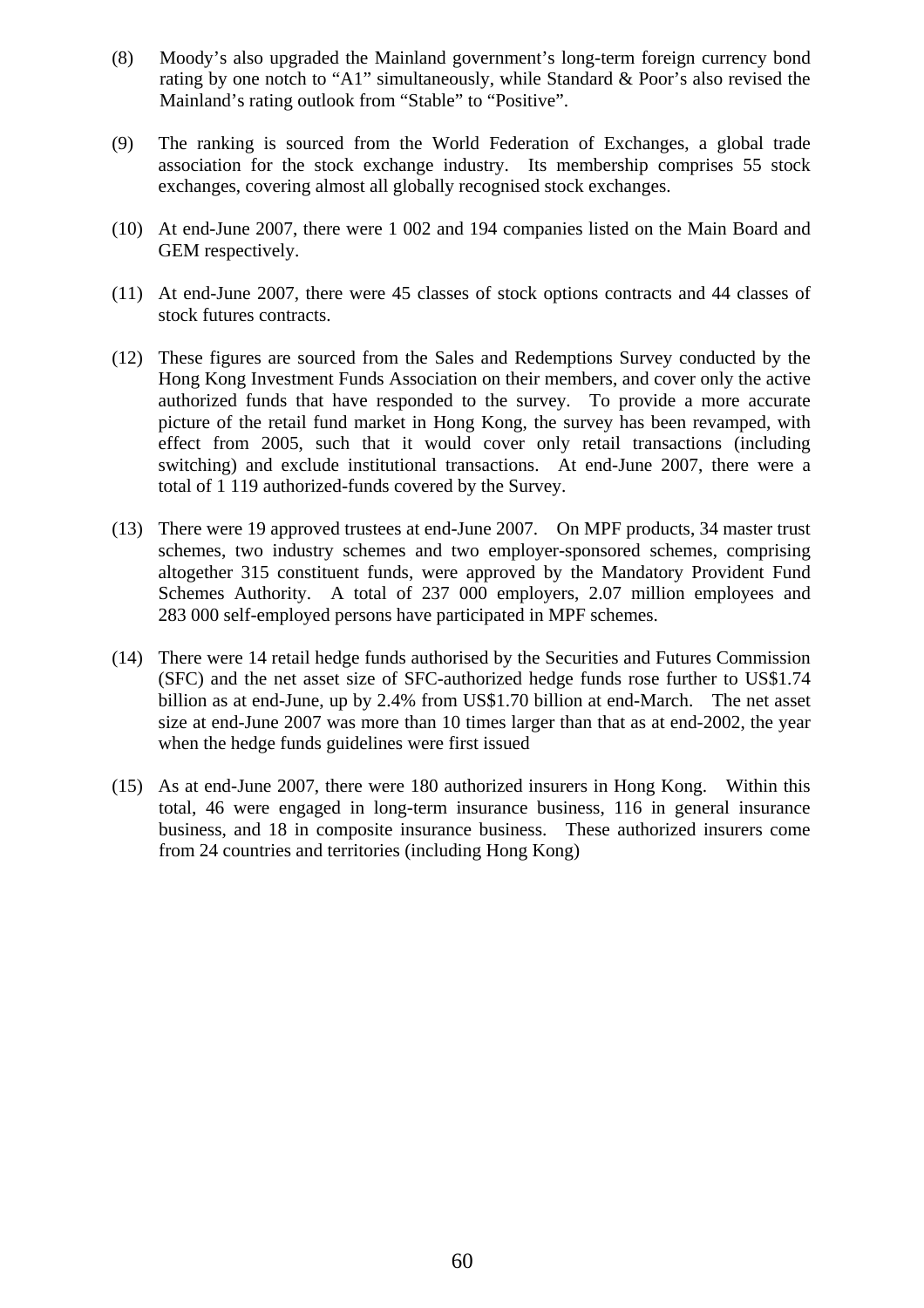(8) Moody's also upgraded the Mainland government's long-term foreign currency bond rating by one notch to "A1" simultaneously, while Standard & Poor's also revised the Mainland's rating outlook from "Stable" to "Positive".

(9) The ranking is sourced from the World Federation of Exchanges, a global trade association for the stock exchange industry. Its membership comprises 55 stock exchanges, covering almost all globally recognised stock exchanges.

(10) At end-June 2007, there were 1 002 and 194 companies listed on the Main Board and GEM respectively.

(11) At end-June 2007, there were 45 classes of stock options contracts and 44 classes of stock futures contracts.

(12) These figures are sourced from the Sales and Redemptions Survey conducted by the Hong Kong Investment Funds Association on their members, and cover only the active authorized funds that have responded to the survey. To provide a more accurate picture of the retail fund market in Hong Kong, the survey has been revamped, with effect from 2005, such that it would cover only retail transactions (including switching) and exclude institutional transactions. At end-June 2007, there were a total of 1 119 authorized-funds covered by the Survey.

(13) There were 19 approved trustees at end-June 2007. On MPF products, 34 master trust schemes, two industry schemes and two employer-sponsored schemes, comprising altogether 315 constituent funds, were approved by the Mandatory Provident Fund Schemes Authority. A total of 237 000 employers, 2.07 million employees and 283 000 self-employed persons have participated in MPF schemes.

(14) There were 14 retail hedge funds authorised by the Securities and Futures Commission (SFC) and the net asset size of SFC-authorized hedge funds rose further to US$1.74 billion as at end-June, up by 2.4% from US$1.70 billion at end-March. The net asset size at end-June 2007 was more than 10 times larger than that as at end-2002, the year when the hedge funds guidelines were first issued

(15) As at end-June 2007, there were 180 authorized insurers in Hong Kong. Within this total, 46 were engaged in long-term insurance business, 116 in general insurance business, and 18 in composite insurance business. These authorized insurers come from 24 countries and territories (including Hong Kong)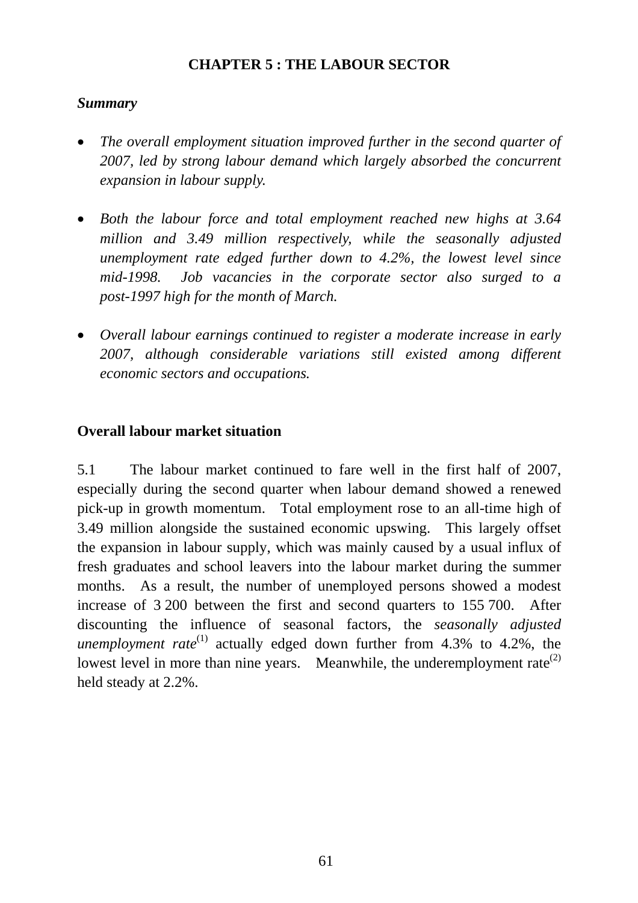# CHAPTER 5 : THE LABOUR SECTOR

***Summary***

- *The overall employment situation improved further in the second quarter of 2007, led by strong labour demand which largely absorbed the concurrent expansion in labour supply.*

- *Both the labour force and total employment reached new highs at 3.64 million and 3.49 million respectively, while the seasonally adjusted unemployment rate edged further down to 4.2%, the lowest level since mid-1998. Job vacancies in the corporate sector also surged to a post-1997 high for the month of March.*

- *Overall labour earnings continued to register a moderate increase in early 2007, although considerable variations still existed among different economic sectors and occupations.*

## Overall labour market situation

5.1 The labour market continued to fare well in the first half of 2007, especially during the second quarter when labour demand showed a renewed pick-up in growth momentum. Total employment rose to an all-time high of 3.49 million alongside the sustained economic upswing. This largely offset the expansion in labour supply, which was mainly caused by a usual influx of fresh graduates and school leavers into the labour market during the summer months. As a result, the number of unemployed persons showed a modest increase of 3 200 between the first and second quarters to 155 700. After discounting the influence of seasonal factors, the *seasonally adjusted unemployment rate*(1) actually edged down further from 4.3% to 4.2%, the lowest level in more than nine years. Meanwhile, the underemployment rate(2) held steady at 2.2%.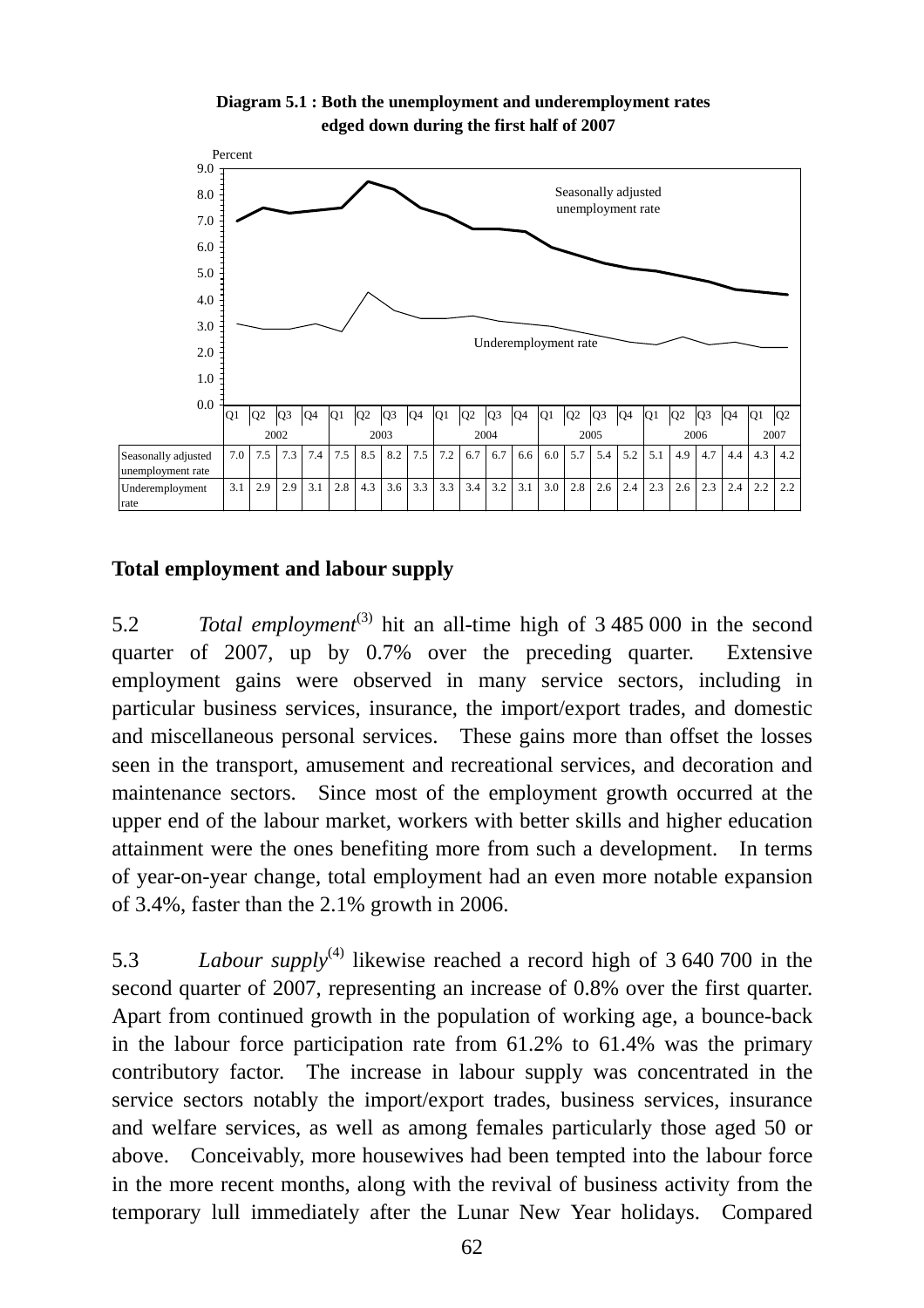**Diagram 5.1 : Both the unemployment and underemployment rates edged down during the first half of 2007**

| | 2002 Q1 | Q2 | Q3 | Q4 | 2003 Q1 | Q2 | Q3 | Q4 | 2004 Q1 | Q2 | Q3 | Q4 | 2005 Q1 | Q2 | Q3 | Q4 | 2006 Q1 | Q2 | Q3 | Q4 | 2007 Q1 | Q2 |
|---|---|---|---|---|---|---|---|---|---|---|---|---|---|---|---|---|---|---|---|---|---|---|
| Seasonally adjusted unemployment rate | 7.0 | 7.5 | 7.3 | 7.4 | 7.5 | 8.5 | 8.2 | 7.5 | 7.2 | 6.7 | 6.7 | 6.6 | 6.0 | 5.7 | 5.4 | 5.2 | 5.1 | 4.9 | 4.7 | 4.4 | 4.3 | 4.2 |
| Underemployment rate | 3.1 | 2.9 | 2.9 | 3.1 | 2.8 | 4.3 | 3.6 | 3.3 | 3.3 | 3.4 | 3.2 | 3.1 | 3.0 | 2.8 | 2.6 | 2.4 | 2.3 | 2.6 | 2.3 | 2.4 | 2.2 | 2.2 |

## Total employment and labour supply

5.2 *Total employment*[(3)] hit an all-time high of 3 485 000 in the second quarter of 2007, up by 0.7% over the preceding quarter. Extensive employment gains were observed in many service sectors, including in particular business services, insurance, the import/export trades, and domestic and miscellaneous personal services. These gains more than offset the losses seen in the transport, amusement and recreational services, and decoration and maintenance sectors. Since most of the employment growth occurred at the upper end of the labour market, workers with better skills and higher education attainment were the ones benefiting more from such a development. In terms of year-on-year change, total employment had an even more notable expansion of 3.4%, faster than the 2.1% growth in 2006.

5.3 *Labour supply*[(4)] likewise reached a record high of 3 640 700 in the second quarter of 2007, representing an increase of 0.8% over the first quarter. Apart from continued growth in the population of working age, a bounce-back in the labour force participation rate from 61.2% to 61.4% was the primary contributory factor. The increase in labour supply was concentrated in the service sectors notably the import/export trades, business services, insurance and welfare services, as well as among females particularly those aged 50 or above. Conceivably, more housewives had been tempted into the labour force in the more recent months, along with the revival of business activity from the temporary lull immediately after the Lunar New Year holidays. Compared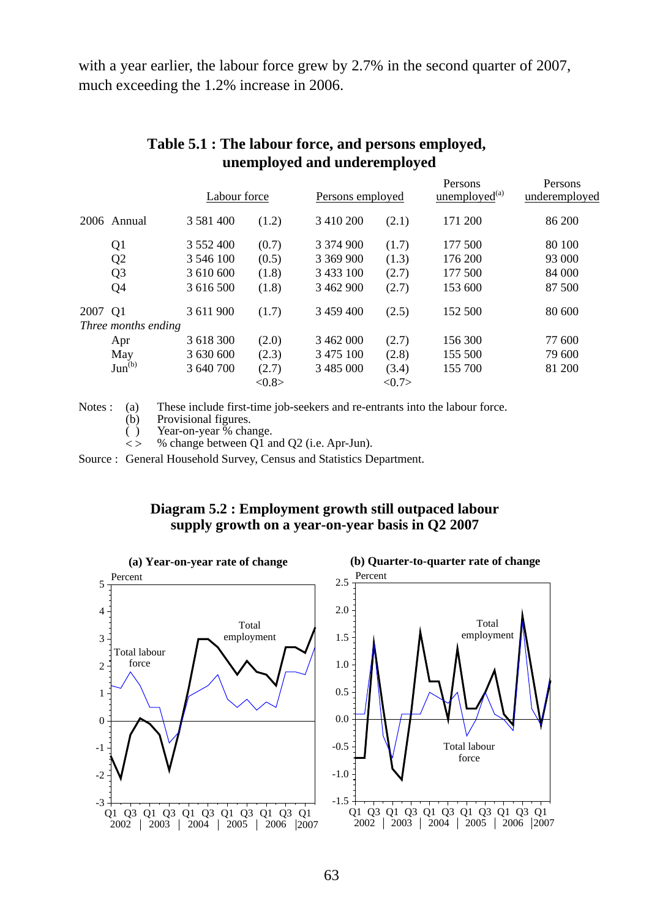with a year earlier, the labour force grew by 2.7% in the second quarter of 2007, much exceeding the 1.2% increase in 2006.

**Table 5.1 : The labour force, and persons employed, unemployed and underemployed**

| | | Labour force | | Persons employed | | Persons unemployed[(a)] | Persons underemployed |
|---|---|---|---|---|---|---|---|
| 2006 | Annual | 3 581 400 | (1.2) | 3 410 200 | (2.1) | 171 200 | 86 200 |
| | Q1 | 3 552 400 | (0.7) | 3 374 900 | (1.7) | 177 500 | 80 100 |
| | Q2 | 3 546 100 | (0.5) | 3 369 900 | (1.3) | 176 200 | 93 000 |
| | Q3 | 3 610 600 | (1.8) | 3 433 100 | (2.7) | 177 500 | 84 000 |
| | Q4 | 3 616 500 | (1.8) | 3 462 900 | (2.7) | 153 600 | 87 500 |
| 2007 | Q1 | 3 611 900 | (1.7) | 3 459 400 | (2.5) | 152 500 | 80 600 |
| *Three months ending* | | | | | | | |
| | Apr | 3 618 300 | (2.0) | 3 462 000 | (2.7) | 156 300 | 77 600 |
| | May | 3 630 600 | (2.3) | 3 475 100 | (2.8) | 155 500 | 79 600 |
| | Jun[(b)] | 3 640 700 | (2.7) | 3 485 000 | (3.4) | 155 700 | 81 200 |
| | | | <0.8> | | <0.7> | | |

Notes : (a) These include first-time job-seekers and re-entrants into the labour force.
(b) Provisional figures.
( ) Year-on-year % change.
< > % change between Q1 and Q2 (i.e. Apr-Jun).

Source : General Household Survey, Census and Statistics Department.

**Diagram 5.2 : Employment growth still outpaced labour supply growth on a year-on-year basis in Q2 2007**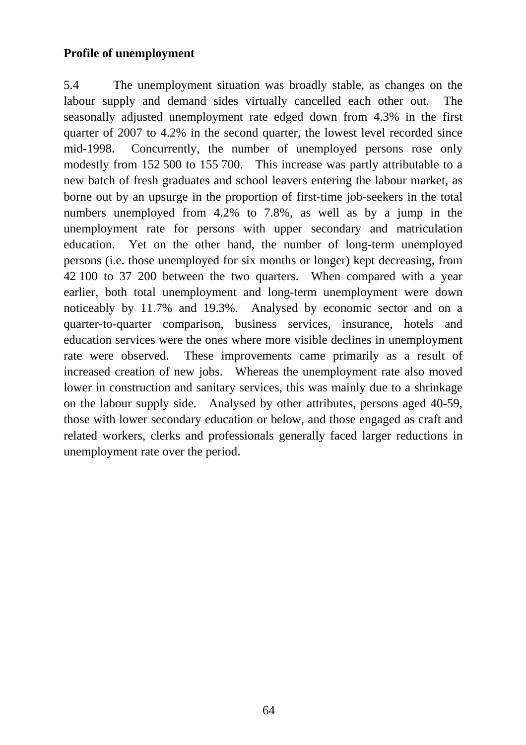**Profile of unemployment**

5.4 The unemployment situation was broadly stable, as changes on the labour supply and demand sides virtually cancelled each other out. The seasonally adjusted unemployment rate edged down from 4.3% in the first quarter of 2007 to 4.2% in the second quarter, the lowest level recorded since mid-1998. Concurrently, the number of unemployed persons rose only modestly from 152 500 to 155 700. This increase was partly attributable to a new batch of fresh graduates and school leavers entering the labour market, as borne out by an upsurge in the proportion of first-time job-seekers in the total numbers unemployed from 4.2% to 7.8%, as well as by a jump in the unemployment rate for persons with upper secondary and matriculation education. Yet on the other hand, the number of long-term unemployed persons (i.e. those unemployed for six months or longer) kept decreasing, from 42 100 to 37 200 between the two quarters. When compared with a year earlier, both total unemployment and long-term unemployment were down noticeably by 11.7% and 19.3%. Analysed by economic sector and on a quarter-to-quarter comparison, business services, insurance, hotels and education services were the ones where more visible declines in unemployment rate were observed. These improvements came primarily as a result of increased creation of new jobs. Whereas the unemployment rate also moved lower in construction and sanitary services, this was mainly due to a shrinkage on the labour supply side. Analysed by other attributes, persons aged 40-59, those with lower secondary education or below, and those engaged as craft and related workers, clerks and professionals generally faced larger reductions in unemployment rate over the period.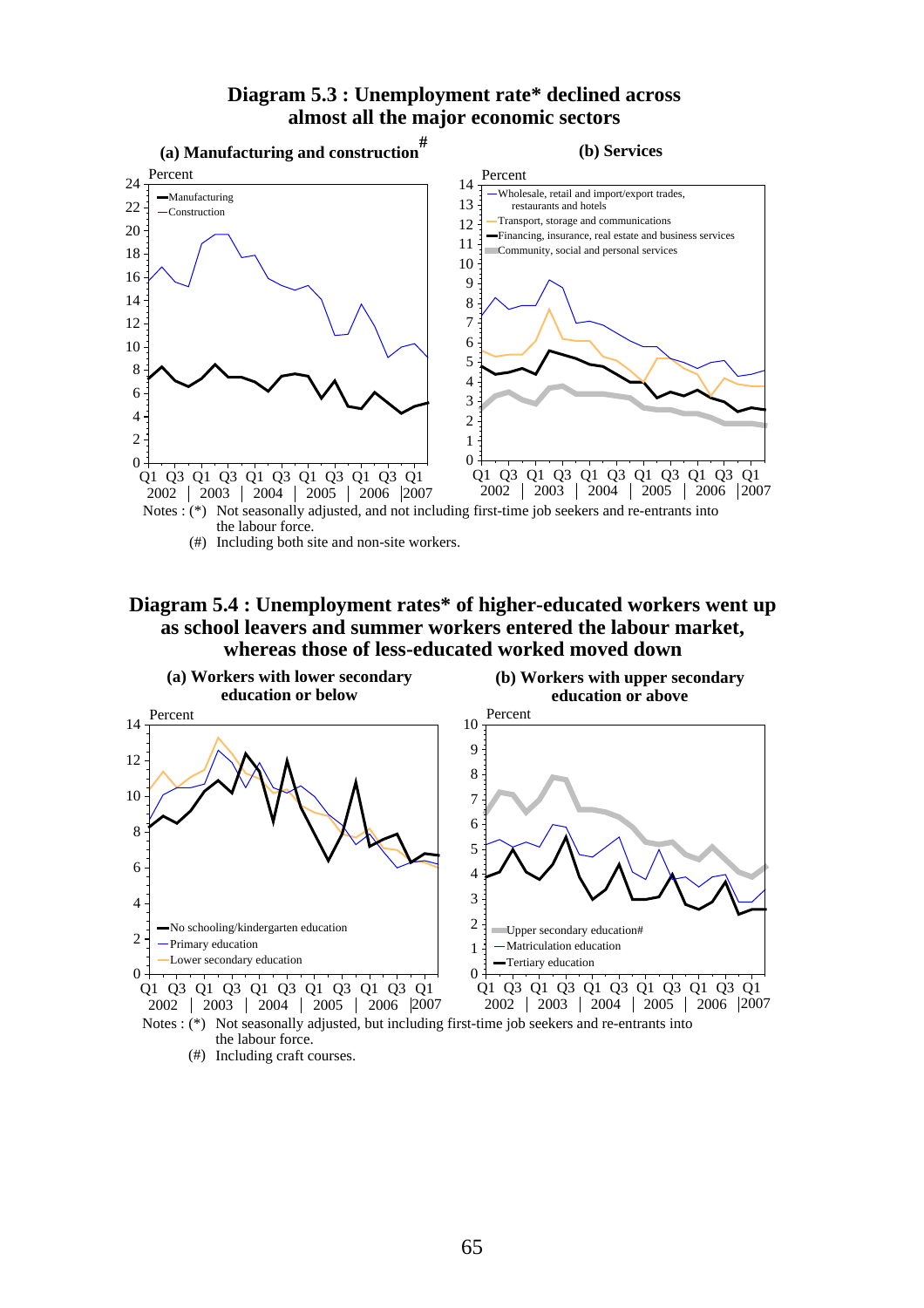## Diagram 5.3 : Unemployment rate* declined across almost all the major economic sectors

**(a) Manufacturing and construction#**

**(b) Services**

Notes : (*) Not seasonally adjusted, and not including first-time job seekers and re-entrants into the labour force.

(#) Including both site and non-site workers.

## Diagram 5.4 : Unemployment rates* of higher-educated workers went up as school leavers and summer workers entered the labour market, whereas those of less-educated worked moved down

**(a) Workers with lower secondary education or below**

**(b) Workers with upper secondary education or above**

Notes : (*) Not seasonally adjusted, but including first-time job seekers and re-entrants into the labour force.

(#) Including craft courses.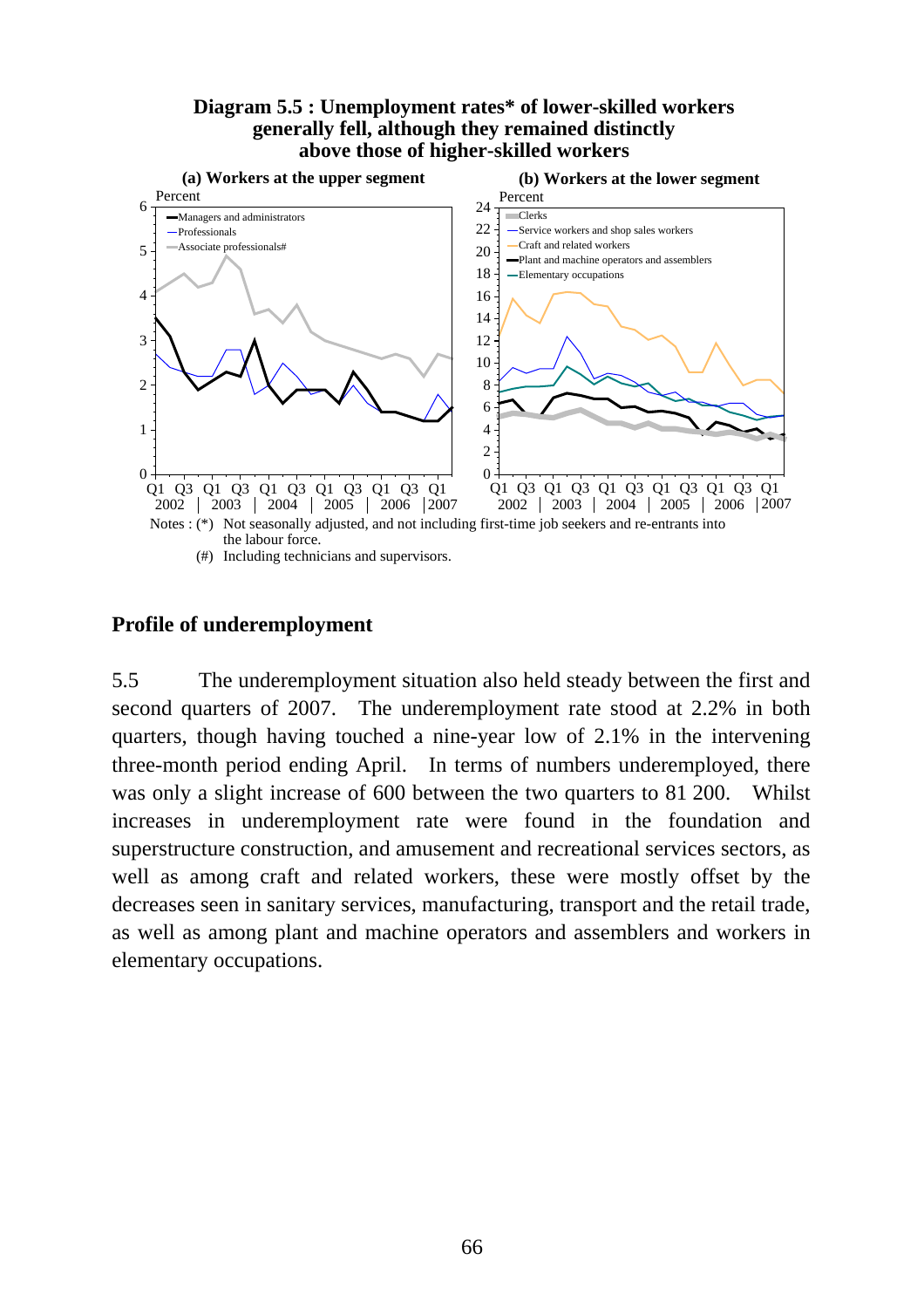**Diagram 5.5 : Unemployment rates* of lower-skilled workers generally fell, although they remained distinctly above those of higher-skilled workers**

**(a) Workers at the upper segment**

**(b) Workers at the lower segment**

Notes : (*) Not seasonally adjusted, and not including first-time job seekers and re-entrants into the labour force.

(#) Including technicians and supervisors.

## Profile of underemployment

5.5 The underemployment situation also held steady between the first and second quarters of 2007. The underemployment rate stood at 2.2% in both quarters, though having touched a nine-year low of 2.1% in the intervening three-month period ending April. In terms of numbers underemployed, there was only a slight increase of 600 between the two quarters to 81 200. Whilst increases in underemployment rate were found in the foundation and superstructure construction, and amusement and recreational services sectors, as well as among craft and related workers, these were mostly offset by the decreases seen in sanitary services, manufacturing, transport and the retail trade, as well as among plant and machine operators and assemblers and workers in elementary occupations.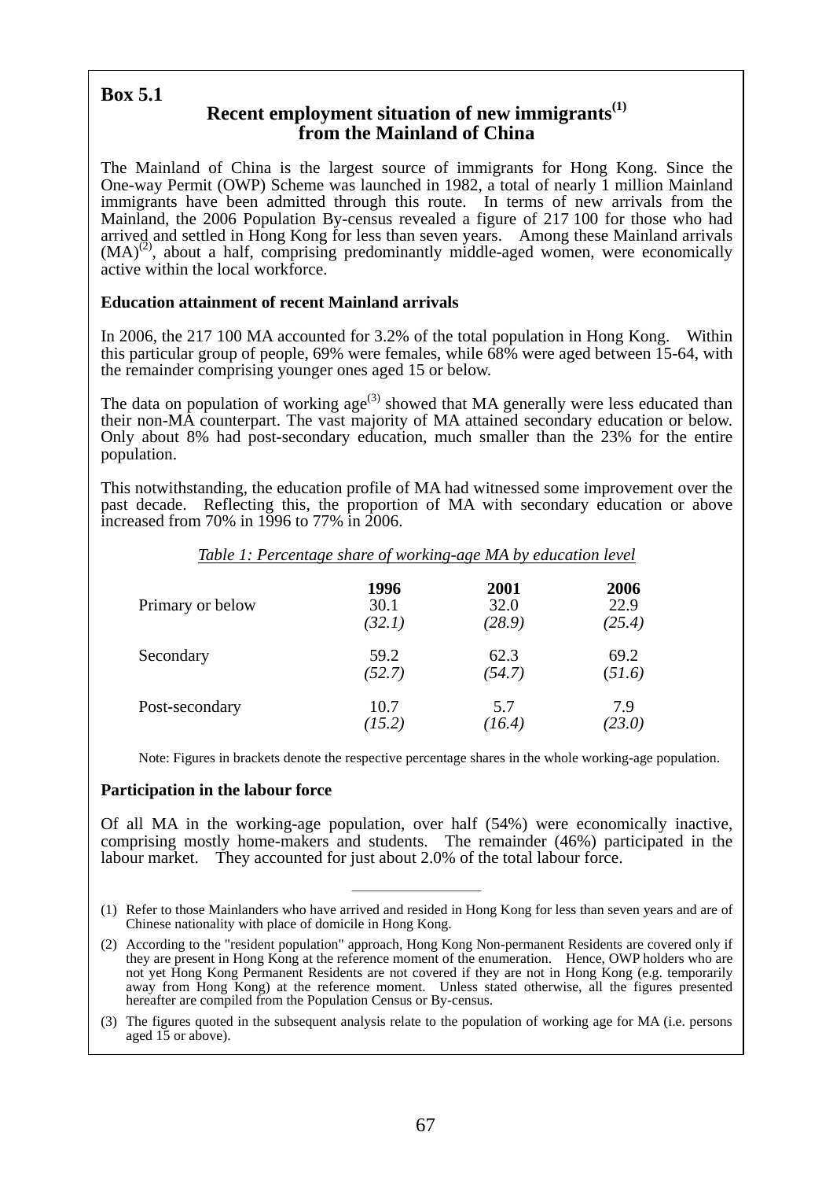**Box 5.1**

## Recent employment situation of new immigrants[1] from the Mainland of China

The Mainland of China is the largest source of immigrants for Hong Kong. Since the One-way Permit (OWP) Scheme was launched in 1982, a total of nearly 1 million Mainland immigrants have been admitted through this route. In terms of new arrivals from the Mainland, the 2006 Population By-census revealed a figure of 217 100 for those who had arrived and settled in Hong Kong for less than seven years. Among these Mainland arrivals (MA)[2], about a half, comprising predominantly middle-aged women, were economically active within the local workforce.

**Education attainment of recent Mainland arrivals**

In 2006, the 217 100 MA accounted for 3.2% of the total population in Hong Kong. Within this particular group of people, 69% were females, while 68% were aged between 15-64, with the remainder comprising younger ones aged 15 or below.

The data on population of working age[3] showed that MA generally were less educated than their non-MA counterpart. The vast majority of MA attained secondary education or below. Only about 8% had post-secondary education, much smaller than the 23% for the entire population.

This notwithstanding, the education profile of MA had witnessed some improvement over the past decade. Reflecting this, the proportion of MA with secondary education or above increased from 70% in 1996 to 77% in 2006.

*Table 1: Percentage share of working-age MA by education level*

| | **1996** | **2001** | **2006** |
|---|---|---|---|
| Primary or below | 30.1 | 32.0 | 22.9 |
| | *(32.1)* | *(28.9)* | *(25.4)* |
| Secondary | 59.2 | 62.3 | 69.2 |
| | *(52.7)* | *(54.7)* | *(51.6)* |
| Post-secondary | 10.7 | 5.7 | 7.9 |
| | *(15.2)* | *(16.4)* | *(23.0)* |

Note: Figures in brackets denote the respective percentage shares in the whole working-age population.

**Participation in the labour force**

Of all MA in the working-age population, over half (54%) were economically inactive, comprising mostly home-makers and students. The remainder (46%) participated in the labour market. They accounted for just about 2.0% of the total labour force.

---

(1) Refer to those Mainlanders who have arrived and resided in Hong Kong for less than seven years and are of Chinese nationality with place of domicile in Hong Kong.

(2) According to the "resident population" approach, Hong Kong Non-permanent Residents are covered only if they are present in Hong Kong at the reference moment of the enumeration. Hence, OWP holders who are not yet Hong Kong Permanent Residents are not covered if they are not in Hong Kong (e.g. temporarily away from Hong Kong) at the reference moment. Unless stated otherwise, all the figures presented hereafter are compiled from the Population Census or By-census.

(3) The figures quoted in the subsequent analysis relate to the population of working age for MA (i.e. persons aged 15 or above).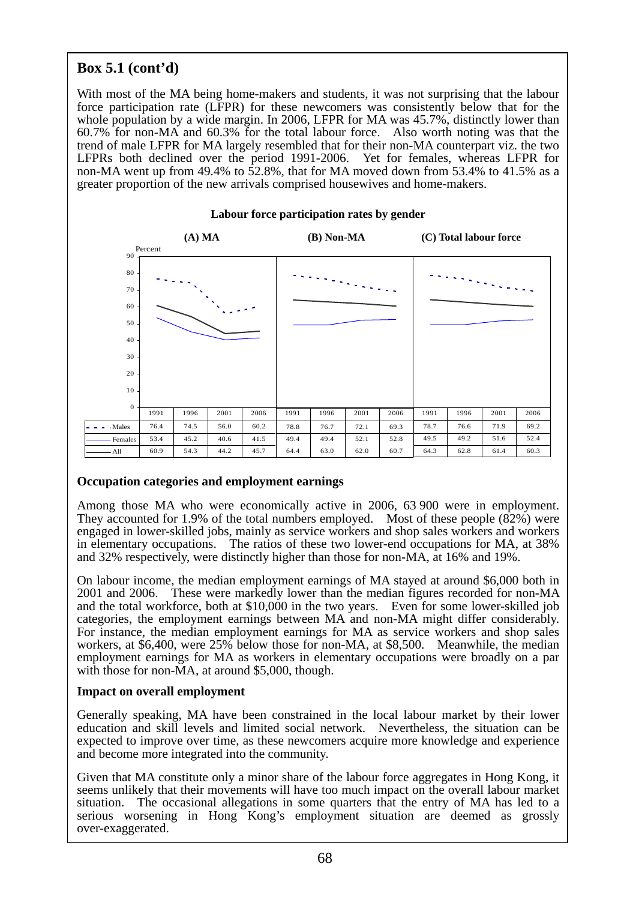## Box 5.1 (cont'd)

With most of the MA being home-makers and students, it was not surprising that the labour force participation rate (LFPR) for these newcomers was consistently below that for the whole population by a wide margin. In 2006, LFPR for MA was 45.7%, distinctly lower than 60.7% for non-MA and 60.3% for the total labour force. Also worth noting was that the trend of male LFPR for MA largely resembled that for their non-MA counterpart viz. the two LFPRs both declined over the period 1991-2006. Yet for females, whereas LFPR for non-MA went up from 49.4% to 52.8%, that for MA moved down from 53.4% to 41.5% as a greater proportion of the new arrivals comprised housewives and home-makers.

**Labour force participation rates by gender**

| | (A) MA | | | | (B) Non-MA | | | | (C) Total labour force | | | |
|---|---|---|---|---|---|---|---|---|---|---|---|---|
| | 1991 | 1996 | 2001 | 2006 | 1991 | 1996 | 2001 | 2006 | 1991 | 1996 | 2001 | 2006 |
| Males | 76.4 | 74.5 | 56.0 | 60.2 | 78.8 | 76.7 | 72.1 | 69.3 | 78.7 | 76.6 | 71.9 | 69.2 |
| Females | 53.4 | 45.2 | 40.6 | 41.5 | 49.4 | 49.4 | 52.1 | 52.8 | 49.5 | 49.2 | 51.6 | 52.4 |
| All | 60.9 | 54.3 | 44.2 | 45.7 | 64.4 | 63.0 | 62.0 | 60.7 | 64.3 | 62.8 | 61.4 | 60.3 |

### Occupation categories and employment earnings

Among those MA who were economically active in 2006, 63 900 were in employment. They accounted for 1.9% of the total numbers employed. Most of these people (82%) were engaged in lower-skilled jobs, mainly as service workers and shop sales workers and workers in elementary occupations. The ratios of these two lower-end occupations for MA, at 38% and 32% respectively, were distinctly higher than those for non-MA, at 16% and 19%.

On labour income, the median employment earnings of MA stayed at around $6,000 both in 2001 and 2006. These were markedly lower than the median figures recorded for non-MA and the total workforce, both at $10,000 in the two years. Even for some lower-skilled job categories, the employment earnings between MA and non-MA might differ considerably. For instance, the median employment earnings for MA as service workers and shop sales workers, at $6,400, were 25% below those for non-MA, at $8,500. Meanwhile, the median employment earnings for MA as workers in elementary occupations were broadly on a par with those for non-MA, at around $5,000, though.

### Impact on overall employment

Generally speaking, MA have been constrained in the local labour market by their lower education and skill levels and limited social network. Nevertheless, the situation can be expected to improve over time, as these newcomers acquire more knowledge and experience and become more integrated into the community.

Given that MA constitute only a minor share of the labour force aggregates in Hong Kong, it seems unlikely that their movements will have too much impact on the overall labour market situation. The occasional allegations in some quarters that the entry of MA has led to a serious worsening in Hong Kong's employment situation are deemed as grossly over-exaggerated.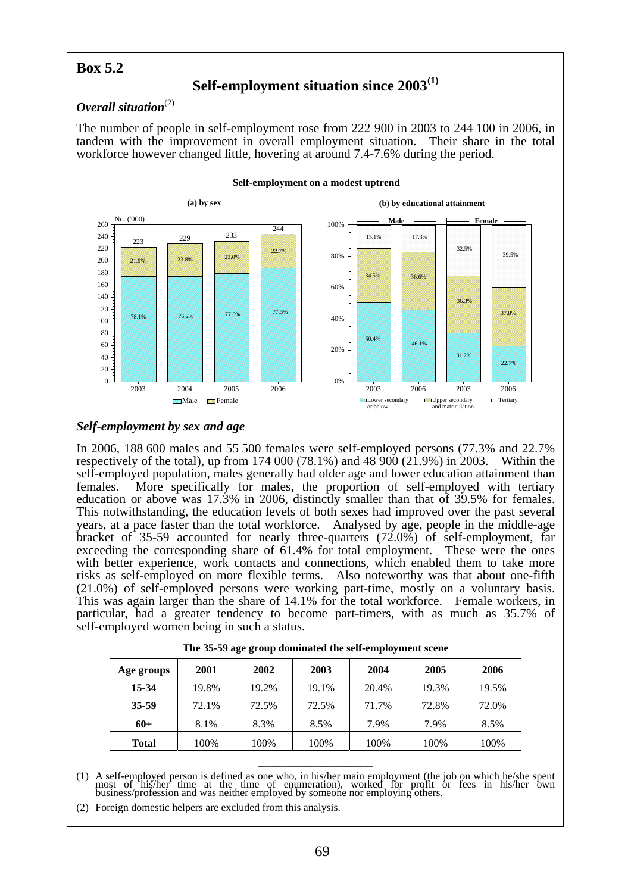# Box 5.2

## Self-employment situation since 2003[(1)]

### *Overall situation*[(2)]

The number of people in self-employment rose from 222 900 in 2003 to 244 100 in 2006, in tandem with the improvement in overall employment situation. Their share in the total workforce however changed little, hovering at around 7.4-7.6% during the period.

**Self-employment on a modest uptrend**

**(a) by sex**

No. ('000)

| | 2003 | 2004 | 2005 | 2006 |
|---|---|---|---|---|
| Total | 223 | 229 | 233 | 244 |
| Male | 78.1% | 76.2% | 77.0% | 77.3% |
| Female | 21.9% | 23.8% | 23.0% | 22.7% |

**(b) by educational attainment**

| | Male 2003 | Male 2006 | Female 2003 | Female 2006 |
|---|---|---|---|---|
| Lower secondary or below | 50.4% | 46.1% | 31.2% | 22.7% |
| Upper secondary and matriculation | 34.5% | 36.6% | 36.3% | 37.8% |
| Tertiary | 15.1% | 17.3% | 32.5% | 39.5% |

### *Self-employment by sex and age*

In 2006, 188 600 males and 55 500 females were self-employed persons (77.3% and 22.7% respectively of the total), up from 174 000 (78.1%) and 48 900 (21.9%) in 2003. Within the self-employed population, males generally had older age and lower education attainment than females. More specifically for males, the proportion of self-employed with tertiary education or above was 17.3% in 2006, distinctly smaller than that of 39.5% for females. This notwithstanding, the education levels of both sexes had improved over the past several years, at a pace faster than the total workforce. Analysed by age, people in the middle-age bracket of 35-59 accounted for nearly three-quarters (72.0%) of self-employment, far exceeding the corresponding share of 61.4% for total employment. These were the ones with better experience, work contacts and connections, which enabled them to take more risks as self-employed on more flexible terms. Also noteworthy was that about one-fifth (21.0%) of self-employed persons were working part-time, mostly on a voluntary basis. This was again larger than the share of 14.1% for the total workforce. Female workers, in particular, had a greater tendency to become part-timers, with as much as 35.7% of self-employed women being in such a status.

**The 35-59 age group dominated the self-employment scene**

| Age groups | 2001 | 2002 | 2003 | 2004 | 2005 | 2006 |
|---|---|---|---|---|---|---|
| **15-34** | 19.8% | 19.2% | 19.1% | 20.4% | 19.3% | 19.5% |
| **35-59** | 72.1% | 72.5% | 72.5% | 71.7% | 72.8% | 72.0% |
| **60+** | 8.1% | 8.3% | 8.5% | 7.9% | 7.9% | 8.5% |
| **Total** | 100% | 100% | 100% | 100% | 100% | 100% |

(1) A self-employed person is defined as one who, in his/her main employment (the job on which he/she spent most of his/her time at the time of enumeration), worked for profit or fees in his/her own business/profession and was neither employed by someone nor employing others.

(2) Foreign domestic helpers are excluded from this analysis.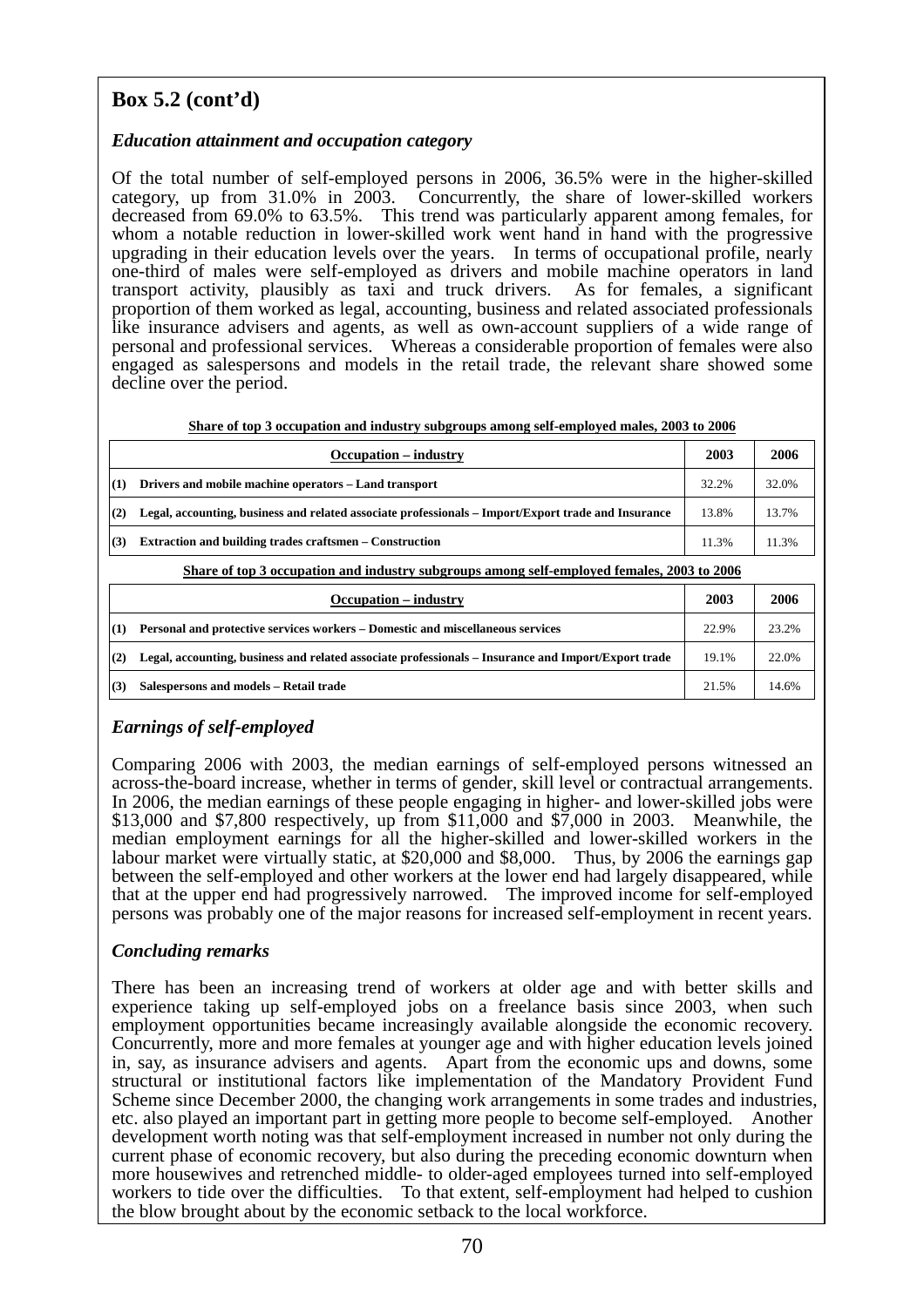## Box 5.2 (cont'd)

### *Education attainment and occupation category*

Of the total number of self-employed persons in 2006, 36.5% were in the higher-skilled category, up from 31.0% in 2003. Concurrently, the share of lower-skilled workers decreased from 69.0% to 63.5%. This trend was particularly apparent among females, for whom a notable reduction in lower-skilled work went hand in hand with the progressive upgrading in their education levels over the years. In terms of occupational profile, nearly one-third of males were self-employed as drivers and mobile machine operators in land transport activity, plausibly as taxi and truck drivers. As for females, a significant proportion of them worked as legal, accounting, business and related associated professionals like insurance advisers and agents, as well as own-account suppliers of a wide range of personal and professional services. Whereas a considerable proportion of females were also engaged as salespersons and models in the retail trade, the relevant share showed some decline over the period.

**Share of top 3 occupation and industry subgroups among self-employed males, 2003 to 2006**

| Occupation – industry | 2003 | 2006 |
|---|---|---|
| **(1) Drivers and mobile machine operators – Land transport** | 32.2% | 32.0% |
| **(2) Legal, accounting, business and related associate professionals – Import/Export trade and Insurance** | 13.8% | 13.7% |
| **(3) Extraction and building trades craftsmen – Construction** | 11.3% | 11.3% |

**Share of top 3 occupation and industry subgroups among self-employed females, 2003 to 2006**

| Occupation – industry | 2003 | 2006 |
|---|---|---|
| **(1) Personal and protective services workers – Domestic and miscellaneous services** | 22.9% | 23.2% |
| **(2) Legal, accounting, business and related associate professionals – Insurance and Import/Export trade** | 19.1% | 22.0% |
| **(3) Salespersons and models – Retail trade** | 21.5% | 14.6% |

### *Earnings of self-employed*

Comparing 2006 with 2003, the median earnings of self-employed persons witnessed an across-the-board increase, whether in terms of gender, skill level or contractual arrangements. In 2006, the median earnings of these people engaging in higher- and lower-skilled jobs were $13,000 and $7,800 respectively, up from $11,000 and $7,000 in 2003. Meanwhile, the median employment earnings for all the higher-skilled and lower-skilled workers in the labour market were virtually static, at $20,000 and $8,000. Thus, by 2006 the earnings gap between the self-employed and other workers at the lower end had largely disappeared, while that at the upper end had progressively narrowed. The improved income for self-employed persons was probably one of the major reasons for increased self-employment in recent years.

### *Concluding remarks*

There has been an increasing trend of workers at older age and with better skills and experience taking up self-employed jobs on a freelance basis since 2003, when such employment opportunities became increasingly available alongside the economic recovery. Concurrently, more and more females at younger age and with higher education levels joined in, say, as insurance advisers and agents. Apart from the economic ups and downs, some structural or institutional factors like implementation of the Mandatory Provident Fund Scheme since December 2000, the changing work arrangements in some trades and industries, etc. also played an important part in getting more people to become self-employed. Another development worth noting was that self-employment increased in number not only during the current phase of economic recovery, but also during the preceding economic downturn when more housewives and retrenched middle- to older-aged employees turned into self-employed workers to tide over the difficulties. To that extent, self-employment had helped to cushion the blow brought about by the economic setback to the local workforce.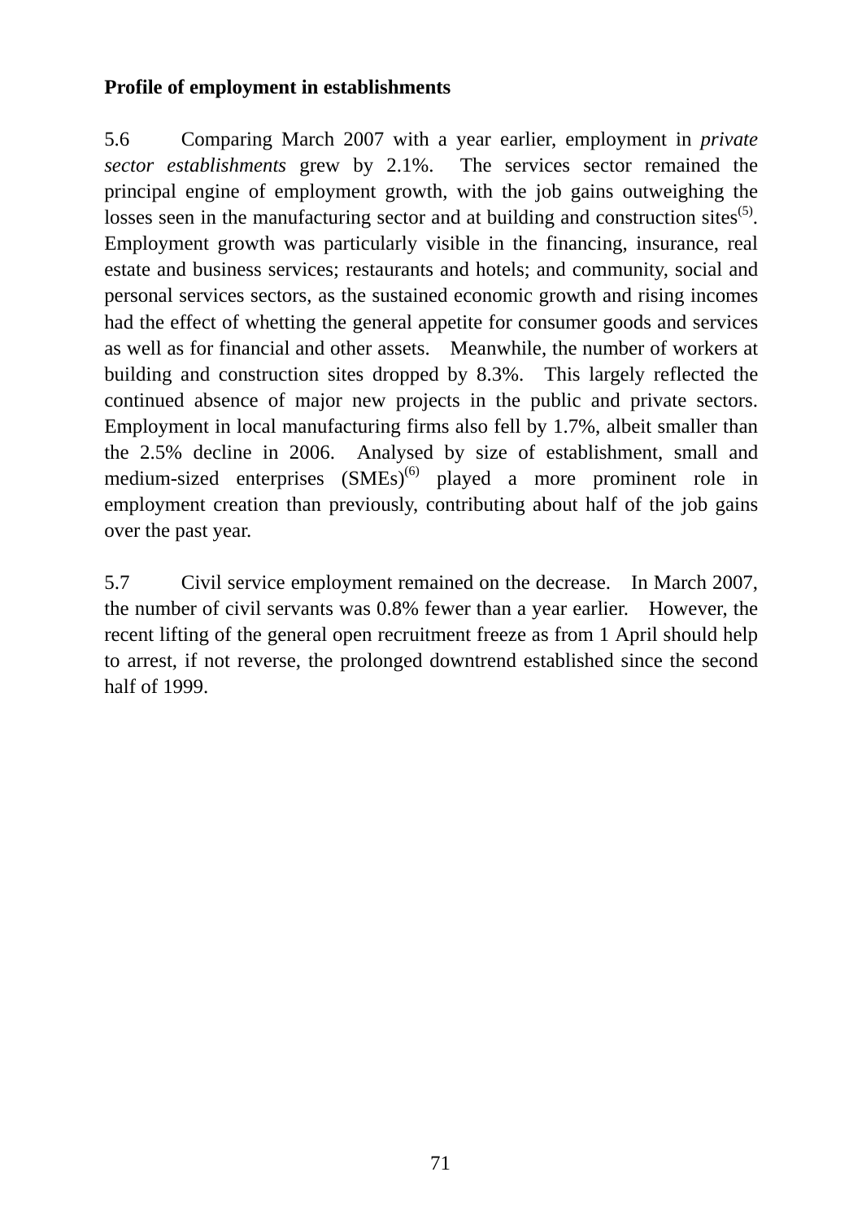**Profile of employment in establishments**

5.6 Comparing March 2007 with a year earlier, employment in *private sector establishments* grew by 2.1%. The services sector remained the principal engine of employment growth, with the job gains outweighing the losses seen in the manufacturing sector and at building and construction sites[5]. Employment growth was particularly visible in the financing, insurance, real estate and business services; restaurants and hotels; and community, social and personal services sectors, as the sustained economic growth and rising incomes had the effect of whetting the general appetite for consumer goods and services as well as for financial and other assets. Meanwhile, the number of workers at building and construction sites dropped by 8.3%. This largely reflected the continued absence of major new projects in the public and private sectors. Employment in local manufacturing firms also fell by 1.7%, albeit smaller than the 2.5% decline in 2006. Analysed by size of establishment, small and medium-sized enterprises (SMEs)[6] played a more prominent role in employment creation than previously, contributing about half of the job gains over the past year.

5.7 Civil service employment remained on the decrease. In March 2007, the number of civil servants was 0.8% fewer than a year earlier. However, the recent lifting of the general open recruitment freeze as from 1 April should help to arrest, if not reverse, the prolonged downtrend established since the second half of 1999.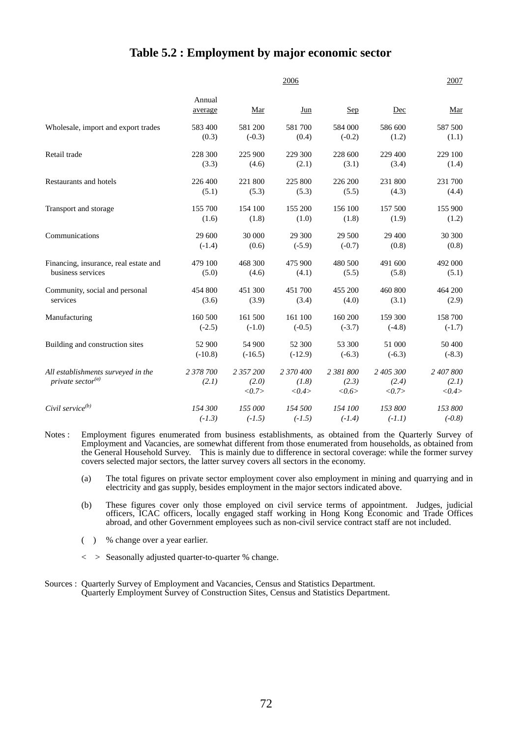# Table 5.2 : Employment by major economic sector

| | 2006 | | | | | 2007 |
|---|---|---|---|---|---|---|
| | Annual average | Mar | Jun | Sep | Dec | Mar |
| Wholesale, import and export trades | 583 400 (0.3) | 581 200 (-0.3) | 581 700 (0.4) | 584 000 (-0.2) | 586 600 (1.2) | 587 500 (1.1) |
| Retail trade | 228 300 (3.3) | 225 900 (4.6) | 229 300 (2.1) | 228 600 (3.1) | 229 400 (3.4) | 229 100 (1.4) |
| Restaurants and hotels | 226 400 (5.1) | 221 800 (5.3) | 225 800 (5.3) | 226 200 (5.5) | 231 800 (4.3) | 231 700 (4.4) |
| Transport and storage | 155 700 (1.6) | 154 100 (1.8) | 155 200 (1.0) | 156 100 (1.8) | 157 500 (1.9) | 155 900 (1.2) |
| Communications | 29 600 (-1.4) | 30 000 (0.6) | 29 300 (-5.9) | 29 500 (-0.7) | 29 400 (0.8) | 30 300 (0.8) |
| Financing, insurance, real estate and business services | 479 100 (5.0) | 468 300 (4.6) | 475 900 (4.1) | 480 500 (5.5) | 491 600 (5.8) | 492 000 (5.1) |
| Community, social and personal services | 454 800 (3.6) | 451 300 (3.9) | 451 700 (3.4) | 455 200 (4.0) | 460 800 (3.1) | 464 200 (2.9) |
| Manufacturing | 160 500 (-2.5) | 161 500 (-1.0) | 161 100 (-0.5) | 160 200 (-3.7) | 159 300 (-4.8) | 158 700 (-1.7) |
| Building and construction sites | 52 900 (-10.8) | 54 900 (-16.5) | 52 300 (-12.9) | 53 300 (-6.3) | 51 000 (-6.3) | 50 400 (-8.3) |
| *All establishments surveyed in the private sector*[(a)] | *2 378 700 (2.1)* | *2 357 200 (2.0) <0.7>* | *2 370 400 (1.8) <0.4>* | *2 381 800 (2.3) <0.6>* | *2 405 300 (2.4) <0.7>* | *2 407 800 (2.1) <0.4>* |
| *Civil service*[(b)] | *154 300 (-1.3)* | *155 000 (-1.5)* | *154 500 (-1.5)* | *154 100 (-1.4)* | *153 800 (-1.1)* | *153 800 (-0.8)* |

Notes : Employment figures enumerated from business establishments, as obtained from the Quarterly Survey of Employment and Vacancies, are somewhat different from those enumerated from households, as obtained from the General Household Survey. This is mainly due to difference in sectoral coverage: while the former survey covers selected major sectors, the latter survey covers all sectors in the economy.

(a) The total figures on private sector employment cover also employment in mining and quarrying and in electricity and gas supply, besides employment in the major sectors indicated above.

(b) These figures cover only those employed on civil service terms of appointment. Judges, judicial officers, ICAC officers, locally engaged staff working in Hong Kong Economic and Trade Offices abroad, and other Government employees such as non-civil service contract staff are not included.

( ) % change over a year earlier.

< > Seasonally adjusted quarter-to-quarter % change.

Sources : Quarterly Survey of Employment and Vacancies, Census and Statistics Department.
Quarterly Employment Survey of Construction Sites, Census and Statistics Department.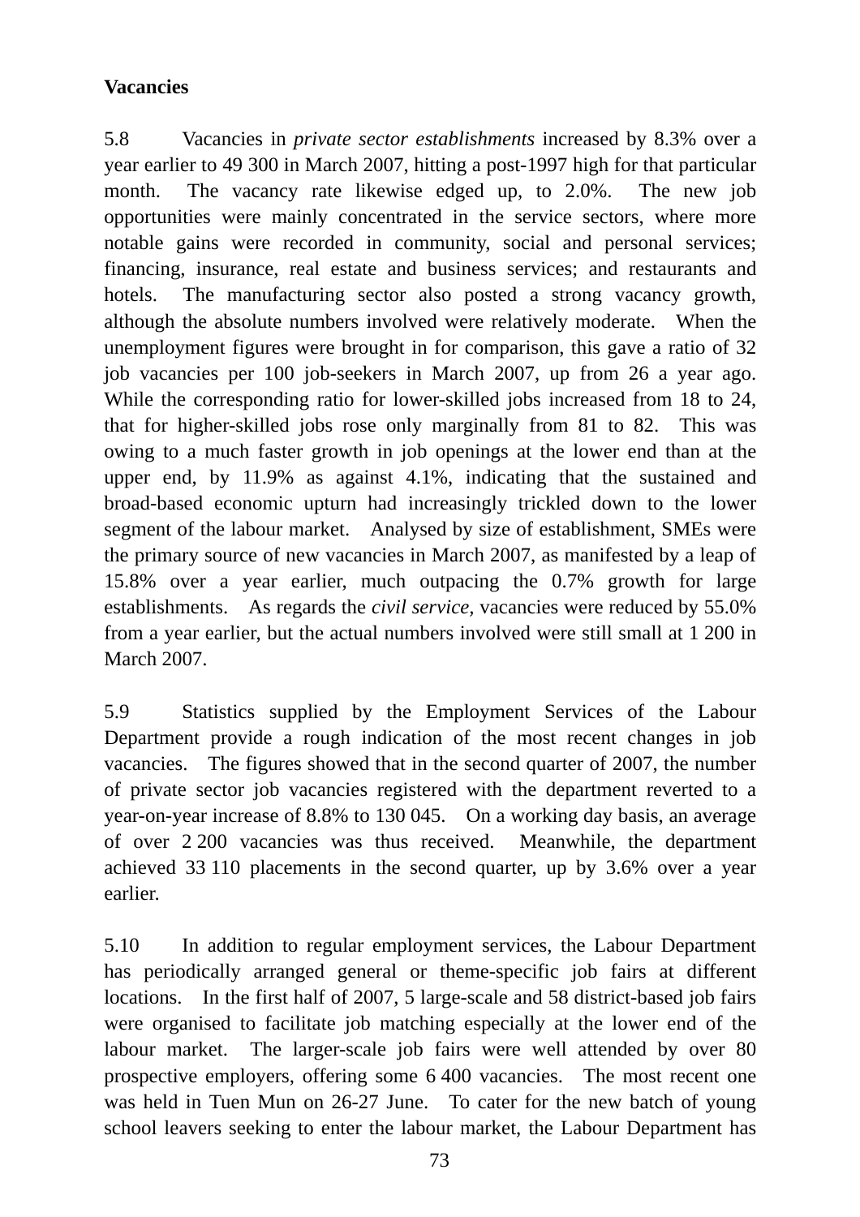**Vacancies**

5.8 Vacancies in *private sector establishments* increased by 8.3% over a year earlier to 49 300 in March 2007, hitting a post-1997 high for that particular month. The vacancy rate likewise edged up, to 2.0%. The new job opportunities were mainly concentrated in the service sectors, where more notable gains were recorded in community, social and personal services; financing, insurance, real estate and business services; and restaurants and hotels. The manufacturing sector also posted a strong vacancy growth, although the absolute numbers involved were relatively moderate. When the unemployment figures were brought in for comparison, this gave a ratio of 32 job vacancies per 100 job-seekers in March 2007, up from 26 a year ago. While the corresponding ratio for lower-skilled jobs increased from 18 to 24, that for higher-skilled jobs rose only marginally from 81 to 82. This was owing to a much faster growth in job openings at the lower end than at the upper end, by 11.9% as against 4.1%, indicating that the sustained and broad-based economic upturn had increasingly trickled down to the lower segment of the labour market. Analysed by size of establishment, SMEs were the primary source of new vacancies in March 2007, as manifested by a leap of 15.8% over a year earlier, much outpacing the 0.7% growth for large establishments. As regards the *civil service*, vacancies were reduced by 55.0% from a year earlier, but the actual numbers involved were still small at 1 200 in March 2007.

5.9 Statistics supplied by the Employment Services of the Labour Department provide a rough indication of the most recent changes in job vacancies. The figures showed that in the second quarter of 2007, the number of private sector job vacancies registered with the department reverted to a year-on-year increase of 8.8% to 130 045. On a working day basis, an average of over 2 200 vacancies was thus received. Meanwhile, the department achieved 33 110 placements in the second quarter, up by 3.6% over a year earlier.

5.10 In addition to regular employment services, the Labour Department has periodically arranged general or theme-specific job fairs at different locations. In the first half of 2007, 5 large-scale and 58 district-based job fairs were organised to facilitate job matching especially at the lower end of the labour market. The larger-scale job fairs were well attended by over 80 prospective employers, offering some 6 400 vacancies. The most recent one was held in Tuen Mun on 26-27 June. To cater for the new batch of young school leavers seeking to enter the labour market, the Labour Department has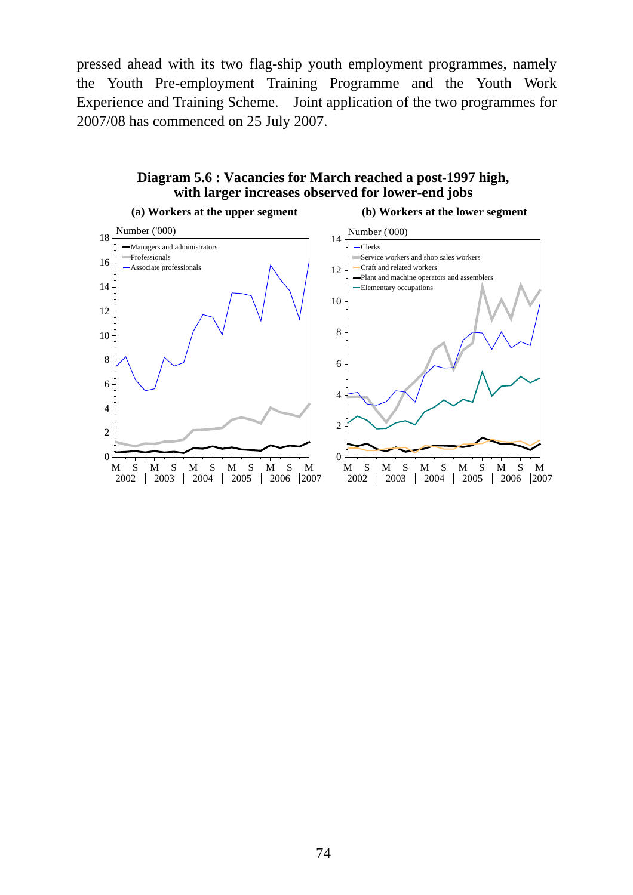pressed ahead with its two flag-ship youth employment programmes, namely the Youth Pre-employment Training Programme and the Youth Work Experience and Training Scheme. Joint application of the two programmes for 2007/08 has commenced on 25 July 2007.

**Diagram 5.6 : Vacancies for March reached a post-1997 high, with larger increases observed for lower-end jobs**

**(a) Workers at the upper segment**

**(b) Workers at the lower segment**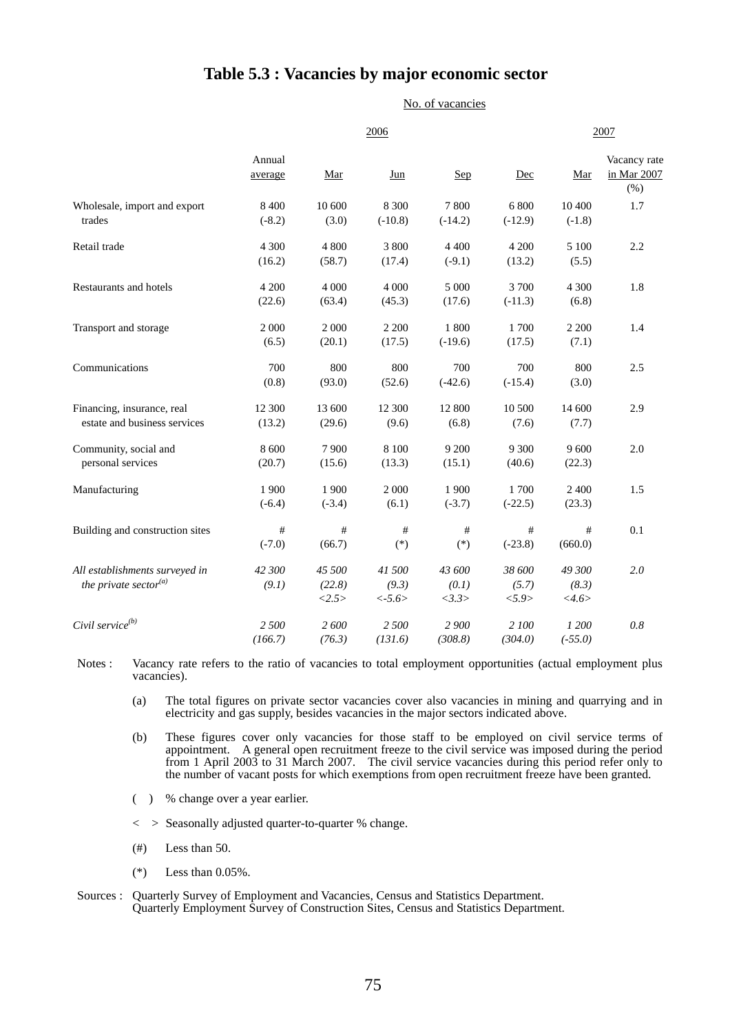# Table 5.3 : Vacancies by major economic sector

| | No. of vacancies | | | | | | |
|---|---|---|---|---|---|---|---|
| | 2006 | | | | | 2007 | |
| | Annual average | Mar | Jun | Sep | Dec | Mar | Vacancy rate in Mar 2007 (%) |
| Wholesale, import and export trades | 8 400<br>(-8.2) | 10 600<br>(3.0) | 8 300<br>(-10.8) | 7 800<br>(-14.2) | 6 800<br>(-12.9) | 10 400<br>(-1.8) | 1.7 |
| Retail trade | 4 300<br>(16.2) | 4 800<br>(58.7) | 3 800<br>(17.4) | 4 400<br>(-9.1) | 4 200<br>(13.2) | 5 100<br>(5.5) | 2.2 |
| Restaurants and hotels | 4 200<br>(22.6) | 4 000<br>(63.4) | 4 000<br>(45.3) | 5 000<br>(17.6) | 3 700<br>(-11.3) | 4 300<br>(6.8) | 1.8 |
| Transport and storage | 2 000<br>(6.5) | 2 000<br>(20.1) | 2 200<br>(17.5) | 1 800<br>(-19.6) | 1 700<br>(17.5) | 2 200<br>(7.1) | 1.4 |
| Communications | 700<br>(0.8) | 800<br>(93.0) | 800<br>(52.6) | 700<br>(-42.6) | 700<br>(-15.4) | 800<br>(3.0) | 2.5 |
| Financing, insurance, real estate and business services | 12 300<br>(13.2) | 13 600<br>(29.6) | 12 300<br>(9.6) | 12 800<br>(6.8) | 10 500<br>(7.6) | 14 600<br>(7.7) | 2.9 |
| Community, social and personal services | 8 600<br>(20.7) | 7 900<br>(15.6) | 8 100<br>(13.3) | 9 200<br>(15.1) | 9 300<br>(40.6) | 9 600<br>(22.3) | 2.0 |
| Manufacturing | 1 900<br>(-6.4) | 1 900<br>(-3.4) | 2 000<br>(6.1) | 1 900<br>(-3.7) | 1 700<br>(-22.5) | 2 400<br>(23.3) | 1.5 |
| Building and construction sites | #<br>(-7.0) | #<br>(66.7) | #<br>(*) | #<br>(*) | #<br>(-23.8) | #<br>(660.0) | 0.1 |
| *All establishments surveyed in the private sector[(a)]* | *42 300*<br>*(9.1)* | *45 500*<br>*(22.8)*<br>*<2.5>* | *41 500*<br>*(9.3)*<br>*<-5.6>* | *43 600*<br>*(0.1)*<br>*<3.3>* | *38 600*<br>*(5.7)*<br>*<5.9>* | *49 300*<br>*(8.3)*<br>*<4.6>* | *2.0* |
| *Civil service[(b)]* | *2 500*<br>*(166.7)* | *2 600*<br>*(76.3)* | *2 500*<br>*(131.6)* | *2 900*<br>*(308.8)* | *2 100*<br>*(304.0)* | *1 200*<br>*(-55.0)* | *0.8* |

Notes : Vacancy rate refers to the ratio of vacancies to total employment opportunities (actual employment plus vacancies).

(a) The total figures on private sector vacancies cover also vacancies in mining and quarrying and in electricity and gas supply, besides vacancies in the major sectors indicated above.

(b) These figures cover only vacancies for those staff to be employed on civil service terms of appointment. A general open recruitment freeze to the civil service was imposed during the period from 1 April 2003 to 31 March 2007. The civil service vacancies during this period refer only to the number of vacant posts for which exemptions from open recruitment freeze have been granted.

( ) % change over a year earlier.

< > Seasonally adjusted quarter-to-quarter % change.

(#) Less than 50.

(*) Less than 0.05%.

Sources : Quarterly Survey of Employment and Vacancies, Census and Statistics Department.
Quarterly Employment Survey of Construction Sites, Census and Statistics Department.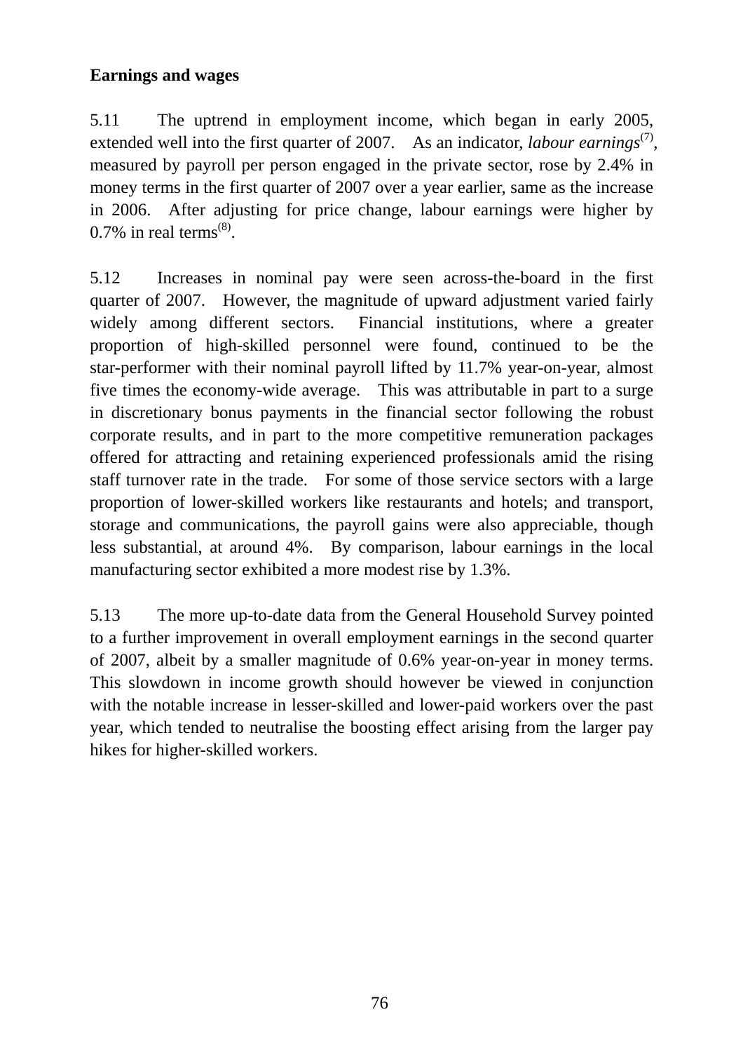**Earnings and wages**

5.11 The uptrend in employment income, which began in early 2005, extended well into the first quarter of 2007. As an indicator, *labour earnings*[7], measured by payroll per person engaged in the private sector, rose by 2.4% in money terms in the first quarter of 2007 over a year earlier, same as the increase in 2006. After adjusting for price change, labour earnings were higher by 0.7% in real terms[8].

5.12 Increases in nominal pay were seen across-the-board in the first quarter of 2007. However, the magnitude of upward adjustment varied fairly widely among different sectors. Financial institutions, where a greater proportion of high-skilled personnel were found, continued to be the star-performer with their nominal payroll lifted by 11.7% year-on-year, almost five times the economy-wide average. This was attributable in part to a surge in discretionary bonus payments in the financial sector following the robust corporate results, and in part to the more competitive remuneration packages offered for attracting and retaining experienced professionals amid the rising staff turnover rate in the trade. For some of those service sectors with a large proportion of lower-skilled workers like restaurants and hotels; and transport, storage and communications, the payroll gains were also appreciable, though less substantial, at around 4%. By comparison, labour earnings in the local manufacturing sector exhibited a more modest rise by 1.3%.

5.13 The more up-to-date data from the General Household Survey pointed to a further improvement in overall employment earnings in the second quarter of 2007, albeit by a smaller magnitude of 0.6% year-on-year in money terms. This slowdown in income growth should however be viewed in conjunction with the notable increase in lesser-skilled and lower-paid workers over the past year, which tended to neutralise the boosting effect arising from the larger pay hikes for higher-skilled workers.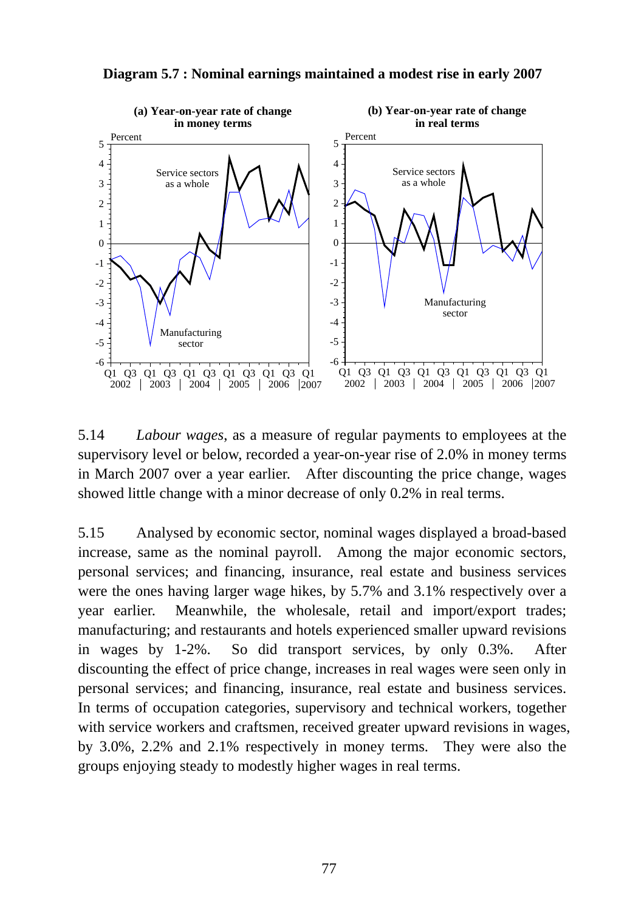**Diagram 5.7 : Nominal earnings maintained a modest rise in early 2007**

(a) Year-on-year rate of change in money terms

(b) Year-on-year rate of change in real terms

5.14 *Labour wages*, as a measure of regular payments to employees at the supervisory level or below, recorded a year-on-year rise of 2.0% in money terms in March 2007 over a year earlier. After discounting the price change, wages showed little change with a minor decrease of only 0.2% in real terms.

5.15 Analysed by economic sector, nominal wages displayed a broad-based increase, same as the nominal payroll. Among the major economic sectors, personal services; and financing, insurance, real estate and business services were the ones having larger wage hikes, by 5.7% and 3.1% respectively over a year earlier. Meanwhile, the wholesale, retail and import/export trades; manufacturing; and restaurants and hotels experienced smaller upward revisions in wages by 1-2%. So did transport services, by only 0.3%. After discounting the effect of price change, increases in real wages were seen only in personal services; and financing, insurance, real estate and business services. In terms of occupation categories, supervisory and technical workers, together with service workers and craftsmen, received greater upward revisions in wages, by 3.0%, 2.2% and 2.1% respectively in money terms. They were also the groups enjoying steady to modestly higher wages in real terms.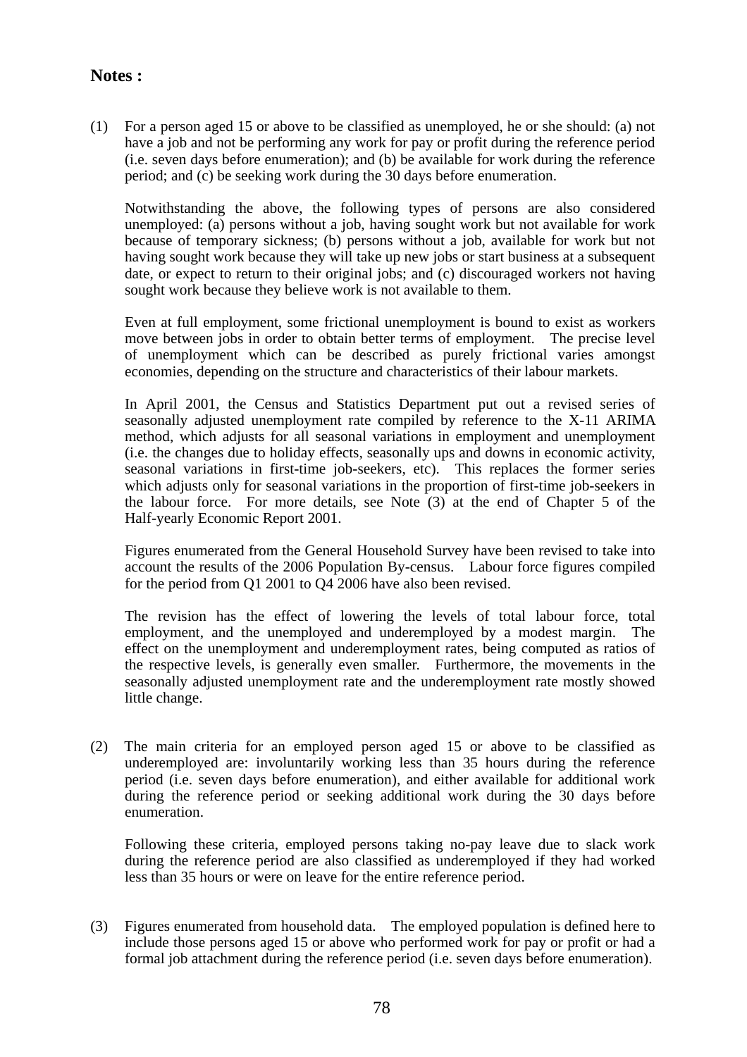**Notes :**

(1) For a person aged 15 or above to be classified as unemployed, he or she should: (a) not have a job and not be performing any work for pay or profit during the reference period (i.e. seven days before enumeration); and (b) be available for work during the reference period; and (c) be seeking work during the 30 days before enumeration.

Notwithstanding the above, the following types of persons are also considered unemployed: (a) persons without a job, having sought work but not available for work because of temporary sickness; (b) persons without a job, available for work but not having sought work because they will take up new jobs or start business at a subsequent date, or expect to return to their original jobs; and (c) discouraged workers not having sought work because they believe work is not available to them.

Even at full employment, some frictional unemployment is bound to exist as workers move between jobs in order to obtain better terms of employment. The precise level of unemployment which can be described as purely frictional varies amongst economies, depending on the structure and characteristics of their labour markets.

In April 2001, the Census and Statistics Department put out a revised series of seasonally adjusted unemployment rate compiled by reference to the X-11 ARIMA method, which adjusts for all seasonal variations in employment and unemployment (i.e. the changes due to holiday effects, seasonally ups and downs in economic activity, seasonal variations in first-time job-seekers, etc). This replaces the former series which adjusts only for seasonal variations in the proportion of first-time job-seekers in the labour force. For more details, see Note (3) at the end of Chapter 5 of the Half-yearly Economic Report 2001.

Figures enumerated from the General Household Survey have been revised to take into account the results of the 2006 Population By-census. Labour force figures compiled for the period from Q1 2001 to Q4 2006 have also been revised.

The revision has the effect of lowering the levels of total labour force, total employment, and the unemployed and underemployed by a modest margin. The effect on the unemployment and underemployment rates, being computed as ratios of the respective levels, is generally even smaller. Furthermore, the movements in the seasonally adjusted unemployment rate and the underemployment rate mostly showed little change.

(2) The main criteria for an employed person aged 15 or above to be classified as underemployed are: involuntarily working less than 35 hours during the reference period (i.e. seven days before enumeration), and either available for additional work during the reference period or seeking additional work during the 30 days before enumeration.

Following these criteria, employed persons taking no-pay leave due to slack work during the reference period are also classified as underemployed if they had worked less than 35 hours or were on leave for the entire reference period.

(3) Figures enumerated from household data. The employed population is defined here to include those persons aged 15 or above who performed work for pay or profit or had a formal job attachment during the reference period (i.e. seven days before enumeration).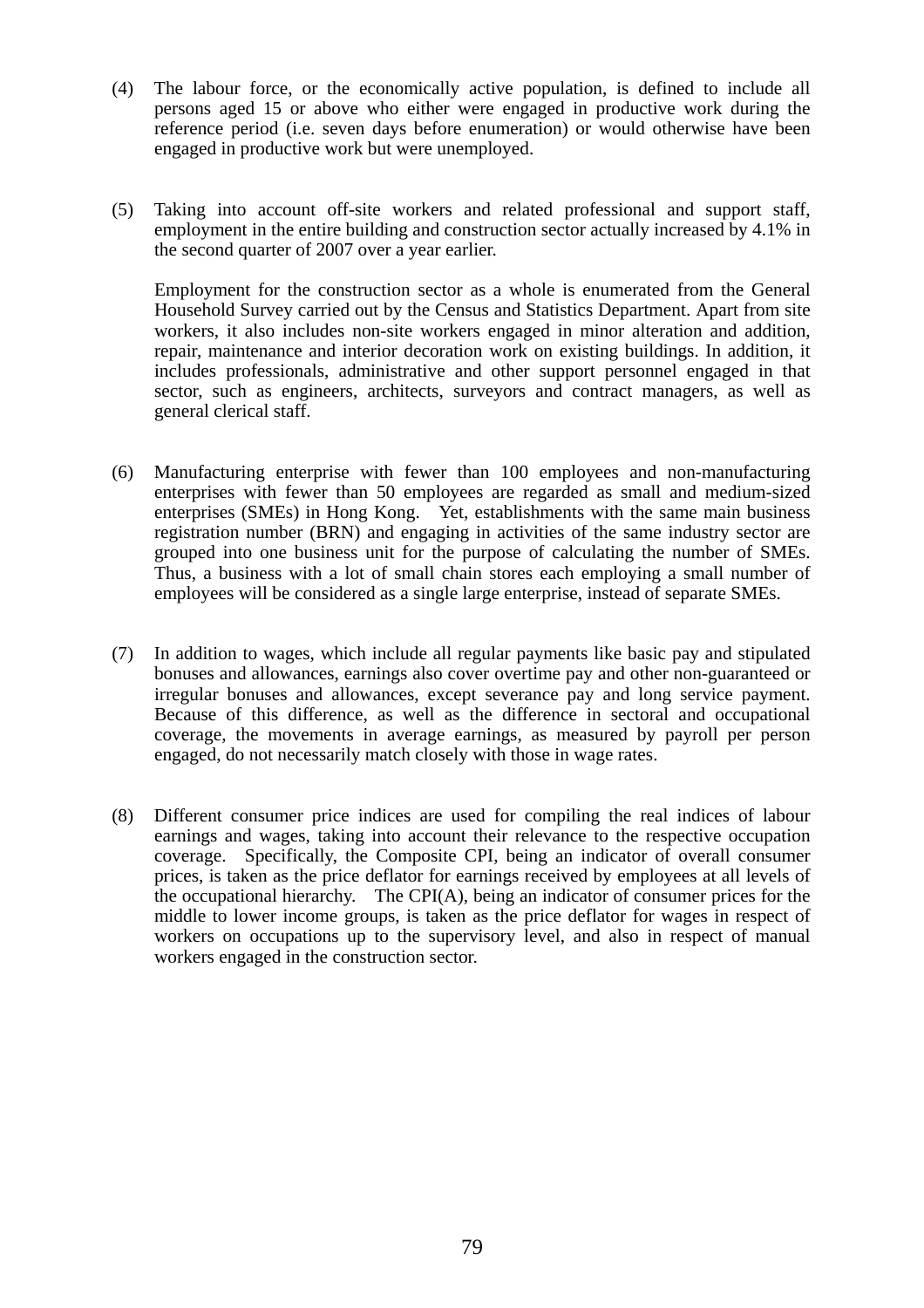(4) The labour force, or the economically active population, is defined to include all persons aged 15 or above who either were engaged in productive work during the reference period (i.e. seven days before enumeration) or would otherwise have been engaged in productive work but were unemployed.

(5) Taking into account off-site workers and related professional and support staff, employment in the entire building and construction sector actually increased by 4.1% in the second quarter of 2007 over a year earlier.

Employment for the construction sector as a whole is enumerated from the General Household Survey carried out by the Census and Statistics Department. Apart from site workers, it also includes non-site workers engaged in minor alteration and addition, repair, maintenance and interior decoration work on existing buildings. In addition, it includes professionals, administrative and other support personnel engaged in that sector, such as engineers, architects, surveyors and contract managers, as well as general clerical staff.

(6) Manufacturing enterprise with fewer than 100 employees and non-manufacturing enterprises with fewer than 50 employees are regarded as small and medium-sized enterprises (SMEs) in Hong Kong. Yet, establishments with the same main business registration number (BRN) and engaging in activities of the same industry sector are grouped into one business unit for the purpose of calculating the number of SMEs. Thus, a business with a lot of small chain stores each employing a small number of employees will be considered as a single large enterprise, instead of separate SMEs.

(7) In addition to wages, which include all regular payments like basic pay and stipulated bonuses and allowances, earnings also cover overtime pay and other non-guaranteed or irregular bonuses and allowances, except severance pay and long service payment. Because of this difference, as well as the difference in sectoral and occupational coverage, the movements in average earnings, as measured by payroll per person engaged, do not necessarily match closely with those in wage rates.

(8) Different consumer price indices are used for compiling the real indices of labour earnings and wages, taking into account their relevance to the respective occupation coverage. Specifically, the Composite CPI, being an indicator of overall consumer prices, is taken as the price deflator for earnings received by employees at all levels of the occupational hierarchy. The CPI(A), being an indicator of consumer prices for the middle to lower income groups, is taken as the price deflator for wages in respect of workers on occupations up to the supervisory level, and also in respect of manual workers engaged in the construction sector.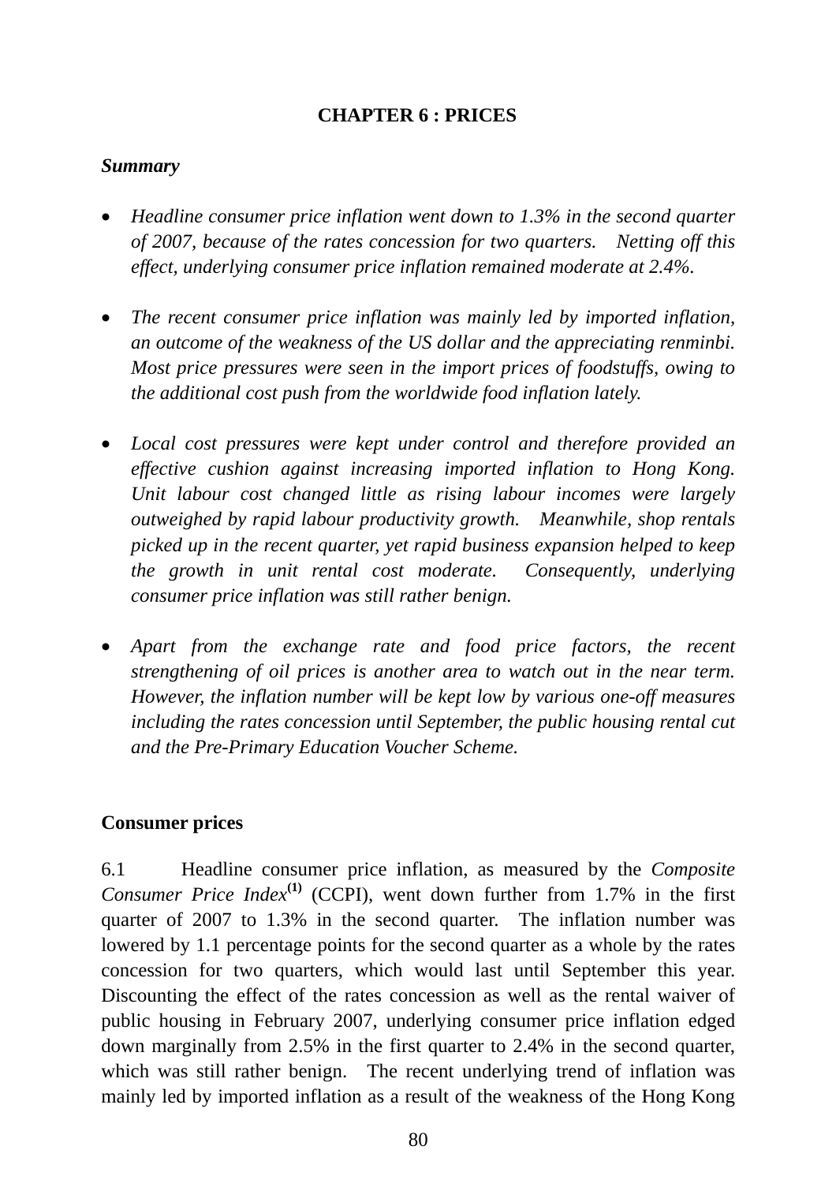# CHAPTER 6 : PRICES

***Summary***

- *Headline consumer price inflation went down to 1.3% in the second quarter of 2007, because of the rates concession for two quarters. Netting off this effect, underlying consumer price inflation remained moderate at 2.4%.*

- *The recent consumer price inflation was mainly led by imported inflation, an outcome of the weakness of the US dollar and the appreciating renminbi. Most price pressures were seen in the import prices of foodstuffs, owing to the additional cost push from the worldwide food inflation lately.*

- *Local cost pressures were kept under control and therefore provided an effective cushion against increasing imported inflation to Hong Kong. Unit labour cost changed little as rising labour incomes were largely outweighed by rapid labour productivity growth. Meanwhile, shop rentals picked up in the recent quarter, yet rapid business expansion helped to keep the growth in unit rental cost moderate. Consequently, underlying consumer price inflation was still rather benign.*

- *Apart from the exchange rate and food price factors, the recent strengthening of oil prices is another area to watch out in the near term. However, the inflation number will be kept low by various one-off measures including the rates concession until September, the public housing rental cut and the Pre-Primary Education Voucher Scheme.*

## Consumer prices

6.1 Headline consumer price inflation, as measured by the *Composite Consumer Price Index*[(1)] (CCPI), went down further from 1.7% in the first quarter of 2007 to 1.3% in the second quarter. The inflation number was lowered by 1.1 percentage points for the second quarter as a whole by the rates concession for two quarters, which would last until September this year. Discounting the effect of the rates concession as well as the rental waiver of public housing in February 2007, underlying consumer price inflation edged down marginally from 2.5% in the first quarter to 2.4% in the second quarter, which was still rather benign. The recent underlying trend of inflation was mainly led by imported inflation as a result of the weakness of the Hong Kong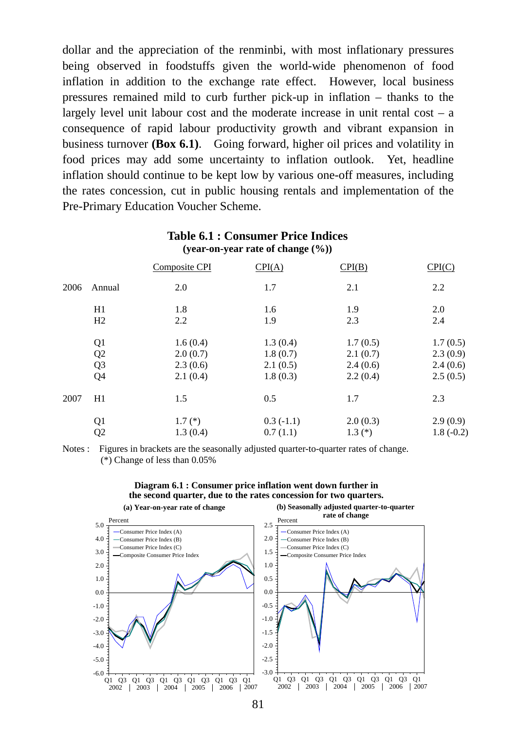dollar and the appreciation of the renminbi, with most inflationary pressures being observed in foodstuffs given the world-wide phenomenon of food inflation in addition to the exchange rate effect. However, local business pressures remained mild to curb further pick-up in inflation – thanks to the largely level unit labour cost and the moderate increase in unit rental cost – a consequence of rapid labour productivity growth and vibrant expansion in business turnover **(Box 6.1)**. Going forward, higher oil prices and volatility in food prices may add some uncertainty to inflation outlook. Yet, headline inflation should continue to be kept low by various one-off measures, including the rates concession, cut in public housing rentals and implementation of the Pre-Primary Education Voucher Scheme.

**Table 6.1 : Consumer Price Indices**
**(year-on-year rate of change (%))**

| | | Composite CPI | CPI(A) | CPI(B) | CPI(C) |
|---|---|---|---|---|---|
| 2006 | Annual | 2.0 | 1.7 | 2.1 | 2.2 |
| | H1 | 1.8 | 1.6 | 1.9 | 2.0 |
| | H2 | 2.2 | 1.9 | 2.3 | 2.4 |
| | Q1 | 1.6 (0.4) | 1.3 (0.4) | 1.7 (0.5) | 1.7 (0.5) |
| | Q2 | 2.0 (0.7) | 1.8 (0.7) | 2.1 (0.7) | 2.3 (0.9) |
| | Q3 | 2.3 (0.6) | 2.1 (0.5) | 2.4 (0.6) | 2.4 (0.6) |
| | Q4 | 2.1 (0.4) | 1.8 (0.3) | 2.2 (0.4) | 2.5 (0.5) |
| 2007 | H1 | 1.5 | 0.5 | 1.7 | 2.3 |
| | Q1 | 1.7 (*) | 0.3 (-1.1) | 2.0 (0.3) | 2.9 (0.9) |
| | Q2 | 1.3 (0.4) | 0.7 (1.1) | 1.3 (*) | 1.8 (-0.2) |

Notes : Figures in brackets are the seasonally adjusted quarter-to-quarter rates of change.
(*) Change of less than 0.05%

**Diagram 6.1 : Consumer price inflation went down further in the second quarter, due to the rates concession for two quarters.**

**(a) Year-on-year rate of change**

**(b) Seasonally adjusted quarter-to-quarter rate of change**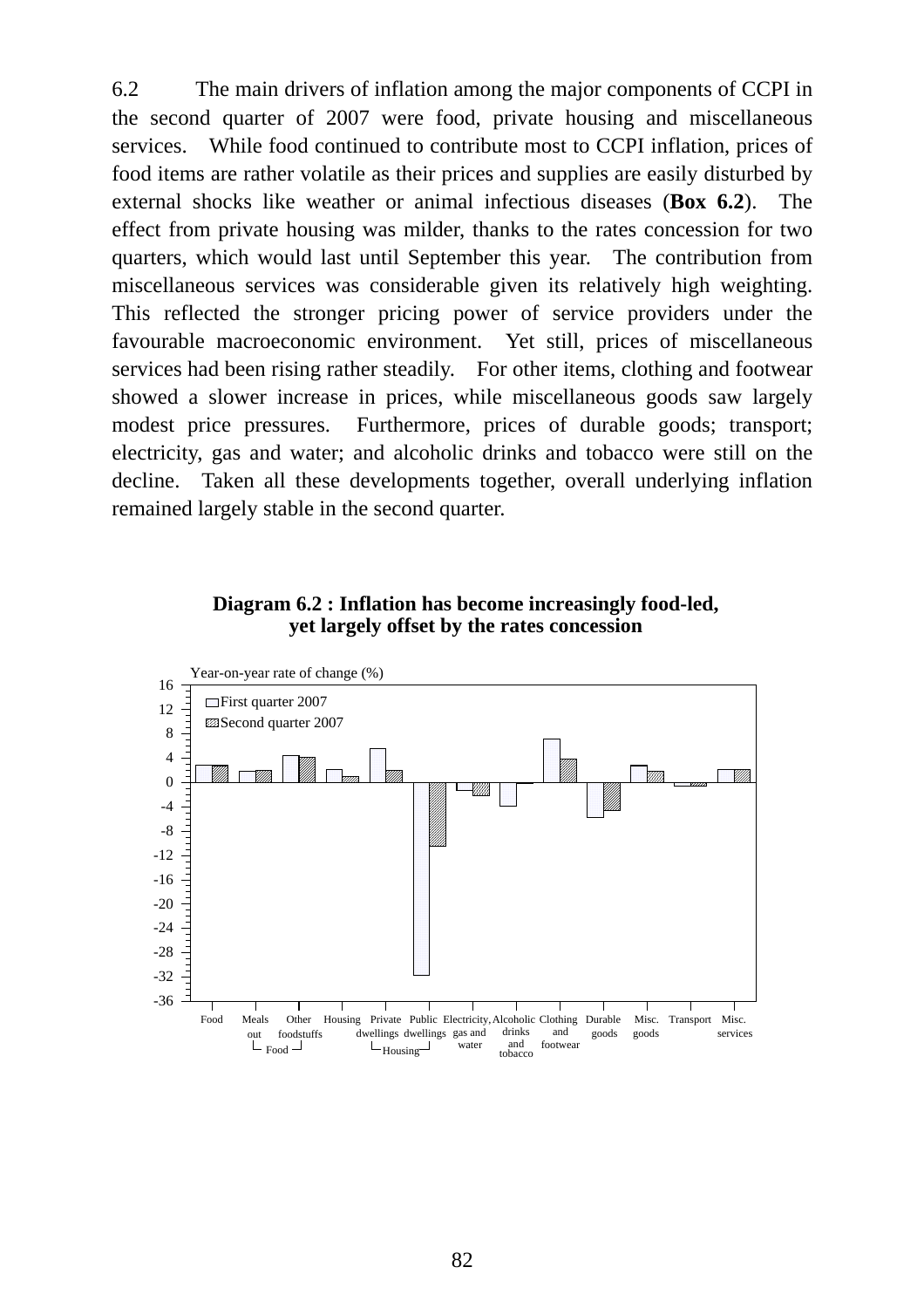6.2 The main drivers of inflation among the major components of CCPI in the second quarter of 2007 were food, private housing and miscellaneous services. While food continued to contribute most to CCPI inflation, prices of food items are rather volatile as their prices and supplies are easily disturbed by external shocks like weather or animal infectious diseases (**Box 6.2**). The effect from private housing was milder, thanks to the rates concession for two quarters, which would last until September this year. The contribution from miscellaneous services was considerable given its relatively high weighting. This reflected the stronger pricing power of service providers under the favourable macroeconomic environment. Yet still, prices of miscellaneous services had been rising rather steadily. For other items, clothing and footwear showed a slower increase in prices, while miscellaneous goods saw largely modest price pressures. Furthermore, prices of durable goods; transport; electricity, gas and water; and alcoholic drinks and tobacco were still on the decline. Taken all these developments together, overall underlying inflation remained largely stable in the second quarter.

**Diagram 6.2 : Inflation has become increasingly food-led, yet largely offset by the rates concession**

Year-on-year rate of change (%)

First quarter 2007
Second quarter 2007

Food, Meals out, Other foodstuffs (Food), Housing, Private dwellings, Public dwellings (Housing), Electricity, gas and water, Alcoholic drinks and tobacco, Clothing and footwear, Durable goods, Misc. goods, Transport, Misc. services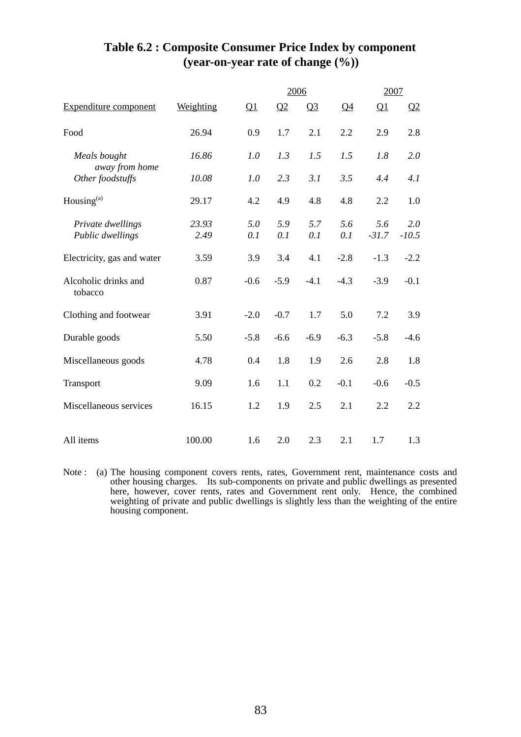# Table 6.2 : Composite Consumer Price Index by component (year-on-year rate of change (%))

| Expenditure component | Weighting | 2006 Q1 | 2006 Q2 | 2006 Q3 | 2006 Q4 | 2007 Q1 | 2007 Q2 |
|---|---|---|---|---|---|---|---|
| Food | 26.94 | 0.9 | 1.7 | 2.1 | 2.2 | 2.9 | 2.8 |
| *Meals bought away from home* | *16.86* | *1.0* | *1.3* | *1.5* | *1.5* | *1.8* | *2.0* |
| *Other foodstuffs* | *10.08* | *1.0* | *2.3* | *3.1* | *3.5* | *4.4* | *4.1* |
| Housing[(a)] | 29.17 | 4.2 | 4.9 | 4.8 | 4.8 | 2.2 | 1.0 |
| *Private dwellings* | *23.93* | *5.0* | *5.9* | *5.7* | *5.6* | *5.6* | *2.0* |
| *Public dwellings* | *2.49* | *0.1* | *0.1* | *0.1* | *0.1* | *-31.7* | *-10.5* |
| Electricity, gas and water | 3.59 | 3.9 | 3.4 | 4.1 | -2.8 | -1.3 | -2.2 |
| Alcoholic drinks and tobacco | 0.87 | -0.6 | -5.9 | -4.1 | -4.3 | -3.9 | -0.1 |
| Clothing and footwear | 3.91 | -2.0 | -0.7 | 1.7 | 5.0 | 7.2 | 3.9 |
| Durable goods | 5.50 | -5.8 | -6.6 | -6.9 | -6.3 | -5.8 | -4.6 |
| Miscellaneous goods | 4.78 | 0.4 | 1.8 | 1.9 | 2.6 | 2.8 | 1.8 |
| Transport | 9.09 | 1.6 | 1.1 | 0.2 | -0.1 | -0.6 | -0.5 |
| Miscellaneous services | 16.15 | 1.2 | 1.9 | 2.5 | 2.1 | 2.2 | 2.2 |
| All items | 100.00 | 1.6 | 2.0 | 2.3 | 2.1 | 1.7 | 1.3 |

Note : (a) The housing component covers rents, rates, Government rent, maintenance costs and other housing charges. Its sub-components on private and public dwellings as presented here, however, cover rents, rates and Government rent only. Hence, the combined weighting of private and public dwellings is slightly less than the weighting of the entire housing component.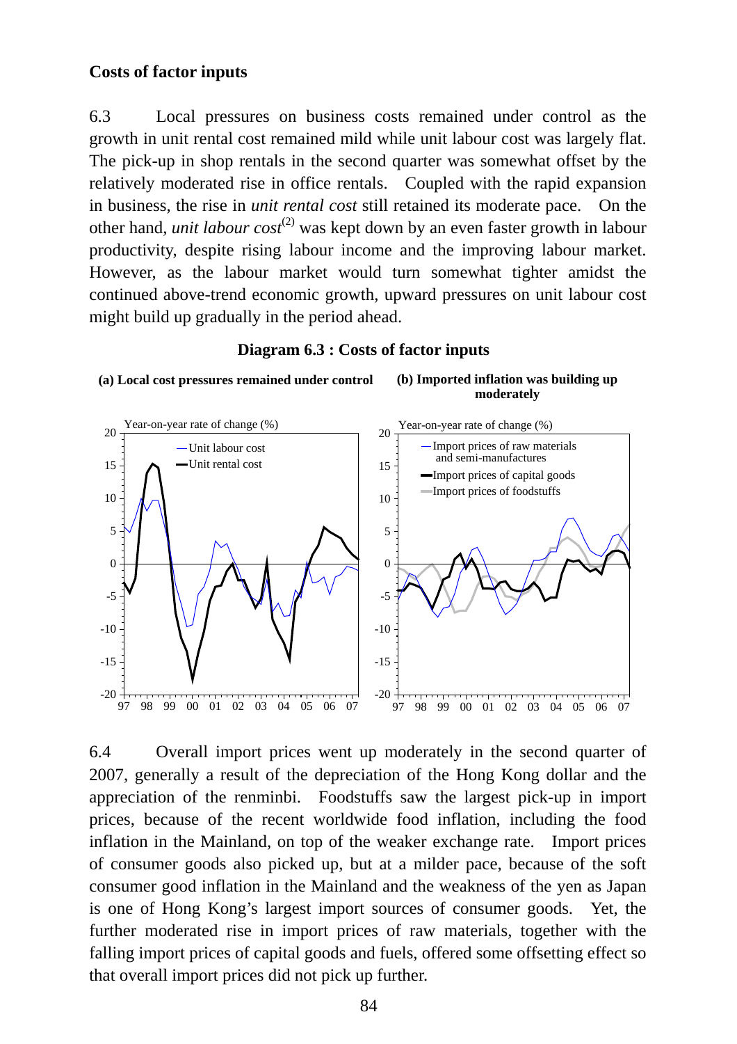**Costs of factor inputs**

6.3 Local pressures on business costs remained under control as the growth in unit rental cost remained mild while unit labour cost was largely flat. The pick-up in shop rentals in the second quarter was somewhat offset by the relatively moderated rise in office rentals. Coupled with the rapid expansion in business, the rise in *unit rental cost* still retained its moderate pace. On the other hand, *unit labour cost*(2) was kept down by an even faster growth in labour productivity, despite rising labour income and the improving labour market. However, as the labour market would turn somewhat tighter amidst the continued above-trend economic growth, upward pressures on unit labour cost might build up gradually in the period ahead.

**Diagram 6.3 : Costs of factor inputs**

**(a) Local cost pressures remained under control**

**(b) Imported inflation was building up moderately**

6.4 Overall import prices went up moderately in the second quarter of 2007, generally a result of the depreciation of the Hong Kong dollar and the appreciation of the renminbi. Foodstuffs saw the largest pick-up in import prices, because of the recent worldwide food inflation, including the food inflation in the Mainland, on top of the weaker exchange rate. Import prices of consumer goods also picked up, but at a milder pace, because of the soft consumer good inflation in the Mainland and the weakness of the yen as Japan is one of Hong Kong's largest import sources of consumer goods. Yet, the further moderated rise in import prices of raw materials, together with the falling import prices of capital goods and fuels, offered some offsetting effect so that overall import prices did not pick up further.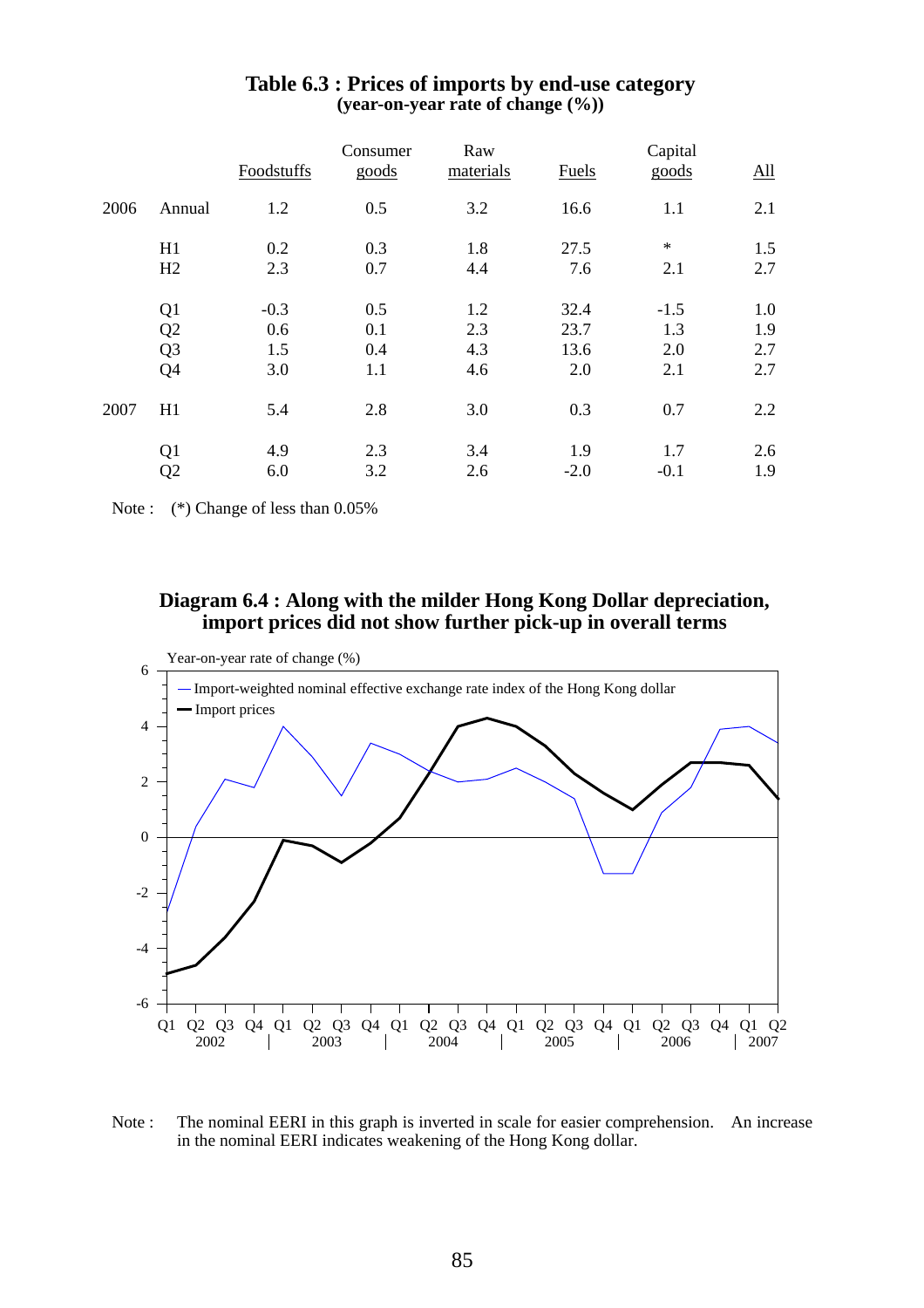**Table 6.3 : Prices of imports by end-use category (year-on-year rate of change (%))**

| | | Foodstuffs | Consumer goods | Raw materials | Fuels | Capital goods | All |
|---|---|---|---|---|---|---|---|
| 2006 | Annual | 1.2 | 0.5 | 3.2 | 16.6 | 1.1 | 2.1 |
| | H1 | 0.2 | 0.3 | 1.8 | 27.5 | * | 1.5 |
| | H2 | 2.3 | 0.7 | 4.4 | 7.6 | 2.1 | 2.7 |
| | Q1 | -0.3 | 0.5 | 1.2 | 32.4 | -1.5 | 1.0 |
| | Q2 | 0.6 | 0.1 | 2.3 | 23.7 | 1.3 | 1.9 |
| | Q3 | 1.5 | 0.4 | 4.3 | 13.6 | 2.0 | 2.7 |
| | Q4 | 3.0 | 1.1 | 4.6 | 2.0 | 2.1 | 2.7 |
| 2007 | H1 | 5.4 | 2.8 | 3.0 | 0.3 | 0.7 | 2.2 |
| | Q1 | 4.9 | 2.3 | 3.4 | 1.9 | 1.7 | 2.6 |
| | Q2 | 6.0 | 3.2 | 2.6 | -2.0 | -0.1 | 1.9 |

Note : (*) Change of less than 0.05%

**Diagram 6.4 : Along with the milder Hong Kong Dollar depreciation, import prices did not show further pick-up in overall terms**

Note : The nominal EERI in this graph is inverted in scale for easier comprehension. An increase in the nominal EERI indicates weakening of the Hong Kong dollar.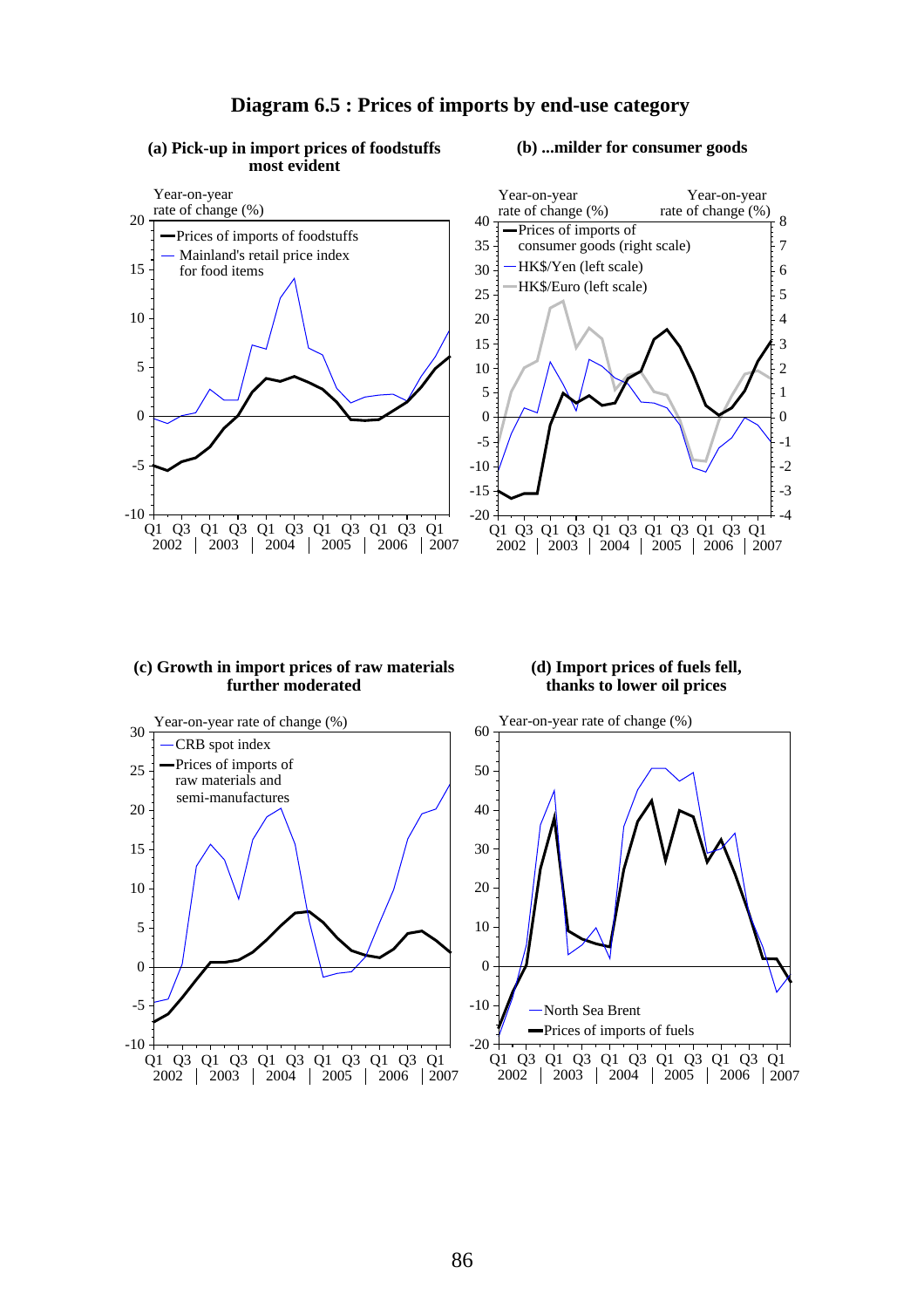# Diagram 6.5 : Prices of imports by end-use category

**(a) Pick-up in import prices of foodstuffs most evident**

Year-on-year rate of change (%)

- Prices of imports of foodstuffs
- Mainland's retail price index for food items

**(b) ...milder for consumer goods**

Year-on-year rate of change (%)

- Prices of imports of consumer goods (right scale)
- HK$/Yen (left scale)
- HK$/Euro (left scale)

**(c) Growth in import prices of raw materials further moderated**

Year-on-year rate of change (%)

- CRB spot index
- Prices of imports of raw materials and semi-manufactures

**(d) Import prices of fuels fell, thanks to lower oil prices**

Year-on-year rate of change (%)

- North Sea Brent
- Prices of imports of fuels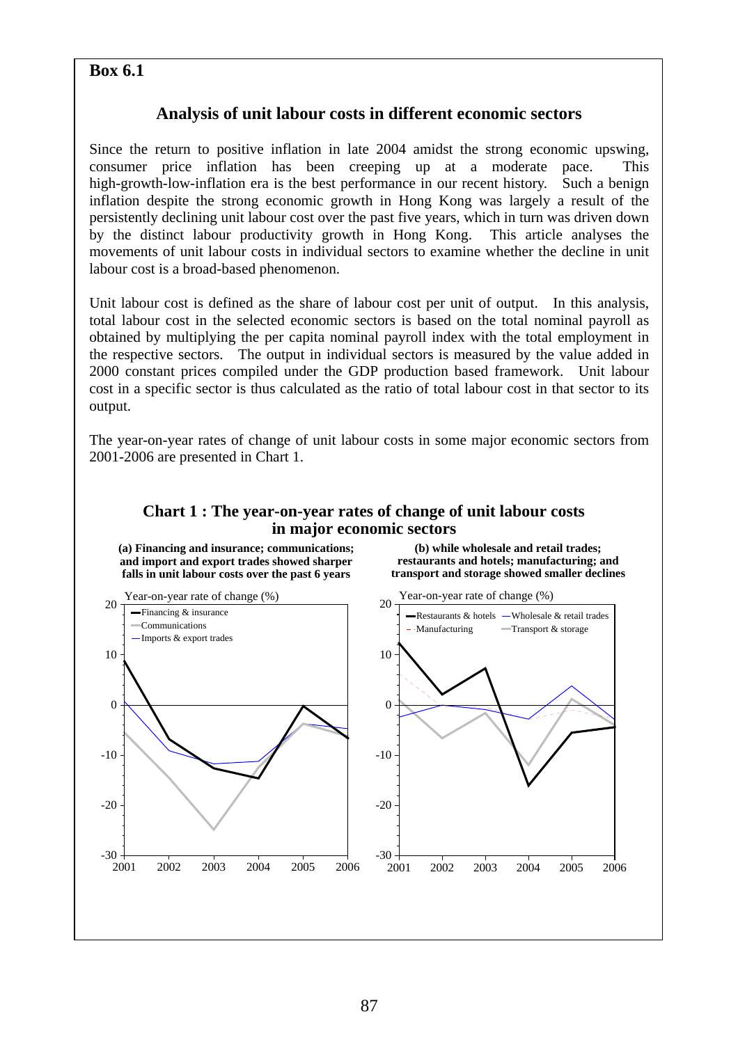**Box 6.1**

## Analysis of unit labour costs in different economic sectors

Since the return to positive inflation in late 2004 amidst the strong economic upswing, consumer price inflation has been creeping up at a moderate pace. This high-growth-low-inflation era is the best performance in our recent history. Such a benign inflation despite the strong economic growth in Hong Kong was largely a result of the persistently declining unit labour cost over the past five years, which in turn was driven down by the distinct labour productivity growth in Hong Kong. This article analyses the movements of unit labour costs in individual sectors to examine whether the decline in unit labour cost is a broad-based phenomenon.

Unit labour cost is defined as the share of labour cost per unit of output. In this analysis, total labour cost in the selected economic sectors is based on the total nominal payroll as obtained by multiplying the per capita nominal payroll index with the total employment in the respective sectors. The output in individual sectors is measured by the value added in 2000 constant prices compiled under the GDP production based framework. Unit labour cost in a specific sector is thus calculated as the ratio of total labour cost in that sector to its output.

The year-on-year rates of change of unit labour costs in some major economic sectors from 2001-2006 are presented in Chart 1.

**Chart 1 : The year-on-year rates of change of unit labour costs in major economic sectors**

**(a) Financing and insurance; communications; and import and export trades showed sharper falls in unit labour costs over the past 6 years**

**(b) while wholesale and retail trades; restaurants and hotels; manufacturing; and transport and storage showed smaller declines**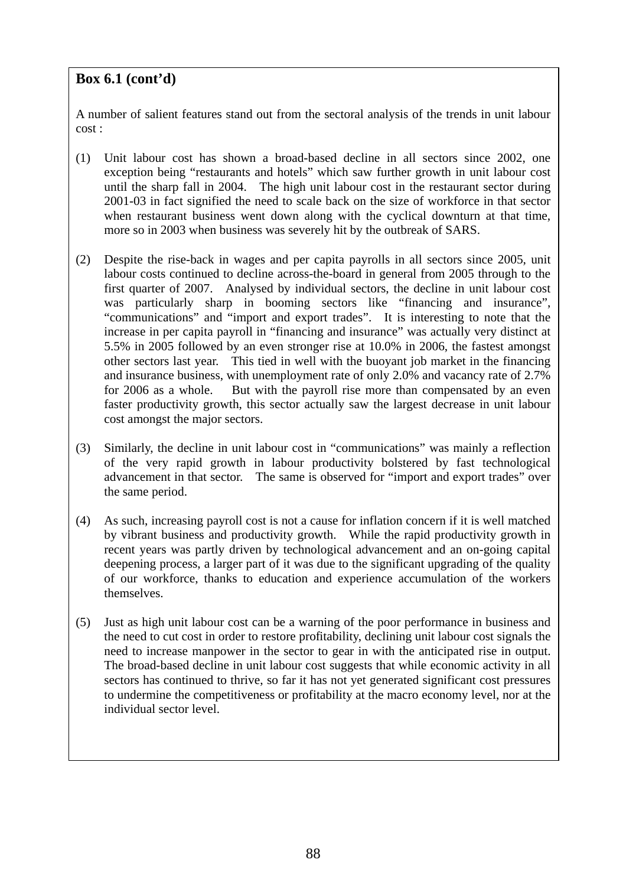**Box 6.1 (cont'd)**

A number of salient features stand out from the sectoral analysis of the trends in unit labour cost :

(1) Unit labour cost has shown a broad-based decline in all sectors since 2002, one exception being "restaurants and hotels" which saw further growth in unit labour cost until the sharp fall in 2004. The high unit labour cost in the restaurant sector during 2001-03 in fact signified the need to scale back on the size of workforce in that sector when restaurant business went down along with the cyclical downturn at that time, more so in 2003 when business was severely hit by the outbreak of SARS.

(2) Despite the rise-back in wages and per capita payrolls in all sectors since 2005, unit labour costs continued to decline across-the-board in general from 2005 through to the first quarter of 2007. Analysed by individual sectors, the decline in unit labour cost was particularly sharp in booming sectors like "financing and insurance", "communications" and "import and export trades". It is interesting to note that the increase in per capita payroll in "financing and insurance" was actually very distinct at 5.5% in 2005 followed by an even stronger rise at 10.0% in 2006, the fastest amongst other sectors last year. This tied in well with the buoyant job market in the financing and insurance business, with unemployment rate of only 2.0% and vacancy rate of 2.7% for 2006 as a whole. But with the payroll rise more than compensated by an even faster productivity growth, this sector actually saw the largest decrease in unit labour cost amongst the major sectors.

(3) Similarly, the decline in unit labour cost in "communications" was mainly a reflection of the very rapid growth in labour productivity bolstered by fast technological advancement in that sector. The same is observed for "import and export trades" over the same period.

(4) As such, increasing payroll cost is not a cause for inflation concern if it is well matched by vibrant business and productivity growth. While the rapid productivity growth in recent years was partly driven by technological advancement and an on-going capital deepening process, a larger part of it was due to the significant upgrading of the quality of our workforce, thanks to education and experience accumulation of the workers themselves.

(5) Just as high unit labour cost can be a warning of the poor performance in business and the need to cut cost in order to restore profitability, declining unit labour cost signals the need to increase manpower in the sector to gear in with the anticipated rise in output. The broad-based decline in unit labour cost suggests that while economic activity in all sectors has continued to thrive, so far it has not yet generated significant cost pressures to undermine the competitiveness or profitability at the macro economy level, nor at the individual sector level.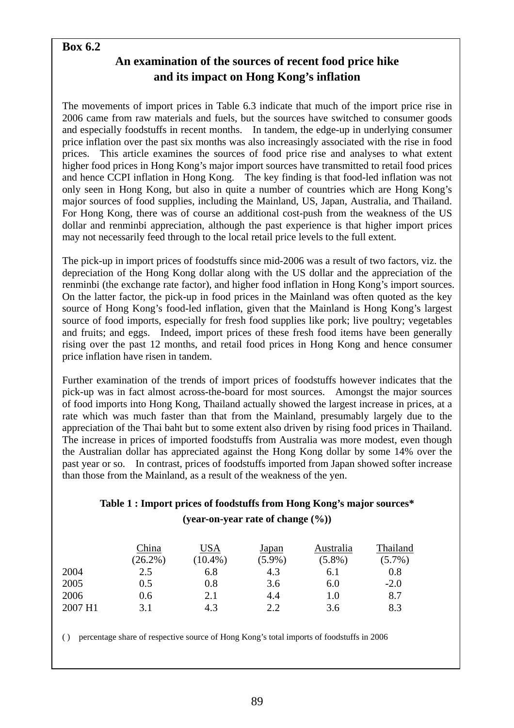**Box 6.2**

## An examination of the sources of recent food price hike and its impact on Hong Kong's inflation

The movements of import prices in Table 6.3 indicate that much of the import price rise in 2006 came from raw materials and fuels, but the sources have switched to consumer goods and especially foodstuffs in recent months. In tandem, the edge-up in underlying consumer price inflation over the past six months was also increasingly associated with the rise in food prices. This article examines the sources of food price rise and analyses to what extent higher food prices in Hong Kong's major import sources have transmitted to retail food prices and hence CCPI inflation in Hong Kong. The key finding is that food-led inflation was not only seen in Hong Kong, but also in quite a number of countries which are Hong Kong's major sources of food supplies, including the Mainland, US, Japan, Australia, and Thailand. For Hong Kong, there was of course an additional cost-push from the weakness of the US dollar and renminbi appreciation, although the past experience is that higher import prices may not necessarily feed through to the local retail price levels to the full extent.

The pick-up in import prices of foodstuffs since mid-2006 was a result of two factors, viz. the depreciation of the Hong Kong dollar along with the US dollar and the appreciation of the renminbi (the exchange rate factor), and higher food inflation in Hong Kong's import sources. On the latter factor, the pick-up in food prices in the Mainland was often quoted as the key source of Hong Kong's food-led inflation, given that the Mainland is Hong Kong's largest source of food imports, especially for fresh food supplies like pork; live poultry; vegetables and fruits; and eggs. Indeed, import prices of these fresh food items have been generally rising over the past 12 months, and retail food prices in Hong Kong and hence consumer price inflation have risen in tandem.

Further examination of the trends of import prices of foodstuffs however indicates that the pick-up was in fact almost across-the-board for most sources. Amongst the major sources of food imports into Hong Kong, Thailand actually showed the largest increase in prices, at a rate which was much faster than that from the Mainland, presumably largely due to the appreciation of the Thai baht but to some extent also driven by rising food prices in Thailand. The increase in prices of imported foodstuffs from Australia was more modest, even though the Australian dollar has appreciated against the Hong Kong dollar by some 14% over the past year or so. In contrast, prices of foodstuffs imported from Japan showed softer increase than those from the Mainland, as a result of the weakness of the yen.

**Table 1 : Import prices of foodstuffs from Hong Kong's major sources\***
**(year-on-year rate of change (%))**

| | China (26.2%) | USA (10.4%) | Japan (5.9%) | Australia (5.8%) | Thailand (5.7%) |
|---|---|---|---|---|---|
| 2004 | 2.5 | 6.8 | 4.3 | 6.1 | 0.8 |
| 2005 | 0.5 | 0.8 | 3.6 | 6.0 | -2.0 |
| 2006 | 0.6 | 2.1 | 4.4 | 1.0 | 8.7 |
| 2007 H1 | 3.1 | 4.3 | 2.2 | 3.6 | 8.3 |

( ) percentage share of respective source of Hong Kong's total imports of foodstuffs in 2006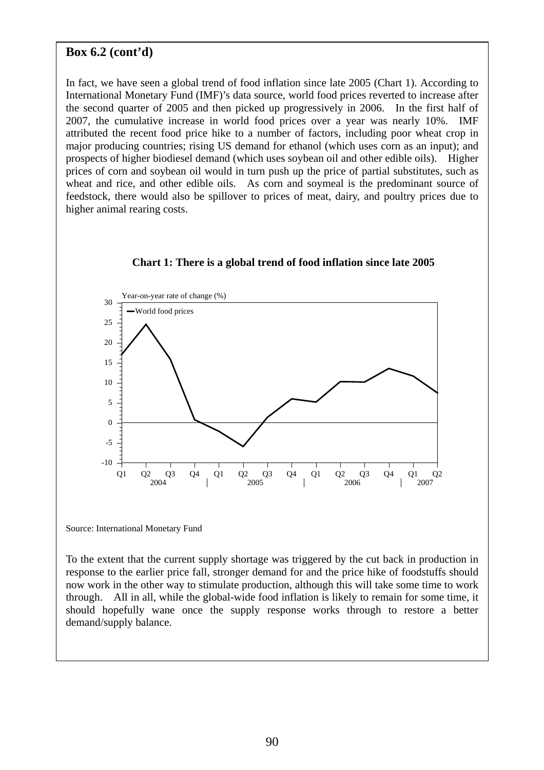**Box 6.2 (cont'd)**

In fact, we have seen a global trend of food inflation since late 2005 (Chart 1). According to International Monetary Fund (IMF)'s data source, world food prices reverted to increase after the second quarter of 2005 and then picked up progressively in 2006. In the first half of 2007, the cumulative increase in world food prices over a year was nearly 10%. IMF attributed the recent food price hike to a number of factors, including poor wheat crop in major producing countries; rising US demand for ethanol (which uses corn as an input); and prospects of higher biodiesel demand (which uses soybean oil and other edible oils). Higher prices of corn and soybean oil would in turn push up the price of partial substitutes, such as wheat and rice, and other edible oils. As corn and soymeal is the predominant source of feedstock, there would also be spillover to prices of meat, dairy, and poultry prices due to higher animal rearing costs.

**Chart 1: There is a global trend of food inflation since late 2005**

Source: International Monetary Fund

To the extent that the current supply shortage was triggered by the cut back in production in response to the earlier price fall, stronger demand for and the price hike of foodstuffs should now work in the other way to stimulate production, although this will take some time to work through. All in all, while the global-wide food inflation is likely to remain for some time, it should hopefully wane once the supply response works through to restore a better demand/supply balance.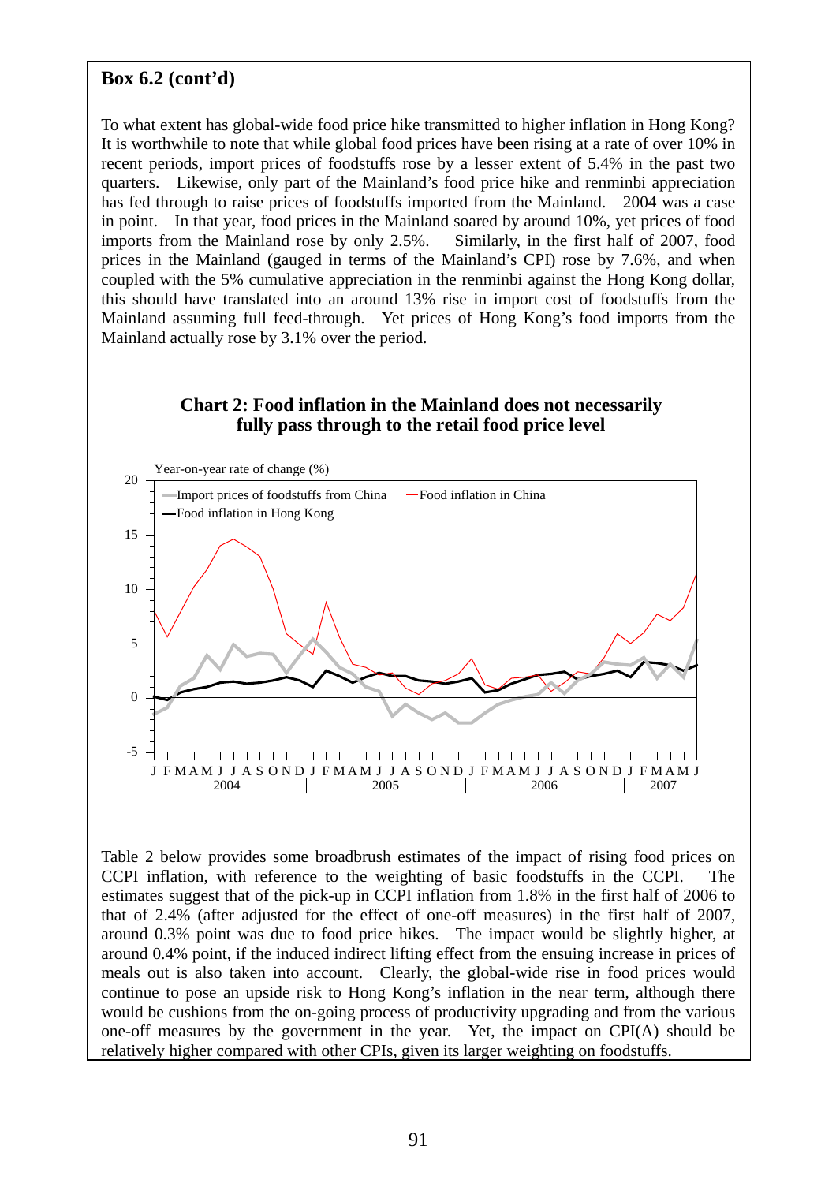**Box 6.2 (cont'd)**

To what extent has global-wide food price hike transmitted to higher inflation in Hong Kong? It is worthwhile to note that while global food prices have been rising at a rate of over 10% in recent periods, import prices of foodstuffs rose by a lesser extent of 5.4% in the past two quarters. Likewise, only part of the Mainland's food price hike and renminbi appreciation has fed through to raise prices of foodstuffs imported from the Mainland. 2004 was a case in point. In that year, food prices in the Mainland soared by around 10%, yet prices of food imports from the Mainland rose by only 2.5%. Similarly, in the first half of 2007, food prices in the Mainland (gauged in terms of the Mainland's CPI) rose by 7.6%, and when coupled with the 5% cumulative appreciation in the renminbi against the Hong Kong dollar, this should have translated into an around 13% rise in import cost of foodstuffs from the Mainland assuming full feed-through. Yet prices of Hong Kong's food imports from the Mainland actually rose by 3.1% over the period.

**Chart 2: Food inflation in the Mainland does not necessarily fully pass through to the retail food price level**

Table 2 below provides some broadbrush estimates of the impact of rising food prices on CCPI inflation, with reference to the weighting of basic foodstuffs in the CCPI. The estimates suggest that of the pick-up in CCPI inflation from 1.8% in the first half of 2006 to that of 2.4% (after adjusted for the effect of one-off measures) in the first half of 2007, around 0.3% point was due to food price hikes. The impact would be slightly higher, at around 0.4% point, if the induced indirect lifting effect from the ensuing increase in prices of meals out is also taken into account. Clearly, the global-wide rise in food prices would continue to pose an upside risk to Hong Kong's inflation in the near term, although there would be cushions from the on-going process of productivity upgrading and from the various one-off measures by the government in the year. Yet, the impact on CPI(A) should be relatively higher compared with other CPIs, given its larger weighting on foodstuffs.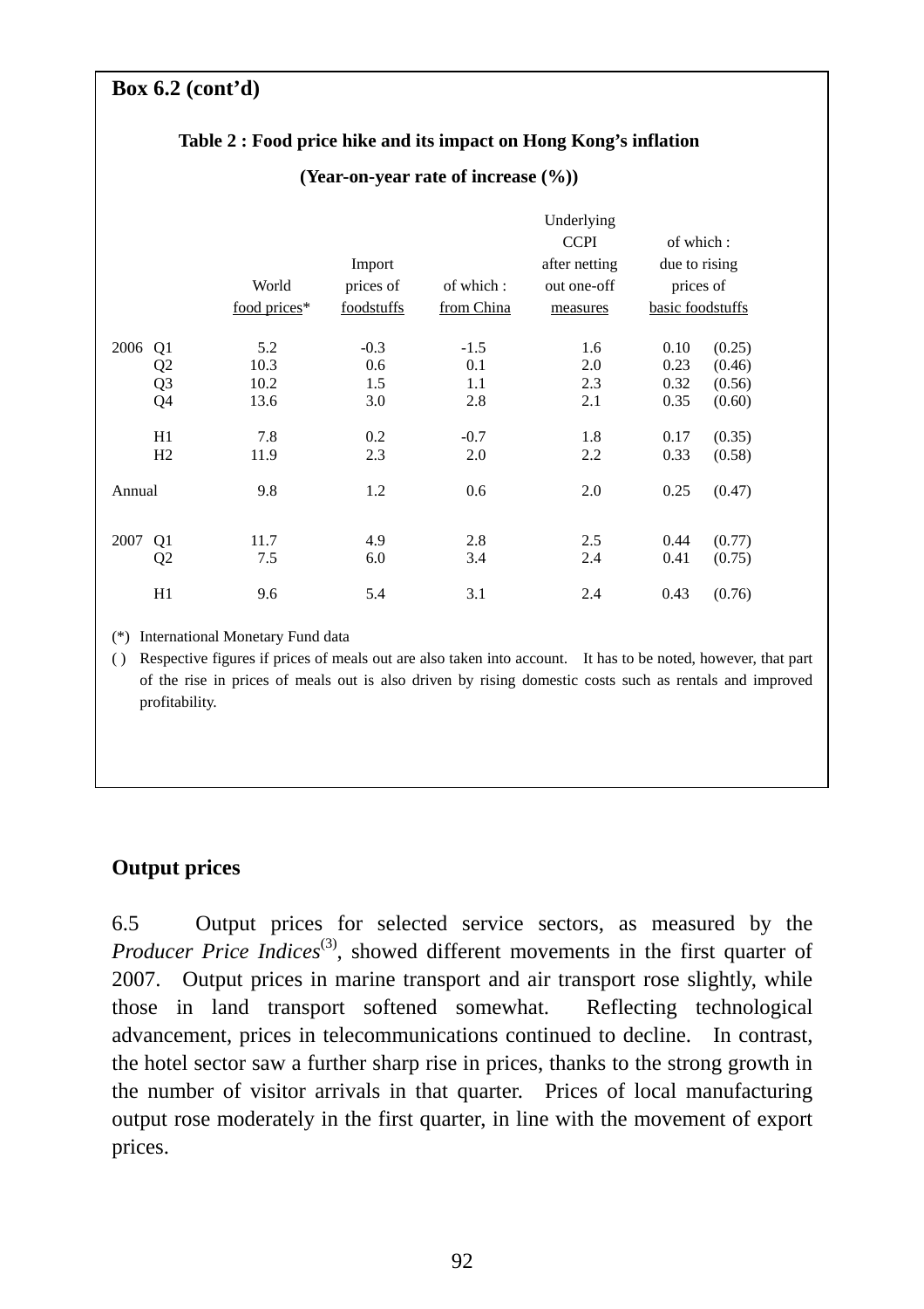**Box 6.2 (cont'd)**

**Table 2 : Food price hike and its impact on Hong Kong's inflation**

**(Year-on-year rate of increase (%))**

| | | World food prices* | Import prices of foodstuffs | of which : from China | Underlying CCPI after netting out one-off measures | of which : due to rising prices of basic foodstuffs | |
|---|---|---|---|---|---|---|---|
| 2006 | Q1 | 5.2 | -0.3 | -1.5 | 1.6 | 0.10 | (0.25) |
| | Q2 | 10.3 | 0.6 | 0.1 | 2.0 | 0.23 | (0.46) |
| | Q3 | 10.2 | 1.5 | 1.1 | 2.3 | 0.32 | (0.56) |
| | Q4 | 13.6 | 3.0 | 2.8 | 2.1 | 0.35 | (0.60) |
| | H1 | 7.8 | 0.2 | -0.7 | 1.8 | 0.17 | (0.35) |
| | H2 | 11.9 | 2.3 | 2.0 | 2.2 | 0.33 | (0.58) |
| Annual | | 9.8 | 1.2 | 0.6 | 2.0 | 0.25 | (0.47) |
| 2007 | Q1 | 11.7 | 4.9 | 2.8 | 2.5 | 0.44 | (0.77) |
| | Q2 | 7.5 | 6.0 | 3.4 | 2.4 | 0.41 | (0.75) |
| | H1 | 9.6 | 5.4 | 3.1 | 2.4 | 0.43 | (0.76) |

(*) International Monetary Fund data

( ) Respective figures if prices of meals out are also taken into account. It has to be noted, however, that part of the rise in prices of meals out is also driven by rising domestic costs such as rentals and improved profitability.

**Output prices**

6.5 Output prices for selected service sectors, as measured by the *Producer Price Indices*(3), showed different movements in the first quarter of 2007. Output prices in marine transport and air transport rose slightly, while those in land transport softened somewhat. Reflecting technological advancement, prices in telecommunications continued to decline. In contrast, the hotel sector saw a further sharp rise in prices, thanks to the strong growth in the number of visitor arrivals in that quarter. Prices of local manufacturing output rose moderately in the first quarter, in line with the movement of export prices.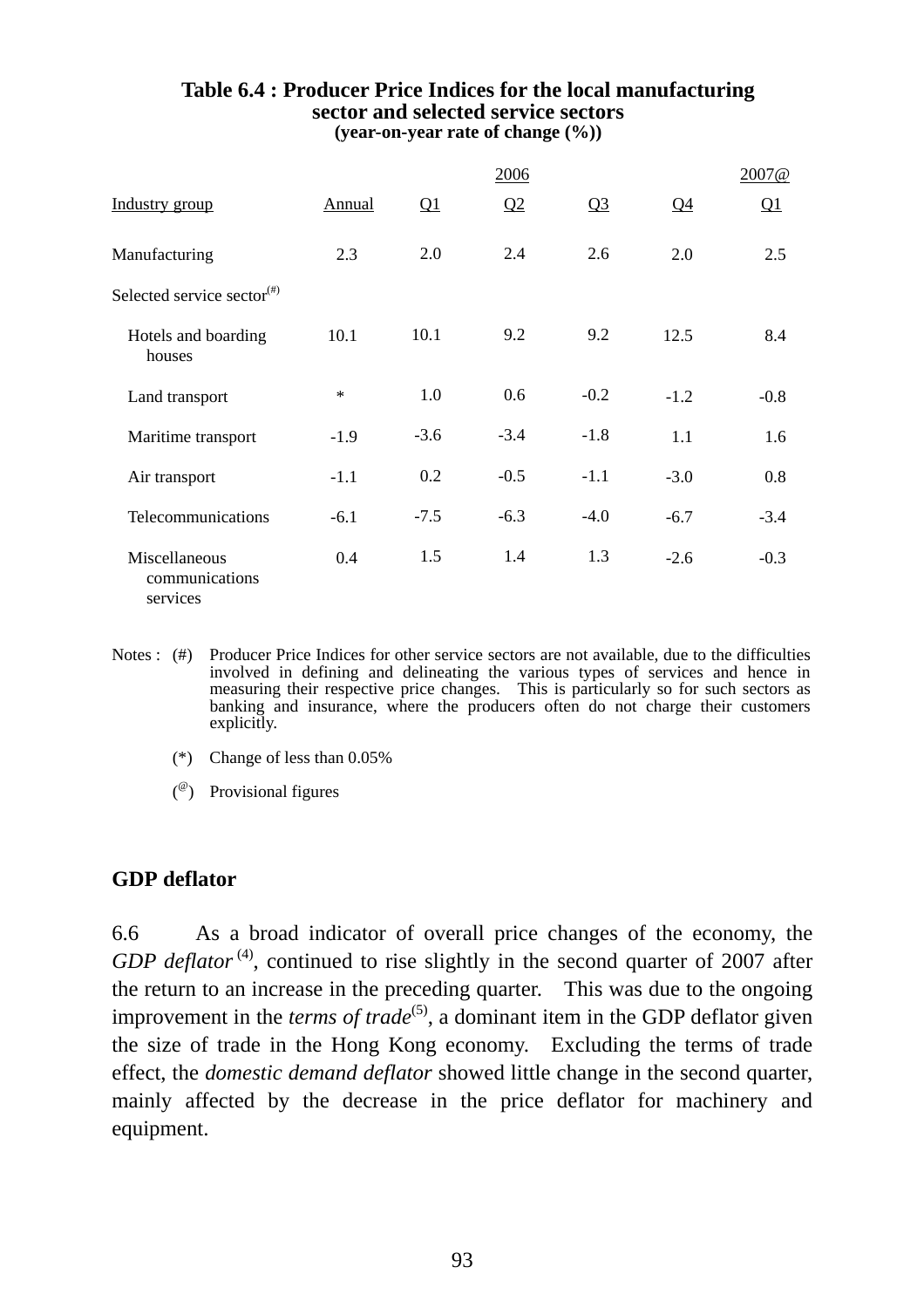**Table 6.4 : Producer Price Indices for the local manufacturing sector and selected service sectors**
**(year-on-year rate of change (%))**

| | 2006 | | | | | 2007@ |
|---|---|---|---|---|---|---|
| Industry group | Annual | Q1 | Q2 | Q3 | Q4 | Q1 |
| Manufacturing | 2.3 | 2.0 | 2.4 | 2.6 | 2.0 | 2.5 |
| Selected service sector(#) | | | | | | |
| Hotels and boarding houses | 10.1 | 10.1 | 9.2 | 9.2 | 12.5 | 8.4 |
| Land transport | * | 1.0 | 0.6 | -0.2 | -1.2 | -0.8 |
| Maritime transport | -1.9 | -3.6 | -3.4 | -1.8 | 1.1 | 1.6 |
| Air transport | -1.1 | 0.2 | -0.5 | -1.1 | -3.0 | 0.8 |
| Telecommunications | -6.1 | -7.5 | -6.3 | -4.0 | -6.7 | -3.4 |
| Miscellaneous communications services | 0.4 | 1.5 | 1.4 | 1.3 | -2.6 | -0.3 |

Notes : (#) Producer Price Indices for other service sectors are not available, due to the difficulties involved in defining and delineating the various types of services and hence in measuring their respective price changes. This is particularly so for such sectors as banking and insurance, where the producers often do not charge their customers explicitly.

(*) Change of less than 0.05%

(@) Provisional figures

## GDP deflator

6.6 As a broad indicator of overall price changes of the economy, the *GDP deflator* (4), continued to rise slightly in the second quarter of 2007 after the return to an increase in the preceding quarter. This was due to the ongoing improvement in the *terms of trade*(5), a dominant item in the GDP deflator given the size of trade in the Hong Kong economy. Excluding the terms of trade effect, the *domestic demand deflator* showed little change in the second quarter, mainly affected by the decrease in the price deflator for machinery and equipment.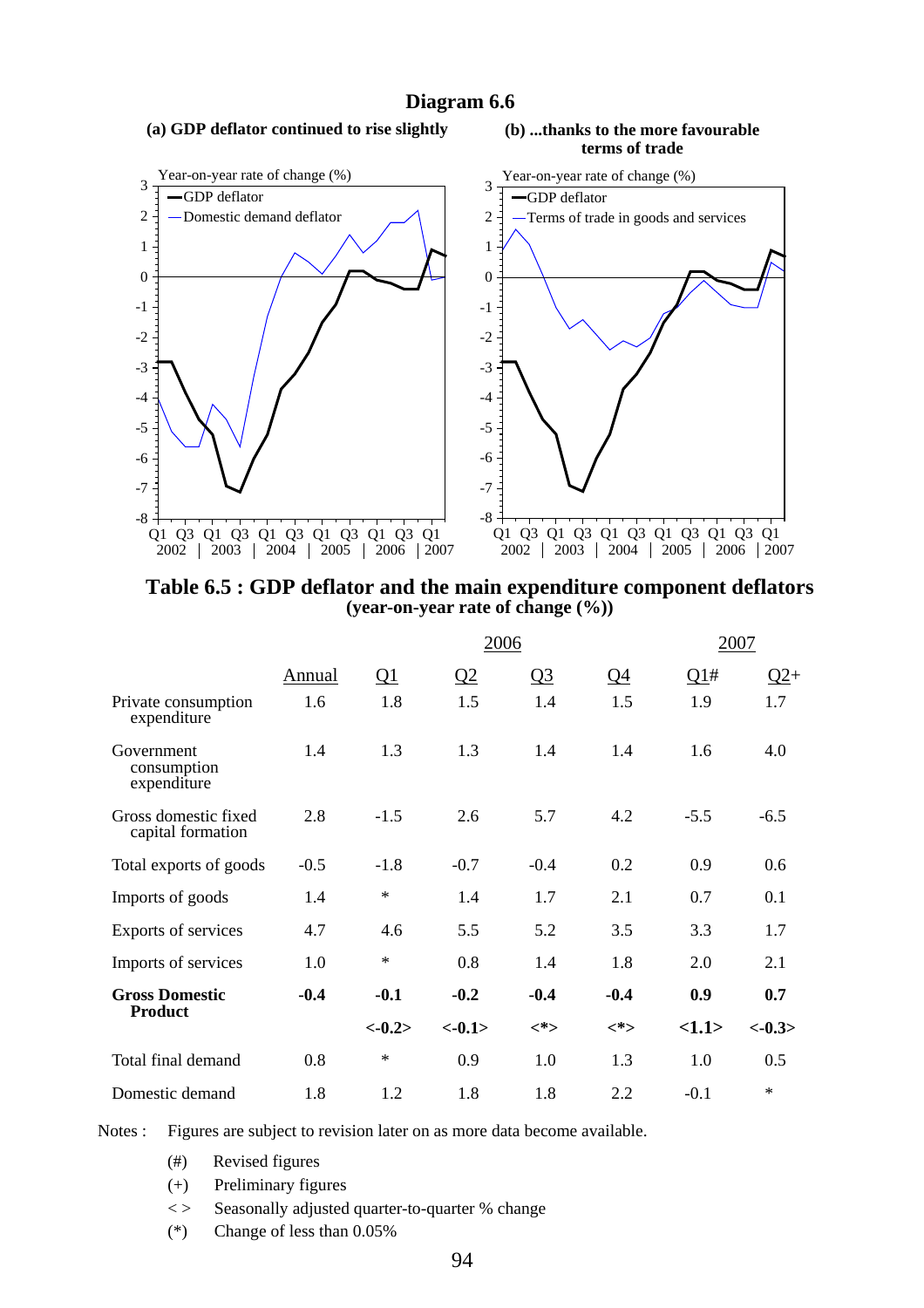**Diagram 6.6**

**(a) GDP deflator continued to rise slightly**

**(b) ...thanks to the more favourable terms of trade**

## Table 6.5 : GDP deflator and the main expenditure component deflators
**(year-on-year rate of change (%))**

| | 2006 | | | | | 2007 | |
|---|---|---|---|---|---|---|---|
| | Annual | Q1 | Q2 | Q3 | Q4 | Q1# | Q2+ |
| Private consumption expenditure | 1.6 | 1.8 | 1.5 | 1.4 | 1.5 | 1.9 | 1.7 |
| Government consumption expenditure | 1.4 | 1.3 | 1.3 | 1.4 | 1.4 | 1.6 | 4.0 |
| Gross domestic fixed capital formation | 2.8 | -1.5 | 2.6 | 5.7 | 4.2 | -5.5 | -6.5 |
| Total exports of goods | -0.5 | -1.8 | -0.7 | -0.4 | 0.2 | 0.9 | 0.6 |
| Imports of goods | 1.4 | * | 1.4 | 1.7 | 2.1 | 0.7 | 0.1 |
| Exports of services | 4.7 | 4.6 | 5.5 | 5.2 | 3.5 | 3.3 | 1.7 |
| Imports of services | 1.0 | * | 0.8 | 1.4 | 1.8 | 2.0 | 2.1 |
| **Gross Domestic Product** | **-0.4** | **-0.1** | **-0.2** | **-0.4** | **-0.4** | **0.9** | **0.7** |
| | | **<-0.2>** | **<-0.1>** | **<*>** | **<*>** | **<1.1>** | **<-0.3>** |
| Total final demand | 0.8 | * | 0.9 | 1.0 | 1.3 | 1.0 | 0.5 |
| Domestic demand | 1.8 | 1.2 | 1.8 | 1.8 | 2.2 | -0.1 | * |

Notes : Figures are subject to revision later on as more data become available.

- (#) Revised figures
- (+) Preliminary figures
- < > Seasonally adjusted quarter-to-quarter % change
- (*) Change of less than 0.05%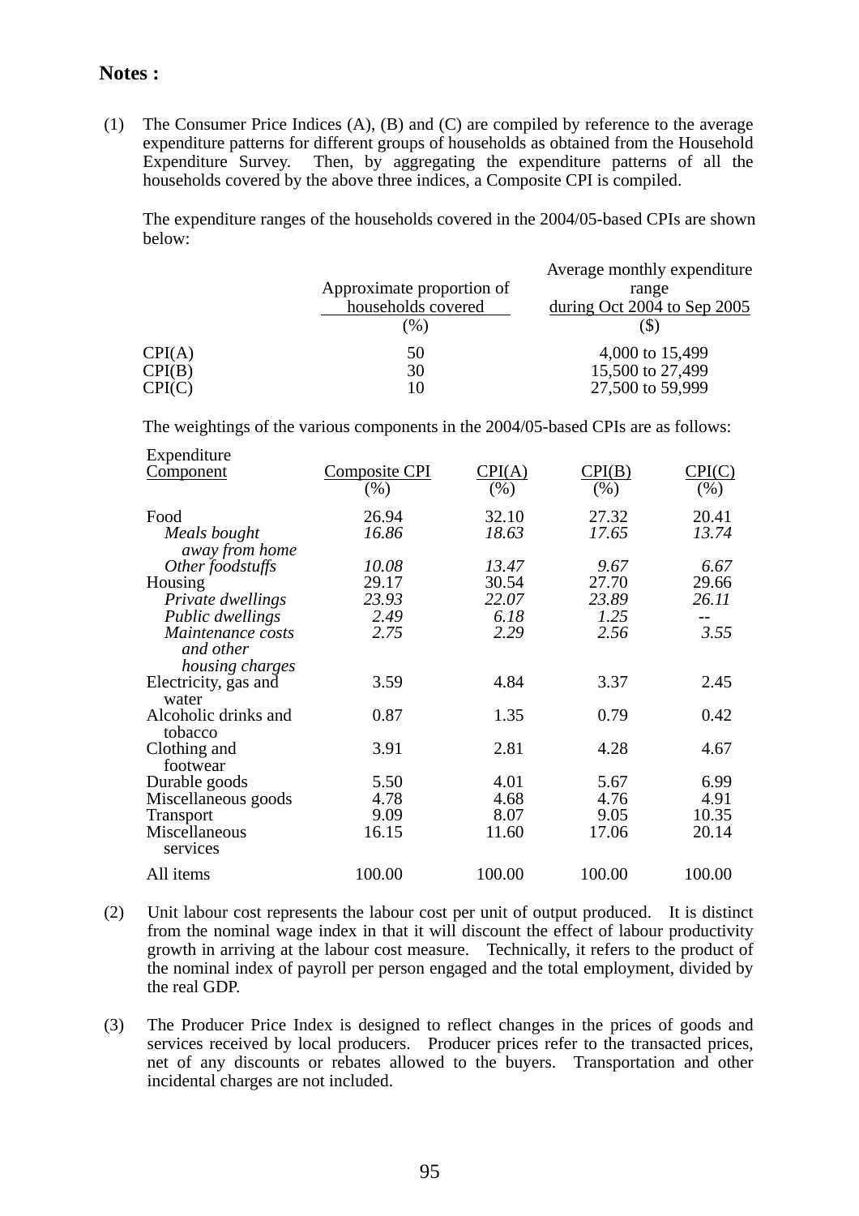## Notes :

(1) The Consumer Price Indices (A), (B) and (C) are compiled by reference to the average expenditure patterns for different groups of households as obtained from the Household Expenditure Survey. Then, by aggregating the expenditure patterns of all the households covered by the above three indices, a Composite CPI is compiled.

The expenditure ranges of the households covered in the 2004/05-based CPIs are shown below:

| | Approximate proportion of households covered (%) | Average monthly expenditure range during Oct 2004 to Sep 2005 ($) |
|---|---|---|
| CPI(A) | 50 | 4,000 to 15,499 |
| CPI(B) | 30 | 15,500 to 27,499 |
| CPI(C) | 10 | 27,500 to 59,999 |

The weightings of the various components in the 2004/05-based CPIs are as follows:

| Expenditure Component | Composite CPI (%) | CPI(A) (%) | CPI(B) (%) | CPI(C) (%) |
|---|---|---|---|---|
| Food | 26.94 | 32.10 | 27.32 | 20.41 |
| *Meals bought away from home* | *16.86* | *18.63* | *17.65* | *13.74* |
| *Other foodstuffs* | *10.08* | *13.47* | *9.67* | *6.67* |
| Housing | 29.17 | 30.54 | 27.70 | 29.66 |
| *Private dwellings* | *23.93* | *22.07* | *23.89* | *26.11* |
| *Public dwellings* | *2.49* | *6.18* | *1.25* | -- |
| *Maintenance costs and other housing charges* | *2.75* | *2.29* | *2.56* | *3.55* |
| Electricity, gas and water | 3.59 | 4.84 | 3.37 | 2.45 |
| Alcoholic drinks and tobacco | 0.87 | 1.35 | 0.79 | 0.42 |
| Clothing and footwear | 3.91 | 2.81 | 4.28 | 4.67 |
| Durable goods | 5.50 | 4.01 | 5.67 | 6.99 |
| Miscellaneous goods | 4.78 | 4.68 | 4.76 | 4.91 |
| Transport | 9.09 | 8.07 | 9.05 | 10.35 |
| Miscellaneous services | 16.15 | 11.60 | 17.06 | 20.14 |
| All items | 100.00 | 100.00 | 100.00 | 100.00 |

(2) Unit labour cost represents the labour cost per unit of output produced. It is distinct from the nominal wage index in that it will discount the effect of labour productivity growth in arriving at the labour cost measure. Technically, it refers to the product of the nominal index of payroll per person engaged and the total employment, divided by the real GDP.

(3) The Producer Price Index is designed to reflect changes in the prices of goods and services received by local producers. Producer prices refer to the transacted prices, net of any discounts or rebates allowed to the buyers. Transportation and other incidental charges are not included.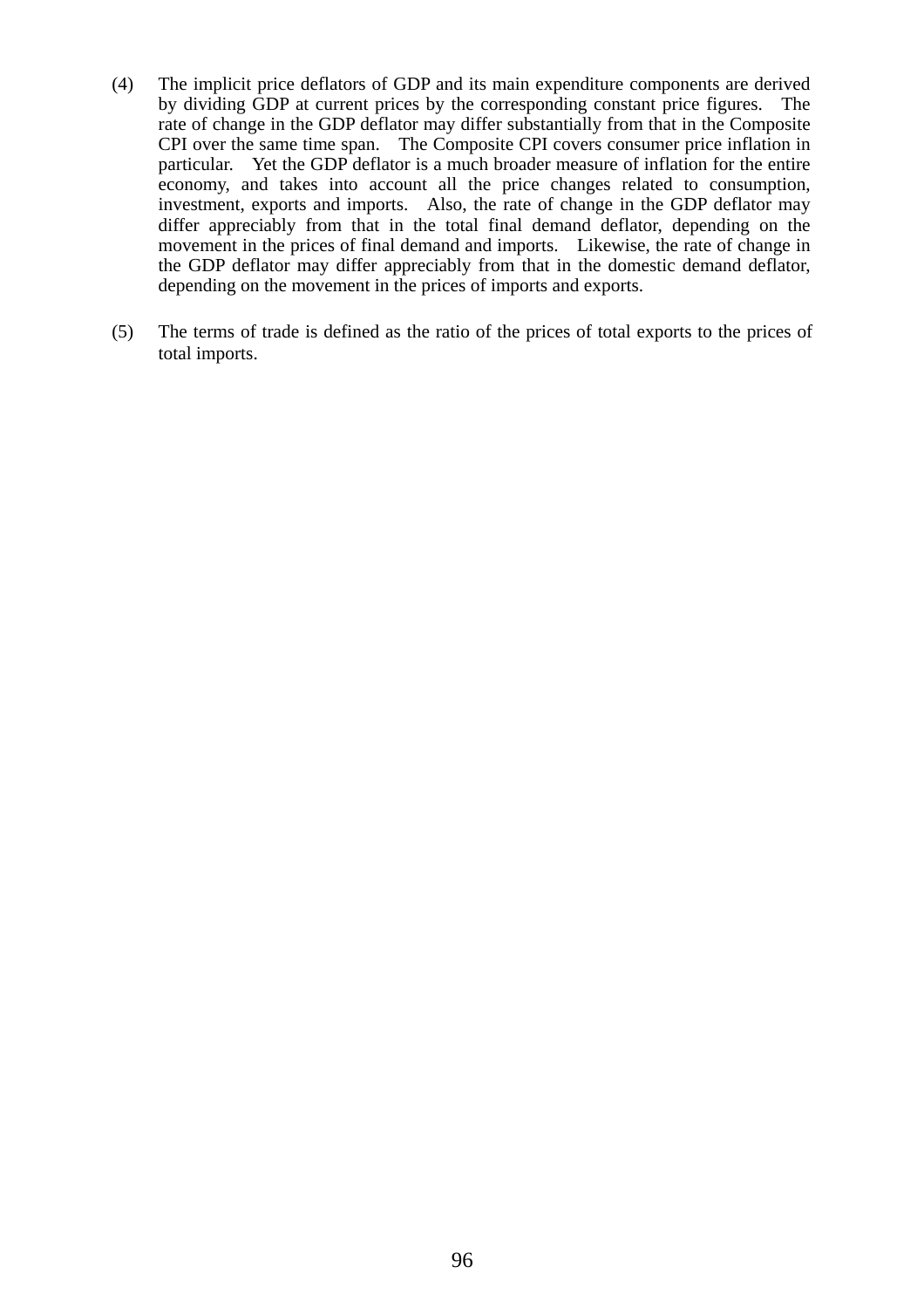(4) The implicit price deflators of GDP and its main expenditure components are derived by dividing GDP at current prices by the corresponding constant price figures. The rate of change in the GDP deflator may differ substantially from that in the Composite CPI over the same time span. The Composite CPI covers consumer price inflation in particular. Yet the GDP deflator is a much broader measure of inflation for the entire economy, and takes into account all the price changes related to consumption, investment, exports and imports. Also, the rate of change in the GDP deflator may differ appreciably from that in the total final demand deflator, depending on the movement in the prices of final demand and imports. Likewise, the rate of change in the GDP deflator may differ appreciably from that in the domestic demand deflator, depending on the movement in the prices of imports and exports.

(5) The terms of trade is defined as the ratio of the prices of total exports to the prices of total imports.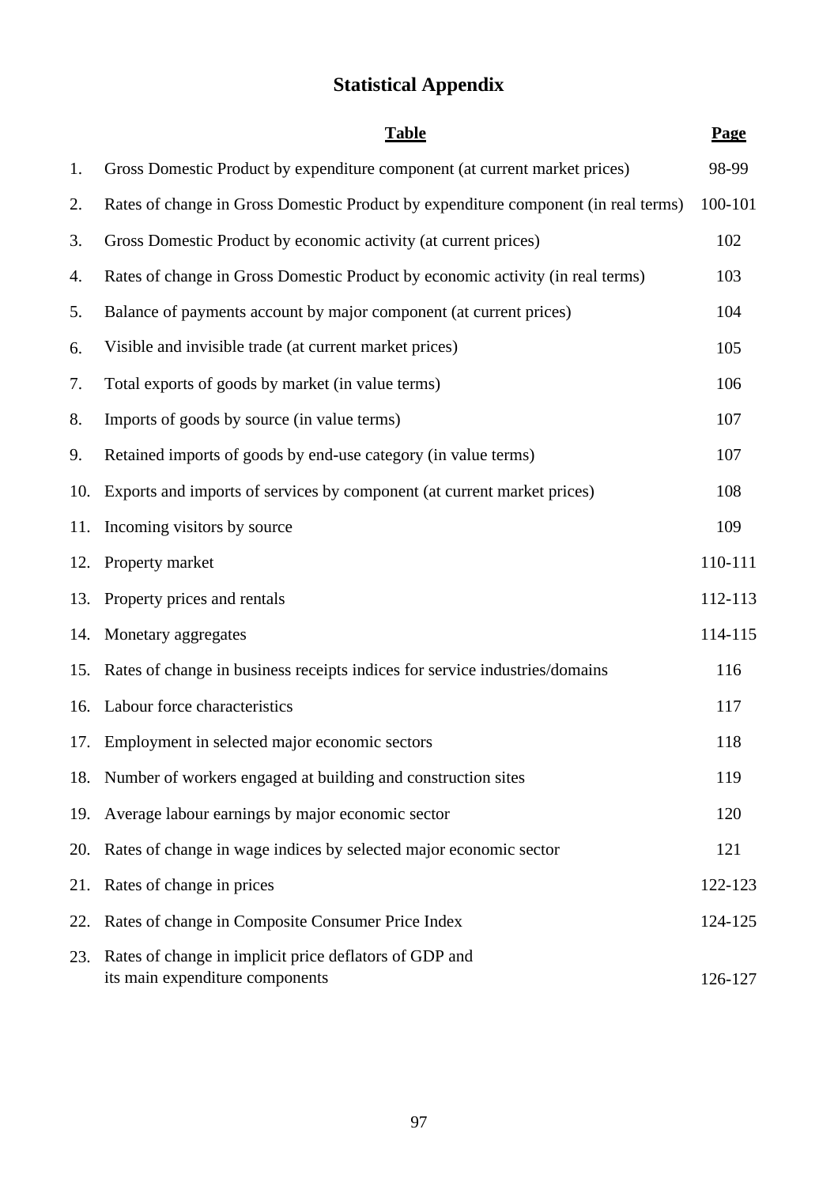# Statistical Appendix

| | Table | Page |
|---|---|---|
| 1. | Gross Domestic Product by expenditure component (at current market prices) | 98-99 |
| 2. | Rates of change in Gross Domestic Product by expenditure component (in real terms) | 100-101 |
| 3. | Gross Domestic Product by economic activity (at current prices) | 102 |
| 4. | Rates of change in Gross Domestic Product by economic activity (in real terms) | 103 |
| 5. | Balance of payments account by major component (at current prices) | 104 |
| 6. | Visible and invisible trade (at current market prices) | 105 |
| 7. | Total exports of goods by market (in value terms) | 106 |
| 8. | Imports of goods by source (in value terms) | 107 |
| 9. | Retained imports of goods by end-use category (in value terms) | 107 |
| 10. | Exports and imports of services by component (at current market prices) | 108 |
| 11. | Incoming visitors by source | 109 |
| 12. | Property market | 110-111 |
| 13. | Property prices and rentals | 112-113 |
| 14. | Monetary aggregates | 114-115 |
| 15. | Rates of change in business receipts indices for service industries/domains | 116 |
| 16. | Labour force characteristics | 117 |
| 17. | Employment in selected major economic sectors | 118 |
| 18. | Number of workers engaged at building and construction sites | 119 |
| 19. | Average labour earnings by major economic sector | 120 |
| 20. | Rates of change in wage indices by selected major economic sector | 121 |
| 21. | Rates of change in prices | 122-123 |
| 22. | Rates of change in Composite Consumer Price Index | 124-125 |
| 23. | Rates of change in implicit price deflators of GDP and its main expenditure components | 126-127 |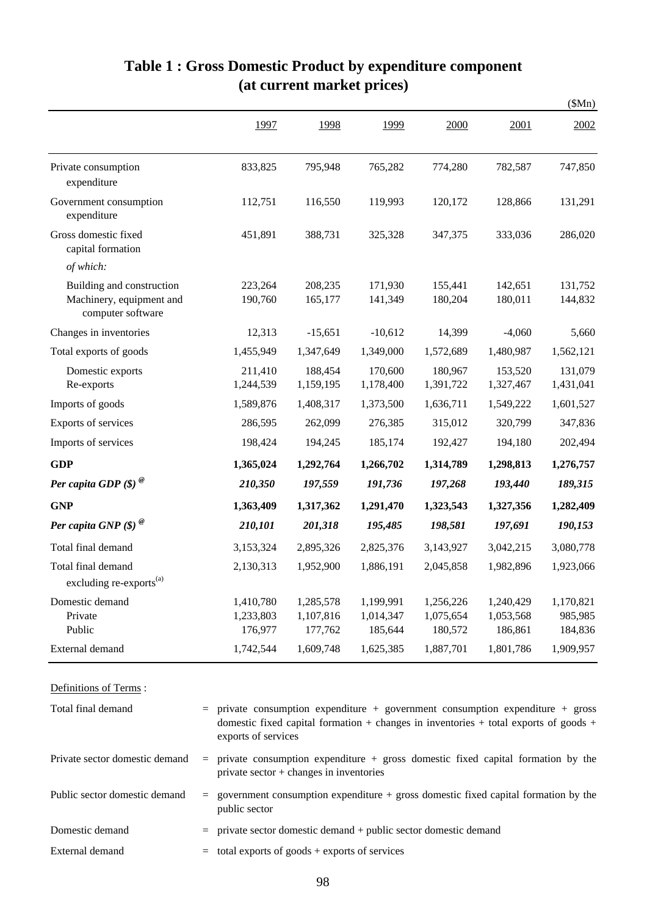# Table 1 : Gross Domestic Product by expenditure component (at current market prices)

($Mn)

| | 1997 | 1998 | 1999 | 2000 | 2001 | 2002 |
|---|---|---|---|---|---|---|
| Private consumption expenditure | 833,825 | 795,948 | 765,282 | 774,280 | 782,587 | 747,850 |
| Government consumption expenditure | 112,751 | 116,550 | 119,993 | 120,172 | 128,866 | 131,291 |
| Gross domestic fixed capital formation | 451,891 | 388,731 | 325,328 | 347,375 | 333,036 | 286,020 |
| *of which:* | | | | | | |
| Building and construction | 223,264 | 208,235 | 171,930 | 155,441 | 142,651 | 131,752 |
| Machinery, equipment and computer software | 190,760 | 165,177 | 141,349 | 180,204 | 180,011 | 144,832 |
| Changes in inventories | 12,313 | -15,651 | -10,612 | 14,399 | -4,060 | 5,660 |
| Total exports of goods | 1,455,949 | 1,347,649 | 1,349,000 | 1,572,689 | 1,480,987 | 1,562,121 |
| Domestic exports | 211,410 | 188,454 | 170,600 | 180,967 | 153,520 | 131,079 |
| Re-exports | 1,244,539 | 1,159,195 | 1,178,400 | 1,391,722 | 1,327,467 | 1,431,041 |
| Imports of goods | 1,589,876 | 1,408,317 | 1,373,500 | 1,636,711 | 1,549,222 | 1,601,527 |
| Exports of services | 286,595 | 262,099 | 276,385 | 315,012 | 320,799 | 347,836 |
| Imports of services | 198,424 | 194,245 | 185,174 | 192,427 | 194,180 | 202,494 |
| **GDP** | **1,365,024** | **1,292,764** | **1,266,702** | **1,314,789** | **1,298,813** | **1,276,757** |
| ***Per capita GDP ($)*** [@] | ***210,350*** | ***197,559*** | ***191,736*** | ***197,268*** | ***193,440*** | ***189,315*** |
| **GNP** | **1,363,409** | **1,317,362** | **1,291,470** | **1,323,543** | **1,327,356** | **1,282,409** |
| ***Per capita GNP ($)*** [@] | ***210,101*** | ***201,318*** | ***195,485*** | ***198,581*** | ***197,691*** | ***190,153*** |
| Total final demand | 3,153,324 | 2,895,326 | 2,825,376 | 3,143,927 | 3,042,215 | 3,080,778 |
| Total final demand excluding re-exports[(a)] | 2,130,313 | 1,952,900 | 1,886,191 | 2,045,858 | 1,982,896 | 1,923,066 |
| Domestic demand | 1,410,780 | 1,285,578 | 1,199,991 | 1,256,226 | 1,240,429 | 1,170,821 |
| Private | 1,233,803 | 1,107,816 | 1,014,347 | 1,075,654 | 1,053,568 | 985,985 |
| Public | 176,977 | 177,762 | 185,644 | 180,572 | 186,861 | 184,836 |
| External demand | 1,742,544 | 1,609,748 | 1,625,385 | 1,887,701 | 1,801,786 | 1,909,957 |

Definitions of Terms :

| | |
|---|---|
| Total final demand | = private consumption expenditure + government consumption expenditure + gross domestic fixed capital formation + changes in inventories + total exports of goods + exports of services |
| Private sector domestic demand | = private consumption expenditure + gross domestic fixed capital formation by the private sector + changes in inventories |
| Public sector domestic demand | = government consumption expenditure + gross domestic fixed capital formation by the public sector |
| Domestic demand | = private sector domestic demand + public sector domestic demand |
| External demand | = total exports of goods + exports of services |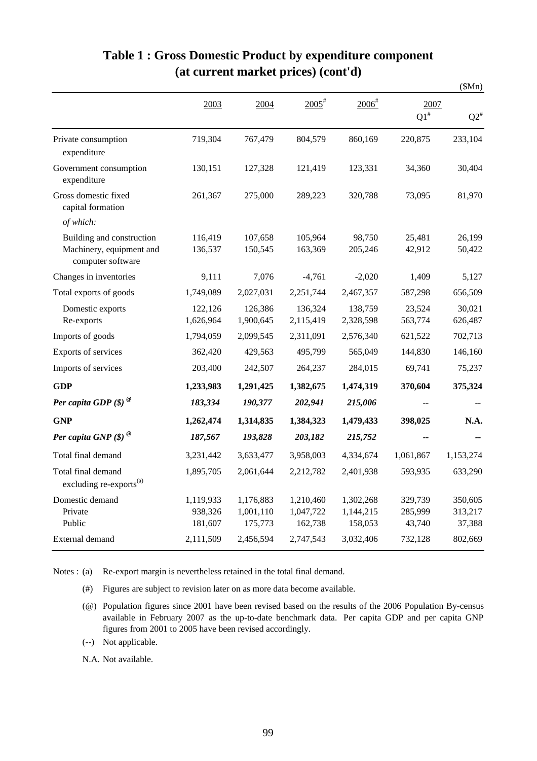# Table 1 : Gross Domestic Product by expenditure component (at current market prices) (cont'd)

($Mn)

| | 2003 | 2004 | 2005# | 2006# | 2007 Q1# | 2007 Q2# |
|---|---|---|---|---|---|---|
| Private consumption expenditure | 719,304 | 767,479 | 804,579 | 860,169 | 220,875 | 233,104 |
| Government consumption expenditure | 130,151 | 127,328 | 121,419 | 123,331 | 34,360 | 30,404 |
| Gross domestic fixed capital formation | 261,367 | 275,000 | 289,223 | 320,788 | 73,095 | 81,970 |
| *of which:* | | | | | | |
| Building and construction | 116,419 | 107,658 | 105,964 | 98,750 | 25,481 | 26,199 |
| Machinery, equipment and computer software | 136,537 | 150,545 | 163,369 | 205,246 | 42,912 | 50,422 |
| Changes in inventories | 9,111 | 7,076 | -4,761 | -2,020 | 1,409 | 5,127 |
| Total exports of goods | 1,749,089 | 2,027,031 | 2,251,744 | 2,467,357 | 587,298 | 656,509 |
| Domestic exports | 122,126 | 126,386 | 136,324 | 138,759 | 23,524 | 30,021 |
| Re-exports | 1,626,964 | 1,900,645 | 2,115,419 | 2,328,598 | 563,774 | 626,487 |
| Imports of goods | 1,794,059 | 2,099,545 | 2,311,091 | 2,576,340 | 621,522 | 702,713 |
| Exports of services | 362,420 | 429,563 | 495,799 | 565,049 | 144,830 | 146,160 |
| Imports of services | 203,400 | 242,507 | 264,237 | 284,015 | 69,741 | 75,237 |
| **GDP** | **1,233,983** | **1,291,425** | **1,382,675** | **1,474,319** | **370,604** | **375,324** |
| ***Per capita GDP ($)*** @ | ***183,334*** | ***190,377*** | ***202,941*** | ***215,006*** | -- | -- |
| **GNP** | **1,262,474** | **1,314,835** | **1,384,323** | **1,479,433** | **398,025** | **N.A.** |
| ***Per capita GNP ($)*** @ | ***187,567*** | ***193,828*** | ***203,182*** | ***215,752*** | -- | -- |
| Total final demand | 3,231,442 | 3,633,477 | 3,958,003 | 4,334,674 | 1,061,867 | 1,153,274 |
| Total final demand excluding re-exports(a) | 1,895,705 | 2,061,644 | 2,212,782 | 2,401,938 | 593,935 | 633,290 |
| Domestic demand | 1,119,933 | 1,176,883 | 1,210,460 | 1,302,268 | 329,739 | 350,605 |
| Private | 938,326 | 1,001,110 | 1,047,722 | 1,144,215 | 285,999 | 313,217 |
| Public | 181,607 | 175,773 | 162,738 | 158,053 | 43,740 | 37,388 |
| External demand | 2,111,509 | 2,456,594 | 2,747,543 | 3,032,406 | 732,128 | 802,669 |

Notes : (a) Re-export margin is nevertheless retained in the total final demand.

(#) Figures are subject to revision later on as more data become available.

(@) Population figures since 2001 have been revised based on the results of the 2006 Population By-census available in February 2007 as the up-to-date benchmark data. Per capita GDP and per capita GNP figures from 2001 to 2005 have been revised accordingly.

(--) Not applicable.

N.A. Not available.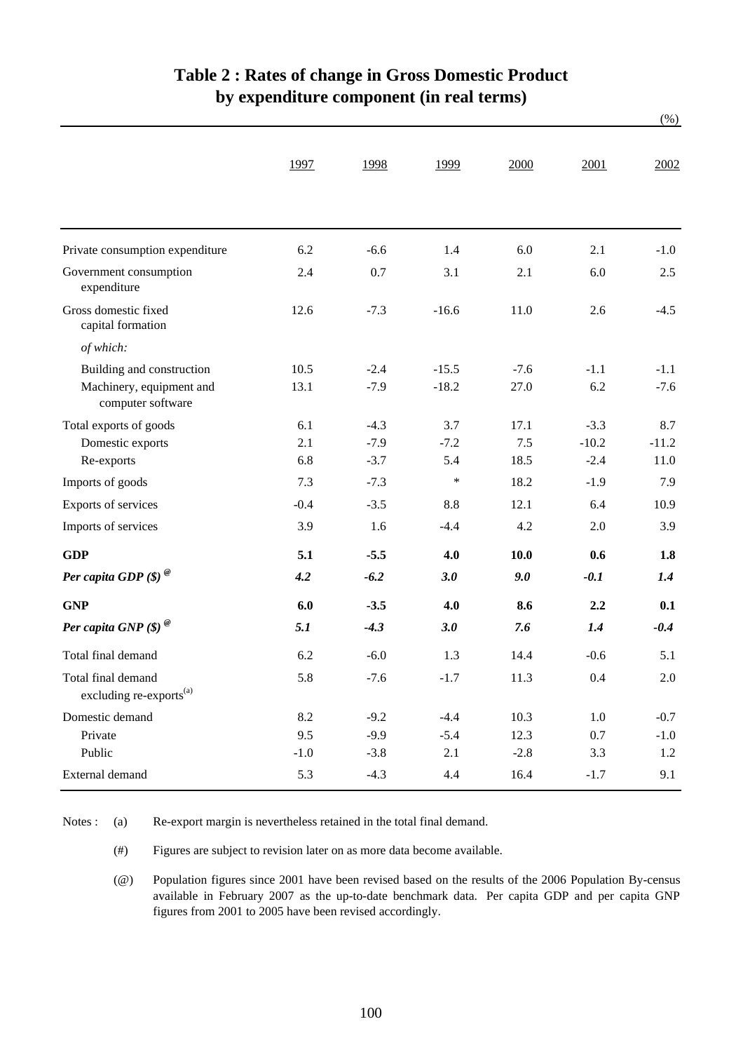# Table 2 : Rates of change in Gross Domestic Product by expenditure component (in real terms)

(%)

| | 1997 | 1998 | 1999 | 2000 | 2001 | 2002 |
|---|---|---|---|---|---|---|
| Private consumption expenditure | 6.2 | -6.6 | 1.4 | 6.0 | 2.1 | -1.0 |
| Government consumption expenditure | 2.4 | 0.7 | 3.1 | 2.1 | 6.0 | 2.5 |
| Gross domestic fixed capital formation | 12.6 | -7.3 | -16.6 | 11.0 | 2.6 | -4.5 |
| *of which:* | | | | | | |
| Building and construction | 10.5 | -2.4 | -15.5 | -7.6 | -1.1 | -1.1 |
| Machinery, equipment and computer software | 13.1 | -7.9 | -18.2 | 27.0 | 6.2 | -7.6 |
| Total exports of goods | 6.1 | -4.3 | 3.7 | 17.1 | -3.3 | 8.7 |
| Domestic exports | 2.1 | -7.9 | -7.2 | 7.5 | -10.2 | -11.2 |
| Re-exports | 6.8 | -3.7 | 5.4 | 18.5 | -2.4 | 11.0 |
| Imports of goods | 7.3 | -7.3 | * | 18.2 | -1.9 | 7.9 |
| Exports of services | -0.4 | -3.5 | 8.8 | 12.1 | 6.4 | 10.9 |
| Imports of services | 3.9 | 1.6 | -4.4 | 4.2 | 2.0 | 3.9 |
| **GDP** | **5.1** | **-5.5** | **4.0** | **10.0** | **0.6** | **1.8** |
| ***Per capita GDP ($)*** [@] | ***4.2*** | ***-6.2*** | ***3.0*** | ***9.0*** | ***-0.1*** | ***1.4*** |
| **GNP** | **6.0** | **-3.5** | **4.0** | **8.6** | **2.2** | **0.1** |
| ***Per capita GNP ($)*** [@] | ***5.1*** | ***-4.3*** | ***3.0*** | ***7.6*** | ***1.4*** | ***-0.4*** |
| Total final demand | 6.2 | -6.0 | 1.3 | 14.4 | -0.6 | 5.1 |
| Total final demand excluding re-exports[(a)] | 5.8 | -7.6 | -1.7 | 11.3 | 0.4 | 2.0 |
| Domestic demand | 8.2 | -9.2 | -4.4 | 10.3 | 1.0 | -0.7 |
| Private | 9.5 | -9.9 | -5.4 | 12.3 | 0.7 | -1.0 |
| Public | -1.0 | -3.8 | 2.1 | -2.8 | 3.3 | 1.2 |
| External demand | 5.3 | -4.3 | 4.4 | 16.4 | -1.7 | 9.1 |

Notes :
(a) Re-export margin is nevertheless retained in the total final demand.

(#) Figures are subject to revision later on as more data become available.

(@) Population figures since 2001 have been revised based on the results of the 2006 Population By-census available in February 2007 as the up-to-date benchmark data. Per capita GDP and per capita GNP figures from 2001 to 2005 have been revised accordingly.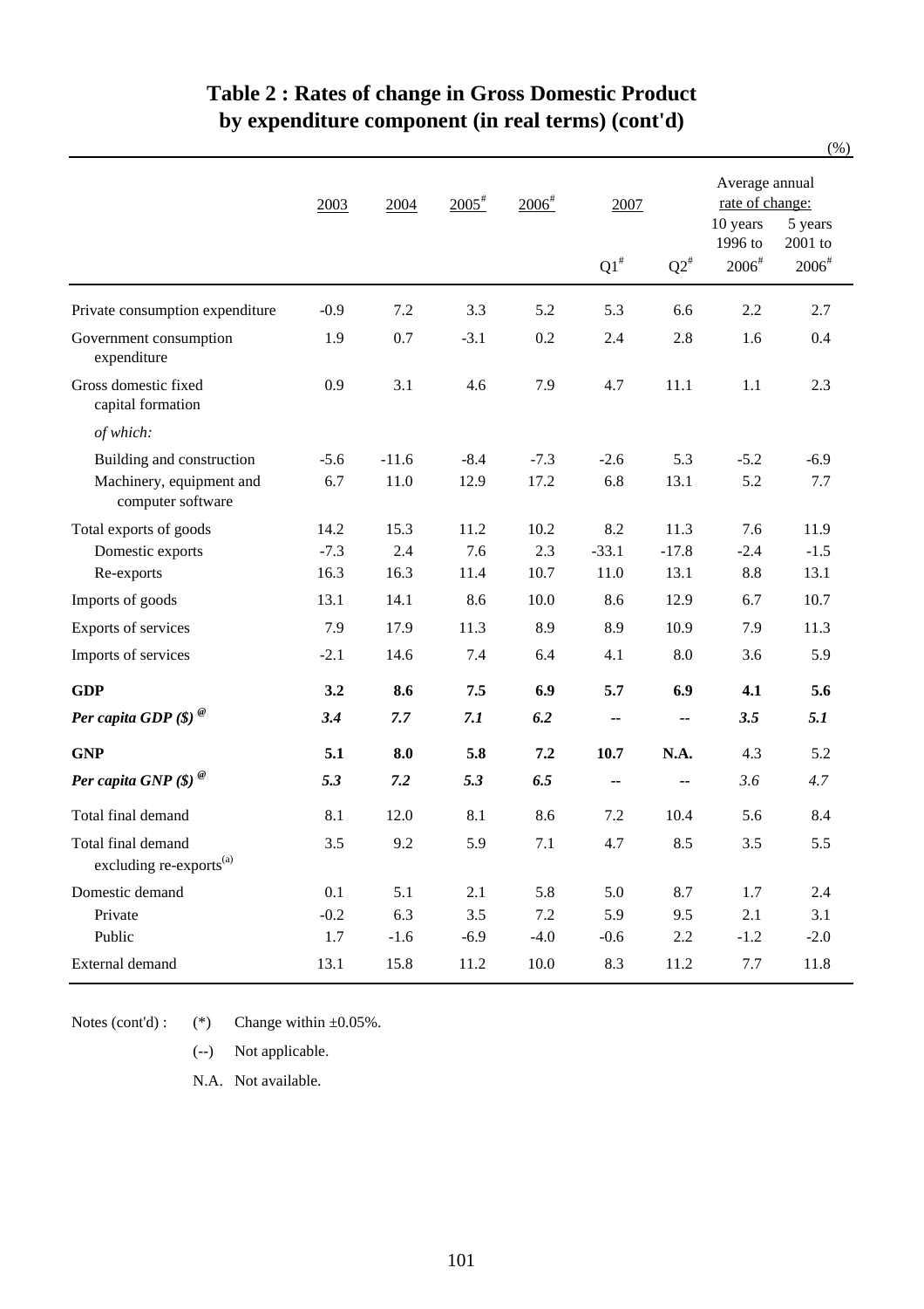# Table 2 : Rates of change in Gross Domestic Product by expenditure component (in real terms) (cont'd)

(%)

| | 2003 | 2004 | 2005# | 2006# | 2007 | | Average annual rate of change: | |
|---|---|---|---|---|---|---|---|---|
| | | | | | Q1# | Q2# | 10 years 1996 to 2006# | 5 years 2001 to 2006# |
| Private consumption expenditure | -0.9 | 7.2 | 3.3 | 5.2 | 5.3 | 6.6 | 2.2 | 2.7 |
| Government consumption expenditure | 1.9 | 0.7 | -3.1 | 0.2 | 2.4 | 2.8 | 1.6 | 0.4 |
| Gross domestic fixed capital formation | 0.9 | 3.1 | 4.6 | 7.9 | 4.7 | 11.1 | 1.1 | 2.3 |
| *of which:* | | | | | | | | |
| Building and construction | -5.6 | -11.6 | -8.4 | -7.3 | -2.6 | 5.3 | -5.2 | -6.9 |
| Machinery, equipment and computer software | 6.7 | 11.0 | 12.9 | 17.2 | 6.8 | 13.1 | 5.2 | 7.7 |
| Total exports of goods | 14.2 | 15.3 | 11.2 | 10.2 | 8.2 | 11.3 | 7.6 | 11.9 |
| Domestic exports | -7.3 | 2.4 | 7.6 | 2.3 | -33.1 | -17.8 | -2.4 | -1.5 |
| Re-exports | 16.3 | 16.3 | 11.4 | 10.7 | 11.0 | 13.1 | 8.8 | 13.1 |
| Imports of goods | 13.1 | 14.1 | 8.6 | 10.0 | 8.6 | 12.9 | 6.7 | 10.7 |
| Exports of services | 7.9 | 17.9 | 11.3 | 8.9 | 8.9 | 10.9 | 7.9 | 11.3 |
| Imports of services | -2.1 | 14.6 | 7.4 | 6.4 | 4.1 | 8.0 | 3.6 | 5.9 |
| **GDP** | **3.2** | **8.6** | **7.5** | **6.9** | **5.7** | **6.9** | **4.1** | **5.6** |
| ***Per capita GDP ($)*** @ | ***3.4*** | ***7.7*** | ***7.1*** | ***6.2*** | -- | -- | ***3.5*** | ***5.1*** |
| **GNP** | **5.1** | **8.0** | **5.8** | **7.2** | **10.7** | **N.A.** | 4.3 | 5.2 |
| ***Per capita GNP ($)*** @ | ***5.3*** | ***7.2*** | ***5.3*** | ***6.5*** | -- | -- | *3.6* | *4.7* |
| Total final demand | 8.1 | 12.0 | 8.1 | 8.6 | 7.2 | 10.4 | 5.6 | 8.4 |
| Total final demand excluding re-exports(a) | 3.5 | 9.2 | 5.9 | 7.1 | 4.7 | 8.5 | 3.5 | 5.5 |
| Domestic demand | 0.1 | 5.1 | 2.1 | 5.8 | 5.0 | 8.7 | 1.7 | 2.4 |
| Private | -0.2 | 6.3 | 3.5 | 7.2 | 5.9 | 9.5 | 2.1 | 3.1 |
| Public | 1.7 | -1.6 | -6.9 | -4.0 | -0.6 | 2.2 | -1.2 | -2.0 |
| External demand | 13.1 | 15.8 | 11.2 | 10.0 | 8.3 | 11.2 | 7.7 | 11.8 |

Notes (cont'd) :
- (*) Change within ±0.05%.
- (--) Not applicable.
- N.A. Not available.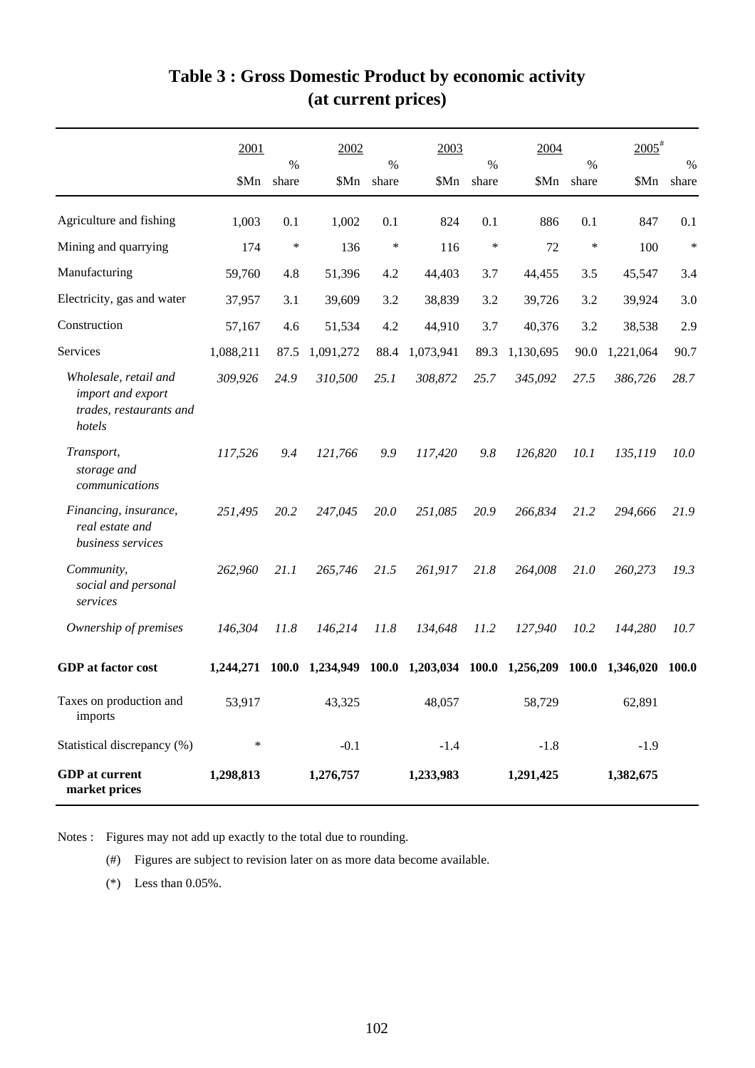# Table 3 : Gross Domestic Product by economic activity (at current prices)

| | 2001 | | 2002 | | 2003 | | 2004 | | 2005# | |
|---|---|---|---|---|---|---|---|---|---|---|
| | $Mn | % share | $Mn | % share | $Mn | % share | $Mn | % share | $Mn | % share |
| Agriculture and fishing | 1,003 | 0.1 | 1,002 | 0.1 | 824 | 0.1 | 886 | 0.1 | 847 | 0.1 |
| Mining and quarrying | 174 | * | 136 | * | 116 | * | 72 | * | 100 | * |
| Manufacturing | 59,760 | 4.8 | 51,396 | 4.2 | 44,403 | 3.7 | 44,455 | 3.5 | 45,547 | 3.4 |
| Electricity, gas and water | 37,957 | 3.1 | 39,609 | 3.2 | 38,839 | 3.2 | 39,726 | 3.2 | 39,924 | 3.0 |
| Construction | 57,167 | 4.6 | 51,534 | 4.2 | 44,910 | 3.7 | 40,376 | 3.2 | 38,538 | 2.9 |
| Services | 1,088,211 | 87.5 | 1,091,272 | 88.4 | 1,073,941 | 89.3 | 1,130,695 | 90.0 | 1,221,064 | 90.7 |
| *Wholesale, retail and import and export trades, restaurants and hotels* | *309,926* | *24.9* | *310,500* | *25.1* | *308,872* | *25.7* | *345,092* | *27.5* | *386,726* | *28.7* |
| *Transport, storage and communications* | *117,526* | *9.4* | *121,766* | *9.9* | *117,420* | *9.8* | *126,820* | *10.1* | *135,119* | *10.0* |
| *Financing, insurance, real estate and business services* | *251,495* | *20.2* | *247,045* | *20.0* | *251,085* | *20.9* | *266,834* | *21.2* | *294,666* | *21.9* |
| *Community, social and personal services* | *262,960* | *21.1* | *265,746* | *21.5* | *261,917* | *21.8* | *264,008* | *21.0* | *260,273* | *19.3* |
| *Ownership of premises* | *146,304* | *11.8* | *146,214* | *11.8* | *134,648* | *11.2* | *127,940* | *10.2* | *144,280* | *10.7* |
| **GDP at factor cost** | **1,244,271** | **100.0** | **1,234,949** | **100.0** | **1,203,034** | **100.0** | **1,256,209** | **100.0** | **1,346,020** | **100.0** |
| Taxes on production and imports | 53,917 | | 43,325 | | 48,057 | | 58,729 | | 62,891 | |
| Statistical discrepancy (%) | * | | -0.1 | | -1.4 | | -1.8 | | -1.9 | |
| **GDP at current market prices** | **1,298,813** | | **1,276,757** | | **1,233,983** | | **1,291,425** | | **1,382,675** | |

Notes : Figures may not add up exactly to the total due to rounding.

(#) Figures are subject to revision later on as more data become available.

(*) Less than 0.05%.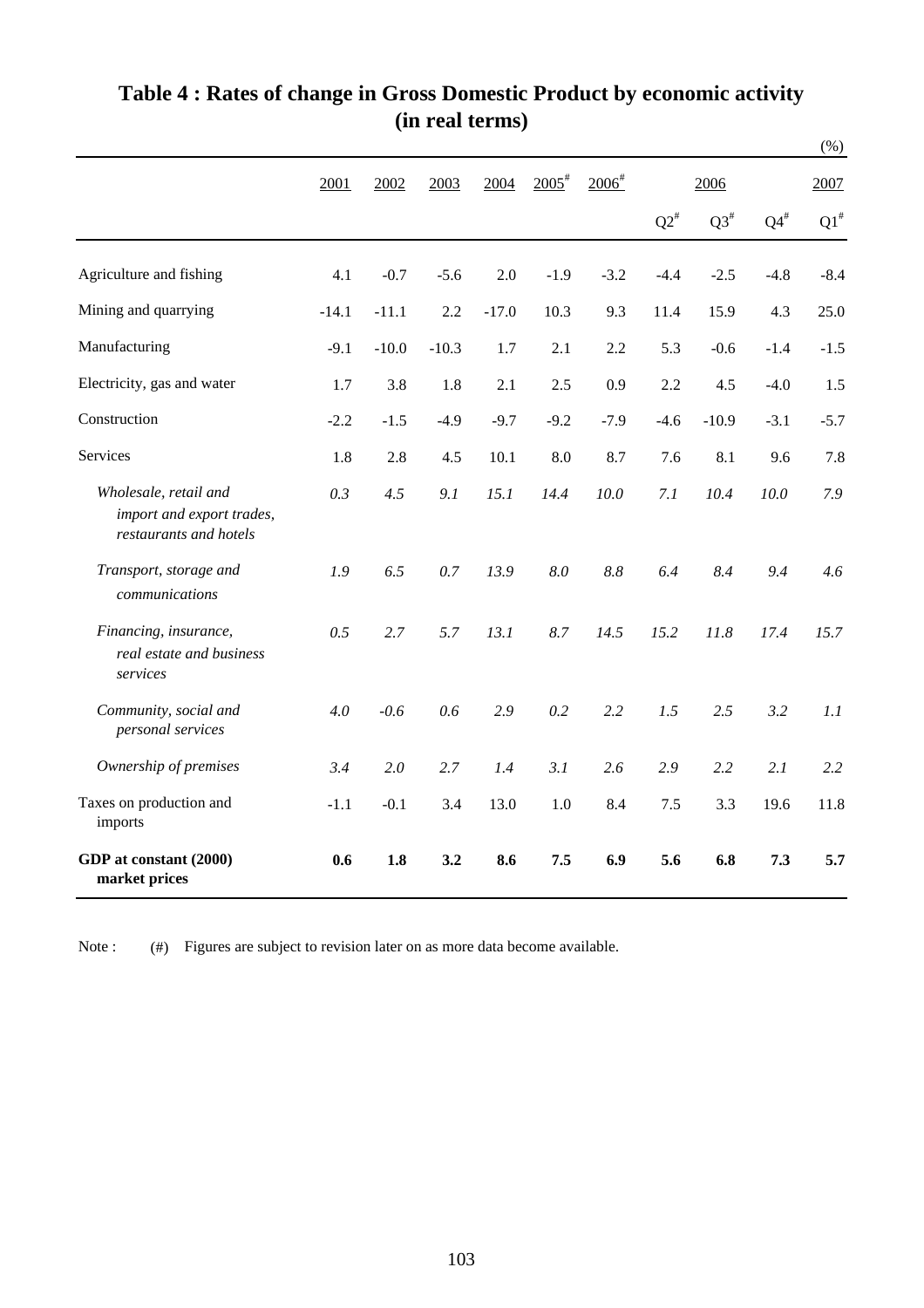## Table 4 : Rates of change in Gross Domestic Product by economic activity (in real terms)

(%)

| | 2001 | 2002 | 2003 | 2004 | 2005[#] | 2006[#] | 2006 | | | 2007 |
|---|---|---|---|---|---|---|---|---|---|---|
| | | | | | | | Q2[#] | Q3[#] | Q4[#] | Q1[#] |
| Agriculture and fishing | 4.1 | -0.7 | -5.6 | 2.0 | -1.9 | -3.2 | -4.4 | -2.5 | -4.8 | -8.4 |
| Mining and quarrying | -14.1 | -11.1 | 2.2 | -17.0 | 10.3 | 9.3 | 11.4 | 15.9 | 4.3 | 25.0 |
| Manufacturing | -9.1 | -10.0 | -10.3 | 1.7 | 2.1 | 2.2 | 5.3 | -0.6 | -1.4 | -1.5 |
| Electricity, gas and water | 1.7 | 3.8 | 1.8 | 2.1 | 2.5 | 0.9 | 2.2 | 4.5 | -4.0 | 1.5 |
| Construction | -2.2 | -1.5 | -4.9 | -9.7 | -9.2 | -7.9 | -4.6 | -10.9 | -3.1 | -5.7 |
| Services | 1.8 | 2.8 | 4.5 | 10.1 | 8.0 | 8.7 | 7.6 | 8.1 | 9.6 | 7.8 |
| *Wholesale, retail and import and export trades, restaurants and hotels* | *0.3* | *4.5* | *9.1* | *15.1* | *14.4* | *10.0* | *7.1* | *10.4* | *10.0* | *7.9* |
| *Transport, storage and communications* | *1.9* | *6.5* | *0.7* | *13.9* | *8.0* | *8.8* | *6.4* | *8.4* | *9.4* | *4.6* |
| *Financing, insurance, real estate and business services* | *0.5* | *2.7* | *5.7* | *13.1* | *8.7* | *14.5* | *15.2* | *11.8* | *17.4* | *15.7* |
| *Community, social and personal services* | *4.0* | *-0.6* | *0.6* | *2.9* | *0.2* | *2.2* | *1.5* | *2.5* | *3.2* | *1.1* |
| *Ownership of premises* | *3.4* | *2.0* | *2.7* | *1.4* | *3.1* | *2.6* | *2.9* | *2.2* | *2.1* | *2.2* |
| Taxes on production and imports | -1.1 | -0.1 | 3.4 | 13.0 | 1.0 | 8.4 | 7.5 | 3.3 | 19.6 | 11.8 |
| **GDP at constant (2000) market prices** | **0.6** | **1.8** | **3.2** | **8.6** | **7.5** | **6.9** | **5.6** | **6.8** | **7.3** | **5.7** |

Note : (#) Figures are subject to revision later on as more data become available.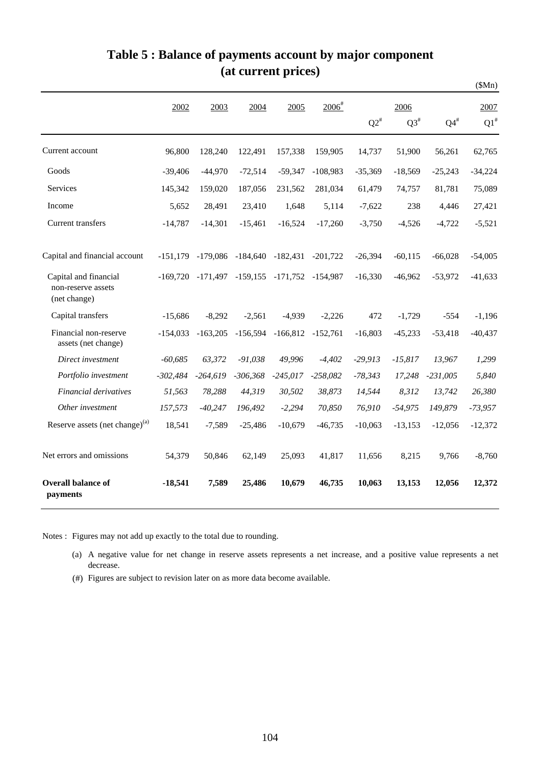# Table 5 : Balance of payments account by major component (at current prices)

($Mn)

| | 2002 | 2003 | 2004 | 2005 | 2006# | 2006 Q2# | 2006 Q3# | 2006 Q4# | 2007 Q1# |
|---|---|---|---|---|---|---|---|---|---|
| Current account | 96,800 | 128,240 | 122,491 | 157,338 | 159,905 | 14,737 | 51,900 | 56,261 | 62,765 |
| Goods | -39,406 | -44,970 | -72,514 | -59,347 | -108,983 | -35,369 | -18,569 | -25,243 | -34,224 |
| Services | 145,342 | 159,020 | 187,056 | 231,562 | 281,034 | 61,479 | 74,757 | 81,781 | 75,089 |
| Income | 5,652 | 28,491 | 23,410 | 1,648 | 5,114 | -7,622 | 238 | 4,446 | 27,421 |
| Current transfers | -14,787 | -14,301 | -15,461 | -16,524 | -17,260 | -3,750 | -4,526 | -4,722 | -5,521 |
| Capital and financial account | -151,179 | -179,086 | -184,640 | -182,431 | -201,722 | -26,394 | -60,115 | -66,028 | -54,005 |
| Capital and financial non-reserve assets (net change) | -169,720 | -171,497 | -159,155 | -171,752 | -154,987 | -16,330 | -46,962 | -53,972 | -41,633 |
| Capital transfers | -15,686 | -8,292 | -2,561 | -4,939 | -2,226 | 472 | -1,729 | -554 | -1,196 |
| Financial non-reserve assets (net change) | -154,033 | -163,205 | -156,594 | -166,812 | -152,761 | -16,803 | -45,233 | -53,418 | -40,437 |
| *Direct investment* | *-60,685* | *63,372* | *-91,038* | *49,996* | *-4,402* | *-29,913* | *-15,817* | *13,967* | *1,299* |
| *Portfolio investment* | *-302,484* | *-264,619* | *-306,368* | *-245,017* | *-258,082* | *-78,343* | *17,248* | *-231,005* | *5,840* |
| *Financial derivatives* | *51,563* | *78,288* | *44,319* | *30,502* | *38,873* | *14,544* | *8,312* | *13,742* | *26,380* |
| *Other investment* | *157,573* | *-40,247* | *196,492* | *-2,294* | *70,850* | *76,910* | *-54,975* | *149,879* | *-73,957* |
| Reserve assets (net change)(a) | 18,541 | -7,589 | -25,486 | -10,679 | -46,735 | -10,063 | -13,153 | -12,056 | -12,372 |
| Net errors and omissions | 54,379 | 50,846 | 62,149 | 25,093 | 41,817 | 11,656 | 8,215 | 9,766 | -8,760 |
| **Overall balance of payments** | **-18,541** | **7,589** | **25,486** | **10,679** | **46,735** | **10,063** | **13,153** | **12,056** | **12,372** |

Notes : Figures may not add up exactly to the total due to rounding.

(a) A negative value for net change in reserve assets represents a net increase, and a positive value represents a net decrease.

(#) Figures are subject to revision later on as more data become available.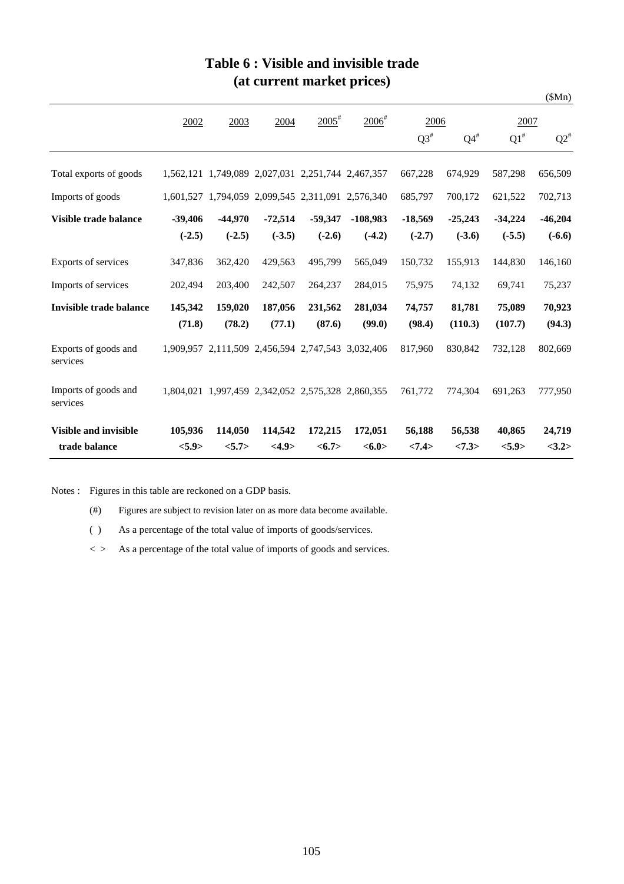# Table 6 : Visible and invisible trade
## (at current market prices)

($Mn)

| | 2002 | 2003 | 2004 | 2005# | 2006# | 2006 | | 2007 | |
|---|---|---|---|---|---|---|---|---|---|
| | | | | | | Q3# | Q4# | Q1# | Q2# |
| Total exports of goods | 1,562,121 | 1,749,089 | 2,027,031 | 2,251,744 | 2,467,357 | 667,228 | 674,929 | 587,298 | 656,509 |
| Imports of goods | 1,601,527 | 1,794,059 | 2,099,545 | 2,311,091 | 2,576,340 | 685,797 | 700,172 | 621,522 | 702,713 |
| **Visible trade balance** | **-39,406** | **-44,970** | **-72,514** | **-59,347** | **-108,983** | **-18,569** | **-25,243** | **-34,224** | **-46,204** |
| | **(-2.5)** | **(-2.5)** | **(-3.5)** | **(-2.6)** | **(-4.2)** | **(-2.7)** | **(-3.6)** | **(-5.5)** | **(-6.6)** |
| Exports of services | 347,836 | 362,420 | 429,563 | 495,799 | 565,049 | 150,732 | 155,913 | 144,830 | 146,160 |
| Imports of services | 202,494 | 203,400 | 242,507 | 264,237 | 284,015 | 75,975 | 74,132 | 69,741 | 75,237 |
| **Invisible trade balance** | **145,342** | **159,020** | **187,056** | **231,562** | **281,034** | **74,757** | **81,781** | **75,089** | **70,923** |
| | **(71.8)** | **(78.2)** | **(77.1)** | **(87.6)** | **(99.0)** | **(98.4)** | **(110.3)** | **(107.7)** | **(94.3)** |
| Exports of goods and services | 1,909,957 | 2,111,509 | 2,456,594 | 2,747,543 | 3,032,406 | 817,960 | 830,842 | 732,128 | 802,669 |
| Imports of goods and services | 1,804,021 | 1,997,459 | 2,342,052 | 2,575,328 | 2,860,355 | 761,772 | 774,304 | 691,263 | 777,950 |
| **Visible and invisible trade balance** | **105,936** | **114,050** | **114,542** | **172,215** | **172,051** | **56,188** | **56,538** | **40,865** | **24,719** |
| | **<5.9>** | **<5.7>** | **<4.9>** | **<6.7>** | **<6.0>** | **<7.4>** | **<7.3>** | **<5.9>** | **<3.2>** |

Notes : Figures in this table are reckoned on a GDP basis.

(#) Figures are subject to revision later on as more data become available.

( ) As a percentage of the total value of imports of goods/services.

< > As a percentage of the total value of imports of goods and services.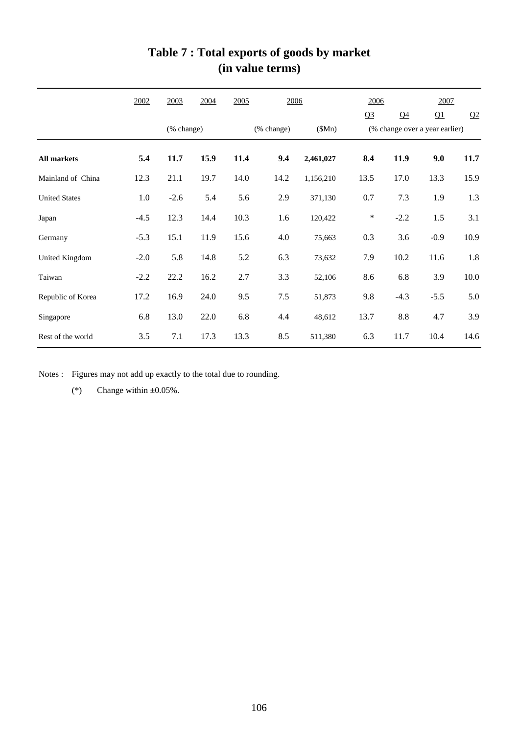# Table 7 : Total exports of goods by market (in value terms)

| | 2002 | 2003 | 2004 | 2005 | 2006 | | 2006 | | 2007 | |
|---|---|---|---|---|---|---|---|---|---|---|
| | | | | | | | Q3 | Q4 | Q1 | Q2 |
| | | (% change) | | | (% change) | ($Mn) | (% change over a year earlier) | | | |
| **All markets** | **5.4** | **11.7** | **15.9** | **11.4** | **9.4** | **2,461,027** | **8.4** | **11.9** | **9.0** | **11.7** |
| Mainland of China | 12.3 | 21.1 | 19.7 | 14.0 | 14.2 | 1,156,210 | 13.5 | 17.0 | 13.3 | 15.9 |
| United States | 1.0 | -2.6 | 5.4 | 5.6 | 2.9 | 371,130 | 0.7 | 7.3 | 1.9 | 1.3 |
| Japan | -4.5 | 12.3 | 14.4 | 10.3 | 1.6 | 120,422 | * | -2.2 | 1.5 | 3.1 |
| Germany | -5.3 | 15.1 | 11.9 | 15.6 | 4.0 | 75,663 | 0.3 | 3.6 | -0.9 | 10.9 |
| United Kingdom | -2.0 | 5.8 | 14.8 | 5.2 | 6.3 | 73,632 | 7.9 | 10.2 | 11.6 | 1.8 |
| Taiwan | -2.2 | 22.2 | 16.2 | 2.7 | 3.3 | 52,106 | 8.6 | 6.8 | 3.9 | 10.0 |
| Republic of Korea | 17.2 | 16.9 | 24.0 | 9.5 | 7.5 | 51,873 | 9.8 | -4.3 | -5.5 | 5.0 |
| Singapore | 6.8 | 13.0 | 22.0 | 6.8 | 4.4 | 48,612 | 13.7 | 8.8 | 4.7 | 3.9 |
| Rest of the world | 3.5 | 7.1 | 17.3 | 13.3 | 8.5 | 511,380 | 6.3 | 11.7 | 10.4 | 14.6 |

Notes : Figures may not add up exactly to the total due to rounding.

(*) Change within ±0.05%.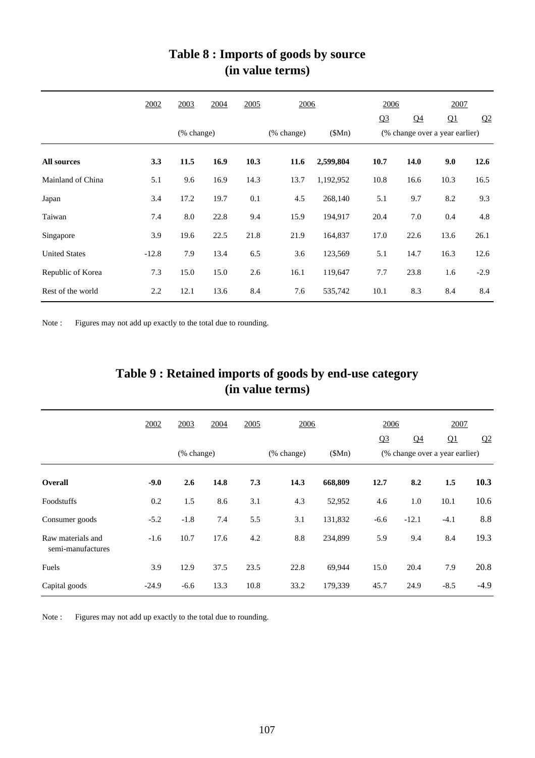# Table 8 : Imports of goods by source (in value terms)

| | 2002 | 2003 | 2004 | 2005 | 2006 | | 2006 | | 2007 | |
|---|---|---|---|---|---|---|---|---|---|---|
| | | | | | | | Q3 | Q4 | Q1 | Q2 |
| | | (% change) | | | (% change) | ($Mn) | (% change over a year earlier) | | | |
| **All sources** | **3.3** | **11.5** | **16.9** | **10.3** | **11.6** | **2,599,804** | **10.7** | **14.0** | **9.0** | **12.6** |
| Mainland of China | 5.1 | 9.6 | 16.9 | 14.3 | 13.7 | 1,192,952 | 10.8 | 16.6 | 10.3 | 16.5 |
| Japan | 3.4 | 17.2 | 19.7 | 0.1 | 4.5 | 268,140 | 5.1 | 9.7 | 8.2 | 9.3 |
| Taiwan | 7.4 | 8.0 | 22.8 | 9.4 | 15.9 | 194,917 | 20.4 | 7.0 | 0.4 | 4.8 |
| Singapore | 3.9 | 19.6 | 22.5 | 21.8 | 21.9 | 164,837 | 17.0 | 22.6 | 13.6 | 26.1 |
| United States | -12.8 | 7.9 | 13.4 | 6.5 | 3.6 | 123,569 | 5.1 | 14.7 | 16.3 | 12.6 |
| Republic of Korea | 7.3 | 15.0 | 15.0 | 2.6 | 16.1 | 119,647 | 7.7 | 23.8 | 1.6 | -2.9 |
| Rest of the world | 2.2 | 12.1 | 13.6 | 8.4 | 7.6 | 535,742 | 10.1 | 8.3 | 8.4 | 8.4 |

Note : Figures may not add up exactly to the total due to rounding.

# Table 9 : Retained imports of goods by end-use category (in value terms)

| | 2002 | 2003 | 2004 | 2005 | 2006 | | 2006 | | 2007 | |
|---|---|---|---|---|---|---|---|---|---|---|
| | | | | | | | Q3 | Q4 | Q1 | Q2 |
| | | (% change) | | | (% change) | ($Mn) | (% change over a year earlier) | | | |
| **Overall** | **-9.0** | **2.6** | **14.8** | **7.3** | **14.3** | **668,809** | **12.7** | **8.2** | **1.5** | **10.3** |
| Foodstuffs | 0.2 | 1.5 | 8.6 | 3.1 | 4.3 | 52,952 | 4.6 | 1.0 | 10.1 | 10.6 |
| Consumer goods | -5.2 | -1.8 | 7.4 | 5.5 | 3.1 | 131,832 | -6.6 | -12.1 | -4.1 | 8.8 |
| Raw materials and semi-manufactures | -1.6 | 10.7 | 17.6 | 4.2 | 8.8 | 234,899 | 5.9 | 9.4 | 8.4 | 19.3 |
| Fuels | 3.9 | 12.9 | 37.5 | 23.5 | 22.8 | 69,944 | 15.0 | 20.4 | 7.9 | 20.8 |
| Capital goods | -24.9 | -6.6 | 13.3 | 10.8 | 33.2 | 179,339 | 45.7 | 24.9 | -8.5 | -4.9 |

Note : Figures may not add up exactly to the total due to rounding.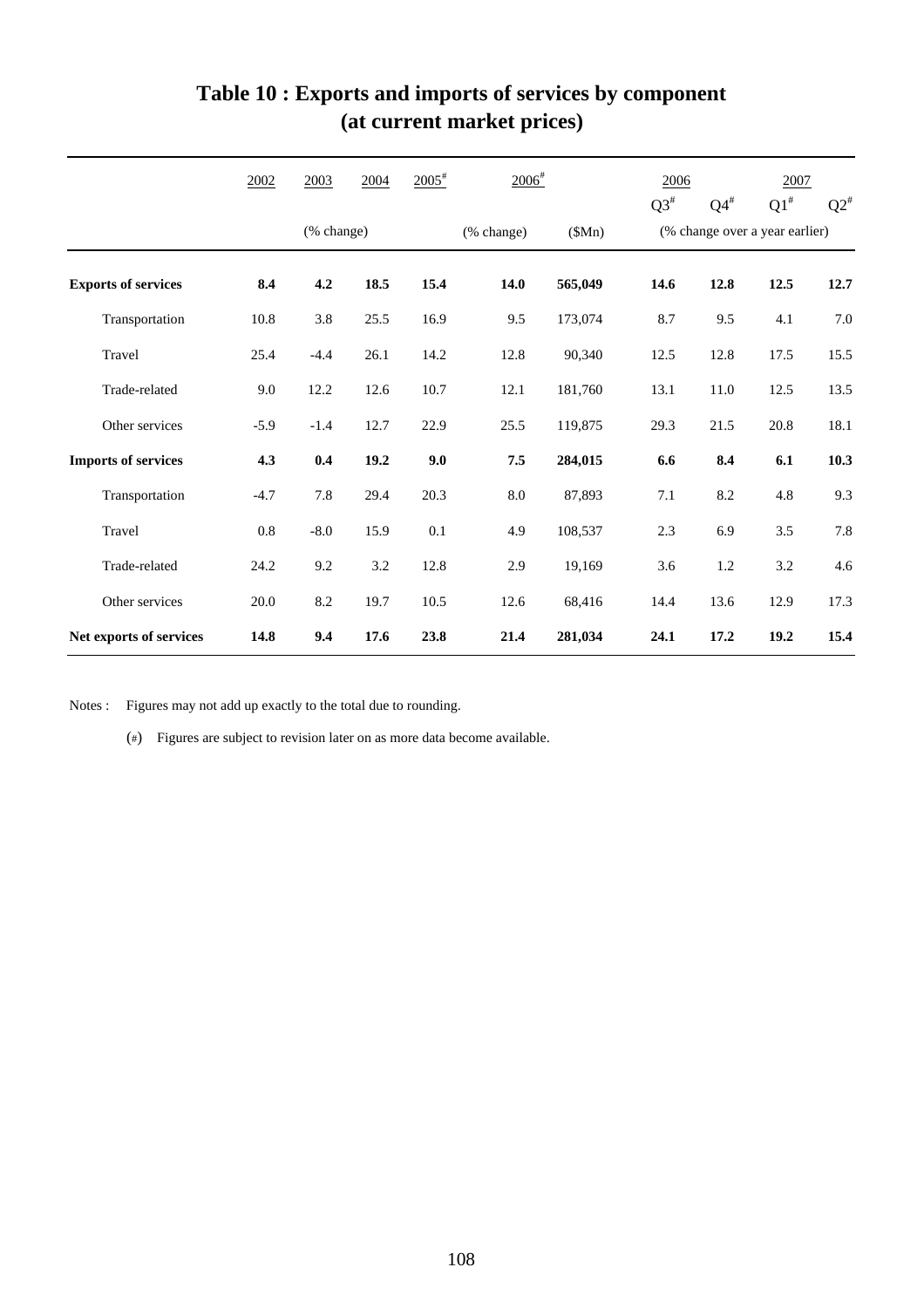# Table 10 : Exports and imports of services by component (at current market prices)

| | 2002 | 2003 | 2004 | 2005[#] | 2006[#] | | 2006 | | 2007 | |
|---|---|---|---|---|---|---|---|---|---|---|
| | | | | | | | Q3[#] | Q4[#] | Q1[#] | Q2[#] |
| | | (% change) | | | (% change) | ($Mn) | (% change over a year earlier) | | | |
| **Exports of services** | **8.4** | **4.2** | **18.5** | **15.4** | **14.0** | **565,049** | **14.6** | **12.8** | **12.5** | **12.7** |
| Transportation | 10.8 | 3.8 | 25.5 | 16.9 | 9.5 | 173,074 | 8.7 | 9.5 | 4.1 | 7.0 |
| Travel | 25.4 | -4.4 | 26.1 | 14.2 | 12.8 | 90,340 | 12.5 | 12.8 | 17.5 | 15.5 |
| Trade-related | 9.0 | 12.2 | 12.6 | 10.7 | 12.1 | 181,760 | 13.1 | 11.0 | 12.5 | 13.5 |
| Other services | -5.9 | -1.4 | 12.7 | 22.9 | 25.5 | 119,875 | 29.3 | 21.5 | 20.8 | 18.1 |
| **Imports of services** | **4.3** | **0.4** | **19.2** | **9.0** | **7.5** | **284,015** | **6.6** | **8.4** | **6.1** | **10.3** |
| Transportation | -4.7 | 7.8 | 29.4 | 20.3 | 8.0 | 87,893 | 7.1 | 8.2 | 4.8 | 9.3 |
| Travel | 0.8 | -8.0 | 15.9 | 0.1 | 4.9 | 108,537 | 2.3 | 6.9 | 3.5 | 7.8 |
| Trade-related | 24.2 | 9.2 | 3.2 | 12.8 | 2.9 | 19,169 | 3.6 | 1.2 | 3.2 | 4.6 |
| Other services | 20.0 | 8.2 | 19.7 | 10.5 | 12.6 | 68,416 | 14.4 | 13.6 | 12.9 | 17.3 |
| **Net exports of services** | **14.8** | **9.4** | **17.6** | **23.8** | **21.4** | **281,034** | **24.1** | **17.2** | **19.2** | **15.4** |

Notes : Figures may not add up exactly to the total due to rounding.

(#) Figures are subject to revision later on as more data become available.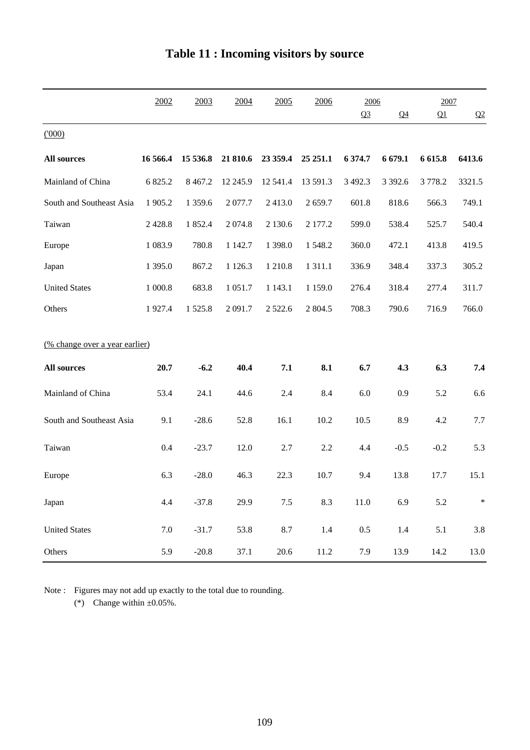# Table 11 : Incoming visitors by source

| | 2002 | 2003 | 2004 | 2005 | 2006 | 2006 | | 2007 | |
|---|---|---|---|---|---|---|---|---|---|
| | | | | | | Q3 | Q4 | Q1 | Q2 |
| ('000) | | | | | | | | | |
| **All sources** | **16 566.4** | **15 536.8** | **21 810.6** | **23 359.4** | **25 251.1** | **6 374.7** | **6 679.1** | **6 615.8** | **6413.6** |
| Mainland of China | 6 825.2 | 8 467.2 | 12 245.9 | 12 541.4 | 13 591.3 | 3 492.3 | 3 392.6 | 3 778.2 | 3321.5 |
| South and Southeast Asia | 1 905.2 | 1 359.6 | 2 077.7 | 2 413.0 | 2 659.7 | 601.8 | 818.6 | 566.3 | 749.1 |
| Taiwan | 2 428.8 | 1 852.4 | 2 074.8 | 2 130.6 | 2 177.2 | 599.0 | 538.4 | 525.7 | 540.4 |
| Europe | 1 083.9 | 780.8 | 1 142.7 | 1 398.0 | 1 548.2 | 360.0 | 472.1 | 413.8 | 419.5 |
| Japan | 1 395.0 | 867.2 | 1 126.3 | 1 210.8 | 1 311.1 | 336.9 | 348.4 | 337.3 | 305.2 |
| United States | 1 000.8 | 683.8 | 1 051.7 | 1 143.1 | 1 159.0 | 276.4 | 318.4 | 277.4 | 311.7 |
| Others | 1 927.4 | 1 525.8 | 2 091.7 | 2 522.6 | 2 804.5 | 708.3 | 790.6 | 716.9 | 766.0 |
| (% change over a year earlier) | | | | | | | | | |
| **All sources** | **20.7** | **-6.2** | **40.4** | **7.1** | **8.1** | **6.7** | **4.3** | **6.3** | **7.4** |
| Mainland of China | 53.4 | 24.1 | 44.6 | 2.4 | 8.4 | 6.0 | 0.9 | 5.2 | 6.6 |
| South and Southeast Asia | 9.1 | -28.6 | 52.8 | 16.1 | 10.2 | 10.5 | 8.9 | 4.2 | 7.7 |
| Taiwan | 0.4 | -23.7 | 12.0 | 2.7 | 2.2 | 4.4 | -0.5 | -0.2 | 5.3 |
| Europe | 6.3 | -28.0 | 46.3 | 22.3 | 10.7 | 9.4 | 13.8 | 17.7 | 15.1 |
| Japan | 4.4 | -37.8 | 29.9 | 7.5 | 8.3 | 11.0 | 6.9 | 5.2 | * |
| United States | 7.0 | -31.7 | 53.8 | 8.7 | 1.4 | 0.5 | 1.4 | 5.1 | 3.8 |
| Others | 5.9 | -20.8 | 37.1 | 20.6 | 11.2 | 7.9 | 13.9 | 14.2 | 13.0 |

Note : Figures may not add up exactly to the total due to rounding.

(*) Change within ±0.05%.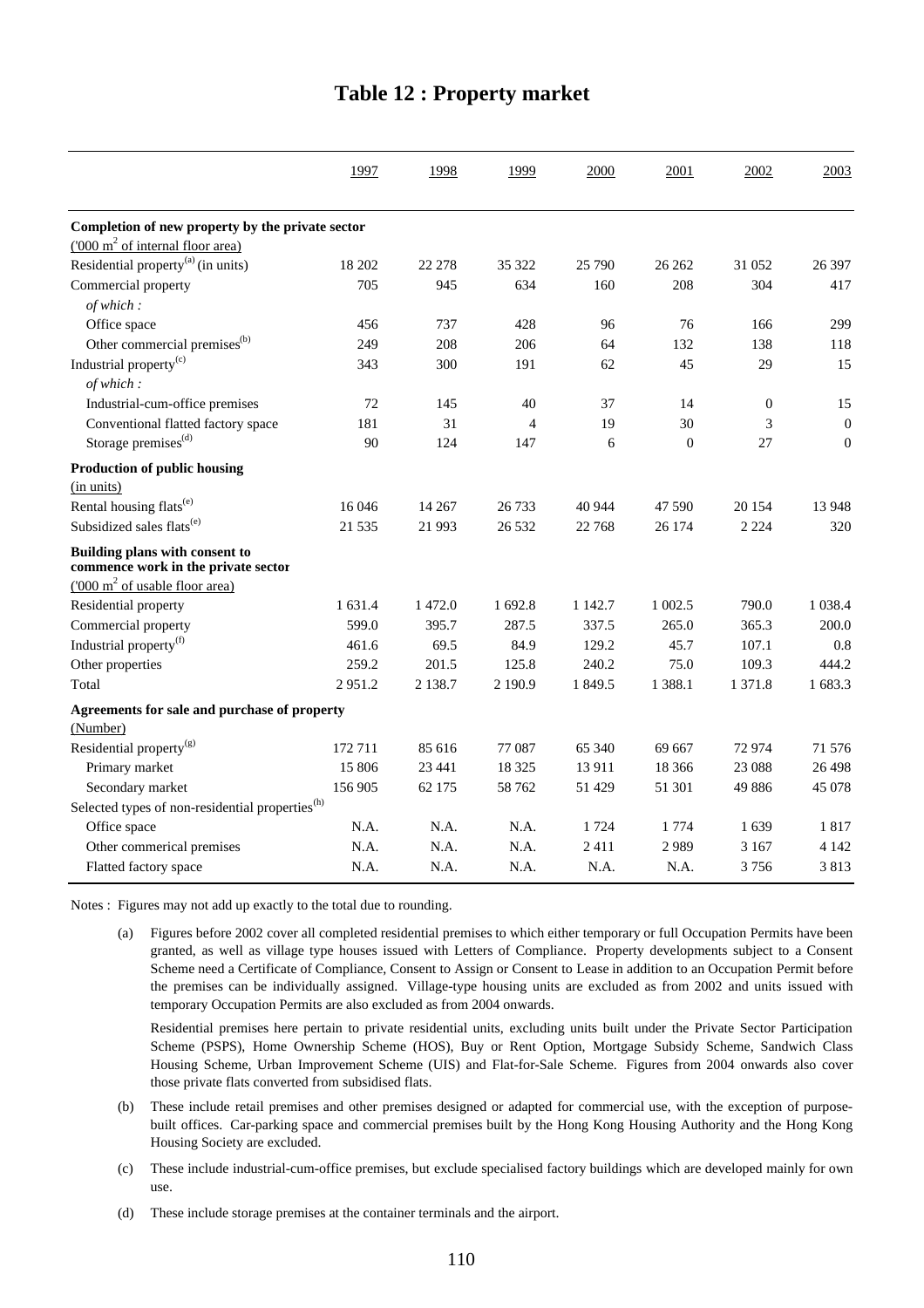# Table 12 : Property market

| | 1997 | 1998 | 1999 | 2000 | 2001 | 2002 | 2003 |
|---|---|---|---|---|---|---|---|
| **Completion of new property by the private sector** | | | | | | | |
| ('000 $m^2$ of internal floor area) | | | | | | | |
| Residential property[(a)] (in units) | 18 202 | 22 278 | 35 322 | 25 790 | 26 262 | 31 052 | 26 397 |
| Commercial property | 705 | 945 | 634 | 160 | 208 | 304 | 417 |
| *of which :* | | | | | | | |
| Office space | 456 | 737 | 428 | 96 | 76 | 166 | 299 |
| Other commercial premises[(b)] | 249 | 208 | 206 | 64 | 132 | 138 | 118 |
| Industrial property[(c)] | 343 | 300 | 191 | 62 | 45 | 29 | 15 |
| *of which :* | | | | | | | |
| Industrial-cum-office premises | 72 | 145 | 40 | 37 | 14 | 0 | 15 |
| Conventional flatted factory space | 181 | 31 | 4 | 19 | 30 | 3 | 0 |
| Storage premises[(d)] | 90 | 124 | 147 | 6 | 0 | 27 | 0 |
| **Production of public housing** | | | | | | | |
| (in units) | | | | | | | |
| Rental housing flats[(e)] | 16 046 | 14 267 | 26 733 | 40 944 | 47 590 | 20 154 | 13 948 |
| Subsidized sales flats[(e)] | 21 535 | 21 993 | 26 532 | 22 768 | 26 174 | 2 224 | 320 |
| **Building plans with consent to commence work in the private sector** | | | | | | | |
| ('000 $m^2$ of usable floor area) | | | | | | | |
| Residential property | 1 631.4 | 1 472.0 | 1 692.8 | 1 142.7 | 1 002.5 | 790.0 | 1 038.4 |
| Commercial property | 599.0 | 395.7 | 287.5 | 337.5 | 265.0 | 365.3 | 200.0 |
| Industrial property[(f)] | 461.6 | 69.5 | 84.9 | 129.2 | 45.7 | 107.1 | 0.8 |
| Other properties | 259.2 | 201.5 | 125.8 | 240.2 | 75.0 | 109.3 | 444.2 |
| Total | 2 951.2 | 2 138.7 | 2 190.9 | 1 849.5 | 1 388.1 | 1 371.8 | 1 683.3 |
| **Agreements for sale and purchase of property** | | | | | | | |
| (Number) | | | | | | | |
| Residential property[(g)] | 172 711 | 85 616 | 77 087 | 65 340 | 69 667 | 72 974 | 71 576 |
| Primary market | 15 806 | 23 441 | 18 325 | 13 911 | 18 366 | 23 088 | 26 498 |
| Secondary market | 156 905 | 62 175 | 58 762 | 51 429 | 51 301 | 49 886 | 45 078 |
| Selected types of non-residential properties[(h)] | | | | | | | |
| Office space | N.A. | N.A. | N.A. | 1 724 | 1 774 | 1 639 | 1 817 |
| Other commerical premises | N.A. | N.A. | N.A. | 2 411 | 2 989 | 3 167 | 4 142 |
| Flatted factory space | N.A. | N.A. | N.A. | N.A. | N.A. | 3 756 | 3 813 |

Notes : Figures may not add up exactly to the total due to rounding.

(a) Figures before 2002 cover all completed residential premises to which either temporary or full Occupation Permits have been granted, as well as village type houses issued with Letters of Compliance. Property developments subject to a Consent Scheme need a Certificate of Compliance, Consent to Assign or Consent to Lease in addition to an Occupation Permit before the premises can be individually assigned. Village-type housing units are excluded as from 2002 and units issued with temporary Occupation Permits are also excluded as from 2004 onwards.

Residential premises here pertain to private residential units, excluding units built under the Private Sector Participation Scheme (PSPS), Home Ownership Scheme (HOS), Buy or Rent Option, Mortgage Subsidy Scheme, Sandwich Class Housing Scheme, Urban Improvement Scheme (UIS) and Flat-for-Sale Scheme. Figures from 2004 onwards also cover those private flats converted from subsidised flats.

(b) These include retail premises and other premises designed or adapted for commercial use, with the exception of purpose-built offices. Car-parking space and commercial premises built by the Hong Kong Housing Authority and the Hong Kong Housing Society are excluded.

(c) These include industrial-cum-office premises, but exclude specialised factory buildings which are developed mainly for own use.

(d) These include storage premises at the container terminals and the airport.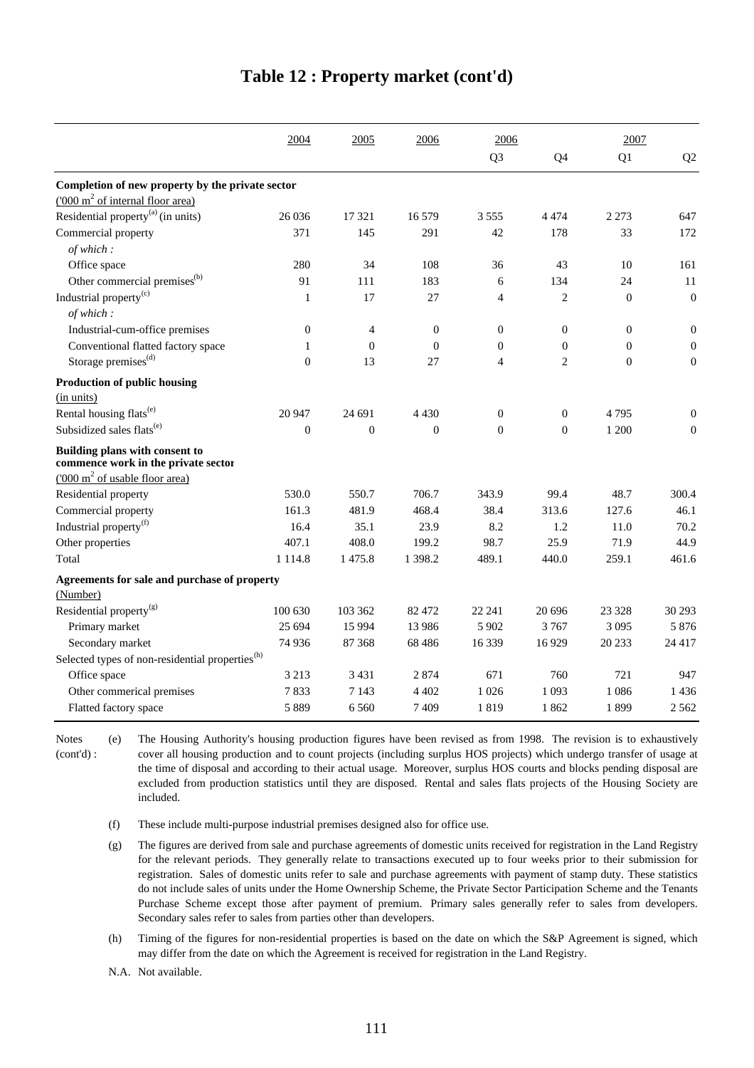# Table 12 : Property market (cont'd)

| | 2004 | 2005 | 2006 | 2006 Q3 | Q4 | 2007 Q1 | Q2 |
|---|---|---|---|---|---|---|---|
| **Completion of new property by the private sector** | | | | | | | |
| ('000 $m^2$ of internal floor area) | | | | | | | |
| Residential property[(a)] (in units) | 26 036 | 17 321 | 16 579 | 3 555 | 4 474 | 2 273 | 647 |
| Commercial property | 371 | 145 | 291 | 42 | 178 | 33 | 172 |
| *of which :* | | | | | | | |
| Office space | 280 | 34 | 108 | 36 | 43 | 10 | 161 |
| Other commercial premises[(b)] | 91 | 111 | 183 | 6 | 134 | 24 | 11 |
| Industrial property[(c)] | 1 | 17 | 27 | 4 | 2 | 0 | 0 |
| *of which :* | | | | | | | |
| Industrial-cum-office premises | 0 | 4 | 0 | 0 | 0 | 0 | 0 |
| Conventional flatted factory space | 1 | 0 | 0 | 0 | 0 | 0 | 0 |
| Storage premises[(d)] | 0 | 13 | 27 | 4 | 2 | 0 | 0 |
| **Production of public housing** | | | | | | | |
| (in units) | | | | | | | |
| Rental housing flats[(e)] | 20 947 | 24 691 | 4 430 | 0 | 0 | 4 795 | 0 |
| Subsidized sales flats[(e)] | 0 | 0 | 0 | 0 | 0 | 1 200 | 0 |
| **Building plans with consent to commence work in the private sector** | | | | | | | |
| ('000 $m^2$ of usable floor area) | | | | | | | |
| Residential property | 530.0 | 550.7 | 706.7 | 343.9 | 99.4 | 48.7 | 300.4 |
| Commercial property | 161.3 | 481.9 | 468.4 | 38.4 | 313.6 | 127.6 | 46.1 |
| Industrial property[(f)] | 16.4 | 35.1 | 23.9 | 8.2 | 1.2 | 11.0 | 70.2 |
| Other properties | 407.1 | 408.0 | 199.2 | 98.7 | 25.9 | 71.9 | 44.9 |
| Total | 1 114.8 | 1 475.8 | 1 398.2 | 489.1 | 440.0 | 259.1 | 461.6 |
| **Agreements for sale and purchase of property** | | | | | | | |
| (Number) | | | | | | | |
| Residential property[(g)] | 100 630 | 103 362 | 82 472 | 22 241 | 20 696 | 23 328 | 30 293 |
| Primary market | 25 694 | 15 994 | 13 986 | 5 902 | 3 767 | 3 095 | 5 876 |
| Secondary market | 74 936 | 87 368 | 68 486 | 16 339 | 16 929 | 20 233 | 24 417 |
| Selected types of non-residential properties[(h)] | | | | | | | |
| Office space | 3 213 | 3 431 | 2 874 | 671 | 760 | 721 | 947 |
| Other commerical premises | 7 833 | 7 143 | 4 402 | 1 026 | 1 093 | 1 086 | 1 436 |
| Flatted factory space | 5 889 | 6 560 | 7 409 | 1 819 | 1 862 | 1 899 | 2 562 |

Notes (cont'd) :

(e) The Housing Authority's housing production figures have been revised as from 1998. The revision is to exhaustively cover all housing production and to count projects (including surplus HOS projects) which undergo transfer of usage at the time of disposal and according to their actual usage. Moreover, surplus HOS courts and blocks pending disposal are excluded from production statistics until they are disposed. Rental and sales flats projects of the Housing Society are included.

(f) These include multi-purpose industrial premises designed also for office use.

(g) The figures are derived from sale and purchase agreements of domestic units received for registration in the Land Registry for the relevant periods. They generally relate to transactions executed up to four weeks prior to their submission for registration. Sales of domestic units refer to sale and purchase agreements with payment of stamp duty. These statistics do not include sales of units under the Home Ownership Scheme, the Private Sector Participation Scheme and the Tenants Purchase Scheme except those after payment of premium. Primary sales generally refer to sales from developers. Secondary sales refer to sales from parties other than developers.

(h) Timing of the figures for non-residential properties is based on the date on which the S&P Agreement is signed, which may differ from the date on which the Agreement is received for registration in the Land Registry.

N.A. Not available.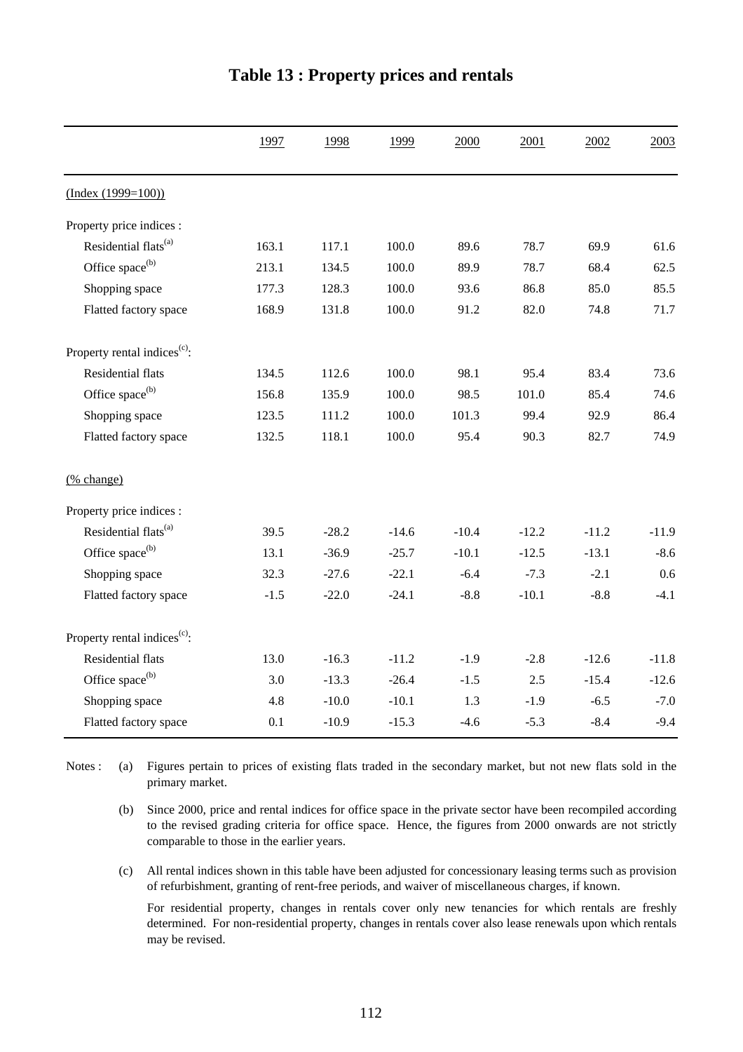# Table 13 : Property prices and rentals

| | 1997 | 1998 | 1999 | 2000 | 2001 | 2002 | 2003 |
|---|---|---|---|---|---|---|---|
| (Index (1999=100)) | | | | | | | |
| Property price indices : | | | | | | | |
| Residential flats[(a)] | 163.1 | 117.1 | 100.0 | 89.6 | 78.7 | 69.9 | 61.6 |
| Office space[(b)] | 213.1 | 134.5 | 100.0 | 89.9 | 78.7 | 68.4 | 62.5 |
| Shopping space | 177.3 | 128.3 | 100.0 | 93.6 | 86.8 | 85.0 | 85.5 |
| Flatted factory space | 168.9 | 131.8 | 100.0 | 91.2 | 82.0 | 74.8 | 71.7 |
| Property rental indices[(c)]: | | | | | | | |
| Residential flats | 134.5 | 112.6 | 100.0 | 98.1 | 95.4 | 83.4 | 73.6 |
| Office space[(b)] | 156.8 | 135.9 | 100.0 | 98.5 | 101.0 | 85.4 | 74.6 |
| Shopping space | 123.5 | 111.2 | 100.0 | 101.3 | 99.4 | 92.9 | 86.4 |
| Flatted factory space | 132.5 | 118.1 | 100.0 | 95.4 | 90.3 | 82.7 | 74.9 |
| (% change) | | | | | | | |
| Property price indices : | | | | | | | |
| Residential flats[(a)] | 39.5 | -28.2 | -14.6 | -10.4 | -12.2 | -11.2 | -11.9 |
| Office space[(b)] | 13.1 | -36.9 | -25.7 | -10.1 | -12.5 | -13.1 | -8.6 |
| Shopping space | 32.3 | -27.6 | -22.1 | -6.4 | -7.3 | -2.1 | 0.6 |
| Flatted factory space | -1.5 | -22.0 | -24.1 | -8.8 | -10.1 | -8.8 | -4.1 |
| Property rental indices[(c)]: | | | | | | | |
| Residential flats | 13.0 | -16.3 | -11.2 | -1.9 | -2.8 | -12.6 | -11.8 |
| Office space[(b)] | 3.0 | -13.3 | -26.4 | -1.5 | 2.5 | -15.4 | -12.6 |
| Shopping space | 4.8 | -10.0 | -10.1 | 1.3 | -1.9 | -6.5 | -7.0 |
| Flatted factory space | 0.1 | -10.9 | -15.3 | -4.6 | -5.3 | -8.4 | -9.4 |

Notes :

(a) Figures pertain to prices of existing flats traded in the secondary market, but not new flats sold in the primary market.

(b) Since 2000, price and rental indices for office space in the private sector have been recompiled according to the revised grading criteria for office space. Hence, the figures from 2000 onwards are not strictly comparable to those in the earlier years.

(c) All rental indices shown in this table have been adjusted for concessionary leasing terms such as provision of refurbishment, granting of rent-free periods, and waiver of miscellaneous charges, if known.

For residential property, changes in rentals cover only new tenancies for which rentals are freshly determined. For non-residential property, changes in rentals cover also lease renewals upon which rentals may be revised.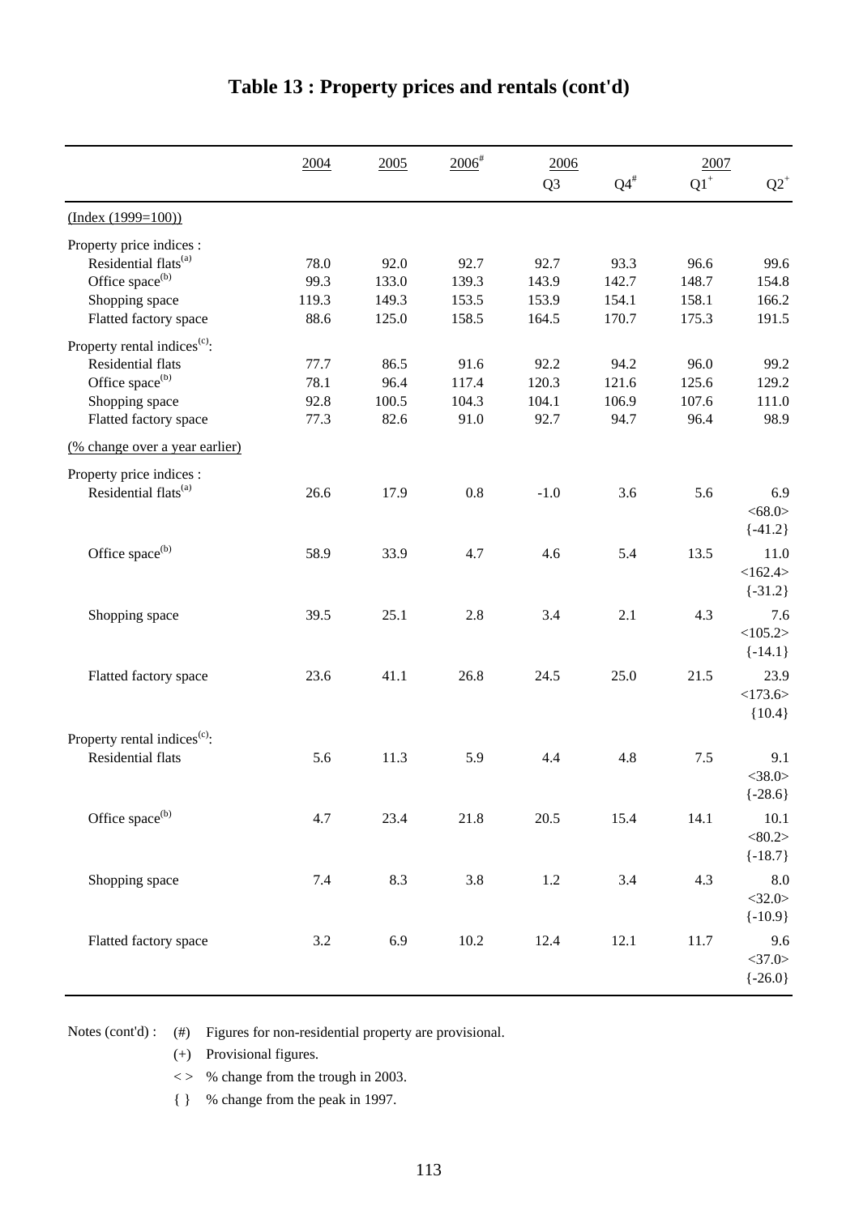# Table 13 : Property prices and rentals (cont'd)

| | 2004 | 2005 | 2006[#] | 2006 Q3 | Q4[#] | 2007 Q1[+] | Q2[+] |
|---|---|---|---|---|---|---|---|
| (Index (1999=100)) | | | | | | | |
| Property price indices : | | | | | | | |
| Residential flats[(a)] | 78.0 | 92.0 | 92.7 | 92.7 | 93.3 | 96.6 | 99.6 |
| Office space[(b)] | 99.3 | 133.0 | 139.3 | 143.9 | 142.7 | 148.7 | 154.8 |
| Shopping space | 119.3 | 149.3 | 153.5 | 153.9 | 154.1 | 158.1 | 166.2 |
| Flatted factory space | 88.6 | 125.0 | 158.5 | 164.5 | 170.7 | 175.3 | 191.5 |
| Property rental indices[(c)]: | | | | | | | |
| Residential flats | 77.7 | 86.5 | 91.6 | 92.2 | 94.2 | 96.0 | 99.2 |
| Office space[(b)] | 78.1 | 96.4 | 117.4 | 120.3 | 121.6 | 125.6 | 129.2 |
| Shopping space | 92.8 | 100.5 | 104.3 | 104.1 | 106.9 | 107.6 | 111.0 |
| Flatted factory space | 77.3 | 82.6 | 91.0 | 92.7 | 94.7 | 96.4 | 98.9 |
| (% change over a year earlier) | | | | | | | |
| Property price indices : | | | | | | | |
| Residential flats[(a)] | 26.6 | 17.9 | 0.8 | -1.0 | 3.6 | 5.6 | 6.9 <68.0> {-41.2} |
| Office space[(b)] | 58.9 | 33.9 | 4.7 | 4.6 | 5.4 | 13.5 | 11.0 <162.4> {-31.2} |
| Shopping space | 39.5 | 25.1 | 2.8 | 3.4 | 2.1 | 4.3 | 7.6 <105.2> {-14.1} |
| Flatted factory space | 23.6 | 41.1 | 26.8 | 24.5 | 25.0 | 21.5 | 23.9 <173.6> {10.4} |
| Property rental indices[(c)]: | | | | | | | |
| Residential flats | 5.6 | 11.3 | 5.9 | 4.4 | 4.8 | 7.5 | 9.1 <38.0> {-28.6} |
| Office space[(b)] | 4.7 | 23.4 | 21.8 | 20.5 | 15.4 | 14.1 | 10.1 <80.2> {-18.7} |
| Shopping space | 7.4 | 8.3 | 3.8 | 1.2 | 3.4 | 4.3 | 8.0 <32.0> {-10.9} |
| Flatted factory space | 3.2 | 6.9 | 10.2 | 12.4 | 12.1 | 11.7 | 9.6 <37.0> {-26.0} |

Notes (cont'd) :
- (#) Figures for non-residential property are provisional.
- (+) Provisional figures.
- < > % change from the trough in 2003.
- { } % change from the peak in 1997.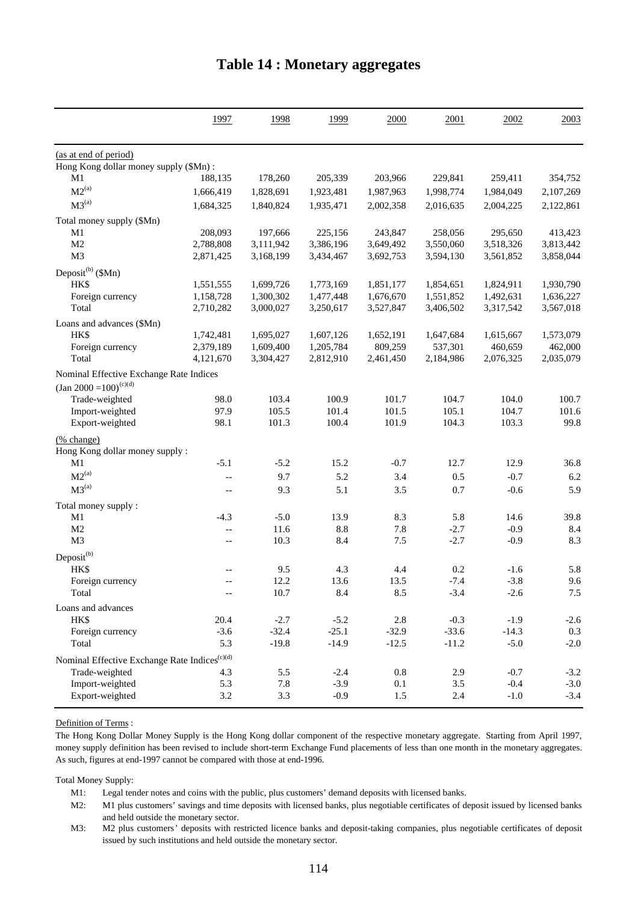# Table 14 : Monetary aggregates

| | 1997 | 1998 | 1999 | 2000 | 2001 | 2002 | 2003 |
|---|---|---|---|---|---|---|---|
| (as at end of period) | | | | | | | |
| Hong Kong dollar money supply ($Mn) : | | | | | | | |
| M1 | 188,135 | 178,260 | 205,339 | 203,966 | 229,841 | 259,411 | 354,752 |
| M2[(a)] | 1,666,419 | 1,828,691 | 1,923,481 | 1,987,963 | 1,998,774 | 1,984,049 | 2,107,269 |
| M3[(a)] | 1,684,325 | 1,840,824 | 1,935,471 | 2,002,358 | 2,016,635 | 2,004,225 | 2,122,861 |
| Total money supply ($Mn) | | | | | | | |
| M1 | 208,093 | 197,666 | 225,156 | 243,847 | 258,056 | 295,650 | 413,423 |
| M2 | 2,788,808 | 3,111,942 | 3,386,196 | 3,649,492 | 3,550,060 | 3,518,326 | 3,813,442 |
| M3 | 2,871,425 | 3,168,199 | 3,434,467 | 3,692,753 | 3,594,130 | 3,561,852 | 3,858,044 |
| Deposit[(b)] ($Mn) | | | | | | | |
| HK$ | 1,551,555 | 1,699,726 | 1,773,169 | 1,851,177 | 1,854,651 | 1,824,911 | 1,930,790 |
| Foreign currency | 1,158,728 | 1,300,302 | 1,477,448 | 1,676,670 | 1,551,852 | 1,492,631 | 1,636,227 |
| Total | 2,710,282 | 3,000,027 | 3,250,617 | 3,527,847 | 3,406,502 | 3,317,542 | 3,567,018 |
| Loans and advances ($Mn) | | | | | | | |
| HK$ | 1,742,481 | 1,695,027 | 1,607,126 | 1,652,191 | 1,647,684 | 1,615,667 | 1,573,079 |
| Foreign currency | 2,379,189 | 1,609,400 | 1,205,784 | 809,259 | 537,301 | 460,659 | 462,000 |
| Total | 4,121,670 | 3,304,427 | 2,812,910 | 2,461,450 | 2,184,986 | 2,076,325 | 2,035,079 |
| Nominal Effective Exchange Rate Indices (Jan 2000 =100)[(c)(d)] | | | | | | | |
| Trade-weighted | 98.0 | 103.4 | 100.9 | 101.7 | 104.7 | 104.0 | 100.7 |
| Import-weighted | 97.9 | 105.5 | 101.4 | 101.5 | 105.1 | 104.7 | 101.6 |
| Export-weighted | 98.1 | 101.3 | 100.4 | 101.9 | 104.3 | 103.3 | 99.8 |
| (% change) | | | | | | | |
| Hong Kong dollar money supply : | | | | | | | |
| M1 | -5.1 | -5.2 | 15.2 | -0.7 | 12.7 | 12.9 | 36.8 |
| M2[(a)] | -- | 9.7 | 5.2 | 3.4 | 0.5 | -0.7 | 6.2 |
| M3[(a)] | -- | 9.3 | 5.1 | 3.5 | 0.7 | -0.6 | 5.9 |
| Total money supply : | | | | | | | |
| M1 | -4.3 | -5.0 | 13.9 | 8.3 | 5.8 | 14.6 | 39.8 |
| M2 | -- | 11.6 | 8.8 | 7.8 | -2.7 | -0.9 | 8.4 |
| M3 | -- | 10.3 | 8.4 | 7.5 | -2.7 | -0.9 | 8.3 |
| Deposit[(b)] | | | | | | | |
| HK$ | -- | 9.5 | 4.3 | 4.4 | 0.2 | -1.6 | 5.8 |
| Foreign currency | -- | 12.2 | 13.6 | 13.5 | -7.4 | -3.8 | 9.6 |
| Total | -- | 10.7 | 8.4 | 8.5 | -3.4 | -2.6 | 7.5 |
| Loans and advances | | | | | | | |
| HK$ | 20.4 | -2.7 | -5.2 | 2.8 | -0.3 | -1.9 | -2.6 |
| Foreign currency | -3.6 | -32.4 | -25.1 | -32.9 | -33.6 | -14.3 | 0.3 |
| Total | 5.3 | -19.8 | -14.9 | -12.5 | -11.2 | -5.0 | -2.0 |
| Nominal Effective Exchange Rate Indices[(c)(d)] | | | | | | | |
| Trade-weighted | 4.3 | 5.5 | -2.4 | 0.8 | 2.9 | -0.7 | -3.2 |
| Import-weighted | 5.3 | 7.8 | -3.9 | 0.1 | 3.5 | -0.4 | -3.0 |
| Export-weighted | 3.2 | 3.3 | -0.9 | 1.5 | 2.4 | -1.0 | -3.4 |

Definition of Terms :

The Hong Kong Dollar Money Supply is the Hong Kong dollar component of the respective monetary aggregate. Starting from April 1997, money supply definition has been revised to include short-term Exchange Fund placements of less than one month in the monetary aggregates. As such, figures at end-1997 cannot be compared with those at end-1996.

Total Money Supply:

- M1: Legal tender notes and coins with the public, plus customers' demand deposits with licensed banks.
- M2: M1 plus customers' savings and time deposits with licensed banks, plus negotiable certificates of deposit issued by licensed banks and held outside the monetary sector.
- M3: M2 plus customers' deposits with restricted licence banks and deposit-taking companies, plus negotiable certificates of deposit issued by such institutions and held outside the monetary sector.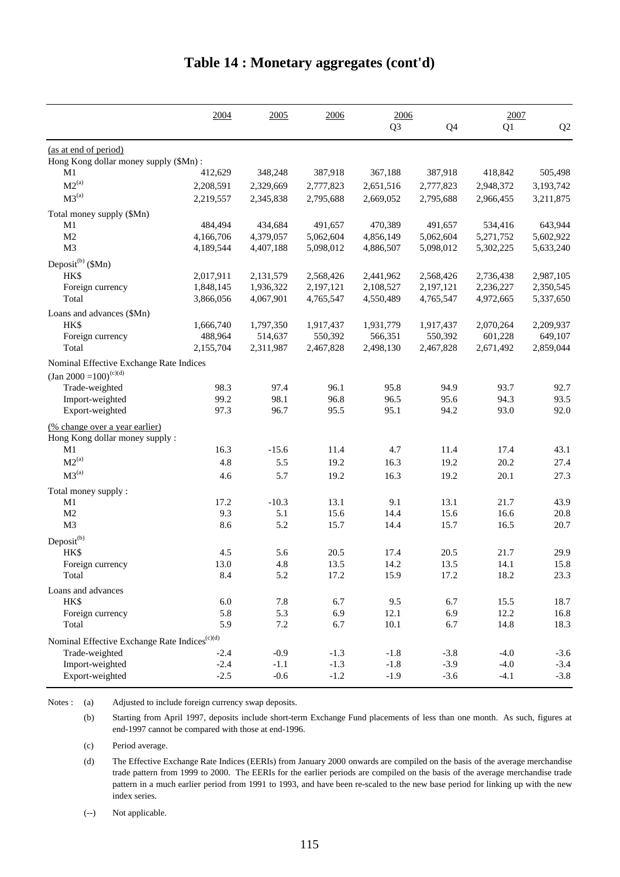# Table 14 : Monetary aggregates (cont'd)

| | 2004 | 2005 | 2006 | 2006 | | 2007 | |
|---|---|---|---|---|---|---|---|
| | | | | Q3 | Q4 | Q1 | Q2 |
| (as at end of period) | | | | | | | |
| Hong Kong dollar money supply ($Mn) : | | | | | | | |
| M1 | 412,629 | 348,248 | 387,918 | 367,188 | 387,918 | 418,842 | 505,498 |
| M2[(a)] | 2,208,591 | 2,329,669 | 2,777,823 | 2,651,516 | 2,777,823 | 2,948,372 | 3,193,742 |
| M3[(a)] | 2,219,557 | 2,345,838 | 2,795,688 | 2,669,052 | 2,795,688 | 2,966,455 | 3,211,875 |
| Total money supply ($Mn) | | | | | | | |
| M1 | 484,494 | 434,684 | 491,657 | 470,389 | 491,657 | 534,416 | 643,944 |
| M2 | 4,166,706 | 4,379,057 | 5,062,604 | 4,856,149 | 5,062,604 | 5,271,752 | 5,602,922 |
| M3 | 4,189,544 | 4,407,188 | 5,098,012 | 4,886,507 | 5,098,012 | 5,302,225 | 5,633,240 |
| Deposit[(b)] ($Mn) | | | | | | | |
| HK$ | 2,017,911 | 2,131,579 | 2,568,426 | 2,441,962 | 2,568,426 | 2,736,438 | 2,987,105 |
| Foreign currency | 1,848,145 | 1,936,322 | 2,197,121 | 2,108,527 | 2,197,121 | 2,236,227 | 2,350,545 |
| Total | 3,866,056 | 4,067,901 | 4,765,547 | 4,550,489 | 4,765,547 | 4,972,665 | 5,337,650 |
| Loans and advances ($Mn) | | | | | | | |
| HK$ | 1,666,740 | 1,797,350 | 1,917,437 | 1,931,779 | 1,917,437 | 2,070,264 | 2,209,937 |
| Foreign currency | 488,964 | 514,637 | 550,392 | 566,351 | 550,392 | 601,228 | 649,107 |
| Total | 2,155,704 | 2,311,987 | 2,467,828 | 2,498,130 | 2,467,828 | 2,671,492 | 2,859,044 |
| Nominal Effective Exchange Rate Indices (Jan 2000 =100)[(c)(d)] | | | | | | | |
| Trade-weighted | 98.3 | 97.4 | 96.1 | 95.8 | 94.9 | 93.7 | 92.7 |
| Import-weighted | 99.2 | 98.1 | 96.8 | 96.5 | 95.6 | 94.3 | 93.5 |
| Export-weighted | 97.3 | 96.7 | 95.5 | 95.1 | 94.2 | 93.0 | 92.0 |
| (% change over a year earlier) | | | | | | | |
| Hong Kong dollar money supply : | | | | | | | |
| M1 | 16.3 | -15.6 | 11.4 | 4.7 | 11.4 | 17.4 | 43.1 |
| M2[(a)] | 4.8 | 5.5 | 19.2 | 16.3 | 19.2 | 20.2 | 27.4 |
| M3[(a)] | 4.6 | 5.7 | 19.2 | 16.3 | 19.2 | 20.1 | 27.3 |
| Total money supply : | | | | | | | |
| M1 | 17.2 | -10.3 | 13.1 | 9.1 | 13.1 | 21.7 | 43.9 |
| M2 | 9.3 | 5.1 | 15.6 | 14.4 | 15.6 | 16.6 | 20.8 |
| M3 | 8.6 | 5.2 | 15.7 | 14.4 | 15.7 | 16.5 | 20.7 |
| Deposit[(b)] | | | | | | | |
| HK$ | 4.5 | 5.6 | 20.5 | 17.4 | 20.5 | 21.7 | 29.9 |
| Foreign currency | 13.0 | 4.8 | 13.5 | 14.2 | 13.5 | 14.1 | 15.8 |
| Total | 8.4 | 5.2 | 17.2 | 15.9 | 17.2 | 18.2 | 23.3 |
| Loans and advances | | | | | | | |
| HK$ | 6.0 | 7.8 | 6.7 | 9.5 | 6.7 | 15.5 | 18.7 |
| Foreign currency | 5.8 | 5.3 | 6.9 | 12.1 | 6.9 | 12.2 | 16.8 |
| Total | 5.9 | 7.2 | 6.7 | 10.1 | 6.7 | 14.8 | 18.3 |
| Nominal Effective Exchange Rate Indices[(c)(d)] | | | | | | | |
| Trade-weighted | -2.4 | -0.9 | -1.3 | -1.8 | -3.8 | -4.0 | -3.6 |
| Import-weighted | -2.4 | -1.1 | -1.3 | -1.8 | -3.9 | -4.0 | -3.4 |
| Export-weighted | -2.5 | -0.6 | -1.2 | -1.9 | -3.6 | -4.1 | -3.8 |

Notes :
(a) Adjusted to include foreign currency swap deposits.

(b) Starting from April 1997, deposits include short-term Exchange Fund placements of less than one month. As such, figures at end-1997 cannot be compared with those at end-1996.

(c) Period average.

(d) The Effective Exchange Rate Indices (EERIs) from January 2000 onwards are compiled on the basis of the average merchandise trade pattern from 1999 to 2000. The EERIs for the earlier periods are compiled on the basis of the average merchandise trade pattern in a much earlier period from 1991 to 1993, and have been re-scaled to the new base period for linking up with the new index series.

(--) Not applicable.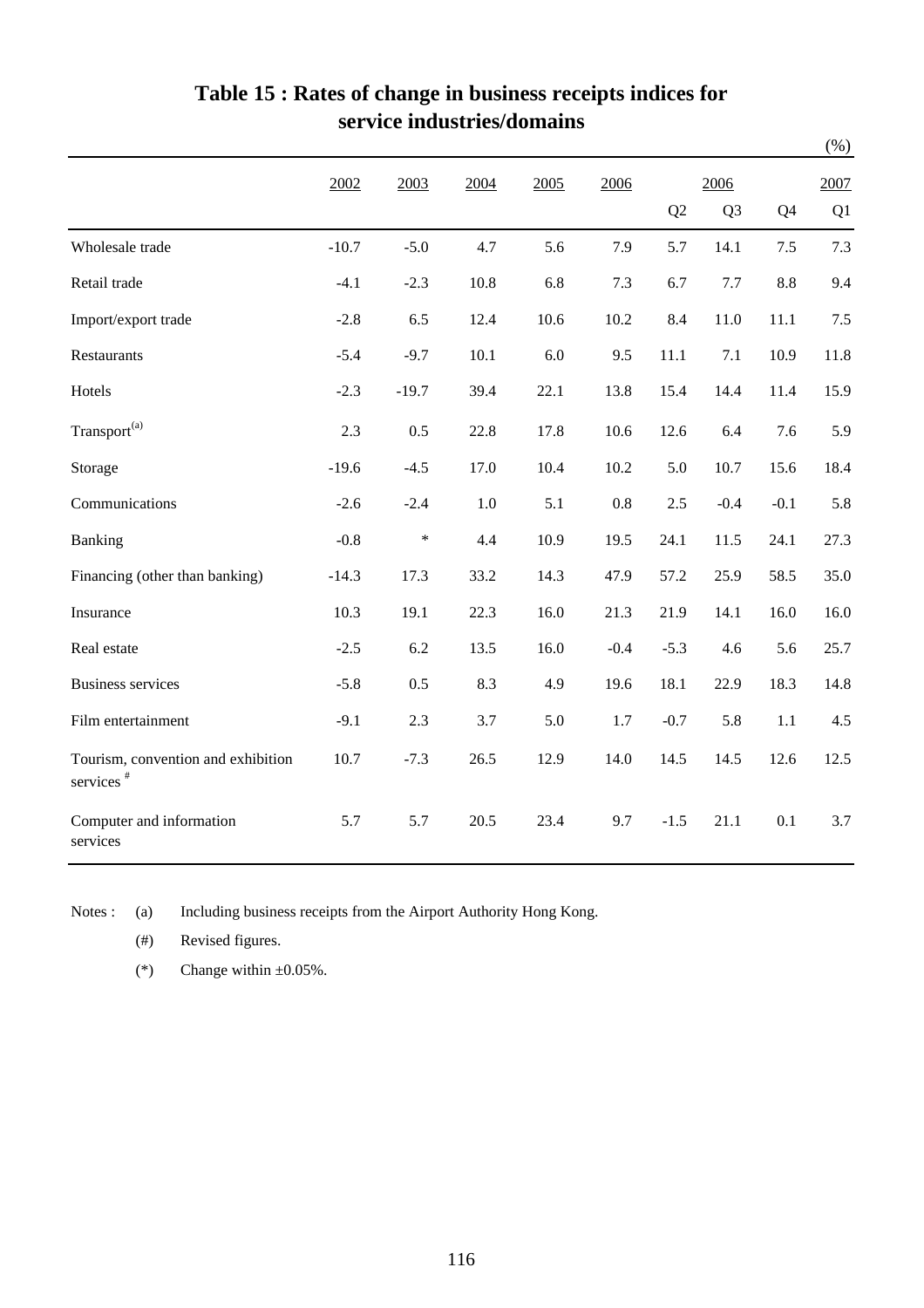# Table 15 : Rates of change in business receipts indices for service industries/domains

(%)

| | 2002 | 2003 | 2004 | 2005 | 2006 | 2006 | | | 2007 |
|---|---|---|---|---|---|---|---|---|---|
| | | | | | | Q2 | Q3 | Q4 | Q1 |
| Wholesale trade | -10.7 | -5.0 | 4.7 | 5.6 | 7.9 | 5.7 | 14.1 | 7.5 | 7.3 |
| Retail trade | -4.1 | -2.3 | 10.8 | 6.8 | 7.3 | 6.7 | 7.7 | 8.8 | 9.4 |
| Import/export trade | -2.8 | 6.5 | 12.4 | 10.6 | 10.2 | 8.4 | 11.0 | 11.1 | 7.5 |
| Restaurants | -5.4 | -9.7 | 10.1 | 6.0 | 9.5 | 11.1 | 7.1 | 10.9 | 11.8 |
| Hotels | -2.3 | -19.7 | 39.4 | 22.1 | 13.8 | 15.4 | 14.4 | 11.4 | 15.9 |
| Transport[(a)] | 2.3 | 0.5 | 22.8 | 17.8 | 10.6 | 12.6 | 6.4 | 7.6 | 5.9 |
| Storage | -19.6 | -4.5 | 17.0 | 10.4 | 10.2 | 5.0 | 10.7 | 15.6 | 18.4 |
| Communications | -2.6 | -2.4 | 1.0 | 5.1 | 0.8 | 2.5 | -0.4 | -0.1 | 5.8 |
| Banking | -0.8 | * | 4.4 | 10.9 | 19.5 | 24.1 | 11.5 | 24.1 | 27.3 |
| Financing (other than banking) | -14.3 | 17.3 | 33.2 | 14.3 | 47.9 | 57.2 | 25.9 | 58.5 | 35.0 |
| Insurance | 10.3 | 19.1 | 22.3 | 16.0 | 21.3 | 21.9 | 14.1 | 16.0 | 16.0 |
| Real estate | -2.5 | 6.2 | 13.5 | 16.0 | -0.4 | -5.3 | 4.6 | 5.6 | 25.7 |
| Business services | -5.8 | 0.5 | 8.3 | 4.9 | 19.6 | 18.1 | 22.9 | 18.3 | 14.8 |
| Film entertainment | -9.1 | 2.3 | 3.7 | 5.0 | 1.7 | -0.7 | 5.8 | 1.1 | 4.5 |
| Tourism, convention and exhibition services[#] | 10.7 | -7.3 | 26.5 | 12.9 | 14.0 | 14.5 | 14.5 | 12.6 | 12.5 |
| Computer and information services | 5.7 | 5.7 | 20.5 | 23.4 | 9.7 | -1.5 | 21.1 | 0.1 | 3.7 |

Notes : (a) Including business receipts from the Airport Authority Hong Kong.

(#) Revised figures.

(*) Change within ±0.05%.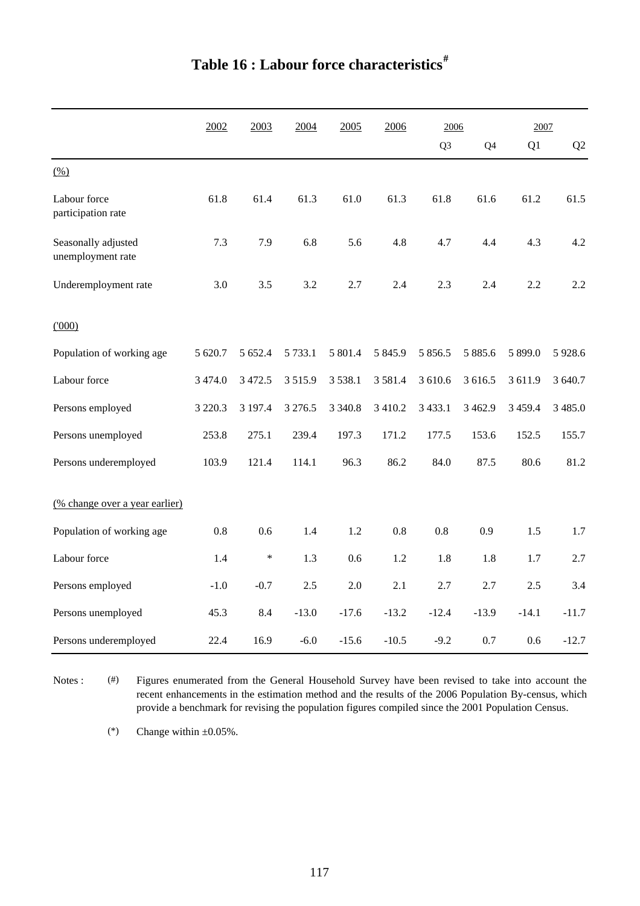# Table 16 : Labour force characteristics[#]

| | 2002 | 2003 | 2004 | 2005 | 2006 | 2006 | | 2007 | |
|---|---|---|---|---|---|---|---|---|---|
| | | | | | | Q3 | Q4 | Q1 | Q2 |
| (%) | | | | | | | | | |
| Labour force participation rate | 61.8 | 61.4 | 61.3 | 61.0 | 61.3 | 61.8 | 61.6 | 61.2 | 61.5 |
| Seasonally adjusted unemployment rate | 7.3 | 7.9 | 6.8 | 5.6 | 4.8 | 4.7 | 4.4 | 4.3 | 4.2 |
| Underemployment rate | 3.0 | 3.5 | 3.2 | 2.7 | 2.4 | 2.3 | 2.4 | 2.2 | 2.2 |
| ('000) | | | | | | | | | |
| Population of working age | 5 620.7 | 5 652.4 | 5 733.1 | 5 801.4 | 5 845.9 | 5 856.5 | 5 885.6 | 5 899.0 | 5 928.6 |
| Labour force | 3 474.0 | 3 472.5 | 3 515.9 | 3 538.1 | 3 581.4 | 3 610.6 | 3 616.5 | 3 611.9 | 3 640.7 |
| Persons employed | 3 220.3 | 3 197.4 | 3 276.5 | 3 340.8 | 3 410.2 | 3 433.1 | 3 462.9 | 3 459.4 | 3 485.0 |
| Persons unemployed | 253.8 | 275.1 | 239.4 | 197.3 | 171.2 | 177.5 | 153.6 | 152.5 | 155.7 |
| Persons underemployed | 103.9 | 121.4 | 114.1 | 96.3 | 86.2 | 84.0 | 87.5 | 80.6 | 81.2 |
| (% change over a year earlier) | | | | | | | | | |
| Population of working age | 0.8 | 0.6 | 1.4 | 1.2 | 0.8 | 0.8 | 0.9 | 1.5 | 1.7 |
| Labour force | 1.4 | * | 1.3 | 0.6 | 1.2 | 1.8 | 1.8 | 1.7 | 2.7 |
| Persons employed | -1.0 | -0.7 | 2.5 | 2.0 | 2.1 | 2.7 | 2.7 | 2.5 | 3.4 |
| Persons unemployed | 45.3 | 8.4 | -13.0 | -17.6 | -13.2 | -12.4 | -13.9 | -14.1 | -11.7 |
| Persons underemployed | 22.4 | 16.9 | -6.0 | -15.6 | -10.5 | -9.2 | 0.7 | 0.6 | -12.7 |

Notes : (#) Figures enumerated from the General Household Survey have been revised to take into account the recent enhancements in the estimation method and the results of the 2006 Population By-census, which provide a benchmark for revising the population figures compiled since the 2001 Population Census.

(*) Change within ±0.05%.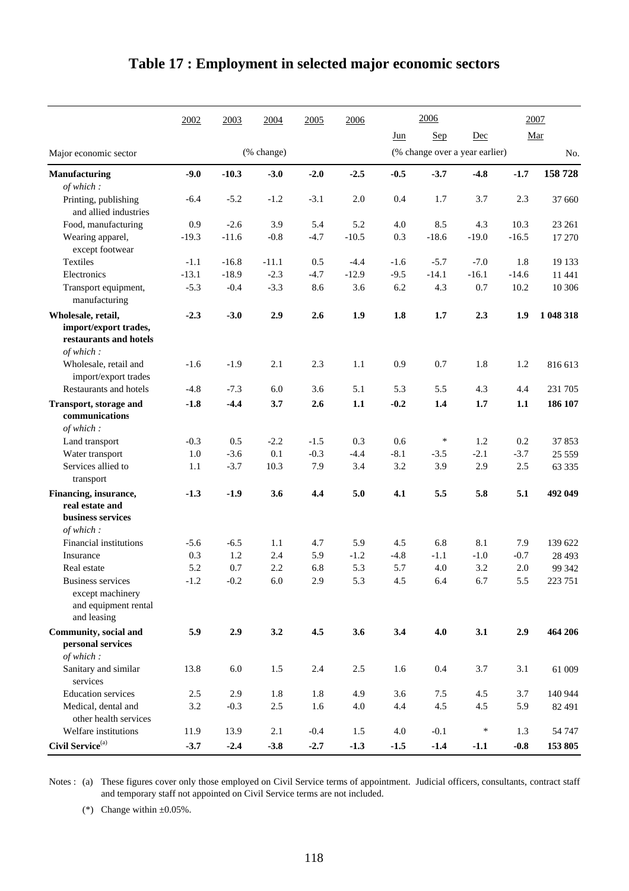# Table 17 : Employment in selected major economic sectors

| Major economic sector | 2002 | 2003 | 2004 | 2005 | 2006 | 2006 Jun | 2006 Sep | 2006 Dec | 2007 Mar | 2007 Mar |
|---|---|---|---|---|---|---|---|---|---|---|
| | (% change) | | | | | (% change over a year earlier) | | | | No. |
| **Manufacturing** | **-9.0** | **-10.3** | **-3.0** | **-2.0** | **-2.5** | **-0.5** | **-3.7** | **-4.8** | **-1.7** | **158 728** |
| *of which :* | | | | | | | | | | |
| Printing, publishing and allied industries | -6.4 | -5.2 | -1.2 | -3.1 | 2.0 | 0.4 | 1.7 | 3.7 | 2.3 | 37 660 |
| Food, manufacturing | 0.9 | -2.6 | 3.9 | 5.4 | 5.2 | 4.0 | 8.5 | 4.3 | 10.3 | 23 261 |
| Wearing apparel, except footwear | -19.3 | -11.6 | -0.8 | -4.7 | -10.5 | 0.3 | -18.6 | -19.0 | -16.5 | 17 270 |
| Textiles | -1.1 | -16.8 | -11.1 | 0.5 | -4.4 | -1.6 | -5.7 | -7.0 | 1.8 | 19 133 |
| Electronics | -13.1 | -18.9 | -2.3 | -4.7 | -12.9 | -9.5 | -14.1 | -16.1 | -14.6 | 11 441 |
| Transport equipment, manufacturing | -5.3 | -0.4 | -3.3 | 8.6 | 3.6 | 6.2 | 4.3 | 0.7 | 10.2 | 10 306 |
| **Wholesale, retail, import/export trades, restaurants and hotels** | **-2.3** | **-3.0** | **2.9** | **2.6** | **1.9** | **1.8** | **1.7** | **2.3** | **1.9** | **1 048 318** |
| *of which :* | | | | | | | | | | |
| Wholesale, retail and import/export trades | -1.6 | -1.9 | 2.1 | 2.3 | 1.1 | 0.9 | 0.7 | 1.8 | 1.2 | 816 613 |
| Restaurants and hotels | -4.8 | -7.3 | 6.0 | 3.6 | 5.1 | 5.3 | 5.5 | 4.3 | 4.4 | 231 705 |
| **Transport, storage and communications** | **-1.8** | **-4.4** | **3.7** | **2.6** | **1.1** | **-0.2** | **1.4** | **1.7** | **1.1** | **186 107** |
| *of which :* | | | | | | | | | | |
| Land transport | -0.3 | 0.5 | -2.2 | -1.5 | 0.3 | 0.6 | * | 1.2 | 0.2 | 37 853 |
| Water transport | 1.0 | -3.6 | 0.1 | -0.3 | -4.4 | -8.1 | -3.5 | -2.1 | -3.7 | 25 559 |
| Services allied to transport | 1.1 | -3.7 | 10.3 | 7.9 | 3.4 | 3.2 | 3.9 | 2.9 | 2.5 | 63 335 |
| **Financing, insurance, real estate and business services** | **-1.3** | **-1.9** | **3.6** | **4.4** | **5.0** | **4.1** | **5.5** | **5.8** | **5.1** | **492 049** |
| *of which :* | | | | | | | | | | |
| Financial institutions | -5.6 | -6.5 | 1.1 | 4.7 | 5.9 | 4.5 | 6.8 | 8.1 | 7.9 | 139 622 |
| Insurance | 0.3 | 1.2 | 2.4 | 5.9 | -1.2 | -4.8 | -1.1 | -1.0 | -0.7 | 28 493 |
| Real estate | 5.2 | 0.7 | 2.2 | 6.8 | 5.3 | 5.7 | 4.0 | 3.2 | 2.0 | 99 342 |
| Business services except machinery and equipment rental and leasing | -1.2 | -0.2 | 6.0 | 2.9 | 5.3 | 4.5 | 6.4 | 6.7 | 5.5 | 223 751 |
| **Community, social and personal services** | **5.9** | **2.9** | **3.2** | **4.5** | **3.6** | **3.4** | **4.0** | **3.1** | **2.9** | **464 206** |
| *of which :* | | | | | | | | | | |
| Sanitary and similar services | 13.8 | 6.0 | 1.5 | 2.4 | 2.5 | 1.6 | 0.4 | 3.7 | 3.1 | 61 009 |
| Education services | 2.5 | 2.9 | 1.8 | 1.8 | 4.9 | 3.6 | 7.5 | 4.5 | 3.7 | 140 944 |
| Medical, dental and other health services | 3.2 | -0.3 | 2.5 | 1.6 | 4.0 | 4.4 | 4.5 | 4.5 | 5.9 | 82 491 |
| Welfare institutions | 11.9 | 13.9 | 2.1 | -0.4 | 1.5 | 4.0 | -0.1 | * | 1.3 | 54 747 |
| **Civil Service**[(a)] | **-3.7** | **-2.4** | **-3.8** | **-2.7** | **-1.3** | **-1.5** | **-1.4** | **-1.1** | **-0.8** | **153 805** |

Notes : (a) These figures cover only those employed on Civil Service terms of appointment. Judicial officers, consultants, contract staff and temporary staff not appointed on Civil Service terms are not included.

(*) Change within ±0.05%.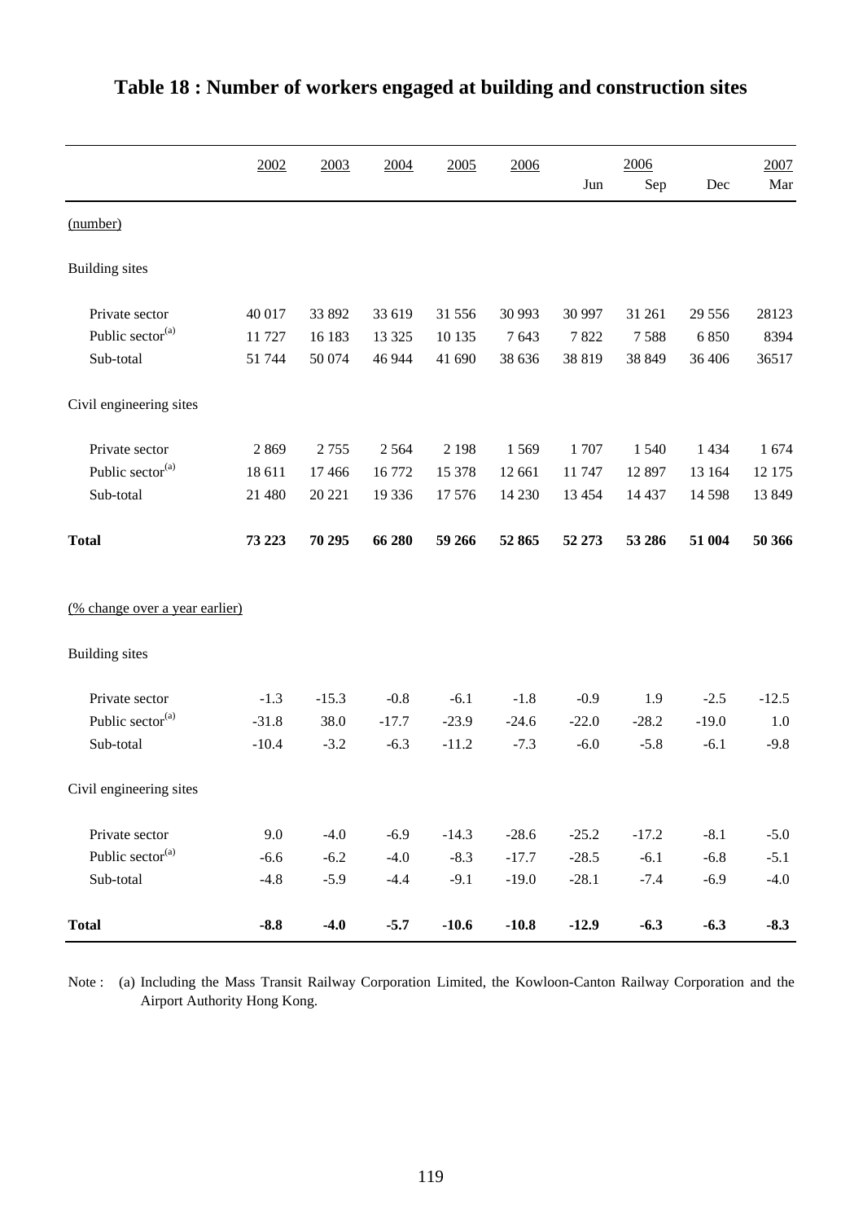# Table 18 : Number of workers engaged at building and construction sites

| | 2002 | 2003 | 2004 | 2005 | 2006 | 2006 Jun | Sep | Dec | 2007 Mar |
|---|---|---|---|---|---|---|---|---|---|
| (number) | | | | | | | | | |
| Building sites | | | | | | | | | |
| Private sector | 40 017 | 33 892 | 33 619 | 31 556 | 30 993 | 30 997 | 31 261 | 29 556 | 28123 |
| Public sector[(a)] | 11 727 | 16 183 | 13 325 | 10 135 | 7 643 | 7 822 | 7 588 | 6 850 | 8394 |
| Sub-total | 51 744 | 50 074 | 46 944 | 41 690 | 38 636 | 38 819 | 38 849 | 36 406 | 36517 |
| Civil engineering sites | | | | | | | | | |
| Private sector | 2 869 | 2 755 | 2 564 | 2 198 | 1 569 | 1 707 | 1 540 | 1 434 | 1 674 |
| Public sector[(a)] | 18 611 | 17 466 | 16 772 | 15 378 | 12 661 | 11 747 | 12 897 | 13 164 | 12 175 |
| Sub-total | 21 480 | 20 221 | 19 336 | 17 576 | 14 230 | 13 454 | 14 437 | 14 598 | 13 849 |
| **Total** | **73 223** | **70 295** | **66 280** | **59 266** | **52 865** | **52 273** | **53 286** | **51 004** | **50 366** |
| (% change over a year earlier) | | | | | | | | | |
| Building sites | | | | | | | | | |
| Private sector | -1.3 | -15.3 | -0.8 | -6.1 | -1.8 | -0.9 | 1.9 | -2.5 | -12.5 |
| Public sector[(a)] | -31.8 | 38.0 | -17.7 | -23.9 | -24.6 | -22.0 | -28.2 | -19.0 | 1.0 |
| Sub-total | -10.4 | -3.2 | -6.3 | -11.2 | -7.3 | -6.0 | -5.8 | -6.1 | -9.8 |
| Civil engineering sites | | | | | | | | | |
| Private sector | 9.0 | -4.0 | -6.9 | -14.3 | -28.6 | -25.2 | -17.2 | -8.1 | -5.0 |
| Public sector[(a)] | -6.6 | -6.2 | -4.0 | -8.3 | -17.7 | -28.5 | -6.1 | -6.8 | -5.1 |
| Sub-total | -4.8 | -5.9 | -4.4 | -9.1 | -19.0 | -28.1 | -7.4 | -6.9 | -4.0 |
| **Total** | **-8.8** | **-4.0** | **-5.7** | **-10.6** | **-10.8** | **-12.9** | **-6.3** | **-6.3** | **-8.3** |

Note : (a) Including the Mass Transit Railway Corporation Limited, the Kowloon-Canton Railway Corporation and the Airport Authority Hong Kong.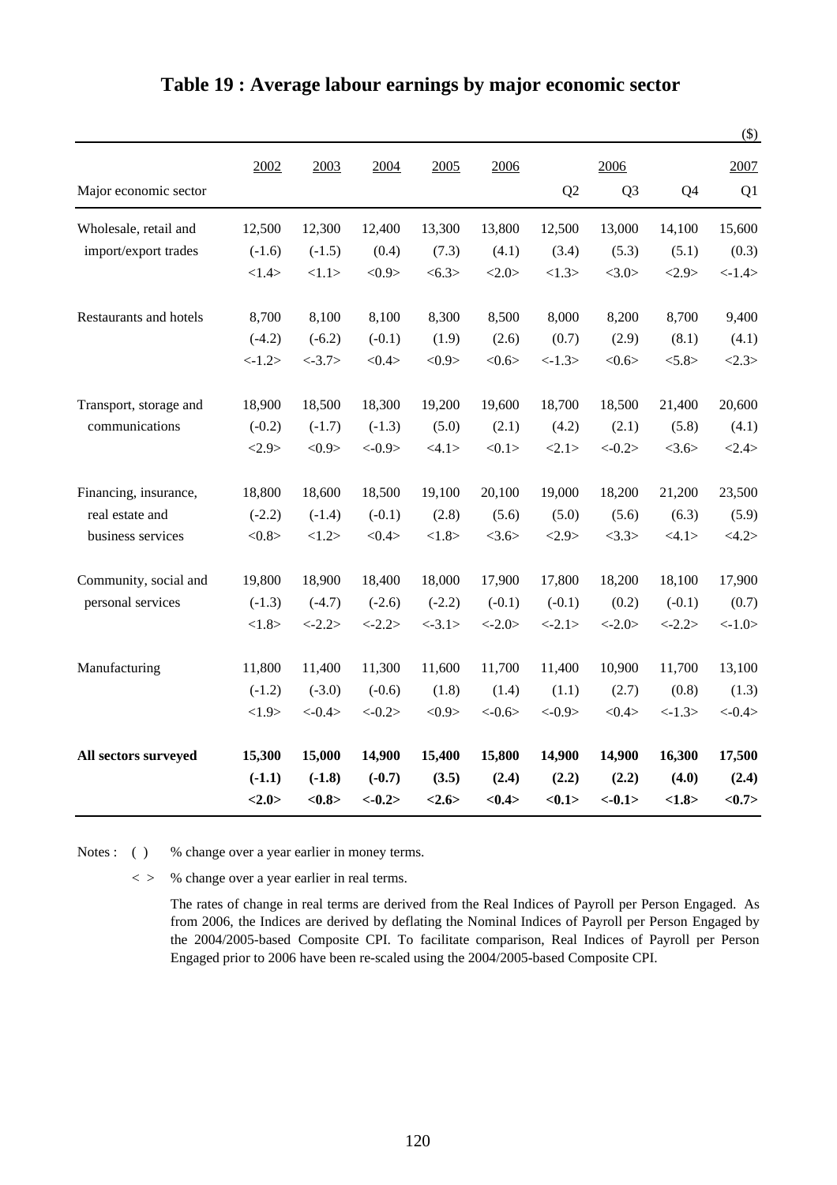# Table 19 : Average labour earnings by major economic sector

($)

| Major economic sector | 2002 | 2003 | 2004 | 2005 | 2006 | 2006 Q2 | 2006 Q3 | 2006 Q4 | 2007 Q1 |
|---|---|---|---|---|---|---|---|---|---|
| Wholesale, retail and import/export trades | 12,500 | 12,300 | 12,400 | 13,300 | 13,800 | 12,500 | 13,000 | 14,100 | 15,600 |
| | (-1.6) | (-1.5) | (0.4) | (7.3) | (4.1) | (3.4) | (5.3) | (5.1) | (0.3) |
| | <1.4> | <1.1> | <0.9> | <6.3> | <2.0> | <1.3> | <3.0> | <2.9> | <-1.4> |
| Restaurants and hotels | 8,700 | 8,100 | 8,100 | 8,300 | 8,500 | 8,000 | 8,200 | 8,700 | 9,400 |
| | (-4.2) | (-6.2) | (-0.1) | (1.9) | (2.6) | (0.7) | (2.9) | (8.1) | (4.1) |
| | <-1.2> | <-3.7> | <0.4> | <0.9> | <0.6> | <-1.3> | <0.6> | <5.8> | <2.3> |
| Transport, storage and communications | 18,900 | 18,500 | 18,300 | 19,200 | 19,600 | 18,700 | 18,500 | 21,400 | 20,600 |
| | (-0.2) | (-1.7) | (-1.3) | (5.0) | (2.1) | (4.2) | (2.1) | (5.8) | (4.1) |
| | <2.9> | <0.9> | <-0.9> | <4.1> | <0.1> | <2.1> | <-0.2> | <3.6> | <2.4> |
| Financing, insurance, real estate and business services | 18,800 | 18,600 | 18,500 | 19,100 | 20,100 | 19,000 | 18,200 | 21,200 | 23,500 |
| | (-2.2) | (-1.4) | (-0.1) | (2.8) | (5.6) | (5.0) | (5.6) | (6.3) | (5.9) |
| | <0.8> | <1.2> | <0.4> | <1.8> | <3.6> | <2.9> | <3.3> | <4.1> | <4.2> |
| Community, social and personal services | 19,800 | 18,900 | 18,400 | 18,000 | 17,900 | 17,800 | 18,200 | 18,100 | 17,900 |
| | (-1.3) | (-4.7) | (-2.6) | (-2.2) | (-0.1) | (-0.1) | (0.2) | (-0.1) | (0.7) |
| | <1.8> | <-2.2> | <-2.2> | <-3.1> | <-2.0> | <-2.1> | <-2.0> | <-2.2> | <-1.0> |
| Manufacturing | 11,800 | 11,400 | 11,300 | 11,600 | 11,700 | 11,400 | 10,900 | 11,700 | 13,100 |
| | (-1.2) | (-3.0) | (-0.6) | (1.8) | (1.4) | (1.1) | (2.7) | (0.8) | (1.3) |
| | <1.9> | <-0.4> | <-0.2> | <0.9> | <-0.6> | <-0.9> | <0.4> | <-1.3> | <-0.4> |
| **All sectors surveyed** | **15,300** | **15,000** | **14,900** | **15,400** | **15,800** | **14,900** | **14,900** | **16,300** | **17,500** |
| | **(-1.1)** | **(-1.8)** | **(-0.7)** | **(3.5)** | **(2.4)** | **(2.2)** | **(2.2)** | **(4.0)** | **(2.4)** |
| | **<2.0>** | **<0.8>** | **<-0.2>** | **<2.6>** | **<0.4>** | **<0.1>** | **<-0.1>** | **<1.8>** | **<0.7>** |

Notes : ( ) % change over a year earlier in money terms.

< > % change over a year earlier in real terms.

The rates of change in real terms are derived from the Real Indices of Payroll per Person Engaged. As from 2006, the Indices are derived by deflating the Nominal Indices of Payroll per Person Engaged by the 2004/2005-based Composite CPI. To facilitate comparison, Real Indices of Payroll per Person Engaged prior to 2006 have been re-scaled using the 2004/2005-based Composite CPI.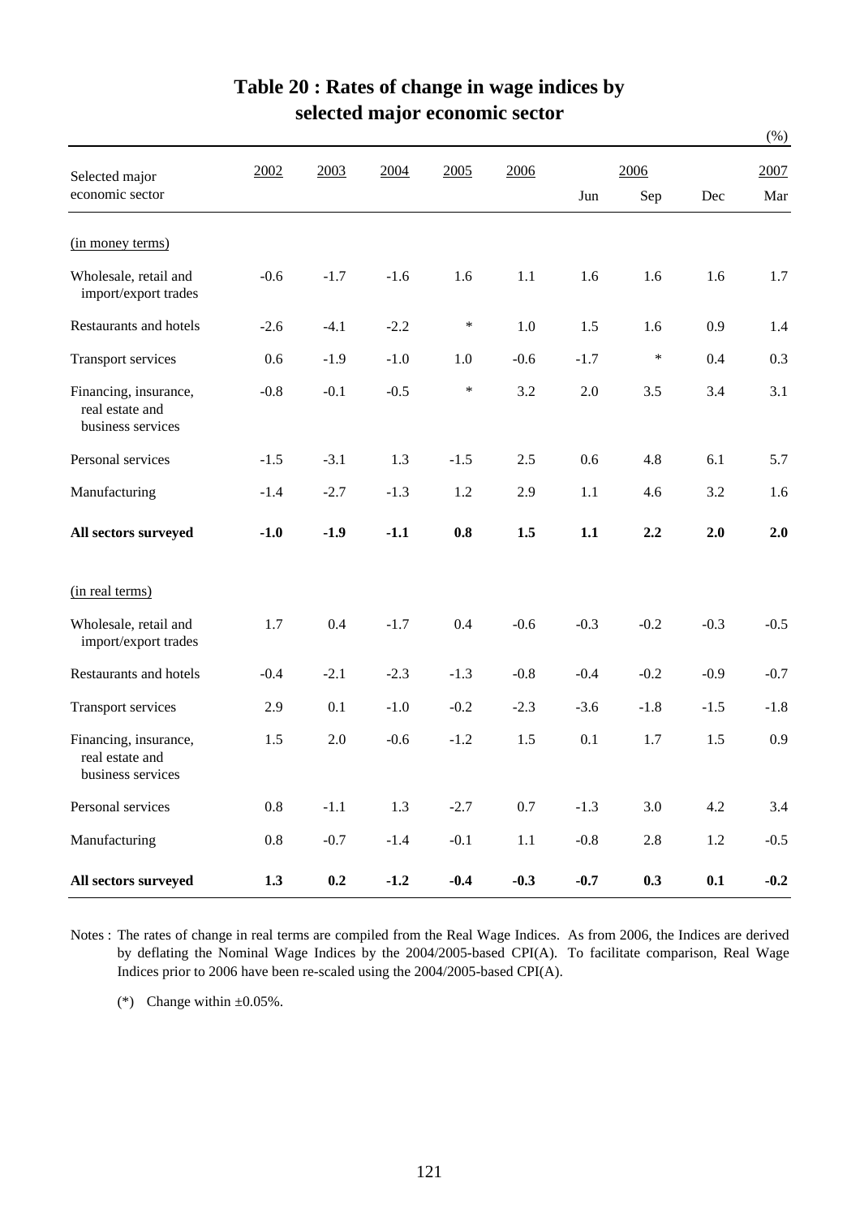# Table 20 : Rates of change in wage indices by selected major economic sector

(%)

| Selected major economic sector | 2002 | 2003 | 2004 | 2005 | 2006 | 2006 Jun | 2006 Sep | 2006 Dec | 2007 Mar |
|---|---|---|---|---|---|---|---|---|---|
| (in money terms) | | | | | | | | | |
| Wholesale, retail and import/export trades | -0.6 | -1.7 | -1.6 | 1.6 | 1.1 | 1.6 | 1.6 | 1.6 | 1.7 |
| Restaurants and hotels | -2.6 | -4.1 | -2.2 | * | 1.0 | 1.5 | 1.6 | 0.9 | 1.4 |
| Transport services | 0.6 | -1.9 | -1.0 | 1.0 | -0.6 | -1.7 | * | 0.4 | 0.3 |
| Financing, insurance, real estate and business services | -0.8 | -0.1 | -0.5 | * | 3.2 | 2.0 | 3.5 | 3.4 | 3.1 |
| Personal services | -1.5 | -3.1 | 1.3 | -1.5 | 2.5 | 0.6 | 4.8 | 6.1 | 5.7 |
| Manufacturing | -1.4 | -2.7 | -1.3 | 1.2 | 2.9 | 1.1 | 4.6 | 3.2 | 1.6 |
| **All sectors surveyed** | **-1.0** | **-1.9** | **-1.1** | **0.8** | **1.5** | **1.1** | **2.2** | **2.0** | **2.0** |
| (in real terms) | | | | | | | | | |
| Wholesale, retail and import/export trades | 1.7 | 0.4 | -1.7 | 0.4 | -0.6 | -0.3 | -0.2 | -0.3 | -0.5 |
| Restaurants and hotels | -0.4 | -2.1 | -2.3 | -1.3 | -0.8 | -0.4 | -0.2 | -0.9 | -0.7 |
| Transport services | 2.9 | 0.1 | -1.0 | -0.2 | -2.3 | -3.6 | -1.8 | -1.5 | -1.8 |
| Financing, insurance, real estate and business services | 1.5 | 2.0 | -0.6 | -1.2 | 1.5 | 0.1 | 1.7 | 1.5 | 0.9 |
| Personal services | 0.8 | -1.1 | 1.3 | -2.7 | 0.7 | -1.3 | 3.0 | 4.2 | 3.4 |
| Manufacturing | 0.8 | -0.7 | -1.4 | -0.1 | 1.1 | -0.8 | 2.8 | 1.2 | -0.5 |
| **All sectors surveyed** | **1.3** | **0.2** | **-1.2** | **-0.4** | **-0.3** | **-0.7** | **0.3** | **0.1** | **-0.2** |

Notes : The rates of change in real terms are compiled from the Real Wage Indices. As from 2006, the Indices are derived by deflating the Nominal Wage Indices by the 2004/2005-based CPI(A). To facilitate comparison, Real Wage Indices prior to 2006 have been re-scaled using the 2004/2005-based CPI(A).

(*) Change within ±0.05%.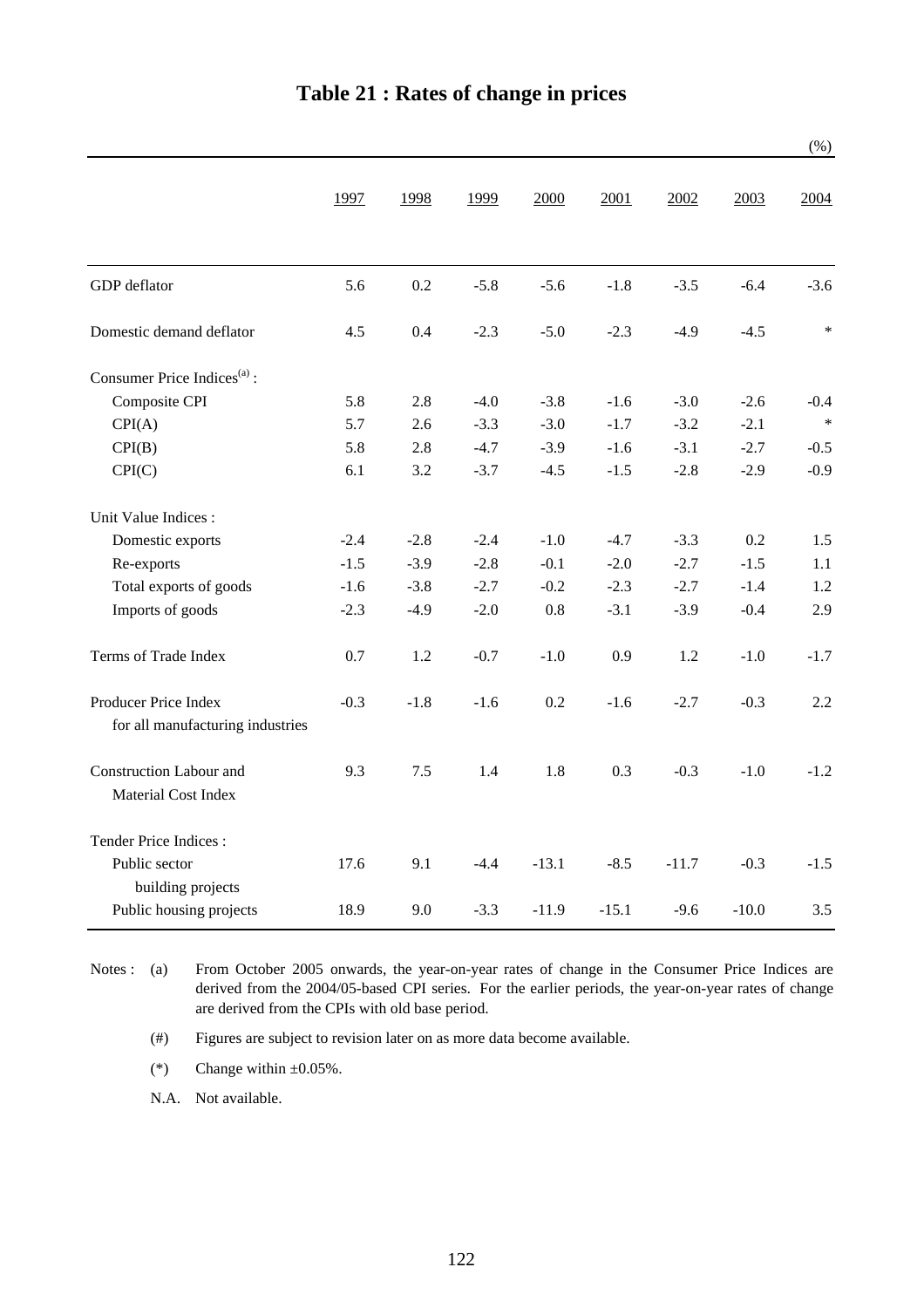# Table 21 : Rates of change in prices

(%)

| | 1997 | 1998 | 1999 | 2000 | 2001 | 2002 | 2003 | 2004 |
|---|---|---|---|---|---|---|---|---|
| GDP deflator | 5.6 | 0.2 | -5.8 | -5.6 | -1.8 | -3.5 | -6.4 | -3.6 |
| Domestic demand deflator | 4.5 | 0.4 | -2.3 | -5.0 | -2.3 | -4.9 | -4.5 | * |
| Consumer Price Indices[(a)] : | | | | | | | | |
| Composite CPI | 5.8 | 2.8 | -4.0 | -3.8 | -1.6 | -3.0 | -2.6 | -0.4 |
| CPI(A) | 5.7 | 2.6 | -3.3 | -3.0 | -1.7 | -3.2 | -2.1 | * |
| CPI(B) | 5.8 | 2.8 | -4.7 | -3.9 | -1.6 | -3.1 | -2.7 | -0.5 |
| CPI(C) | 6.1 | 3.2 | -3.7 | -4.5 | -1.5 | -2.8 | -2.9 | -0.9 |
| Unit Value Indices : | | | | | | | | |
| Domestic exports | -2.4 | -2.8 | -2.4 | -1.0 | -4.7 | -3.3 | 0.2 | 1.5 |
| Re-exports | -1.5 | -3.9 | -2.8 | -0.1 | -2.0 | -2.7 | -1.5 | 1.1 |
| Total exports of goods | -1.6 | -3.8 | -2.7 | -0.2 | -2.3 | -2.7 | -1.4 | 1.2 |
| Imports of goods | -2.3 | -4.9 | -2.0 | 0.8 | -3.1 | -3.9 | -0.4 | 2.9 |
| Terms of Trade Index | 0.7 | 1.2 | -0.7 | -1.0 | 0.9 | 1.2 | -1.0 | -1.7 |
| Producer Price Index for all manufacturing industries | -0.3 | -1.8 | -1.6 | 0.2 | -1.6 | -2.7 | -0.3 | 2.2 |
| Construction Labour and Material Cost Index | 9.3 | 7.5 | 1.4 | 1.8 | 0.3 | -0.3 | -1.0 | -1.2 |
| Tender Price Indices : | | | | | | | | |
| Public sector building projects | 17.6 | 9.1 | -4.4 | -13.1 | -8.5 | -11.7 | -0.3 | -1.5 |
| Public housing projects | 18.9 | 9.0 | -3.3 | -11.9 | -15.1 | -9.6 | -10.0 | 3.5 |

Notes : (a) From October 2005 onwards, the year-on-year rates of change in the Consumer Price Indices are derived from the 2004/05-based CPI series. For the earlier periods, the year-on-year rates of change are derived from the CPIs with old base period.

(#) Figures are subject to revision later on as more data become available.

(*) Change within ±0.05%.

N.A. Not available.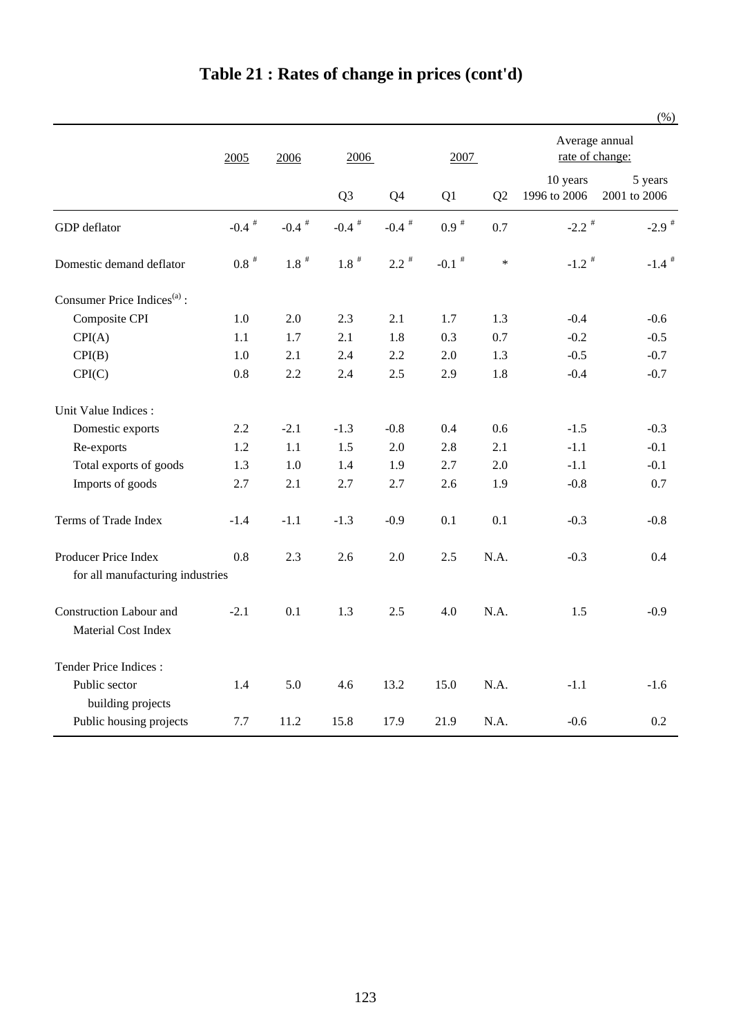# Table 21 : Rates of change in prices (cont'd)

(%)

| | 2005 | 2006 | 2006 | | 2007 | | Average annual rate of change: | |
|---|---|---|---|---|---|---|---|---|
| | | | Q3 | Q4 | Q1 | Q2 | 10 years 1996 to 2006 | 5 years 2001 to 2006 |
| GDP deflator | -0.4 # | -0.4 # | -0.4 # | -0.4 # | 0.9 # | 0.7 | -2.2 # | -2.9 # |
| Domestic demand deflator | 0.8 # | 1.8 # | 1.8 # | 2.2 # | -0.1 # | * | -1.2 # | -1.4 # |
| Consumer Price Indices[(a)] : | | | | | | | | |
| Composite CPI | 1.0 | 2.0 | 2.3 | 2.1 | 1.7 | 1.3 | -0.4 | -0.6 |
| CPI(A) | 1.1 | 1.7 | 2.1 | 1.8 | 0.3 | 0.7 | -0.2 | -0.5 |
| CPI(B) | 1.0 | 2.1 | 2.4 | 2.2 | 2.0 | 1.3 | -0.5 | -0.7 |
| CPI(C) | 0.8 | 2.2 | 2.4 | 2.5 | 2.9 | 1.8 | -0.4 | -0.7 |
| Unit Value Indices : | | | | | | | | |
| Domestic exports | 2.2 | -2.1 | -1.3 | -0.8 | 0.4 | 0.6 | -1.5 | -0.3 |
| Re-exports | 1.2 | 1.1 | 1.5 | 2.0 | 2.8 | 2.1 | -1.1 | -0.1 |
| Total exports of goods | 1.3 | 1.0 | 1.4 | 1.9 | 2.7 | 2.0 | -1.1 | -0.1 |
| Imports of goods | 2.7 | 2.1 | 2.7 | 2.7 | 2.6 | 1.9 | -0.8 | 0.7 |
| Terms of Trade Index | -1.4 | -1.1 | -1.3 | -0.9 | 0.1 | 0.1 | -0.3 | -0.8 |
| Producer Price Index for all manufacturing industries | 0.8 | 2.3 | 2.6 | 2.0 | 2.5 | N.A. | -0.3 | 0.4 |
| Construction Labour and Material Cost Index | -2.1 | 0.1 | 1.3 | 2.5 | 4.0 | N.A. | 1.5 | -0.9 |
| Tender Price Indices : | | | | | | | | |
| Public sector building projects | 1.4 | 5.0 | 4.6 | 13.2 | 15.0 | N.A. | -1.1 | -1.6 |
| Public housing projects | 7.7 | 11.2 | 15.8 | 17.9 | 21.9 | N.A. | -0.6 | 0.2 |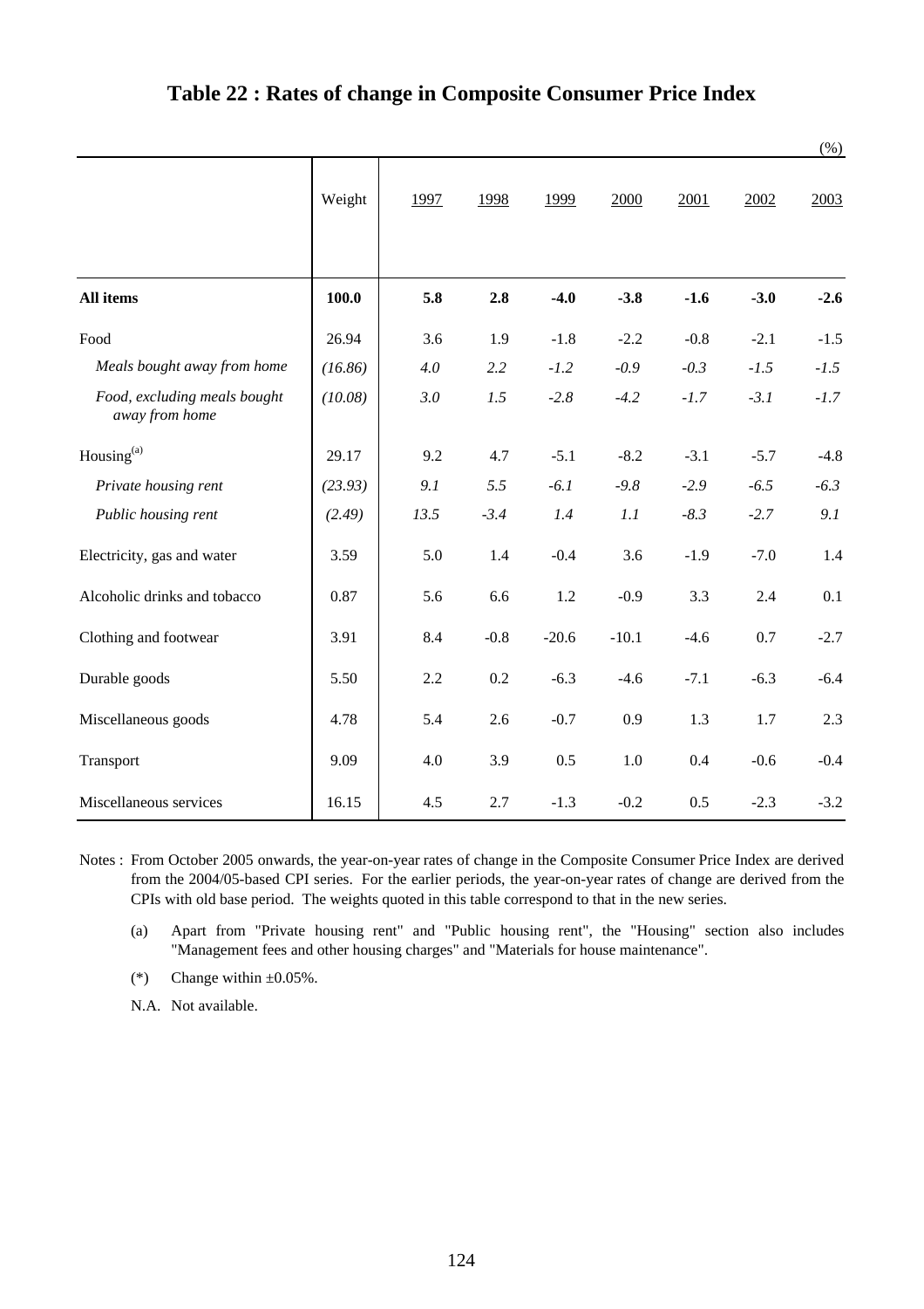# Table 22 : Rates of change in Composite Consumer Price Index

(%)

| | Weight | 1997 | 1998 | 1999 | 2000 | 2001 | 2002 | 2003 |
|---|---|---|---|---|---|---|---|---|
| **All items** | **100.0** | **5.8** | **2.8** | **-4.0** | **-3.8** | **-1.6** | **-3.0** | **-2.6** |
| Food | 26.94 | 3.6 | 1.9 | -1.8 | -2.2 | -0.8 | -2.1 | -1.5 |
| *Meals bought away from home* | *(16.86)* | *4.0* | *2.2* | *-1.2* | *-0.9* | *-0.3* | *-1.5* | *-1.5* |
| *Food, excluding meals bought away from home* | *(10.08)* | *3.0* | *1.5* | *-2.8* | *-4.2* | *-1.7* | *-3.1* | *-1.7* |
| Housing[(a)] | 29.17 | 9.2 | 4.7 | -5.1 | -8.2 | -3.1 | -5.7 | -4.8 |
| *Private housing rent* | *(23.93)* | *9.1* | *5.5* | *-6.1* | *-9.8* | *-2.9* | *-6.5* | *-6.3* |
| *Public housing rent* | *(2.49)* | *13.5* | *-3.4* | *1.4* | *1.1* | *-8.3* | *-2.7* | *9.1* |
| Electricity, gas and water | 3.59 | 5.0 | 1.4 | -0.4 | 3.6 | -1.9 | -7.0 | 1.4 |
| Alcoholic drinks and tobacco | 0.87 | 5.6 | 6.6 | 1.2 | -0.9 | 3.3 | 2.4 | 0.1 |
| Clothing and footwear | 3.91 | 8.4 | -0.8 | -20.6 | -10.1 | -4.6 | 0.7 | -2.7 |
| Durable goods | 5.50 | 2.2 | 0.2 | -6.3 | -4.6 | -7.1 | -6.3 | -6.4 |
| Miscellaneous goods | 4.78 | 5.4 | 2.6 | -0.7 | 0.9 | 1.3 | 1.7 | 2.3 |
| Transport | 9.09 | 4.0 | 3.9 | 0.5 | 1.0 | 0.4 | -0.6 | -0.4 |
| Miscellaneous services | 16.15 | 4.5 | 2.7 | -1.3 | -0.2 | 0.5 | -2.3 | -3.2 |

Notes : From October 2005 onwards, the year-on-year rates of change in the Composite Consumer Price Index are derived from the 2004/05-based CPI series. For the earlier periods, the year-on-year rates of change are derived from the CPIs with old base period. The weights quoted in this table correspond to that in the new series.

(a) Apart from "Private housing rent" and "Public housing rent", the "Housing" section also includes "Management fees and other housing charges" and "Materials for house maintenance".

(*) Change within ±0.05%.

N.A. Not available.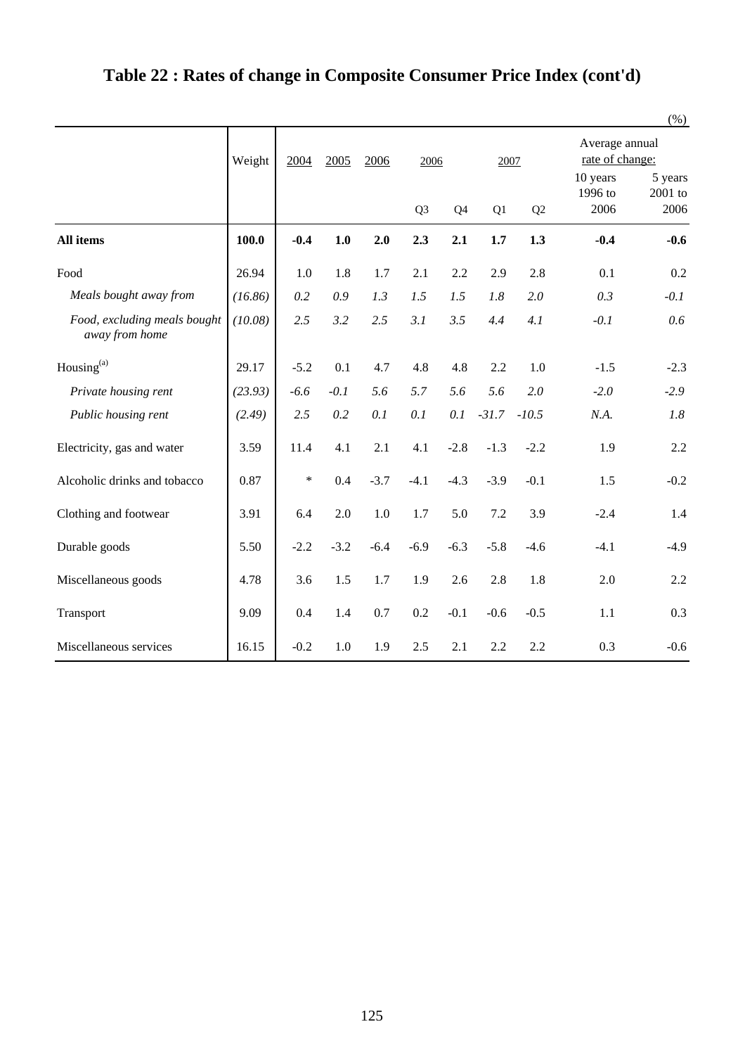# Table 22 : Rates of change in Composite Consumer Price Index (cont'd)

(%)

| | Weight | 2004 | 2005 | 2006 | 2006 | | 2007 | | Average annual rate of change: | |
|---|---|---|---|---|---|---|---|---|---|---|
| | | | | | Q3 | Q4 | Q1 | Q2 | 10 years 1996 to 2006 | 5 years 2001 to 2006 |
| **All items** | **100.0** | **-0.4** | **1.0** | **2.0** | **2.3** | **2.1** | **1.7** | **1.3** | **-0.4** | **-0.6** |
| Food | 26.94 | 1.0 | 1.8 | 1.7 | 2.1 | 2.2 | 2.9 | 2.8 | 0.1 | 0.2 |
| *Meals bought away from* | *(16.86)* | *0.2* | *0.9* | *1.3* | *1.5* | *1.5* | *1.8* | *2.0* | *0.3* | *-0.1* |
| *Food, excluding meals bought away from home* | *(10.08)* | *2.5* | *3.2* | *2.5* | *3.1* | *3.5* | *4.4* | *4.1* | *-0.1* | *0.6* |
| Housing[(a)] | 29.17 | -5.2 | 0.1 | 4.7 | 4.8 | 4.8 | 2.2 | 1.0 | -1.5 | -2.3 |
| *Private housing rent* | *(23.93)* | *-6.6* | *-0.1* | *5.6* | *5.7* | *5.6* | *5.6* | *2.0* | *-2.0* | *-2.9* |
| *Public housing rent* | *(2.49)* | *2.5* | *0.2* | *0.1* | *0.1* | *0.1* | *-31.7* | *-10.5* | *N.A.* | *1.8* |
| Electricity, gas and water | 3.59 | 11.4 | 4.1 | 2.1 | 4.1 | -2.8 | -1.3 | -2.2 | 1.9 | 2.2 |
| Alcoholic drinks and tobacco | 0.87 | * | 0.4 | -3.7 | -4.1 | -4.3 | -3.9 | -0.1 | 1.5 | -0.2 |
| Clothing and footwear | 3.91 | 6.4 | 2.0 | 1.0 | 1.7 | 5.0 | 7.2 | 3.9 | -2.4 | 1.4 |
| Durable goods | 5.50 | -2.2 | -3.2 | -6.4 | -6.9 | -6.3 | -5.8 | -4.6 | -4.1 | -4.9 |
| Miscellaneous goods | 4.78 | 3.6 | 1.5 | 1.7 | 1.9 | 2.6 | 2.8 | 1.8 | 2.0 | 2.2 |
| Transport | 9.09 | 0.4 | 1.4 | 0.7 | 0.2 | -0.1 | -0.6 | -0.5 | 1.1 | 0.3 |
| Miscellaneous services | 16.15 | -0.2 | 1.0 | 1.9 | 2.5 | 2.1 | 2.2 | 2.2 | 0.3 | -0.6 |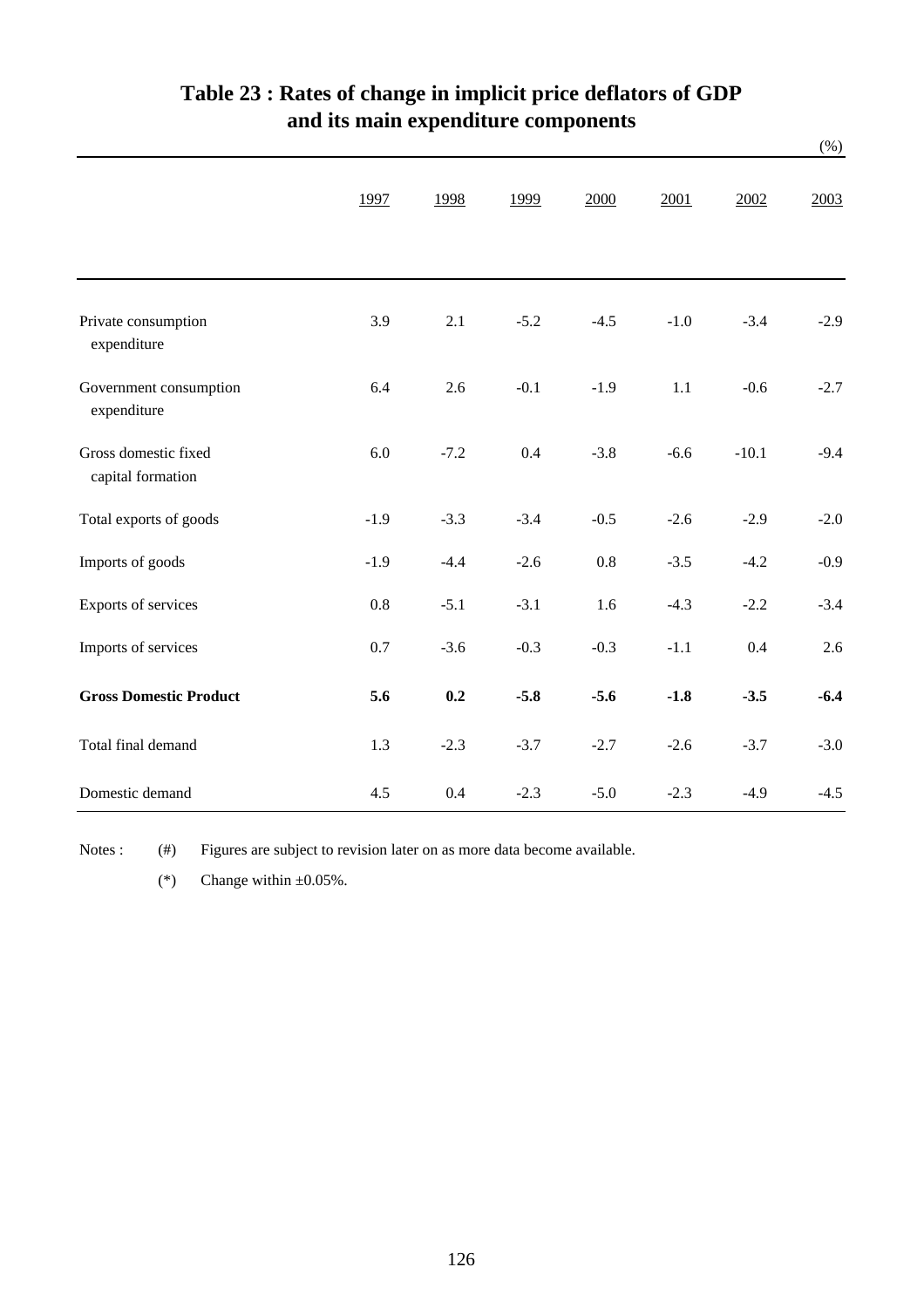# Table 23 : Rates of change in implicit price deflators of GDP and its main expenditure components

(%)

| | 1997 | 1998 | 1999 | 2000 | 2001 | 2002 | 2003 |
|---|---|---|---|---|---|---|---|
| Private consumption expenditure | 3.9 | 2.1 | -5.2 | -4.5 | -1.0 | -3.4 | -2.9 |
| Government consumption expenditure | 6.4 | 2.6 | -0.1 | -1.9 | 1.1 | -0.6 | -2.7 |
| Gross domestic fixed capital formation | 6.0 | -7.2 | 0.4 | -3.8 | -6.6 | -10.1 | -9.4 |
| Total exports of goods | -1.9 | -3.3 | -3.4 | -0.5 | -2.6 | -2.9 | -2.0 |
| Imports of goods | -1.9 | -4.4 | -2.6 | 0.8 | -3.5 | -4.2 | -0.9 |
| Exports of services | 0.8 | -5.1 | -3.1 | 1.6 | -4.3 | -2.2 | -3.4 |
| Imports of services | 0.7 | -3.6 | -0.3 | -0.3 | -1.1 | 0.4 | 2.6 |
| **Gross Domestic Product** | **5.6** | **0.2** | **-5.8** | **-5.6** | **-1.8** | **-3.5** | **-6.4** |
| Total final demand | 1.3 | -2.3 | -3.7 | -2.7 | -2.6 | -3.7 | -3.0 |
| Domestic demand | 4.5 | 0.4 | -2.3 | -5.0 | -2.3 | -4.9 | -4.5 |

Notes : (#) Figures are subject to revision later on as more data become available.

(*) Change within ±0.05%.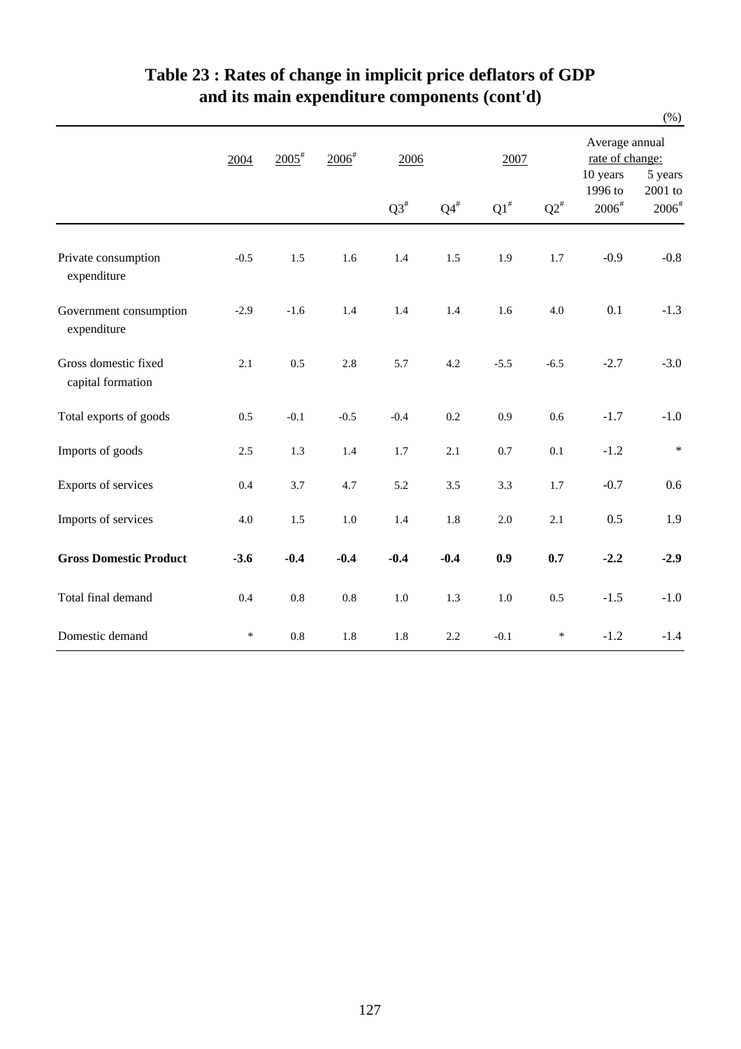# Table 23 : Rates of change in implicit price deflators of GDP and its main expenditure components (cont'd)

(%)

| | 2004 | 2005# | 2006# | 2006 | | 2007 | | Average annual rate of change: | |
|---|---|---|---|---|---|---|---|---|---|
| | | | | Q3# | Q4# | Q1# | Q2# | 10 years 1996 to 2006# | 5 years 2001 to 2006# |
| Private consumption expenditure | -0.5 | 1.5 | 1.6 | 1.4 | 1.5 | 1.9 | 1.7 | -0.9 | -0.8 |
| Government consumption expenditure | -2.9 | -1.6 | 1.4 | 1.4 | 1.4 | 1.6 | 4.0 | 0.1 | -1.3 |
| Gross domestic fixed capital formation | 2.1 | 0.5 | 2.8 | 5.7 | 4.2 | -5.5 | -6.5 | -2.7 | -3.0 |
| Total exports of goods | 0.5 | -0.1 | -0.5 | -0.4 | 0.2 | 0.9 | 0.6 | -1.7 | -1.0 |
| Imports of goods | 2.5 | 1.3 | 1.4 | 1.7 | 2.1 | 0.7 | 0.1 | -1.2 | * |
| Exports of services | 0.4 | 3.7 | 4.7 | 5.2 | 3.5 | 3.3 | 1.7 | -0.7 | 0.6 |
| Imports of services | 4.0 | 1.5 | 1.0 | 1.4 | 1.8 | 2.0 | 2.1 | 0.5 | 1.9 |
| **Gross Domestic Product** | **-3.6** | **-0.4** | **-0.4** | **-0.4** | **-0.4** | **0.9** | **0.7** | **-2.2** | **-2.9** |
| Total final demand | 0.4 | 0.8 | 0.8 | 1.0 | 1.3 | 1.0 | 0.5 | -1.5 | -1.0 |
| Domestic demand | * | 0.8 | 1.8 | 1.8 | 2.2 | -0.1 | * | -1.2 | -1.4 |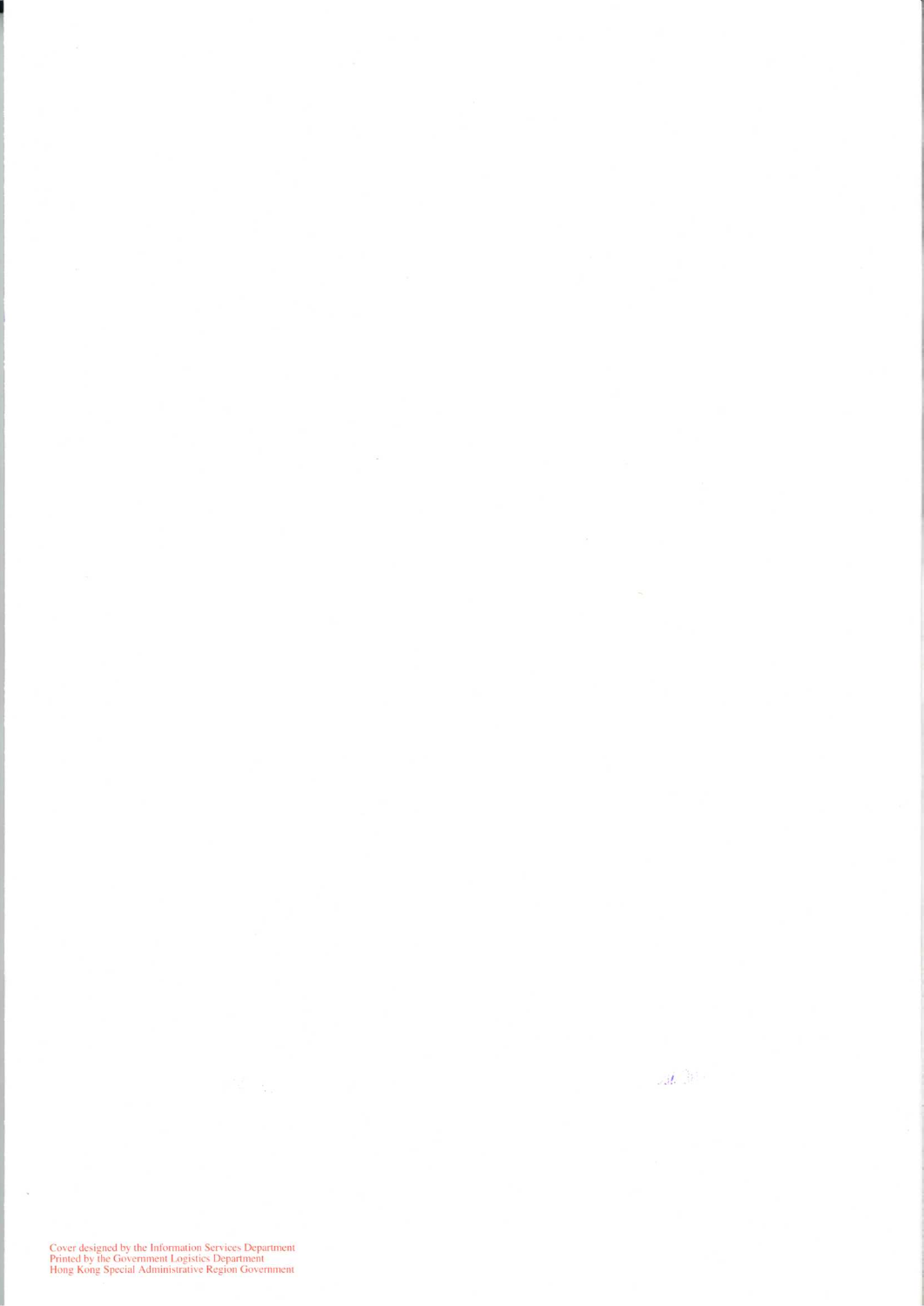Cover designed by the Information Services Department
Printed by the Government Logistics Department
Hong Kong Special Administrative Region Government